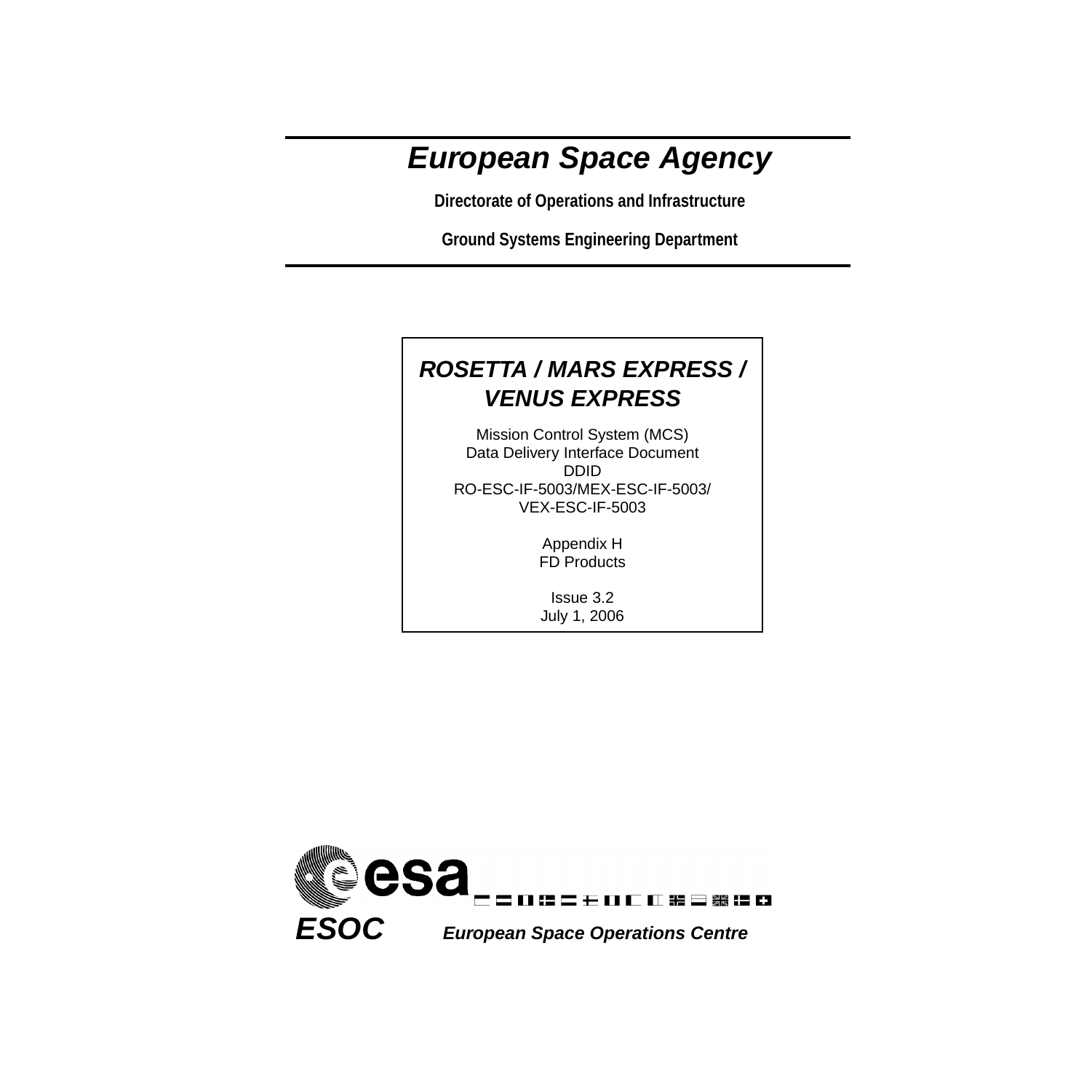# European Space Agency

**Directorate of Operations and Infrastructure**

**Ground Systems Engineering Department**

## *ROSETTA / MARS EXPRESS / VENUS EXPRESS*

Mission Control System (MCS)
Data Delivery Interface Document
DDID
RO-ESC-IF-5003/MEX-ESC-IF-5003/
VEX-ESC-IF-5003

Appendix H
FD Products

Issue 3.2
July 1, 2006

**esa**

***ESOC*** ***European Space Operations Centre***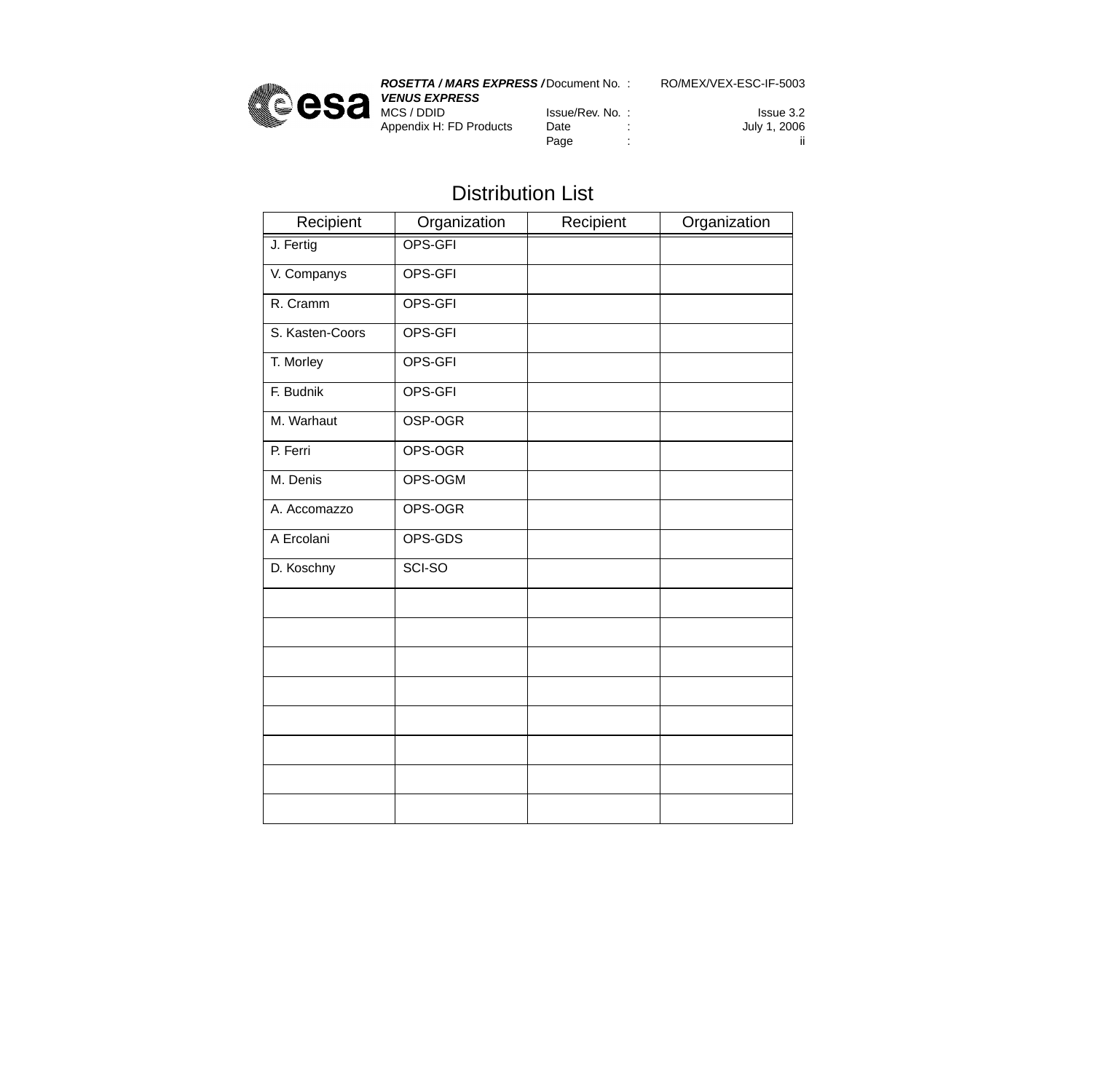# Distribution List

| Recipient | Organization | Recipient | Organization |
|---|---|---|---|
| J. Fertig | OPS-GFI | | |
| V. Companys | OPS-GFI | | |
| R. Cramm | OPS-GFI | | |
| S. Kasten-Coors | OPS-GFI | | |
| T. Morley | OPS-GFI | | |
| F. Budnik | OPS-GFI | | |
| M. Warhaut | OSP-OGR | | |
| P. Ferri | OPS-OGR | | |
| M. Denis | OPS-OGM | | |
| A. Accomazzo | OPS-OGR | | |
| A Ercolani | OPS-GDS | | |
| D. Koschny | SCI-SO | | |
| | | | |
| | | | |
| | | | |
| | | | |
| | | | |
| | | | |
| | | | |
| | | | |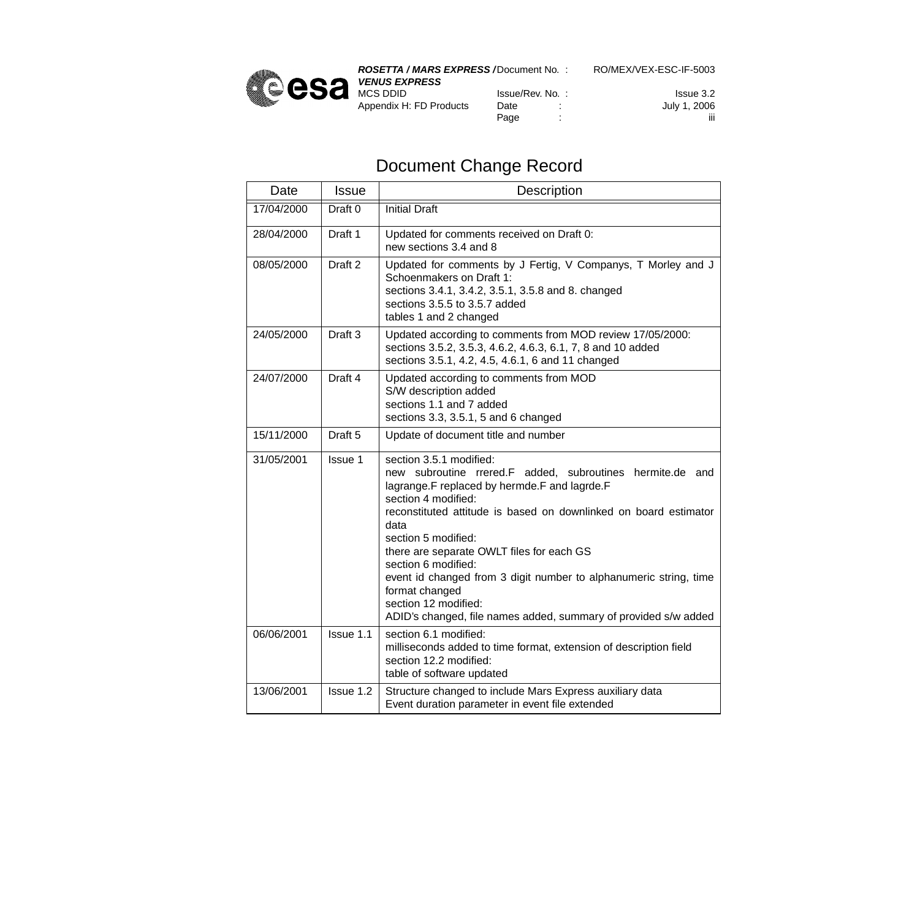# Document Change Record

| Date | Issue | Description |
|---|---|---|
| 17/04/2000 | Draft 0 | Initial Draft |
| 28/04/2000 | Draft 1 | Updated for comments received on Draft 0:<br>new sections 3.4 and 8 |
| 08/05/2000 | Draft 2 | Updated for comments by J Fertig, V Companys, T Morley and J Schoenmakers on Draft 1:<br>sections 3.4.1, 3.4.2, 3.5.1, 3.5.8 and 8. changed<br>sections 3.5.5 to 3.5.7 added<br>tables 1 and 2 changed |
| 24/05/2000 | Draft 3 | Updated according to comments from MOD review 17/05/2000:<br>sections 3.5.2, 3.5.3, 4.6.2, 4.6.3, 6.1, 7, 8 and 10 added<br>sections 3.5.1, 4.2, 4.5, 4.6.1, 6 and 11 changed |
| 24/07/2000 | Draft 4 | Updated according to comments from MOD<br>S/W description added<br>sections 1.1 and 7 added<br>sections 3.3, 3.5.1, 5 and 6 changed |
| 15/11/2000 | Draft 5 | Update of document title and number |
| 31/05/2001 | Issue 1 | section 3.5.1 modified:<br>new subroutine rrered.F added, subroutines hermite.de and lagrange.F replaced by hermde.F and lagrde.F<br>section 4 modified:<br>reconstituted attitude is based on downlinked on board estimator data<br>section 5 modified:<br>there are separate OWLT files for each GS<br>section 6 modified:<br>event id changed from 3 digit number to alphanumeric string, time format changed<br>section 12 modified:<br>ADID's changed, file names added, summary of provided s/w added |
| 06/06/2001 | Issue 1.1 | section 6.1 modified:<br>milliseconds added to time format, extension of description field<br>section 12.2 modified:<br>table of software updated |
| 13/06/2001 | Issue 1.2 | Structure changed to include Mars Express auxiliary data<br>Event duration parameter in event file extended |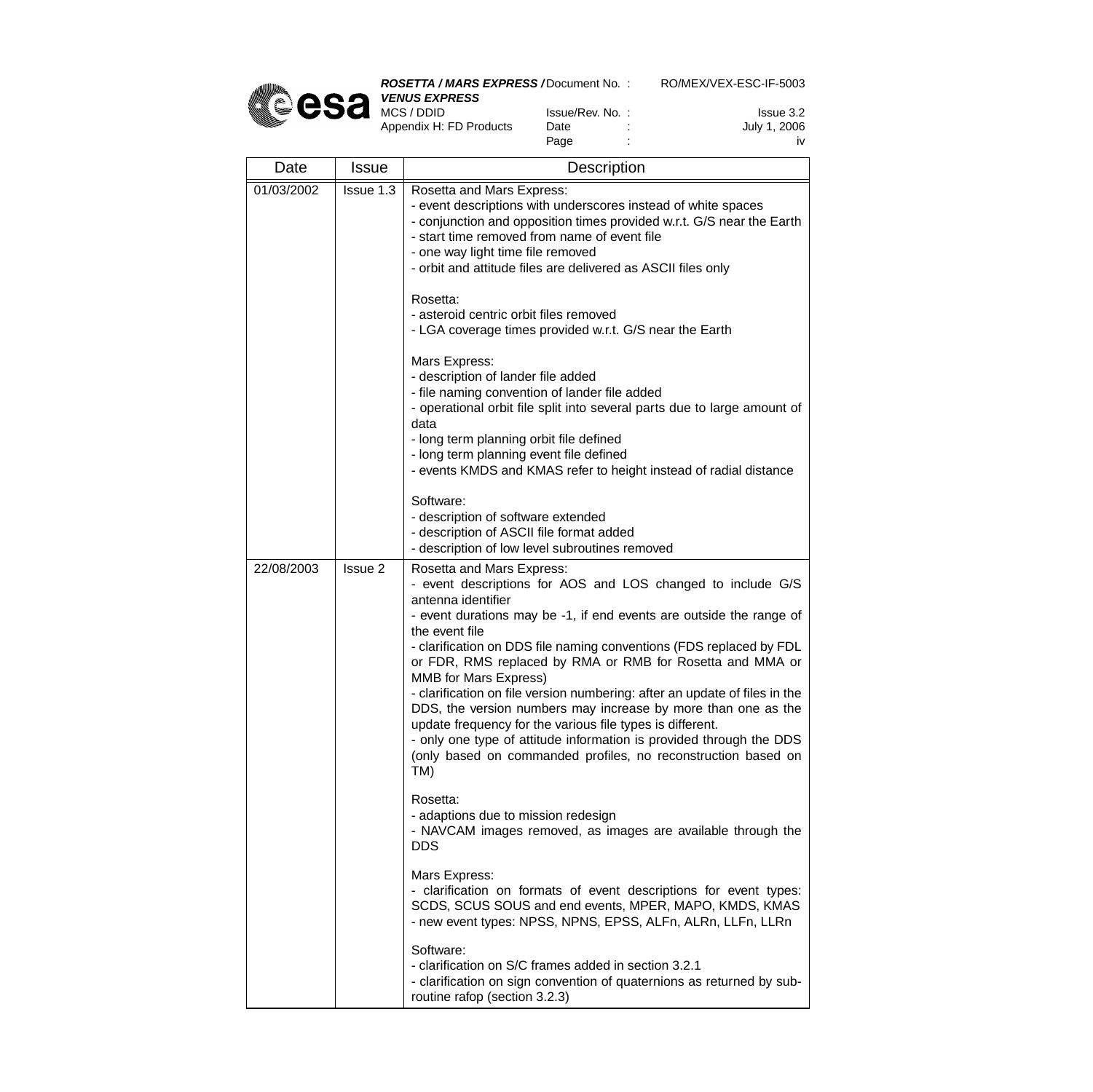| Date | Issue | Description |
|---|---|---|
| 01/03/2002 | Issue 1.3 | Rosetta and Mars Express:<br>- event descriptions with underscores instead of white spaces<br>- conjunction and opposition times provided w.r.t. G/S near the Earth<br>- start time removed from name of event file<br>- one way light time file removed<br>- orbit and attitude files are delivered as ASCII files only<br><br>Rosetta:<br>- asteroid centric orbit files removed<br>- LGA coverage times provided w.r.t. G/S near the Earth<br><br>Mars Express:<br>- description of lander file added<br>- file naming convention of lander file added<br>- operational orbit file split into several parts due to large amount of data<br>- long term planning orbit file defined<br>- long term planning event file defined<br>- events KMDS and KMAS refer to height instead of radial distance<br><br>Software:<br>- description of software extended<br>- description of ASCII file format added<br>- description of low level subroutines removed |
| 22/08/2003 | Issue 2 | Rosetta and Mars Express:<br>- event descriptions for AOS and LOS changed to include G/S antenna identifier<br>- event durations may be -1, if end events are outside the range of the event file<br>- clarification on DDS file naming conventions (FDS replaced by FDL or FDR, RMS replaced by RMA or RMB for Rosetta and MMA or MMB for Mars Express)<br>- clarification on file version numbering: after an update of files in the DDS, the version numbers may increase by more than one as the update frequency for the various file types is different.<br>- only one type of attitude information is provided through the DDS (only based on commanded profiles, no reconstruction based on TM)<br><br>Rosetta:<br>- adaptions due to mission redesign<br>- NAVCAM images removed, as images are available through the DDS<br><br>Mars Express:<br>- clarification on formats of event descriptions for event types: SCDS, SCUS SOUS and end events, MPER, MAPO, KMDS, KMAS<br>- new event types: NPSS, NPNS, EPSS, ALFn, ALRn, LLFn, LLRn<br><br>Software:<br>- clarification on S/C frames added in section 3.2.1<br>- clarification on sign convention of quaternions as returned by subroutine rafop (section 3.2.3) |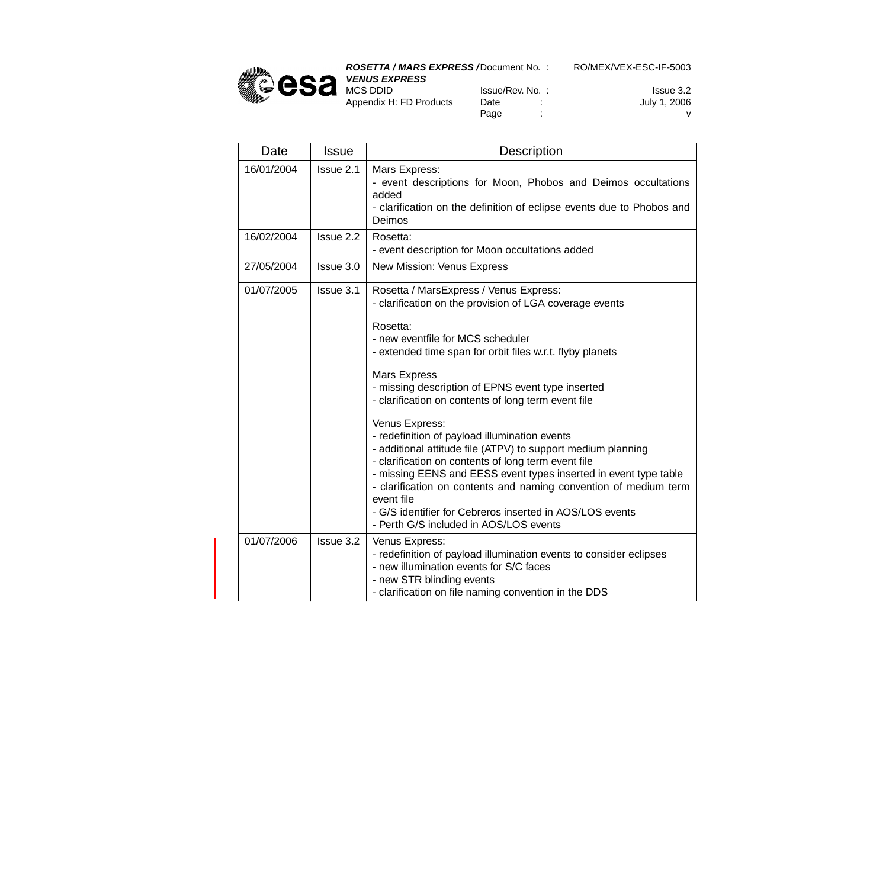| Date | Issue | Description |
|---|---|---|
| 16/01/2004 | Issue 2.1 | Mars Express:<br>- event descriptions for Moon, Phobos and Deimos occultations added<br>- clarification on the definition of eclipse events due to Phobos and Deimos |
| 16/02/2004 | Issue 2.2 | Rosetta:<br>- event description for Moon occultations added |
| 27/05/2004 | Issue 3.0 | New Mission: Venus Express |
| 01/07/2005 | Issue 3.1 | Rosetta / MarsExpress / Venus Express:<br>- clarification on the provision of LGA coverage events<br><br>Rosetta:<br>- new eventfile for MCS scheduler<br>- extended time span for orbit files w.r.t. flyby planets<br><br>Mars Express<br>- missing description of EPNS event type inserted<br>- clarification on contents of long term event file<br><br>Venus Express:<br>- redefinition of payload illumination events<br>- additional attitude file (ATPV) to support medium planning<br>- clarification on contents of long term event file<br>- missing EENS and EESS event types inserted in event type table<br>- clarification on contents and naming convention of medium term event file<br>- G/S identifier for Cebreros inserted in AOS/LOS events<br>- Perth G/S included in AOS/LOS events |
| 01/07/2006 | Issue 3.2 | Venus Express:<br>- redefinition of payload illumination events to consider eclipses<br>- new illumination events for S/C faces<br>- new STR blinding events<br>- clarification on file naming convention in the DDS |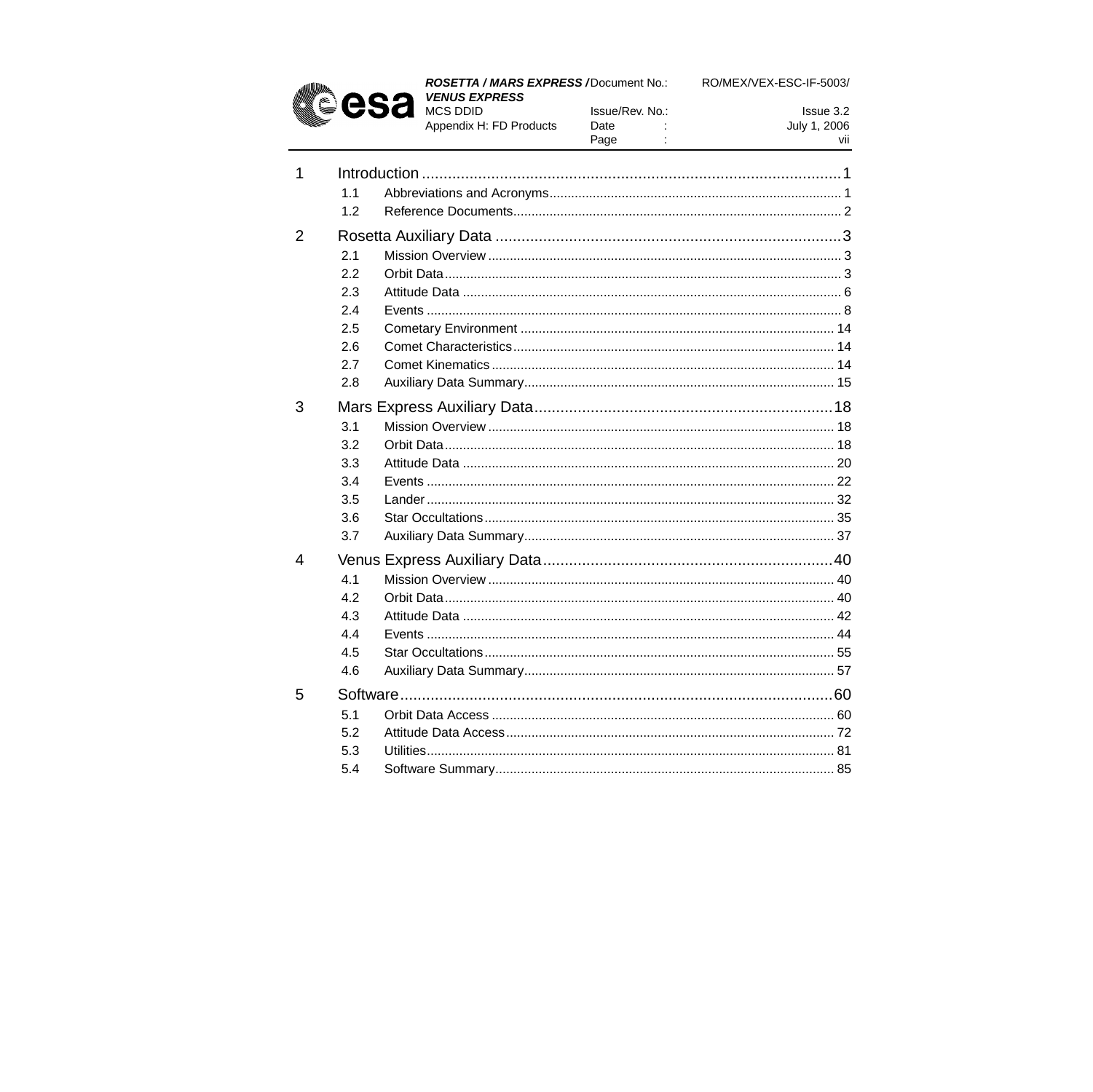| | | |
|---|---|---|
| 1 | Introduction | 1 |
| | 1.1 Abbreviations and Acronyms | 1 |
| | 1.2 Reference Documents | 2 |
| 2 | Rosetta Auxiliary Data | 3 |
| | 2.1 Mission Overview | 3 |
| | 2.2 Orbit Data | 3 |
| | 2.3 Attitude Data | 6 |
| | 2.4 Events | 8 |
| | 2.5 Cometary Environment | 14 |
| | 2.6 Comet Characteristics | 14 |
| | 2.7 Comet Kinematics | 14 |
| | 2.8 Auxiliary Data Summary | 15 |
| 3 | Mars Express Auxiliary Data | 18 |
| | 3.1 Mission Overview | 18 |
| | 3.2 Orbit Data | 18 |
| | 3.3 Attitude Data | 20 |
| | 3.4 Events | 22 |
| | 3.5 Lander | 32 |
| | 3.6 Star Occultations | 35 |
| | 3.7 Auxiliary Data Summary | 37 |
| 4 | Venus Express Auxiliary Data | 40 |
| | 4.1 Mission Overview | 40 |
| | 4.2 Orbit Data | 40 |
| | 4.3 Attitude Data | 42 |
| | 4.4 Events | 44 |
| | 4.5 Star Occultations | 55 |
| | 4.6 Auxiliary Data Summary | 57 |
| 5 | Software | 60 |
| | 5.1 Orbit Data Access | 60 |
| | 5.2 Attitude Data Access | 72 |
| | 5.3 Utilities | 81 |
| | 5.4 Software Summary | 85 |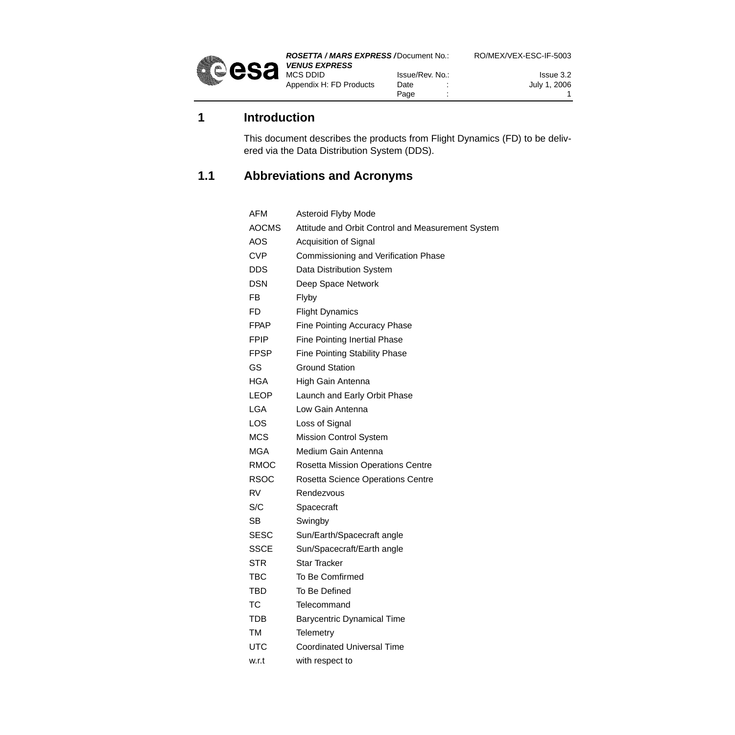# 1 Introduction

This document describes the products from Flight Dynamics (FD) to be delivered via the Data Distribution System (DDS).

## 1.1 Abbreviations and Acronyms

| | |
|---|---|
| AFM | Asteroid Flyby Mode |
| AOCMS | Attitude and Orbit Control and Measurement System |
| AOS | Acquisition of Signal |
| CVP | Commissioning and Verification Phase |
| DDS | Data Distribution System |
| DSN | Deep Space Network |
| FB | Flyby |
| FD | Flight Dynamics |
| FPAP | Fine Pointing Accuracy Phase |
| FPIP | Fine Pointing Inertial Phase |
| FPSP | Fine Pointing Stability Phase |
| GS | Ground Station |
| HGA | High Gain Antenna |
| LEOP | Launch and Early Orbit Phase |
| LGA | Low Gain Antenna |
| LOS | Loss of Signal |
| MCS | Mission Control System |
| MGA | Medium Gain Antenna |
| RMOC | Rosetta Mission Operations Centre |
| RSOC | Rosetta Science Operations Centre |
| RV | Rendezvous |
| S/C | Spacecraft |
| SB | Swingby |
| SESC | Sun/Earth/Spacecraft angle |
| SSCE | Sun/Spacecraft/Earth angle |
| STR | Star Tracker |
| TBC | To Be Comfirmed |
| TBD | To Be Defined |
| TC | Telecommand |
| TDB | Barycentric Dynamical Time |
| TM | Telemetry |
| UTC | Coordinated Universal Time |
| w.r.t | with respect to |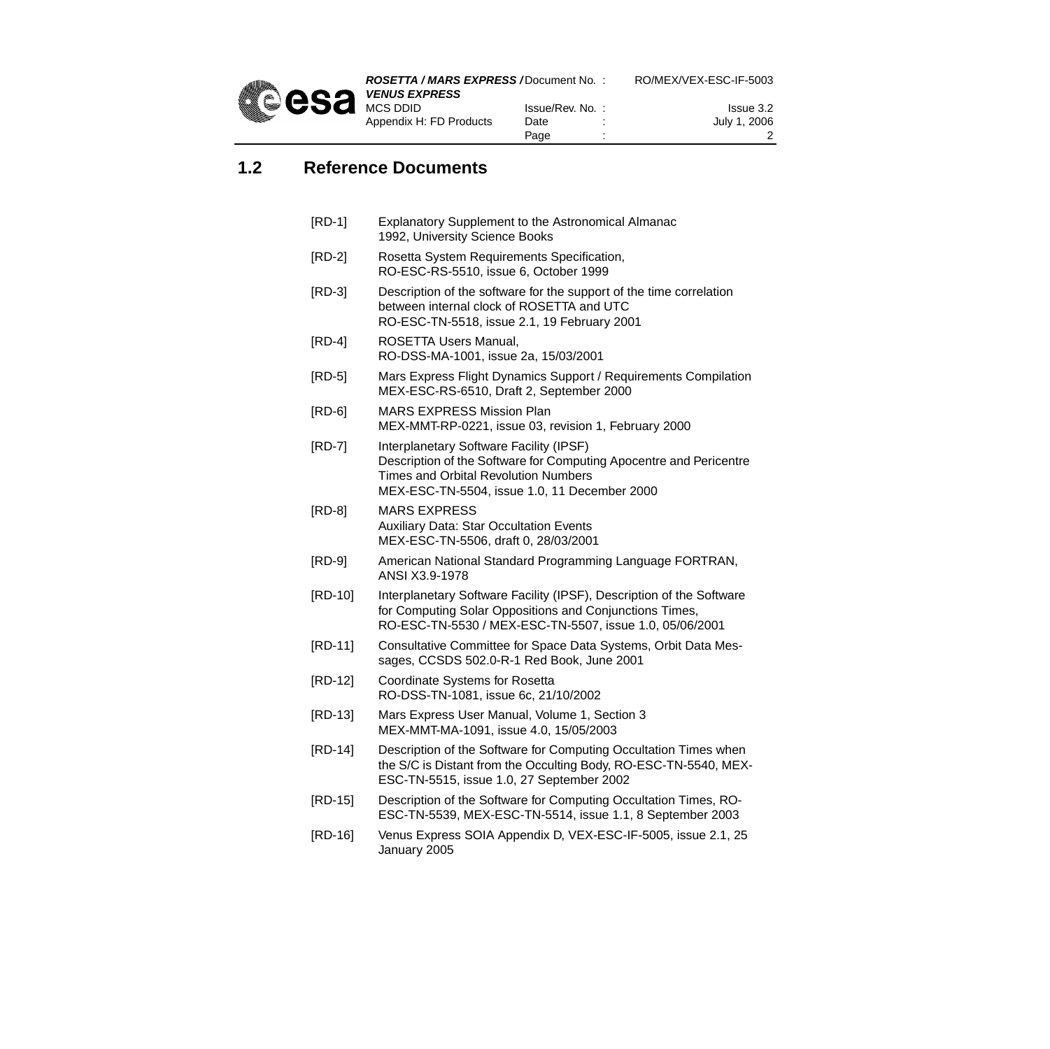## 1.2 Reference Documents

[RD-1] Explanatory Supplement to the Astronomical Almanac
1992, University Science Books

[RD-2] Rosetta System Requirements Specification,
RO-ESC-RS-5510, issue 6, October 1999

[RD-3] Description of the software for the support of the time correlation between internal clock of ROSETTA and UTC
RO-ESC-TN-5518, issue 2.1, 19 February 2001

[RD-4] ROSETTA Users Manual,
RO-DSS-MA-1001, issue 2a, 15/03/2001

[RD-5] Mars Express Flight Dynamics Support / Requirements Compilation
MEX-ESC-RS-6510, Draft 2, September 2000

[RD-6] MARS EXPRESS Mission Plan
MEX-MMT-RP-0221, issue 03, revision 1, February 2000

[RD-7] Interplanetary Software Facility (IPSF)
Description of the Software for Computing Apocentre and Pericentre Times and Orbital Revolution Numbers
MEX-ESC-TN-5504, issue 1.0, 11 December 2000

[RD-8] MARS EXPRESS
Auxiliary Data: Star Occultation Events
MEX-ESC-TN-5506, draft 0, 28/03/2001

[RD-9] American National Standard Programming Language FORTRAN, ANSI X3.9-1978

[RD-10] Interplanetary Software Facility (IPSF), Description of the Software for Computing Solar Oppositions and Conjunctions Times,
RO-ESC-TN-5530 / MEX-ESC-TN-5507, issue 1.0, 05/06/2001

[RD-11] Consultative Committee for Space Data Systems, Orbit Data Messages, CCSDS 502.0-R-1 Red Book, June 2001

[RD-12] Coordinate Systems for Rosetta
RO-DSS-TN-1081, issue 6c, 21/10/2002

[RD-13] Mars Express User Manual, Volume 1, Section 3
MEX-MMT-MA-1091, issue 4.0, 15/05/2003

[RD-14] Description of the Software for Computing Occultation Times when the S/C is Distant from the Occulting Body, RO-ESC-TN-5540, MEX-ESC-TN-5515, issue 1.0, 27 September 2002

[RD-15] Description of the Software for Computing Occultation Times, RO-ESC-TN-5539, MEX-ESC-TN-5514, issue 1.1, 8 September 2003

[RD-16] Venus Express SOIA Appendix D, VEX-ESC-IF-5005, issue 2.1, 25 January 2005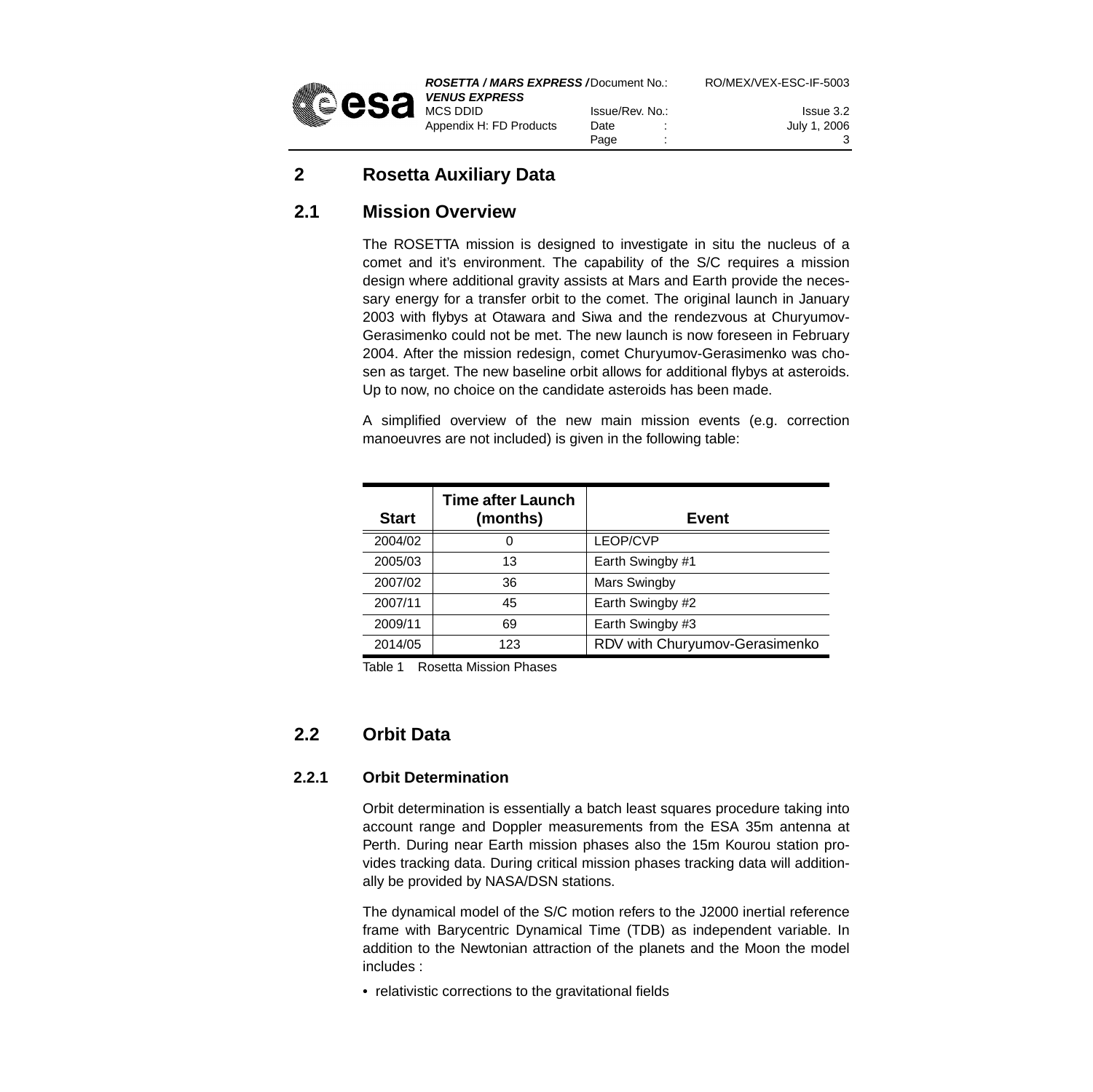# 2 Rosetta Auxiliary Data

## 2.1 Mission Overview

The ROSETTA mission is designed to investigate in situ the nucleus of a comet and it's environment. The capability of the S/C requires a mission design where additional gravity assists at Mars and Earth provide the necessary energy for a transfer orbit to the comet. The original launch in January 2003 with flybys at Otawara and Siwa and the rendezvous at Churyumov-Gerasimenko could not be met. The new launch is now foreseen in February 2004. After the mission redesign, comet Churyumov-Gerasimenko was chosen as target. The new baseline orbit allows for additional flybys at asteroids. Up to now, no choice on the candidate asteroids has been made.

A simplified overview of the new main mission events (e.g. correction manoeuvres are not included) is given in the following table:

| Start | Time after Launch (months) | Event |
|---|---|---|
| 2004/02 | 0 | LEOP/CVP |
| 2005/03 | 13 | Earth Swingby #1 |
| 2007/02 | 36 | Mars Swingby |
| 2007/11 | 45 | Earth Swingby #2 |
| 2009/11 | 69 | Earth Swingby #3 |
| 2014/05 | 123 | RDV with Churyumov-Gerasimenko |

Table 1 Rosetta Mission Phases

## 2.2 Orbit Data

### 2.2.1 Orbit Determination

Orbit determination is essentially a batch least squares procedure taking into account range and Doppler measurements from the ESA 35m antenna at Perth. During near Earth mission phases also the 15m Kourou station provides tracking data. During critical mission phases tracking data will additionally be provided by NASA/DSN stations.

The dynamical model of the S/C motion refers to the J2000 inertial reference frame with Barycentric Dynamical Time (TDB) as independent variable. In addition to the Newtonian attraction of the planets and the Moon the model includes :

- relativistic corrections to the gravitational fields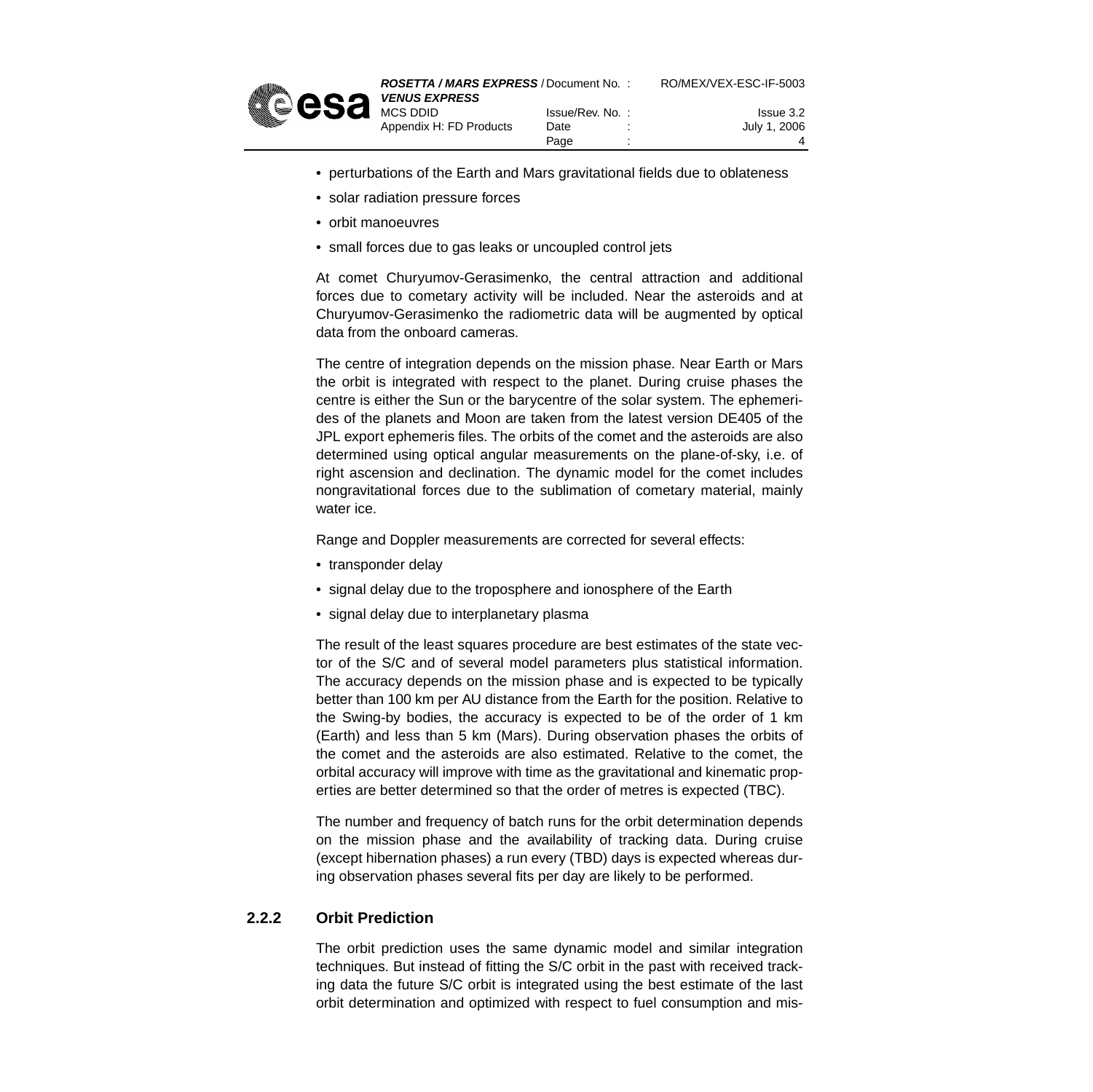- perturbations of the Earth and Mars gravitational fields due to oblateness
- solar radiation pressure forces
- orbit manoeuvres
- small forces due to gas leaks or uncoupled control jets

At comet Churyumov-Gerasimenko, the central attraction and additional forces due to cometary activity will be included. Near the asteroids and at Churyumov-Gerasimenko the radiometric data will be augmented by optical data from the onboard cameras.

The centre of integration depends on the mission phase. Near Earth or Mars the orbit is integrated with respect to the planet. During cruise phases the centre is either the Sun or the barycentre of the solar system. The ephemerides of the planets and Moon are taken from the latest version DE405 of the JPL export ephemeris files. The orbits of the comet and the asteroids are also determined using optical angular measurements on the plane-of-sky, i.e. of right ascension and declination. The dynamic model for the comet includes nongravitational forces due to the sublimation of cometary material, mainly water ice.

Range and Doppler measurements are corrected for several effects:

- transponder delay
- signal delay due to the troposphere and ionosphere of the Earth
- signal delay due to interplanetary plasma

The result of the least squares procedure are best estimates of the state vector of the S/C and of several model parameters plus statistical information. The accuracy depends on the mission phase and is expected to be typically better than 100 km per AU distance from the Earth for the position. Relative to the Swing-by bodies, the accuracy is expected to be of the order of 1 km (Earth) and less than 5 km (Mars). During observation phases the orbits of the comet and the asteroids are also estimated. Relative to the comet, the orbital accuracy will improve with time as the gravitational and kinematic properties are better determined so that the order of metres is expected (TBC).

The number and frequency of batch runs for the orbit determination depends on the mission phase and the availability of tracking data. During cruise (except hibernation phases) a run every (TBD) days is expected whereas during observation phases several fits per day are likely to be performed.

### 2.2.2 Orbit Prediction

The orbit prediction uses the same dynamic model and similar integration techniques. But instead of fitting the S/C orbit in the past with received tracking data the future S/C orbit is integrated using the best estimate of the last orbit determination and optimized with respect to fuel consumption and mis-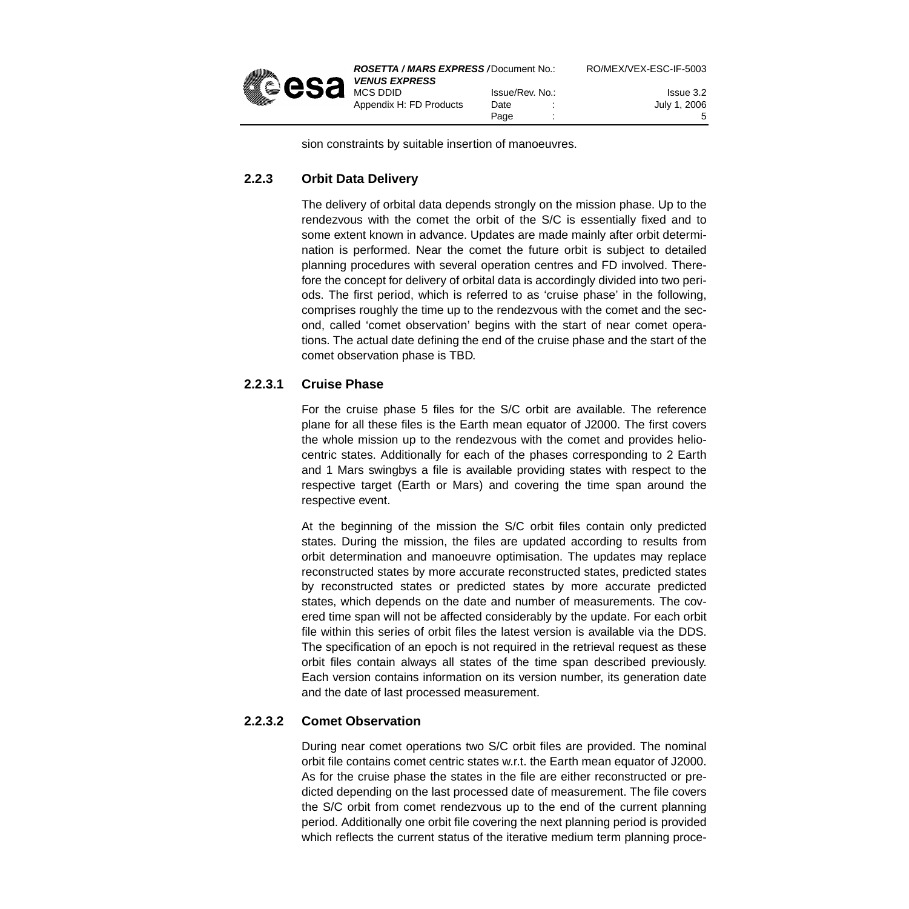sion constraints by suitable insertion of manoeuvres.

### 2.2.3 Orbit Data Delivery

The delivery of orbital data depends strongly on the mission phase. Up to the rendezvous with the comet the orbit of the S/C is essentially fixed and to some extent known in advance. Updates are made mainly after orbit determination is performed. Near the comet the future orbit is subject to detailed planning procedures with several operation centres and FD involved. Therefore the concept for delivery of orbital data is accordingly divided into two periods. The first period, which is referred to as 'cruise phase' in the following, comprises roughly the time up to the rendezvous with the comet and the second, called 'comet observation' begins with the start of near comet operations. The actual date defining the end of the cruise phase and the start of the comet observation phase is TBD.

#### 2.2.3.1 Cruise Phase

For the cruise phase 5 files for the S/C orbit are available. The reference plane for all these files is the Earth mean equator of J2000. The first covers the whole mission up to the rendezvous with the comet and provides heliocentric states. Additionally for each of the phases corresponding to 2 Earth and 1 Mars swingbys a file is available providing states with respect to the respective target (Earth or Mars) and covering the time span around the respective event.

At the beginning of the mission the S/C orbit files contain only predicted states. During the mission, the files are updated according to results from orbit determination and manoeuvre optimisation. The updates may replace reconstructed states by more accurate reconstructed states, predicted states by reconstructed states or predicted states by more accurate predicted states, which depends on the date and number of measurements. The covered time span will not be affected considerably by the update. For each orbit file within this series of orbit files the latest version is available via the DDS. The specification of an epoch is not required in the retrieval request as these orbit files contain always all states of the time span described previously. Each version contains information on its version number, its generation date and the date of last processed measurement.

#### 2.2.3.2 Comet Observation

During near comet operations two S/C orbit files are provided. The nominal orbit file contains comet centric states w.r.t. the Earth mean equator of J2000. As for the cruise phase the states in the file are either reconstructed or predicted depending on the last processed date of measurement. The file covers the S/C orbit from comet rendezvous up to the end of the current planning period. Additionally one orbit file covering the next planning period is provided which reflects the current status of the iterative medium term planning proce-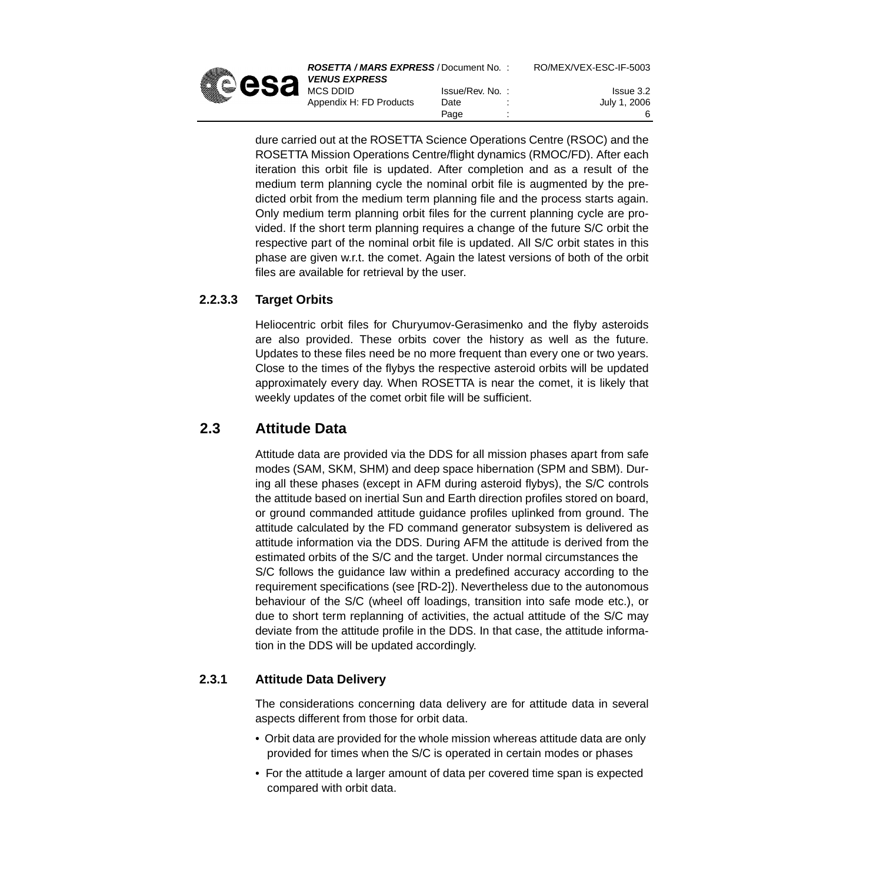dure carried out at the ROSETTA Science Operations Centre (RSOC) and the ROSETTA Mission Operations Centre/flight dynamics (RMOC/FD). After each iteration this orbit file is updated. After completion and as a result of the medium term planning cycle the nominal orbit file is augmented by the predicted orbit from the medium term planning file and the process starts again. Only medium term planning orbit files for the current planning cycle are provided. If the short term planning requires a change of the future S/C orbit the respective part of the nominal orbit file is updated. All S/C orbit states in this phase are given w.r.t. the comet. Again the latest versions of both of the orbit files are available for retrieval by the user.

#### 2.2.3.3 Target Orbits

Heliocentric orbit files for Churyumov-Gerasimenko and the flyby asteroids are also provided. These orbits cover the history as well as the future. Updates to these files need be no more frequent than every one or two years. Close to the times of the flybys the respective asteroid orbits will be updated approximately every day. When ROSETTA is near the comet, it is likely that weekly updates of the comet orbit file will be sufficient.

## 2.3 Attitude Data

Attitude data are provided via the DDS for all mission phases apart from safe modes (SAM, SKM, SHM) and deep space hibernation (SPM and SBM). During all these phases (except in AFM during asteroid flybys), the S/C controls the attitude based on inertial Sun and Earth direction profiles stored on board, or ground commanded attitude guidance profiles uplinked from ground. The attitude calculated by the FD command generator subsystem is delivered as attitude information via the DDS. During AFM the attitude is derived from the estimated orbits of the S/C and the target. Under normal circumstances the S/C follows the guidance law within a predefined accuracy according to the requirement specifications (see [RD-2]). Nevertheless due to the autonomous behaviour of the S/C (wheel off loadings, transition into safe mode etc.), or due to short term replanning of activities, the actual attitude of the S/C may deviate from the attitude profile in the DDS. In that case, the attitude information in the DDS will be updated accordingly.

### 2.3.1 Attitude Data Delivery

The considerations concerning data delivery are for attitude data in several aspects different from those for orbit data.

- Orbit data are provided for the whole mission whereas attitude data are only provided for times when the S/C is operated in certain modes or phases
- For the attitude a larger amount of data per covered time span is expected compared with orbit data.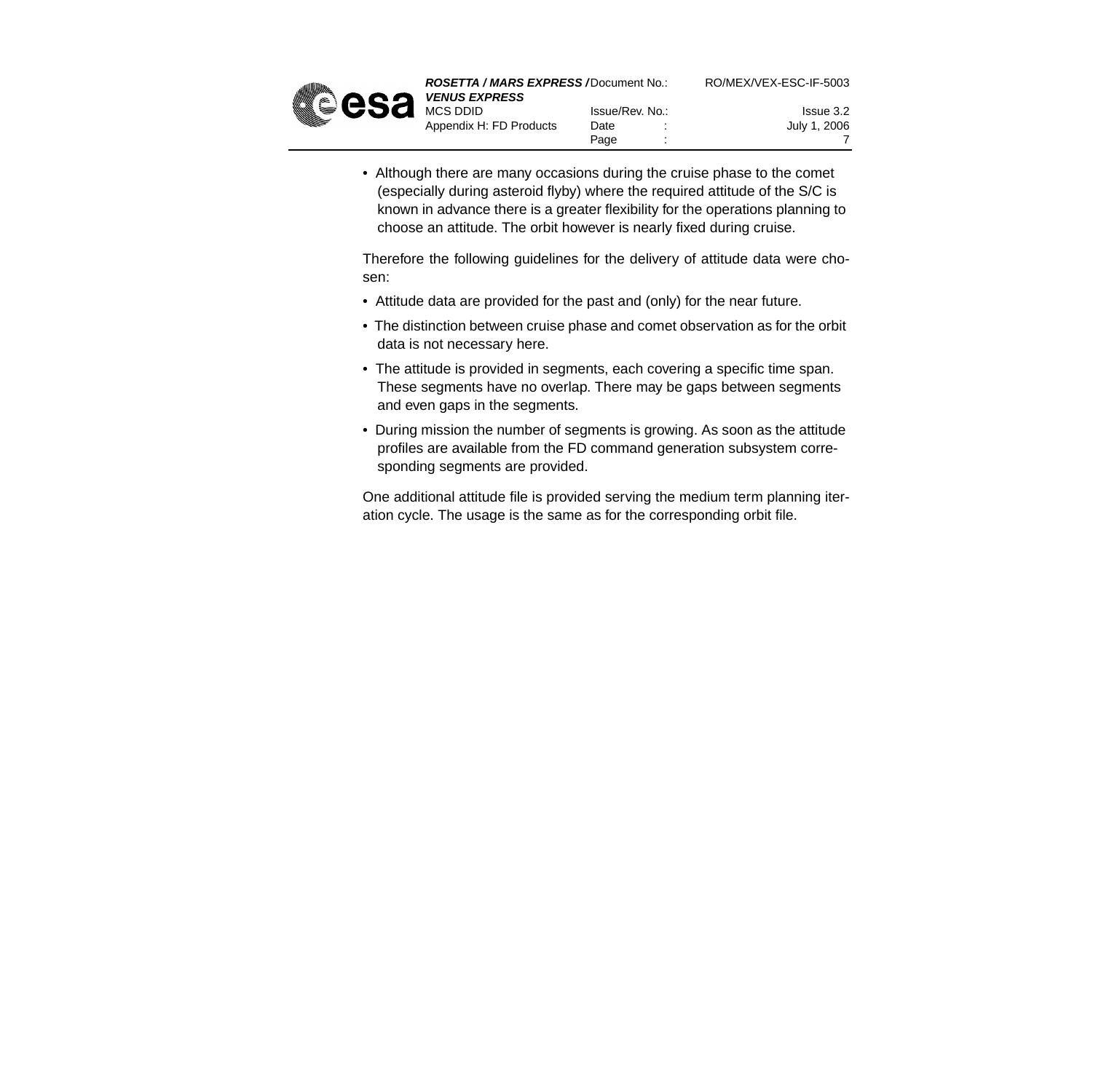- Although there are many occasions during the cruise phase to the comet (especially during asteroid flyby) where the required attitude of the S/C is known in advance there is a greater flexibility for the operations planning to choose an attitude. The orbit however is nearly fixed during cruise.

Therefore the following guidelines for the delivery of attitude data were chosen:

- Attitude data are provided for the past and (only) for the near future.
- The distinction between cruise phase and comet observation as for the orbit data is not necessary here.
- The attitude is provided in segments, each covering a specific time span. These segments have no overlap. There may be gaps between segments and even gaps in the segments.
- During mission the number of segments is growing. As soon as the attitude profiles are available from the FD command generation subsystem corresponding segments are provided.

One additional attitude file is provided serving the medium term planning iteration cycle. The usage is the same as for the corresponding orbit file.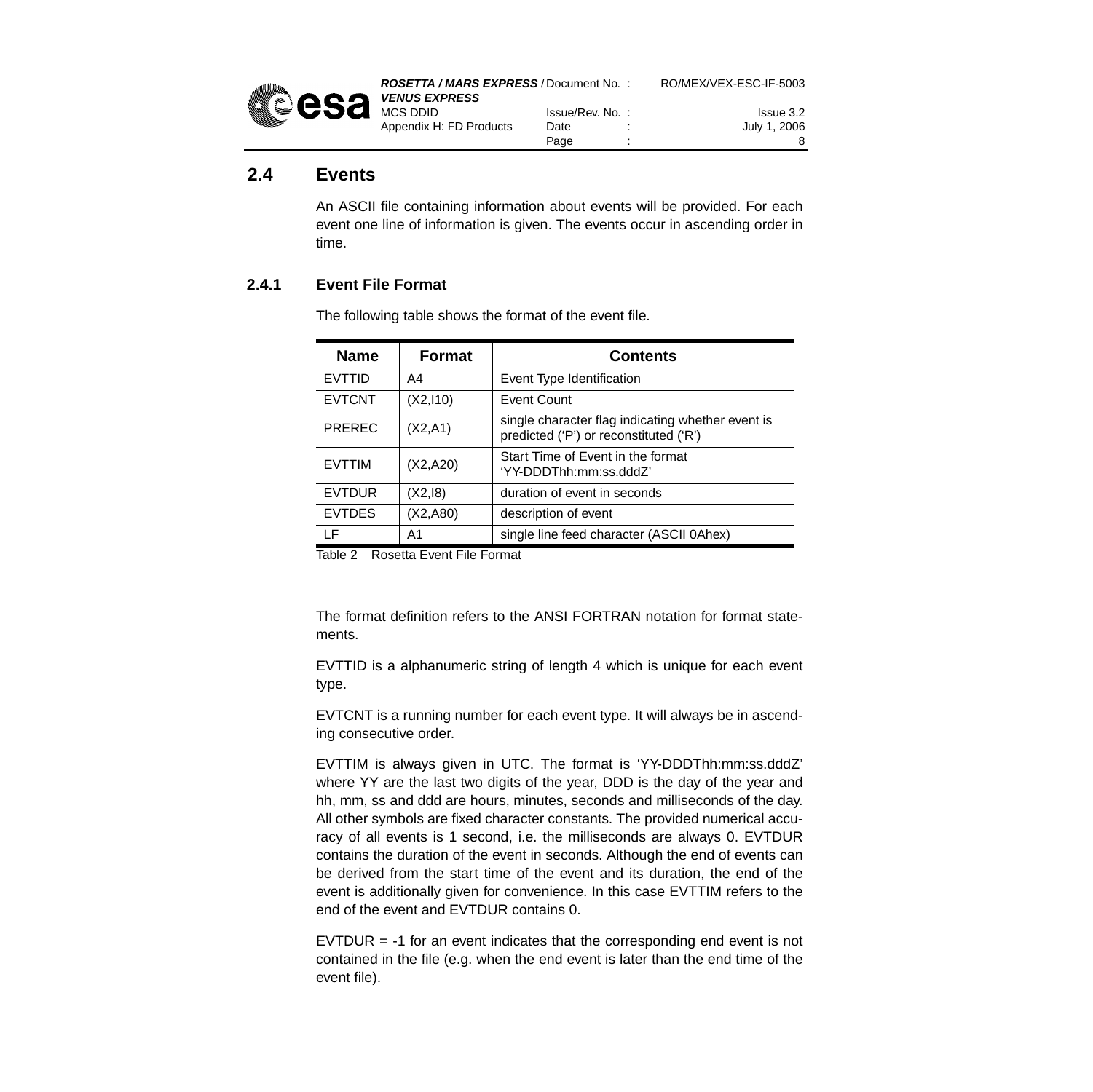## 2.4 Events

An ASCII file containing information about events will be provided. For each event one line of information is given. The events occur in ascending order in time.

### 2.4.1 Event File Format

The following table shows the format of the event file.

| Name | Format | Contents |
|---|---|---|
| EVTTID | A4 | Event Type Identification |
| EVTCNT | (X2,I10) | Event Count |
| PREREC | (X2,A1) | single character flag indicating whether event is predicted ('P') or reconstituted ('R') |
| EVTTIM | (X2,A20) | Start Time of Event in the format 'YY-DDDThh:mm:ss.dddZ' |
| EVTDUR | (X2,I8) | duration of event in seconds |
| EVTDES | (X2,A80) | description of event |
| LF | A1 | single line feed character (ASCII 0Ahex) |

Table 2 Rosetta Event File Format

The format definition refers to the ANSI FORTRAN notation for format statements.

EVTTID is a alphanumeric string of length 4 which is unique for each event type.

EVTCNT is a running number for each event type. It will always be in ascending consecutive order.

EVTTIM is always given in UTC. The format is 'YY-DDDThh:mm:ss.dddZ' where YY are the last two digits of the year, DDD is the day of the year and hh, mm, ss and ddd are hours, minutes, seconds and milliseconds of the day. All other symbols are fixed character constants. The provided numerical accuracy of all events is 1 second, i.e. the milliseconds are always 0. EVTDUR contains the duration of the event in seconds. Although the end of events can be derived from the start time of the event and its duration, the end of the event is additionally given for convenience. In this case EVTTIM refers to the end of the event and EVTDUR contains 0.

EVTDUR = -1 for an event indicates that the corresponding end event is not contained in the file (e.g. when the end event is later than the end time of the event file).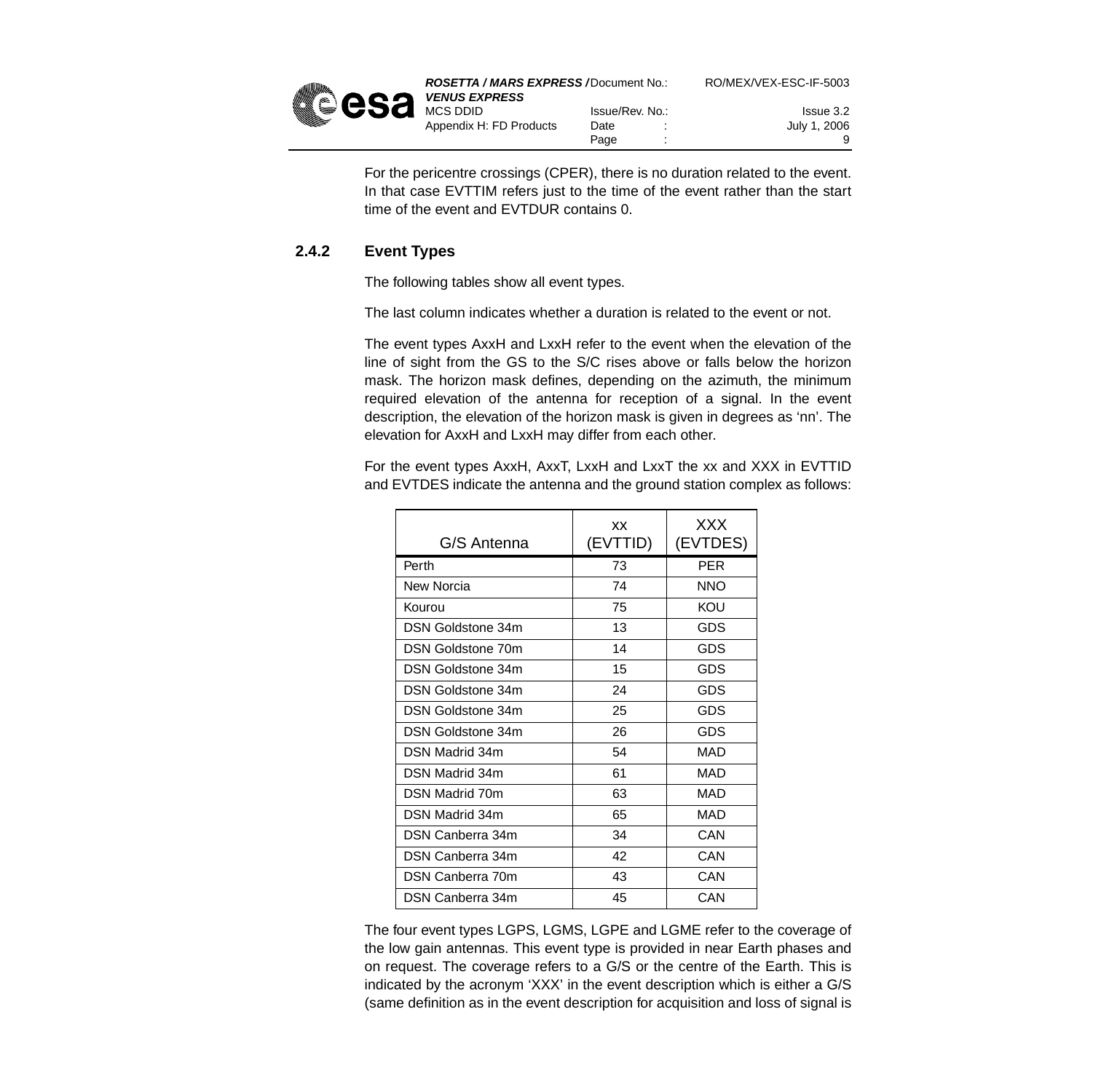For the pericentre crossings (CPER), there is no duration related to the event. In that case EVTTIM refers just to the time of the event rather than the start time of the event and EVTDUR contains 0.

### 2.4.2 Event Types

The following tables show all event types.

The last column indicates whether a duration is related to the event or not.

The event types AxxH and LxxH refer to the event when the elevation of the line of sight from the GS to the S/C rises above or falls below the horizon mask. The horizon mask defines, depending on the azimuth, the minimum required elevation of the antenna for reception of a signal. In the event description, the elevation of the horizon mask is given in degrees as 'nn'. The elevation for AxxH and LxxH may differ from each other.

For the event types AxxH, AxxT, LxxH and LxxT the xx and XXX in EVTTID and EVTDES indicate the antenna and the ground station complex as follows:

| G/S Antenna | xx (EVTTID) | XXX (EVTDES) |
|---|---|---|
| Perth | 73 | PER |
| New Norcia | 74 | NNO |
| Kourou | 75 | KOU |
| DSN Goldstone 34m | 13 | GDS |
| DSN Goldstone 70m | 14 | GDS |
| DSN Goldstone 34m | 15 | GDS |
| DSN Goldstone 34m | 24 | GDS |
| DSN Goldstone 34m | 25 | GDS |
| DSN Goldstone 34m | 26 | GDS |
| DSN Madrid 34m | 54 | MAD |
| DSN Madrid 34m | 61 | MAD |
| DSN Madrid 70m | 63 | MAD |
| DSN Madrid 34m | 65 | MAD |
| DSN Canberra 34m | 34 | CAN |
| DSN Canberra 34m | 42 | CAN |
| DSN Canberra 70m | 43 | CAN |
| DSN Canberra 34m | 45 | CAN |

The four event types LGPS, LGMS, LGPE and LGME refer to the coverage of the low gain antennas. This event type is provided in near Earth phases and on request. The coverage refers to a G/S or the centre of the Earth. This is indicated by the acronym 'XXX' in the event description which is either a G/S (same definition as in the event description for acquisition and loss of signal is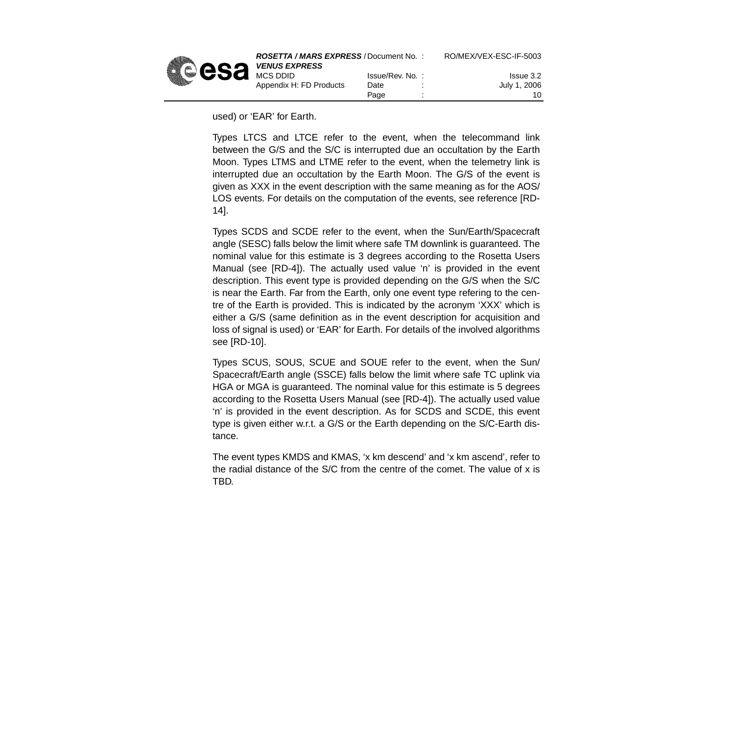used) or ‘EAR’ for Earth.

Types LTCS and LTCE refer to the event, when the telecommand link between the G/S and the S/C is interrupted due an occultation by the Earth Moon. Types LTMS and LTME refer to the event, when the telemetry link is interrupted due an occultation by the Earth Moon. The G/S of the event is given as XXX in the event description with the same meaning as for the AOS/LOS events. For details on the computation of the events, see reference [RD-14].

Types SCDS and SCDE refer to the event, when the Sun/Earth/Spacecraft angle (SESC) falls below the limit where safe TM downlink is guaranteed. The nominal value for this estimate is 3 degrees according to the Rosetta Users Manual (see [RD-4]). The actually used value ‘n’ is provided in the event description. This event type is provided depending on the G/S when the S/C is near the Earth. Far from the Earth, only one event type refering to the centre of the Earth is provided. This is indicated by the acronym ‘XXX’ which is either a G/S (same definition as in the event description for acquisition and loss of signal is used) or ‘EAR’ for Earth. For details of the involved algorithms see [RD-10].

Types SCUS, SOUS, SCUE and SOUE refer to the event, when the Sun/Spacecraft/Earth angle (SSCE) falls below the limit where safe TC uplink via HGA or MGA is guaranteed. The nominal value for this estimate is 5 degrees according to the Rosetta Users Manual (see [RD-4]). The actually used value ‘n’ is provided in the event description. As for SCDS and SCDE, this event type is given either w.r.t. a G/S or the Earth depending on the S/C-Earth distance.

The event types KMDS and KMAS, ‘x km descend’ and ‘x km ascend’, refer to the radial distance of the S/C from the centre of the comet. The value of x is TBD.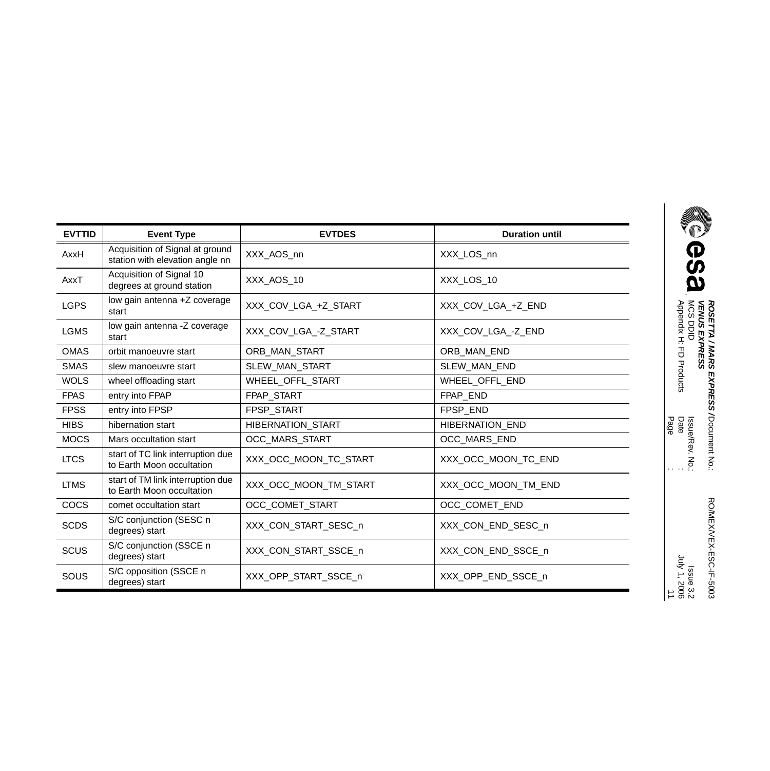| EVTTID | Event Type | EVTDES | Duration until |
|---|---|---|---|
| AxxH | Acquisition of Signal at ground station with elevation angle nn | XXX_AOS_nn | XXX_LOS_nn |
| AxxT | Acquisition of Signal 10 degrees at ground station | XXX_AOS_10 | XXX_LOS_10 |
| LGPS | low gain antenna +Z coverage start | XXX_COV_LGA_+Z_START | XXX_COV_LGA_+Z_END |
| LGMS | low gain antenna -Z coverage start | XXX_COV_LGA_-Z_START | XXX_COV_LGA_-Z_END |
| OMAS | orbit manoeuvre start | ORB_MAN_START | ORB_MAN_END |
| SMAS | slew manoeuvre start | SLEW_MAN_START | SLEW_MAN_END |
| WOLS | wheel offloading start | WHEEL_OFFL_START | WHEEL_OFFL_END |
| FPAS | entry into FPAP | FPAP_START | FPAP_END |
| FPSS | entry into FPSP | FPSP_START | FPSP_END |
| HIBS | hibernation start | HIBERNATION_START | HIBERNATION_END |
| MOCS | Mars occultation start | OCC_MARS_START | OCC_MARS_END |
| LTCS | start of TC link interruption due to Earth Moon occultation | XXX_OCC_MOON_TC_START | XXX_OCC_MOON_TC_END |
| LTMS | start of TM link interruption due to Earth Moon occultation | XXX_OCC_MOON_TM_START | XXX_OCC_MOON_TM_END |
| COCS | comet occultation start | OCC_COMET_START | OCC_COMET_END |
| SCDS | S/C conjunction (SESC n degrees) start | XXX_CON_START_SESC_n | XXX_CON_END_SESC_n |
| SCUS | S/C conjunction (SSCE n degrees) start | XXX_CON_START_SSCE_n | XXX_CON_END_SSCE_n |
| SOUS | S/C opposition (SSCE n degrees) start | XXX_OPP_START_SSCE_n | XXX_OPP_END_SSCE_n |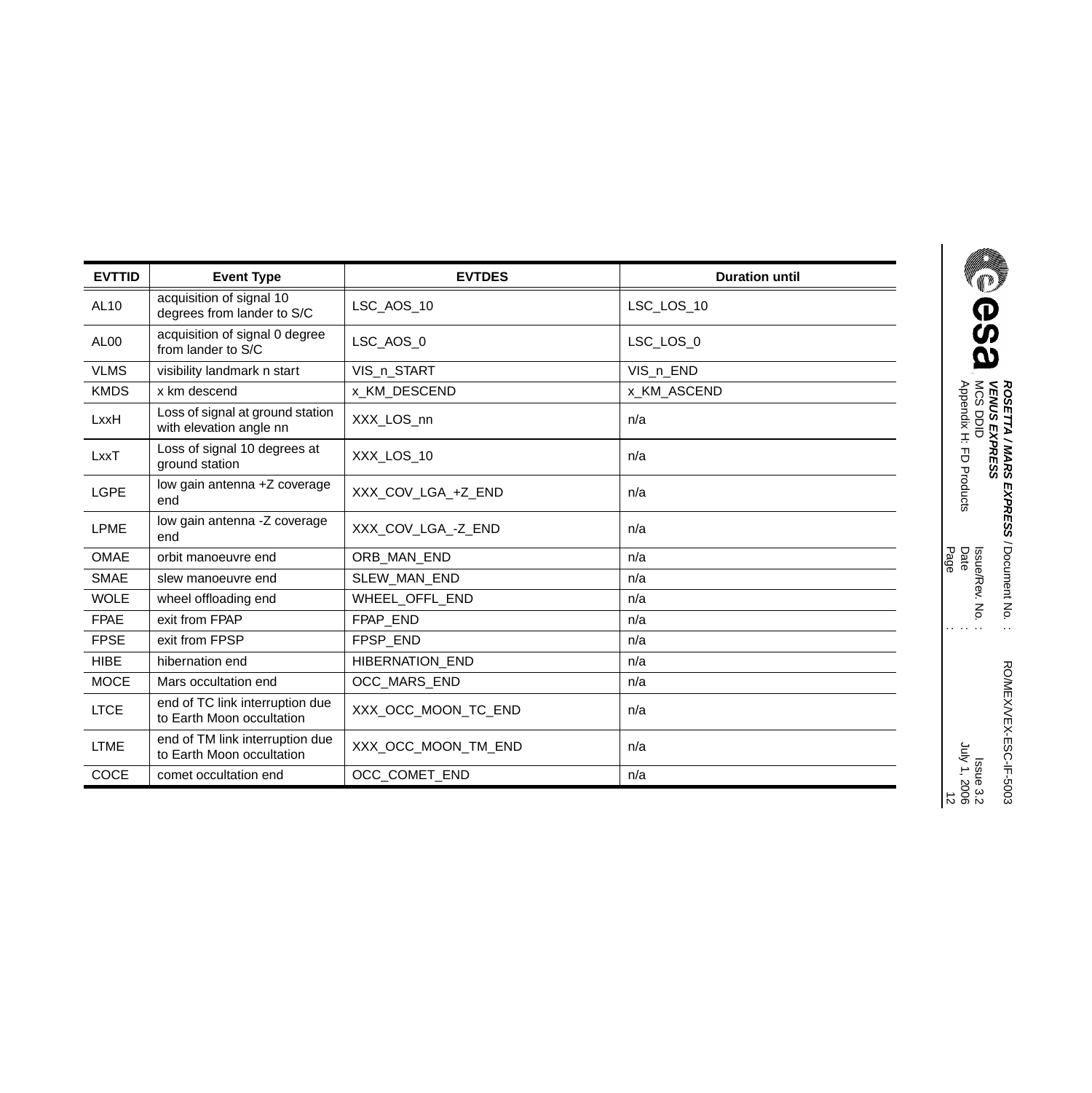| EVTTID | Event Type | EVTDES | Duration until |
|---|---|---|---|
| AL10 | acquisition of signal 10 degrees from lander to S/C | LSC_AOS_10 | LSC_LOS_10 |
| AL00 | acquisition of signal 0 degree from lander to S/C | LSC_AOS_0 | LSC_LOS_0 |
| VLMS | visibility landmark n start | VIS_n_START | VIS_n_END |
| KMDS | x km descend | x_KM_DESCEND | x_KM_ASCEND |
| LxxH | Loss of signal at ground station with elevation angle nn | XXX_LOS_nn | n/a |
| LxxT | Loss of signal 10 degrees at ground station | XXX_LOS_10 | n/a |
| LGPE | low gain antenna +Z coverage end | XXX_COV_LGA_+Z_END | n/a |
| LPME | low gain antenna -Z coverage end | XXX_COV_LGA_-Z_END | n/a |
| OMAE | orbit manoeuvre end | ORB_MAN_END | n/a |
| SMAE | slew manoeuvre end | SLEW_MAN_END | n/a |
| WOLE | wheel offloading end | WHEEL_OFFL_END | n/a |
| FPAE | exit from FPAP | FPAP_END | n/a |
| FPSE | exit from FPSP | FPSP_END | n/a |
| HIBE | hibernation end | HIBERNATION_END | n/a |
| MOCE | Mars occultation end | OCC_MARS_END | n/a |
| LTCE | end of TC link interruption due to Earth Moon occultation | XXX_OCC_MOON_TC_END | n/a |
| LTME | end of TM link interruption due to Earth Moon occultation | XXX_OCC_MOON_TM_END | n/a |
| COCE | comet occultation end | OCC_COMET_END | n/a |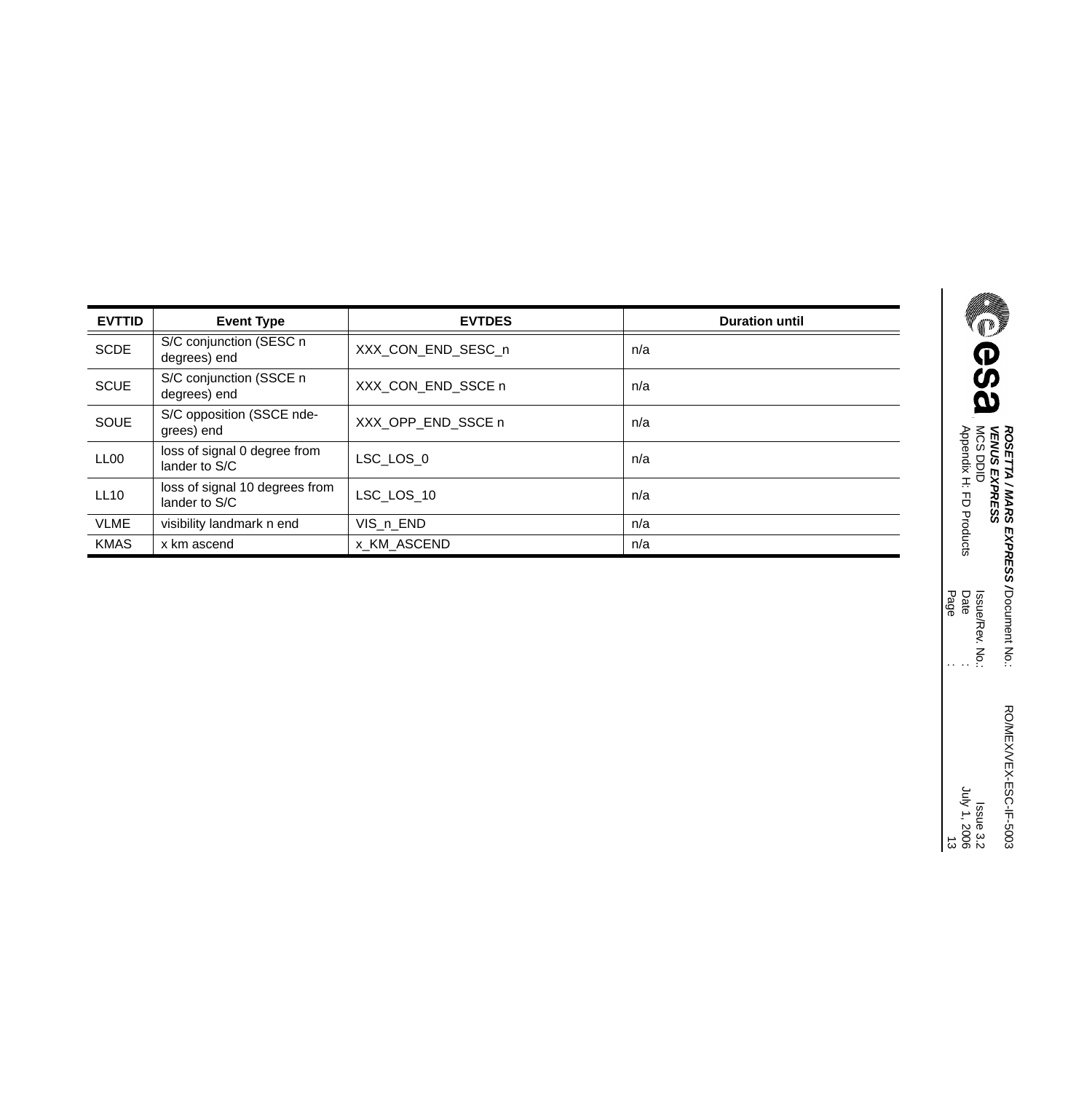| EVTTID | Event Type | EVTDES | Duration until |
|---|---|---|---|
| SCDE | S/C conjunction (SESC n degrees) end | XXX_CON_END_SESC_n | n/a |
| SCUE | S/C conjunction (SSCE n degrees) end | XXX_CON_END_SSCE n | n/a |
| SOUE | S/C opposition (SSCE nde-grees) end | XXX_OPP_END_SSCE n | n/a |
| LL00 | loss of signal 0 degree from lander to S/C | LSC_LOS_0 | n/a |
| LL10 | loss of signal 10 degrees from lander to S/C | LSC_LOS_10 | n/a |
| VLME | visibility landmark n end | VIS_n_END | n/a |
| KMAS | x km ascend | x_KM_ASCEND | n/a |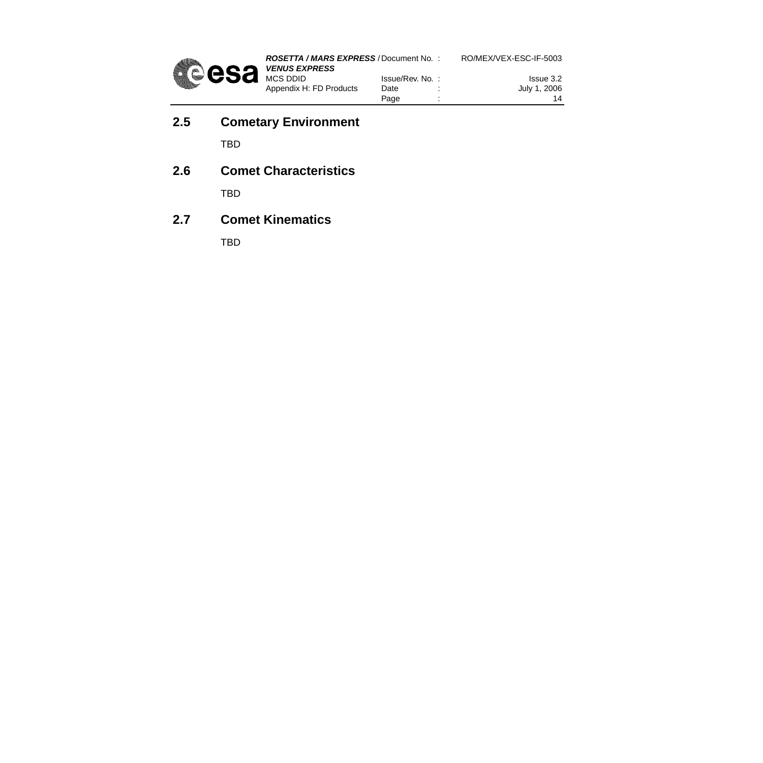## 2.5 Cometary Environment

TBD

## 2.6 Comet Characteristics

TBD

## 2.7 Comet Kinematics

TBD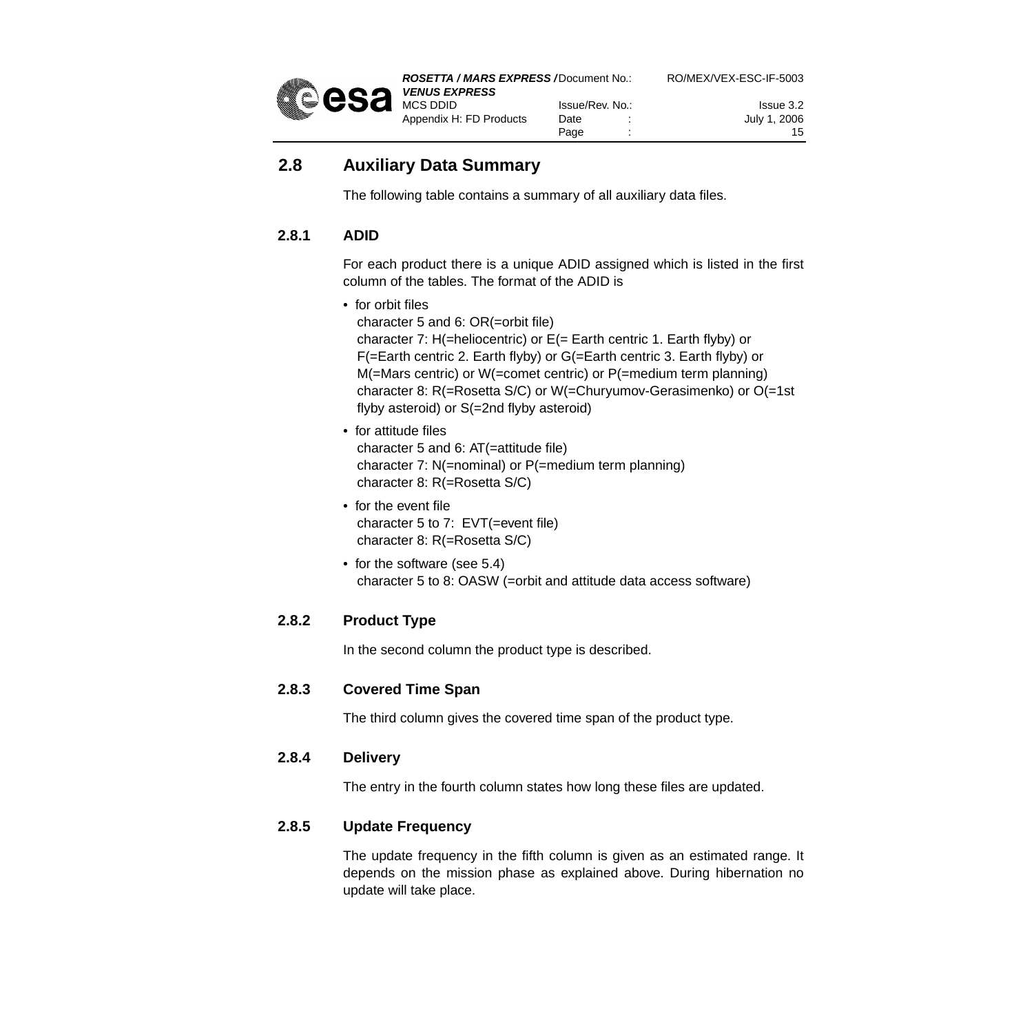## 2.8 Auxiliary Data Summary

The following table contains a summary of all auxiliary data files.

### 2.8.1 ADID

For each product there is a unique ADID assigned which is listed in the first column of the tables. The format of the ADID is

- for orbit files
  character 5 and 6: OR(=orbit file)
  character 7: H(=heliocentric) or E(= Earth centric 1. Earth flyby) or F(=Earth centric 2. Earth flyby) or G(=Earth centric 3. Earth flyby) or M(=Mars centric) or W(=comet centric) or P(=medium term planning)
  character 8: R(=Rosetta S/C) or W(=Churyumov-Gerasimenko) or O(=1st flyby asteroid) or S(=2nd flyby asteroid)
- for attitude files
  character 5 and 6: AT(=attitude file)
  character 7: N(=nominal) or P(=medium term planning)
  character 8: R(=Rosetta S/C)
- for the event file
  character 5 to 7: EVT(=event file)
  character 8: R(=Rosetta S/C)
- for the software (see 5.4)
  character 5 to 8: OASW (=orbit and attitude data access software)

### 2.8.2 Product Type

In the second column the product type is described.

### 2.8.3 Covered Time Span

The third column gives the covered time span of the product type.

### 2.8.4 Delivery

The entry in the fourth column states how long these files are updated.

### 2.8.5 Update Frequency

The update frequency in the fifth column is given as an estimated range. It depends on the mission phase as explained above. During hibernation no update will take place.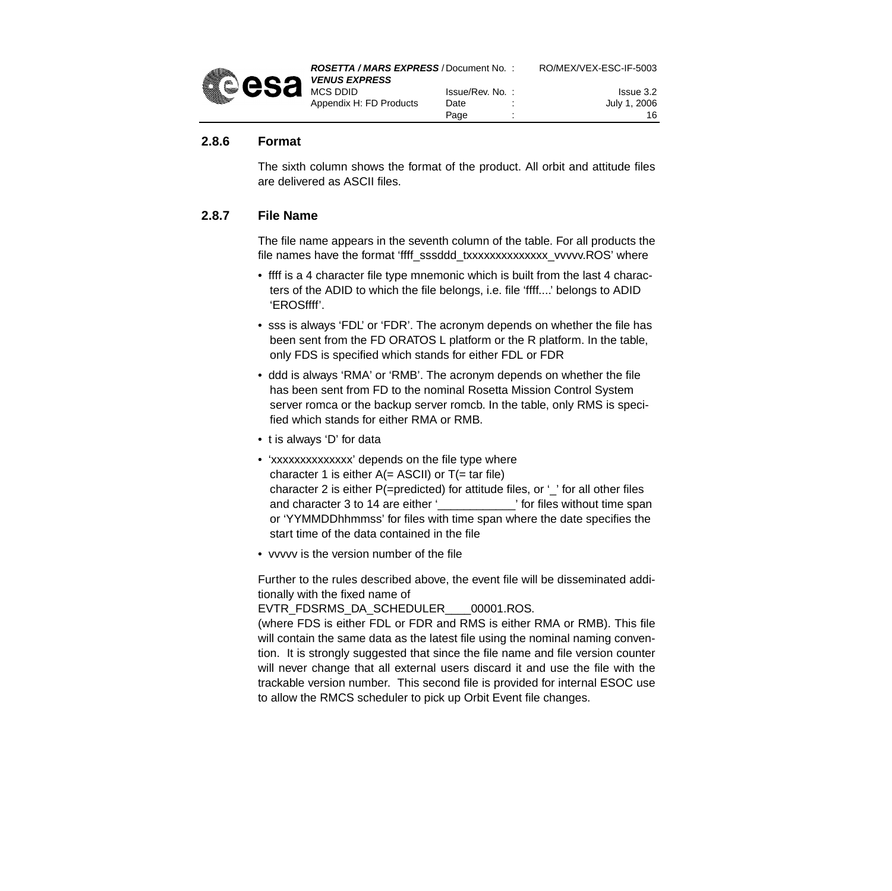### 2.8.6 Format

The sixth column shows the format of the product. All orbit and attitude files are delivered as ASCII files.

### 2.8.7 File Name

The file name appears in the seventh column of the table. For all products the file names have the format 'ffff_sssddd_txxxxxxxxxxxxxx_vvvvv.ROS' where

- ffff is a 4 character file type mnemonic which is built from the last 4 characters of the ADID to which the file belongs, i.e. file 'ffff....' belongs to ADID 'EROSffff'.
- sss is always 'FDL' or 'FDR'. The acronym depends on whether the file has been sent from the FD ORATOS L platform or the R platform. In the table, only FDS is specified which stands for either FDL or FDR
- ddd is always 'RMA' or 'RMB'. The acronym depends on whether the file has been sent from FD to the nominal Rosetta Mission Control System server romca or the backup server romcb. In the table, only RMS is specified which stands for either RMA or RMB.
- t is always 'D' for data
- 'xxxxxxxxxxxxxx' depends on the file type where
  character 1 is either A(= ASCII) or T(= tar file)
  character 2 is either P(=predicted) for attitude files, or '_' for all other files
  and character 3 to 14 are either '____________' for files without time span or 'YYMMDDhhmmss' for files with time span where the date specifies the start time of the data contained in the file
- vvvvv is the version number of the file

Further to the rules described above, the event file will be disseminated additionally with the fixed name of
EVTR_FDSRMS_DA_SCHEDULER____00001.ROS.
(where FDS is either FDL or FDR and RMS is either RMA or RMB). This file will contain the same data as the latest file using the nominal naming convention. It is strongly suggested that since the file name and file version counter will never change that all external users discard it and use the file with the trackable version number. This second file is provided for internal ESOC use to allow the RMCS scheduler to pick up Orbit Event file changes.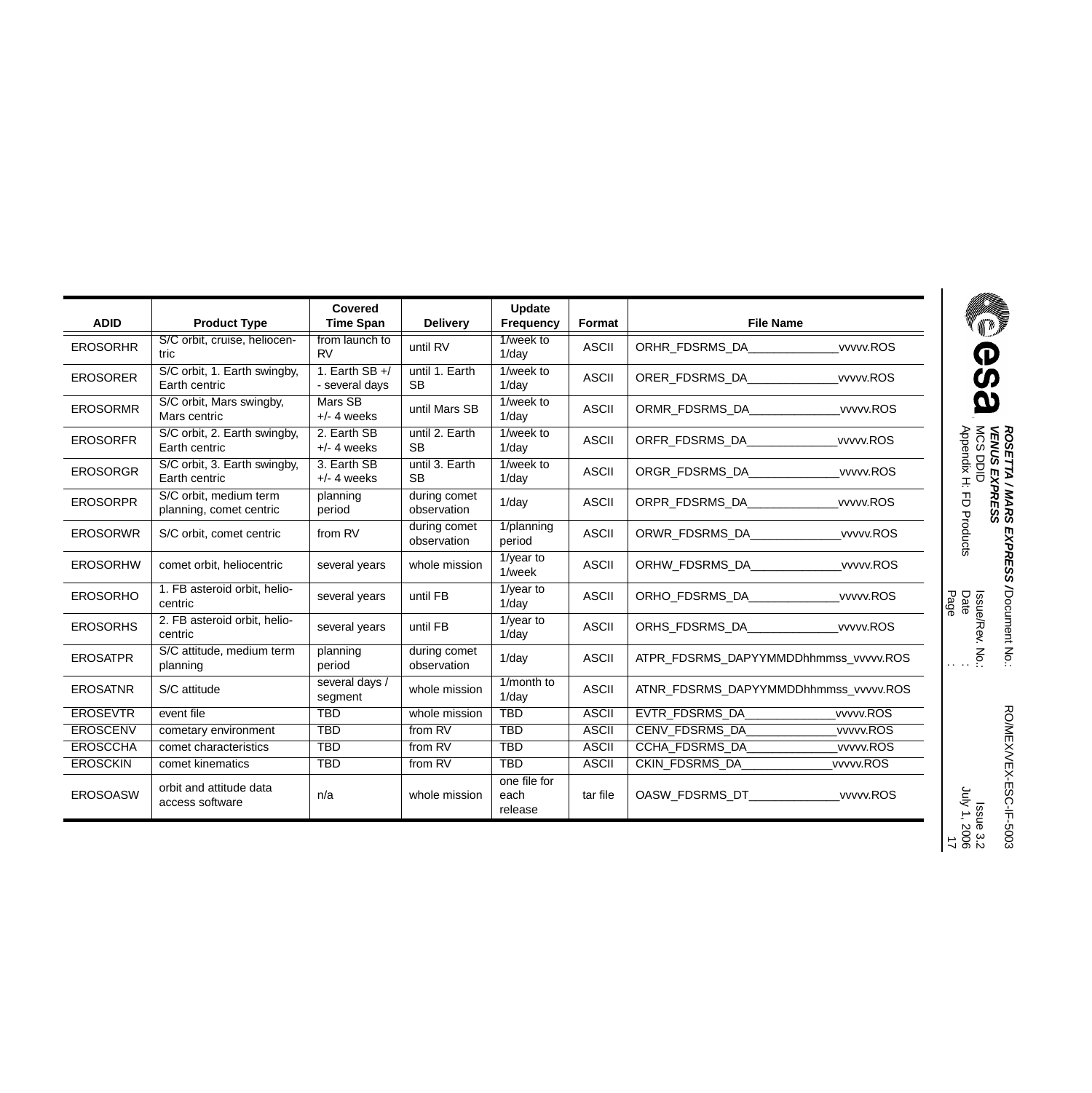| ADID | Product Type | Covered Time Span | Delivery | Update Frequency | Format | File Name |
| --- | --- | --- | --- | --- | --- | --- |
| EROSORHR | S/C orbit, cruise, heliocentric | from launch to RV | until RV | 1/week to 1/day | ASCII | ORHR_FDSRMS_DA_____________vvvvv.ROS |
| EROSORER | S/C orbit, 1. Earth swingby, Earth centric | 1. Earth SB +/- several days | until 1. Earth SB | 1/week to 1/day | ASCII | ORER_FDSRMS_DA_____________vvvvv.ROS |
| EROSORMR | S/C orbit, Mars swingby, Mars centric | Mars SB +/- 4 weeks | until Mars SB | 1/week to 1/day | ASCII | ORMR_FDSRMS_DA_____________vvvvv.ROS |
| EROSORFR | S/C orbit, 2. Earth swingby, Earth centric | 2. Earth SB +/- 4 weeks | until 2. Earth SB | 1/week to 1/day | ASCII | ORFR_FDSRMS_DA_____________vvvvv.ROS |
| EROSORGR | S/C orbit, 3. Earth swingby, Earth centric | 3. Earth SB +/- 4 weeks | until 3. Earth SB | 1/week to 1/day | ASCII | ORGR_FDSRMS_DA_____________vvvvv.ROS |
| EROSORPR | S/C orbit, medium term planning, comet centric | planning period | during comet observation | 1/day | ASCII | ORPR_FDSRMS_DA_____________vvvvv.ROS |
| EROSORWR | S/C orbit, comet centric | from RV | during comet observation | 1/planning period | ASCII | ORWR_FDSRMS_DA_____________vvvvv.ROS |
| EROSORHW | comet orbit, heliocentric | several years | whole mission | 1/year to 1/week | ASCII | ORHW_FDSRMS_DA_____________vvvvv.ROS |
| EROSORHO | 1. FB asteroid orbit, heliocentric | several years | until FB | 1/year to 1/day | ASCII | ORHO_FDSRMS_DA_____________vvvvv.ROS |
| EROSORHS | 2. FB asteroid orbit, heliocentric | several years | until FB | 1/year to 1/day | ASCII | ORHS_FDSRMS_DA_____________vvvvv.ROS |
| EROSATPR | S/C attitude, medium term planning | planning period | during comet observation | 1/day | ASCII | ATPR_FDSRMS_DAPYYMMDDhhmmss_vvvvv.ROS |
| EROSATNR | S/C attitude | several days / segment | whole mission | 1/month to 1/day | ASCII | ATNR_FDSRMS_DAPYYMMDDhhmmss_vvvvv.ROS |
| EROSEVTR | event file | TBD | whole mission | TBD | ASCII | EVTR_FDSRMS_DA_____________vvvvv.ROS |
| EROSCENV | cometary environment | TBD | from RV | TBD | ASCII | CENV_FDSRMS_DA_____________vvvvv.ROS |
| EROSCCHA | comet characteristics | TBD | from RV | TBD | ASCII | CCHA_FDSRMS_DA_____________vvvvv.ROS |
| EROSCKIN | comet kinematics | TBD | from RV | TBD | ASCII | CKIN_FDSRMS_DA_____________vvvvv.ROS |
| EROSOASW | orbit and attitude data access software | n/a | whole mission | one file for each release | tar file | OASW_FDSRMS_DT_____________vvvvv.ROS |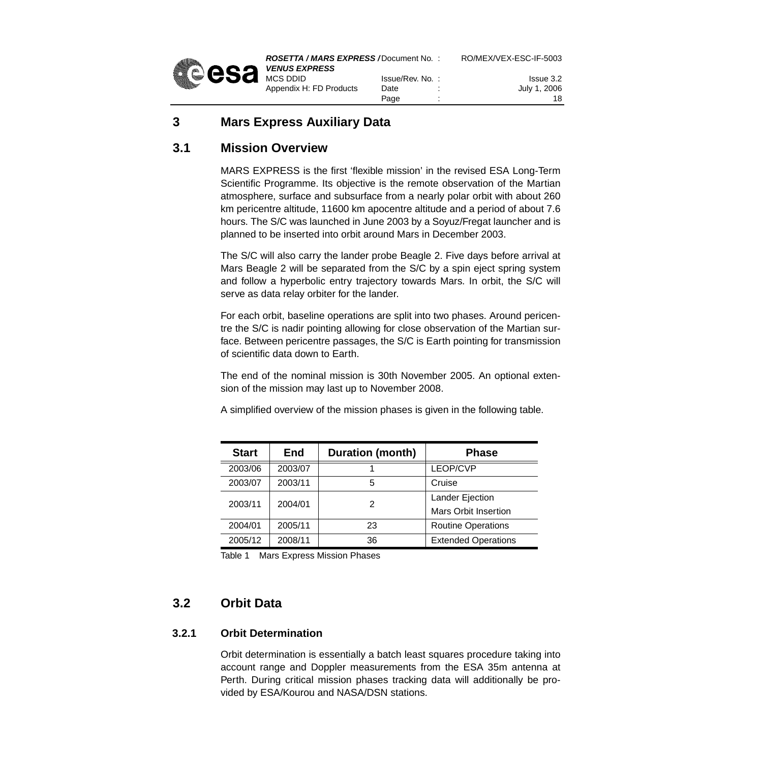# 3 Mars Express Auxiliary Data

## 3.1 Mission Overview

MARS EXPRESS is the first 'flexible mission' in the revised ESA Long-Term Scientific Programme. Its objective is the remote observation of the Martian atmosphere, surface and subsurface from a nearly polar orbit with about 260 km pericentre altitude, 11600 km apocentre altitude and a period of about 7.6 hours. The S/C was launched in June 2003 by a Soyuz/Fregat launcher and is planned to be inserted into orbit around Mars in December 2003.

The S/C will also carry the lander probe Beagle 2. Five days before arrival at Mars Beagle 2 will be separated from the S/C by a spin eject spring system and follow a hyperbolic entry trajectory towards Mars. In orbit, the S/C will serve as data relay orbiter for the lander.

For each orbit, baseline operations are split into two phases. Around pericentre the S/C is nadir pointing allowing for close observation of the Martian surface. Between pericentre passages, the S/C is Earth pointing for transmission of scientific data down to Earth.

The end of the nominal mission is 30th November 2005. An optional extension of the mission may last up to November 2008.

A simplified overview of the mission phases is given in the following table.

| Start | End | Duration (month) | Phase |
|---|---|---|---|
| 2003/06 | 2003/07 | 1 | LEOP/CVP |
| 2003/07 | 2003/11 | 5 | Cruise |
| 2003/11 | 2004/01 | 2 | Lander Ejection<br>Mars Orbit Insertion |
| 2004/01 | 2005/11 | 23 | Routine Operations |
| 2005/12 | 2008/11 | 36 | Extended Operations |

Table 1 Mars Express Mission Phases

## 3.2 Orbit Data

### 3.2.1 Orbit Determination

Orbit determination is essentially a batch least squares procedure taking into account range and Doppler measurements from the ESA 35m antenna at Perth. During critical mission phases tracking data will additionally be provided by ESA/Kourou and NASA/DSN stations.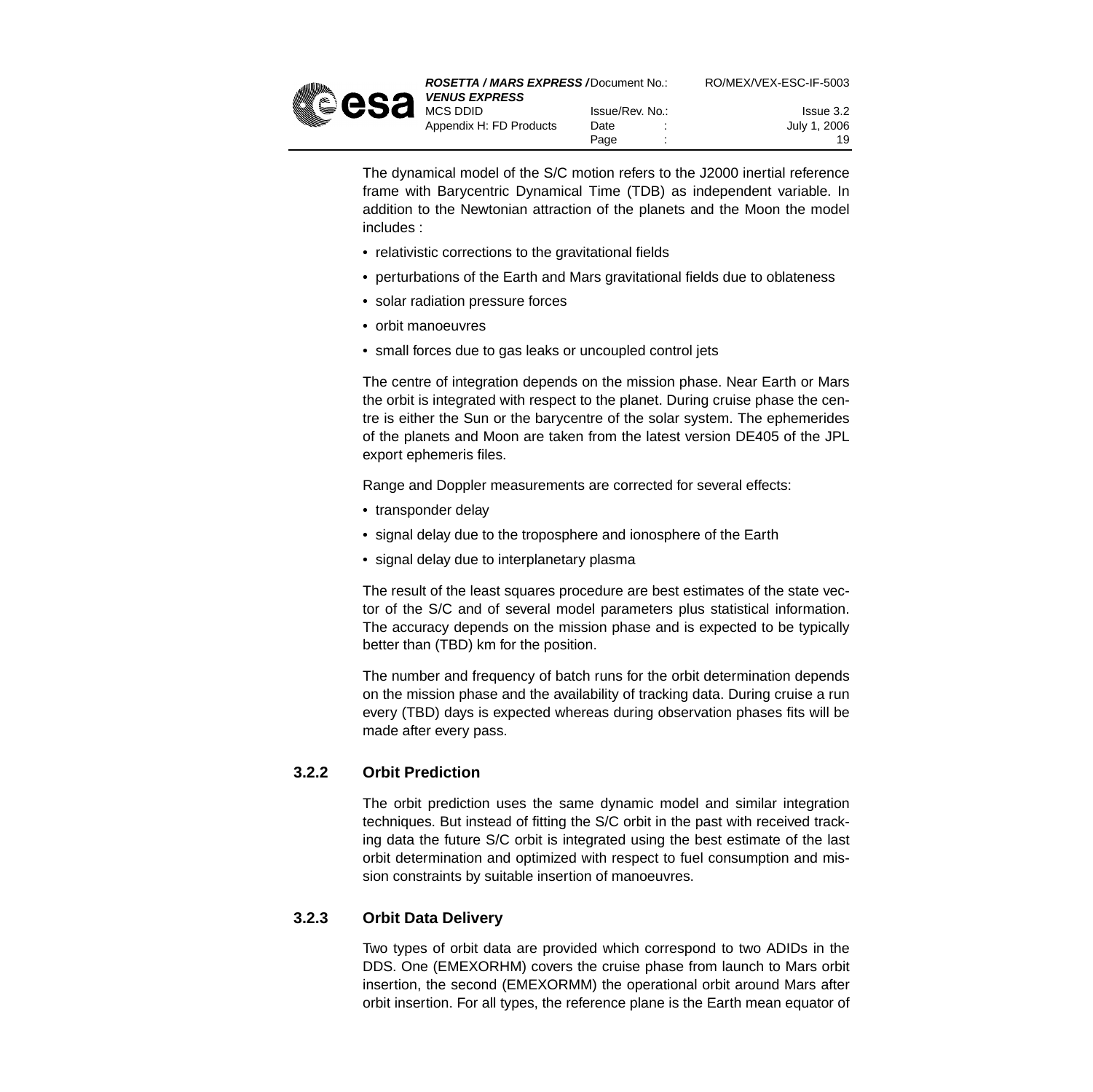The dynamical model of the S/C motion refers to the J2000 inertial reference frame with Barycentric Dynamical Time (TDB) as independent variable. In addition to the Newtonian attraction of the planets and the Moon the model includes :

- relativistic corrections to the gravitational fields
- perturbations of the Earth and Mars gravitational fields due to oblateness
- solar radiation pressure forces
- orbit manoeuvres
- small forces due to gas leaks or uncoupled control jets

The centre of integration depends on the mission phase. Near Earth or Mars the orbit is integrated with respect to the planet. During cruise phase the centre is either the Sun or the barycentre of the solar system. The ephemerides of the planets and Moon are taken from the latest version DE405 of the JPL export ephemeris files.

Range and Doppler measurements are corrected for several effects:

- transponder delay
- signal delay due to the troposphere and ionosphere of the Earth
- signal delay due to interplanetary plasma

The result of the least squares procedure are best estimates of the state vector of the S/C and of several model parameters plus statistical information. The accuracy depends on the mission phase and is expected to be typically better than (TBD) km for the position.

The number and frequency of batch runs for the orbit determination depends on the mission phase and the availability of tracking data. During cruise a run every (TBD) days is expected whereas during observation phases fits will be made after every pass.

### 3.2.2 Orbit Prediction

The orbit prediction uses the same dynamic model and similar integration techniques. But instead of fitting the S/C orbit in the past with received tracking data the future S/C orbit is integrated using the best estimate of the last orbit determination and optimized with respect to fuel consumption and mission constraints by suitable insertion of manoeuvres.

### 3.2.3 Orbit Data Delivery

Two types of orbit data are provided which correspond to two ADIDs in the DDS. One (EMEXORHM) covers the cruise phase from launch to Mars orbit insertion, the second (EMEXORMM) the operational orbit around Mars after orbit insertion. For all types, the reference plane is the Earth mean equator of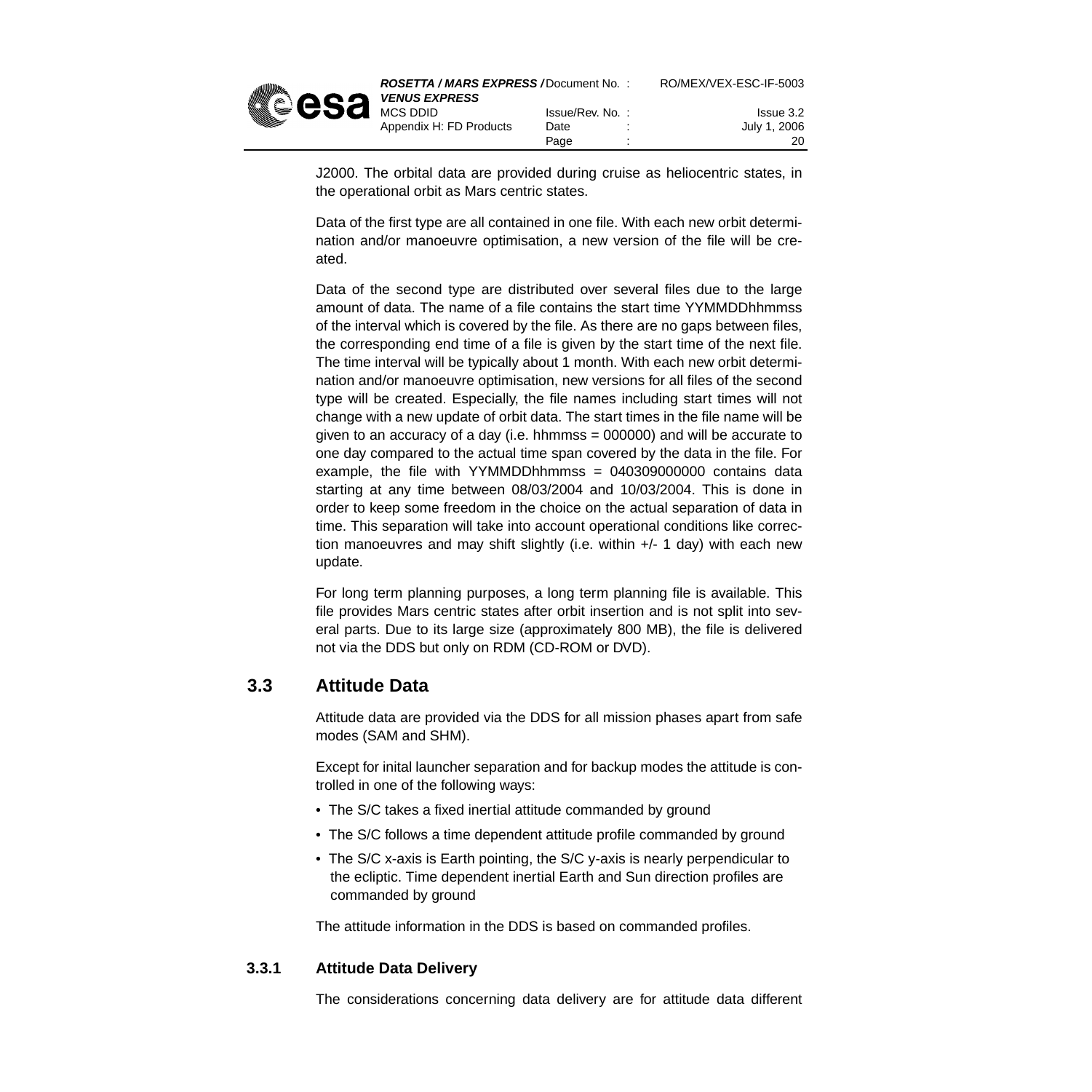J2000. The orbital data are provided during cruise as heliocentric states, in the operational orbit as Mars centric states.

Data of the first type are all contained in one file. With each new orbit determination and/or manoeuvre optimisation, a new version of the file will be created.

Data of the second type are distributed over several files due to the large amount of data. The name of a file contains the start time YYMMDDhhmmss of the interval which is covered by the file. As there are no gaps between files, the corresponding end time of a file is given by the start time of the next file. The time interval will be typically about 1 month. With each new orbit determination and/or manoeuvre optimisation, new versions for all files of the second type will be created. Especially, the file names including start times will not change with a new update of orbit data. The start times in the file name will be given to an accuracy of a day (i.e. hhmmss = 000000) and will be accurate to one day compared to the actual time span covered by the data in the file. For example, the file with YYMMDDhhmmss = 040309000000 contains data starting at any time between 08/03/2004 and 10/03/2004. This is done in order to keep some freedom in the choice on the actual separation of data in time. This separation will take into account operational conditions like correction manoeuvres and may shift slightly (i.e. within +/- 1 day) with each new update.

For long term planning purposes, a long term planning file is available. This file provides Mars centric states after orbit insertion and is not split into several parts. Due to its large size (approximately 800 MB), the file is delivered not via the DDS but only on RDM (CD-ROM or DVD).

## 3.3 Attitude Data

Attitude data are provided via the DDS for all mission phases apart from safe modes (SAM and SHM).

Except for inital launcher separation and for backup modes the attitude is controlled in one of the following ways:

- The S/C takes a fixed inertial attitude commanded by ground
- The S/C follows a time dependent attitude profile commanded by ground
- The S/C x-axis is Earth pointing, the S/C y-axis is nearly perpendicular to the ecliptic. Time dependent inertial Earth and Sun direction profiles are commanded by ground

The attitude information in the DDS is based on commanded profiles.

### 3.3.1 Attitude Data Delivery

The considerations concerning data delivery are for attitude data different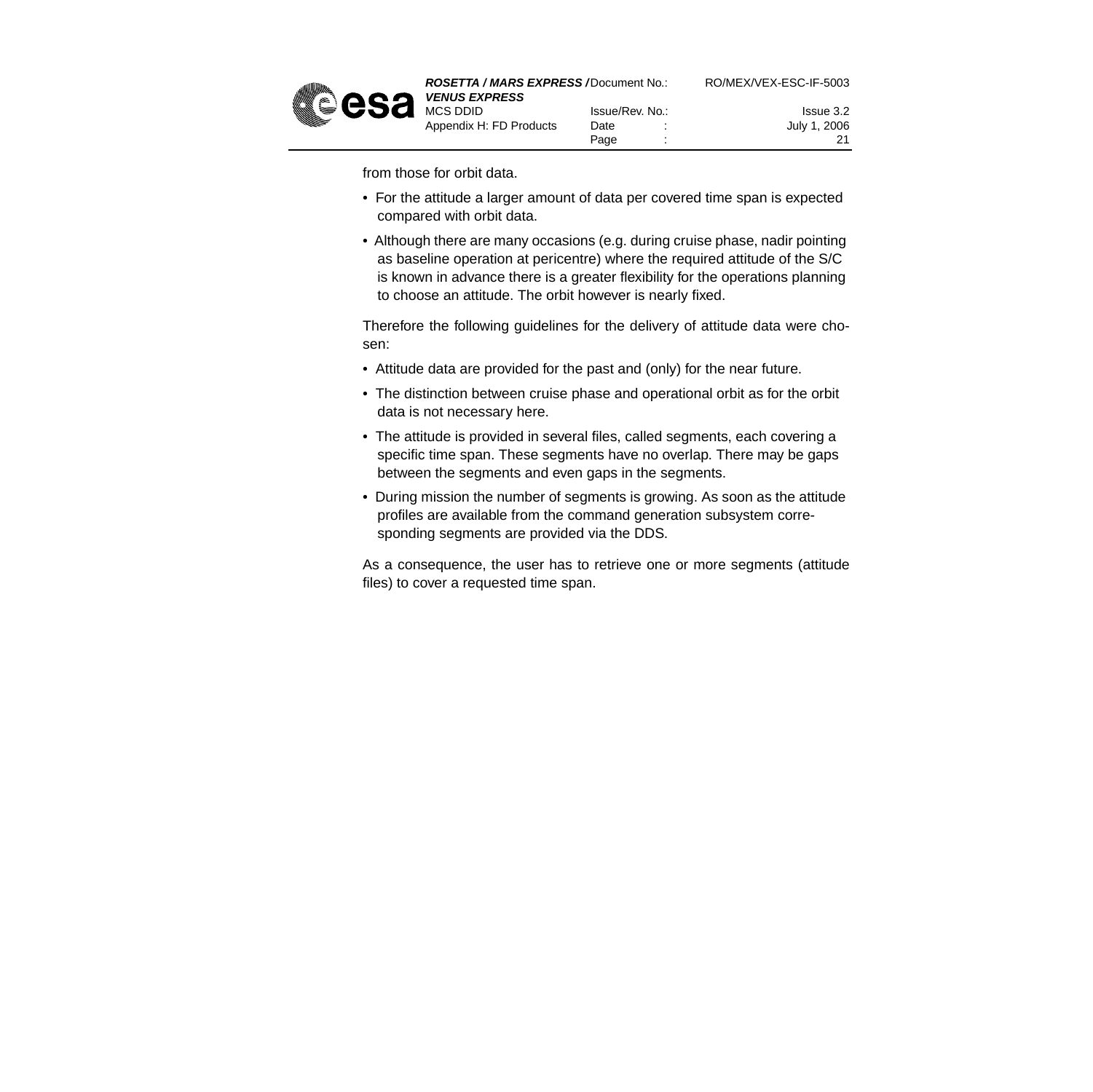from those for orbit data.

- For the attitude a larger amount of data per covered time span is expected compared with orbit data.
- Although there are many occasions (e.g. during cruise phase, nadir pointing as baseline operation at pericentre) where the required attitude of the S/C is known in advance there is a greater flexibility for the operations planning to choose an attitude. The orbit however is nearly fixed.

Therefore the following guidelines for the delivery of attitude data were chosen:

- Attitude data are provided for the past and (only) for the near future.
- The distinction between cruise phase and operational orbit as for the orbit data is not necessary here.
- The attitude is provided in several files, called segments, each covering a specific time span. These segments have no overlap. There may be gaps between the segments and even gaps in the segments.
- During mission the number of segments is growing. As soon as the attitude profiles are available from the command generation subsystem corresponding segments are provided via the DDS.

As a consequence, the user has to retrieve one or more segments (attitude files) to cover a requested time span.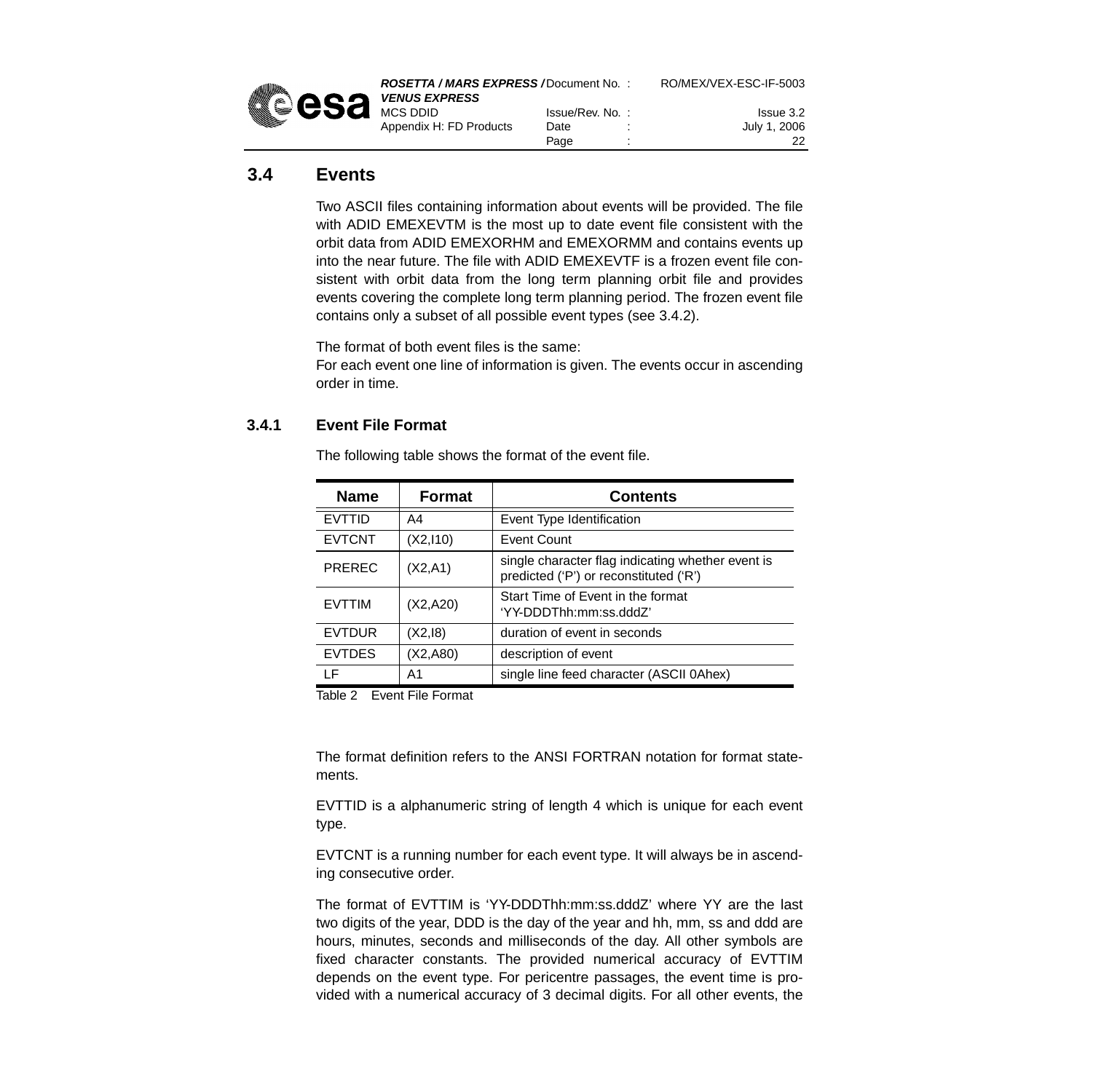## 3.4 Events

Two ASCII files containing information about events will be provided. The file with ADID EMEXEVTM is the most up to date event file consistent with the orbit data from ADID EMEXORHM and EMEXORMM and contains events up into the near future. The file with ADID EMEXEVTF is a frozen event file consistent with orbit data from the long term planning orbit file and provides events covering the complete long term planning period. The frozen event file contains only a subset of all possible event types (see 3.4.2).

The format of both event files is the same:
For each event one line of information is given. The events occur in ascending order in time.

### 3.4.1 Event File Format

The following table shows the format of the event file.

| Name | Format | Contents |
|---|---|---|
| EVTTID | A4 | Event Type Identification |
| EVTCNT | (X2,I10) | Event Count |
| PREREC | (X2,A1) | single character flag indicating whether event is predicted ('P') or reconstituted ('R') |
| EVTTIM | (X2,A20) | Start Time of Event in the format 'YY-DDDThh:mm:ss.dddZ' |
| EVTDUR | (X2,I8) | duration of event in seconds |
| EVTDES | (X2,A80) | description of event |
| LF | A1 | single line feed character (ASCII 0Ahex) |

Table 2 Event File Format

The format definition refers to the ANSI FORTRAN notation for format statements.

EVTTID is a alphanumeric string of length 4 which is unique for each event type.

EVTCNT is a running number for each event type. It will always be in ascending consecutive order.

The format of EVTTIM is 'YY-DDDThh:mm:ss.dddZ' where YY are the last two digits of the year, DDD is the day of the year and hh, mm, ss and ddd are hours, minutes, seconds and milliseconds of the day. All other symbols are fixed character constants. The provided numerical accuracy of EVTTIM depends on the event type. For pericentre passages, the event time is provided with a numerical accuracy of 3 decimal digits. For all other events, the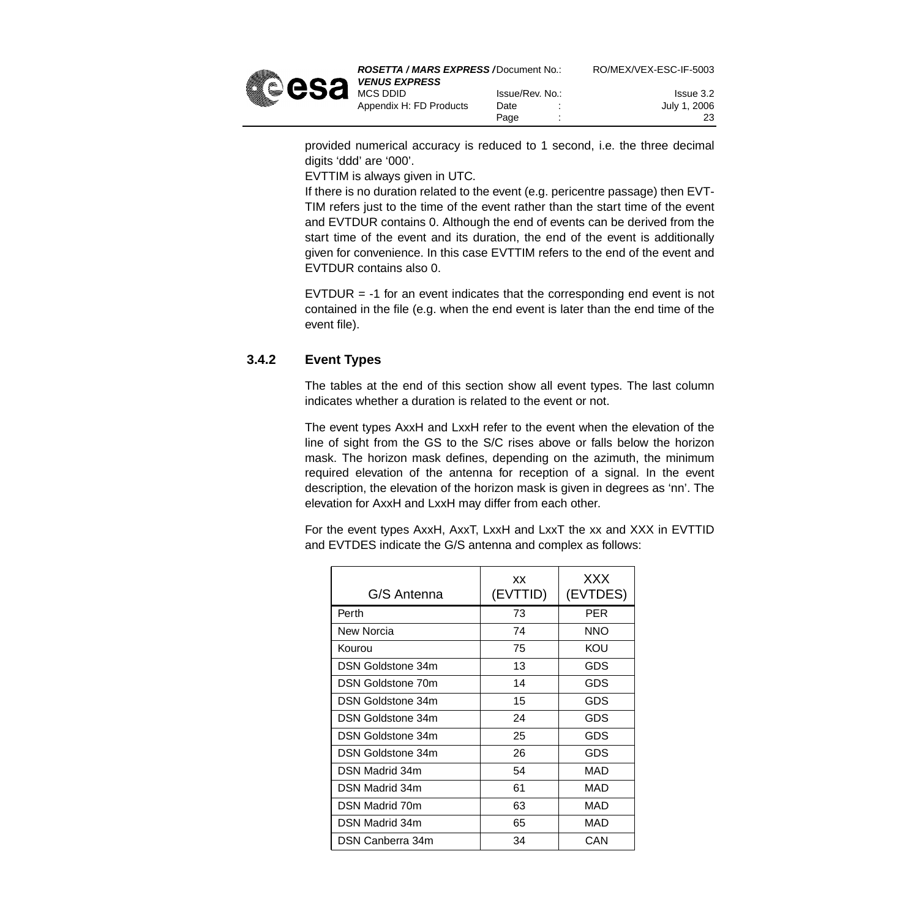provided numerical accuracy is reduced to 1 second, i.e. the three decimal digits 'ddd' are '000'.

EVTTIM is always given in UTC.

If there is no duration related to the event (e.g. pericentre passage) then EVT-TIM refers just to the time of the event rather than the start time of the event and EVTDUR contains 0. Although the end of events can be derived from the start time of the event and its duration, the end of the event is additionally given for convenience. In this case EVTTIM refers to the end of the event and EVTDUR contains also 0.

EVTDUR = -1 for an event indicates that the corresponding end event is not contained in the file (e.g. when the end event is later than the end time of the event file).

### 3.4.2 Event Types

The tables at the end of this section show all event types. The last column indicates whether a duration is related to the event or not.

The event types AxxH and LxxH refer to the event when the elevation of the line of sight from the GS to the S/C rises above or falls below the horizon mask. The horizon mask defines, depending on the azimuth, the minimum required elevation of the antenna for reception of a signal. In the event description, the elevation of the horizon mask is given in degrees as 'nn'. The elevation for AxxH and LxxH may differ from each other.

For the event types AxxH, AxxT, LxxH and LxxT the xx and XXX in EVTTID and EVTDES indicate the G/S antenna and complex as follows:

| G/S Antenna | xx (EVTTID) | XXX (EVTDES) |
|---|---|---|
| Perth | 73 | PER |
| New Norcia | 74 | NNO |
| Kourou | 75 | KOU |
| DSN Goldstone 34m | 13 | GDS |
| DSN Goldstone 70m | 14 | GDS |
| DSN Goldstone 34m | 15 | GDS |
| DSN Goldstone 34m | 24 | GDS |
| DSN Goldstone 34m | 25 | GDS |
| DSN Goldstone 34m | 26 | GDS |
| DSN Madrid 34m | 54 | MAD |
| DSN Madrid 34m | 61 | MAD |
| DSN Madrid 70m | 63 | MAD |
| DSN Madrid 34m | 65 | MAD |
| DSN Canberra 34m | 34 | CAN |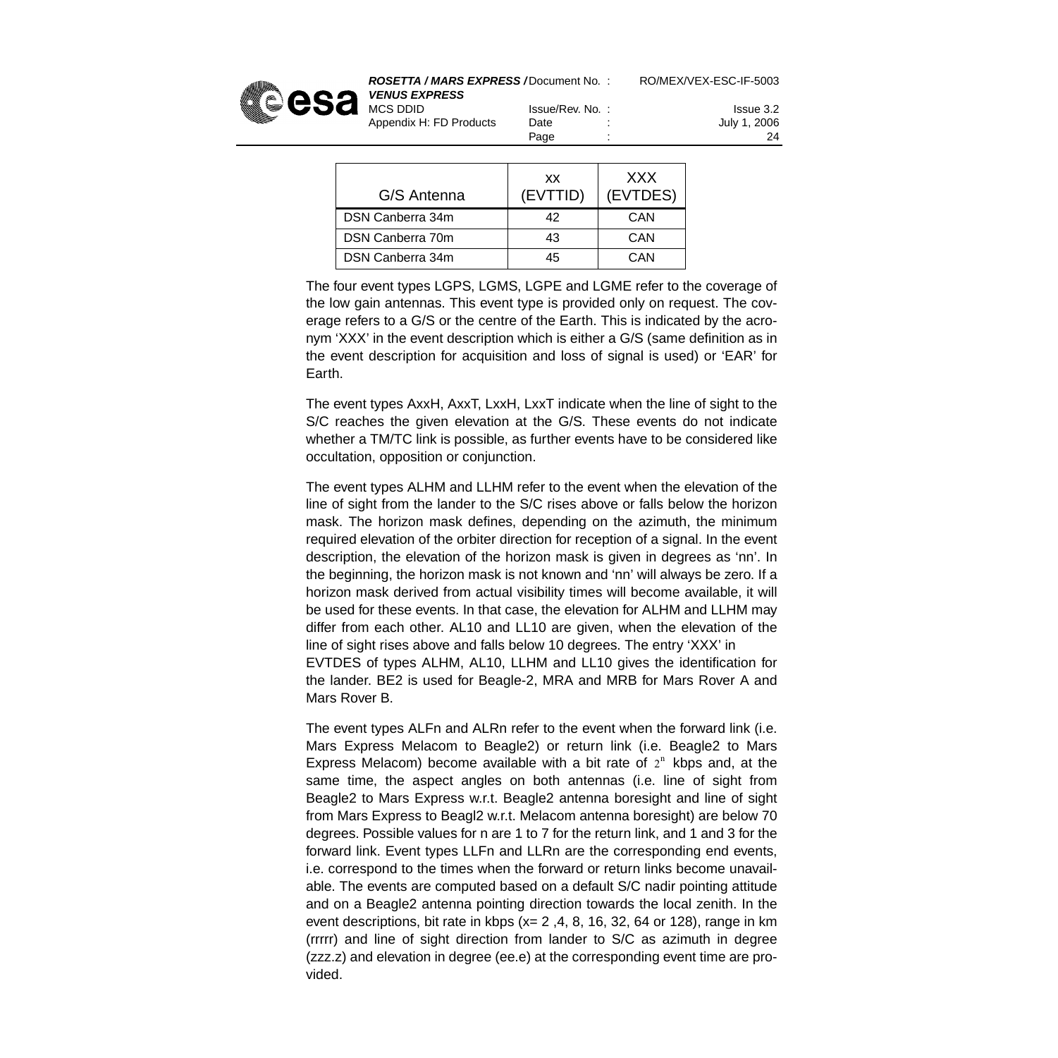| G/S Antenna | xx (EVTTID) | XXX (EVTDES) |
|---|---|---|
| DSN Canberra 34m | 42 | CAN |
| DSN Canberra 70m | 43 | CAN |
| DSN Canberra 34m | 45 | CAN |

The four event types LGPS, LGMS, LGPE and LGME refer to the coverage of the low gain antennas. This event type is provided only on request. The coverage refers to a G/S or the centre of the Earth. This is indicated by the acronym 'XXX' in the event description which is either a G/S (same definition as in the event description for acquisition and loss of signal is used) or 'EAR' for Earth.

The event types AxxH, AxxT, LxxH, LxxT indicate when the line of sight to the S/C reaches the given elevation at the G/S. These events do not indicate whether a TM/TC link is possible, as further events have to be considered like occultation, opposition or conjunction.

The event types ALHM and LLHM refer to the event when the elevation of the line of sight from the lander to the S/C rises above or falls below the horizon mask. The horizon mask defines, depending on the azimuth, the minimum required elevation of the orbiter direction for reception of a signal. In the event description, the elevation of the horizon mask is given in degrees as 'nn'. In the beginning, the horizon mask is not known and 'nn' will always be zero. If a horizon mask derived from actual visibility times will become available, it will be used for these events. In that case, the elevation for ALHM and LLHM may differ from each other. AL10 and LL10 are given, when the elevation of the line of sight rises above and falls below 10 degrees. The entry 'XXX' in EVTDES of types ALHM, AL10, LLHM and LL10 gives the identification for the lander. BE2 is used for Beagle-2, MRA and MRB for Mars Rover A and Mars Rover B.

The event types ALFn and ALRn refer to the event when the forward link (i.e. Mars Express Melacom to Beagle2) or return link (i.e. Beagle2 to Mars Express Melacom) become available with a bit rate of $2^n$ kbps and, at the same time, the aspect angles on both antennas (i.e. line of sight from Beagle2 to Mars Express w.r.t. Beagle2 antenna boresight and line of sight from Mars Express to Beagl2 w.r.t. Melacom antenna boresight) are below 70 degrees. Possible values for n are 1 to 7 for the return link, and 1 and 3 for the forward link. Event types LLFn and LLRn are the corresponding end events, i.e. correspond to the times when the forward or return links become unavailable. The events are computed based on a default S/C nadir pointing attitude and on a Beagle2 antenna pointing direction towards the local zenith. In the event descriptions, bit rate in kbps (x= 2 ,4, 8, 16, 32, 64 or 128), range in km (rrrrr) and line of sight direction from lander to S/C as azimuth in degree (zzz.z) and elevation in degree (ee.e) at the corresponding event time are provided.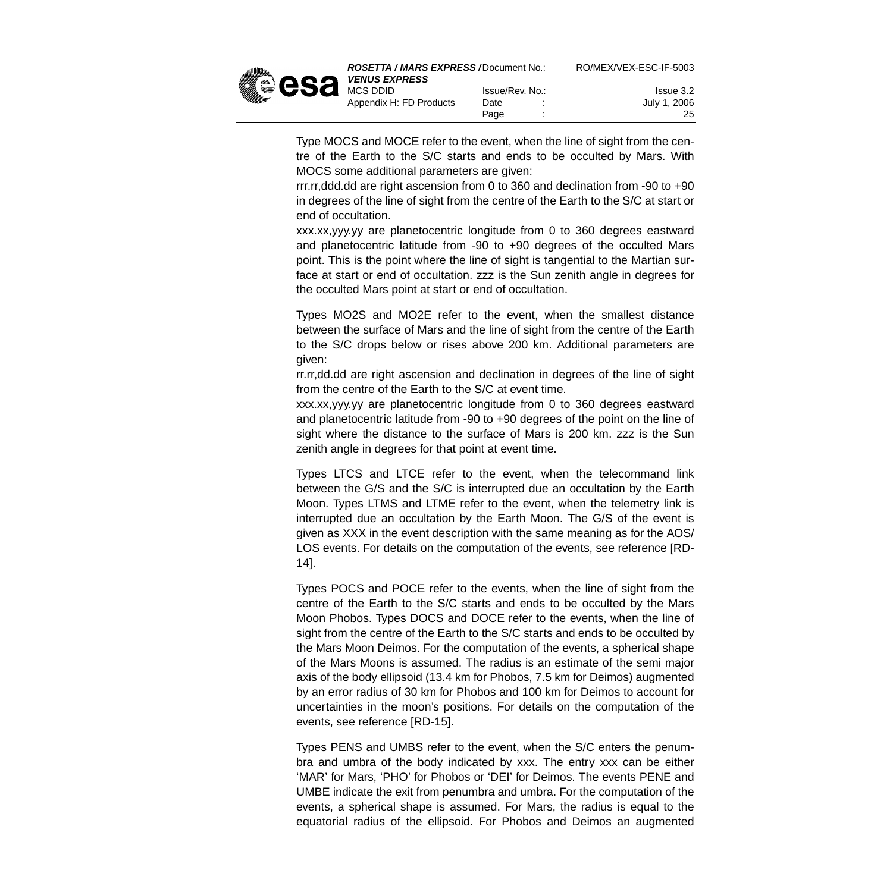Type MOCS and MOCE refer to the event, when the line of sight from the centre of the Earth to the S/C starts and ends to be occulted by Mars. With MOCS some additional parameters are given:

rrr.rr,ddd.dd are right ascension from 0 to 360 and declination from -90 to +90 in degrees of the line of sight from the centre of the Earth to the S/C at start or end of occultation.

xxx.xx,yyy.yy are planetocentric longitude from 0 to 360 degrees eastward and planetocentric latitude from -90 to +90 degrees of the occulted Mars point. This is the point where the line of sight is tangential to the Martian surface at start or end of occultation. zzz is the Sun zenith angle in degrees for the occulted Mars point at start or end of occultation.

Types MO2S and MO2E refer to the event, when the smallest distance between the surface of Mars and the line of sight from the centre of the Earth to the S/C drops below or rises above 200 km. Additional parameters are given:

rr.rr,dd.dd are right ascension and declination in degrees of the line of sight from the centre of the Earth to the S/C at event time.

xxx.xx,yyy.yy are planetocentric longitude from 0 to 360 degrees eastward and planetocentric latitude from -90 to +90 degrees of the point on the line of sight where the distance to the surface of Mars is 200 km. zzz is the Sun zenith angle in degrees for that point at event time.

Types LTCS and LTCE refer to the event, when the telecommand link between the G/S and the S/C is interrupted due an occultation by the Earth Moon. Types LTMS and LTME refer to the event, when the telemetry link is interrupted due an occultation by the Earth Moon. The G/S of the event is given as XXX in the event description with the same meaning as for the AOS/LOS events. For details on the computation of the events, see reference [RD-14].

Types POCS and POCE refer to the events, when the line of sight from the centre of the Earth to the S/C starts and ends to be occulted by the Mars Moon Phobos. Types DOCS and DOCE refer to the events, when the line of sight from the centre of the Earth to the S/C starts and ends to be occulted by the Mars Moon Deimos. For the computation of the events, a spherical shape of the Mars Moons is assumed. The radius is an estimate of the semi major axis of the body ellipsoid (13.4 km for Phobos, 7.5 km for Deimos) augmented by an error radius of 30 km for Phobos and 100 km for Deimos to account for uncertainties in the moon's positions. For details on the computation of the events, see reference [RD-15].

Types PENS and UMBS refer to the event, when the S/C enters the penumbra and umbra of the body indicated by xxx. The entry xxx can be either 'MAR' for Mars, 'PHO' for Phobos or 'DEI' for Deimos. The events PENE and UMBE indicate the exit from penumbra and umbra. For the computation of the events, a spherical shape is assumed. For Mars, the radius is equal to the equatorial radius of the ellipsoid. For Phobos and Deimos an augmented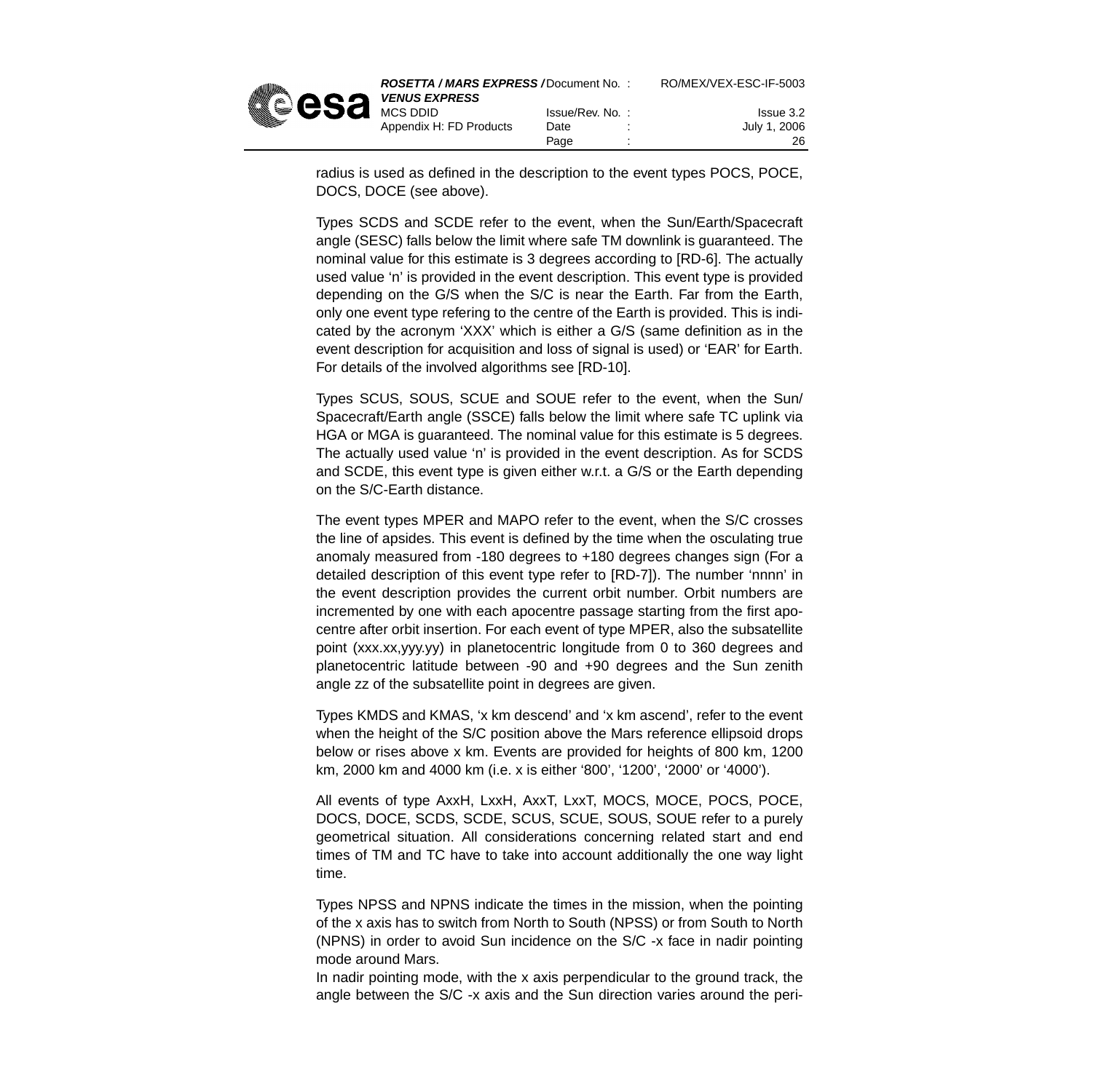radius is used as defined in the description to the event types POCS, POCE, DOCS, DOCE (see above).

Types SCDS and SCDE refer to the event, when the Sun/Earth/Spacecraft angle (SESC) falls below the limit where safe TM downlink is guaranteed. The nominal value for this estimate is 3 degrees according to [RD-6]. The actually used value ‘n’ is provided in the event description. This event type is provided depending on the G/S when the S/C is near the Earth. Far from the Earth, only one event type refering to the centre of the Earth is provided. This is indicated by the acronym ‘XXX’ which is either a G/S (same definition as in the event description for acquisition and loss of signal is used) or ‘EAR’ for Earth. For details of the involved algorithms see [RD-10].

Types SCUS, SOUS, SCUE and SOUE refer to the event, when the Sun/ Spacecraft/Earth angle (SSCE) falls below the limit where safe TC uplink via HGA or MGA is guaranteed. The nominal value for this estimate is 5 degrees. The actually used value ‘n’ is provided in the event description. As for SCDS and SCDE, this event type is given either w.r.t. a G/S or the Earth depending on the S/C-Earth distance.

The event types MPER and MAPO refer to the event, when the S/C crosses the line of apsides. This event is defined by the time when the osculating true anomaly measured from -180 degrees to +180 degrees changes sign (For a detailed description of this event type refer to [RD-7]). The number ‘nnnn’ in the event description provides the current orbit number. Orbit numbers are incremented by one with each apocentre passage starting from the first apocentre after orbit insertion. For each event of type MPER, also the subsatellite point (xxx.xx,yyy.yy) in planetocentric longitude from 0 to 360 degrees and planetocentric latitude between -90 and +90 degrees and the Sun zenith angle zz of the subsatellite point in degrees are given.

Types KMDS and KMAS, ‘x km descend’ and ‘x km ascend’, refer to the event when the height of the S/C position above the Mars reference ellipsoid drops below or rises above x km. Events are provided for heights of 800 km, 1200 km, 2000 km and 4000 km (i.e. x is either ‘800’, ‘1200’, ‘2000’ or ‘4000’).

All events of type AxxH, LxxH, AxxT, LxxT, MOCS, MOCE, POCS, POCE, DOCS, DOCE, SCDS, SCDE, SCUS, SCUE, SOUS, SOUE refer to a purely geometrical situation. All considerations concerning related start and end times of TM and TC have to take into account additionally the one way light time.

Types NPSS and NPNS indicate the times in the mission, when the pointing of the x axis has to switch from North to South (NPSS) or from South to North (NPNS) in order to avoid Sun incidence on the S/C -x face in nadir pointing mode around Mars.
In nadir pointing mode, with the x axis perpendicular to the ground track, the angle between the S/C -x axis and the Sun direction varies around the peri-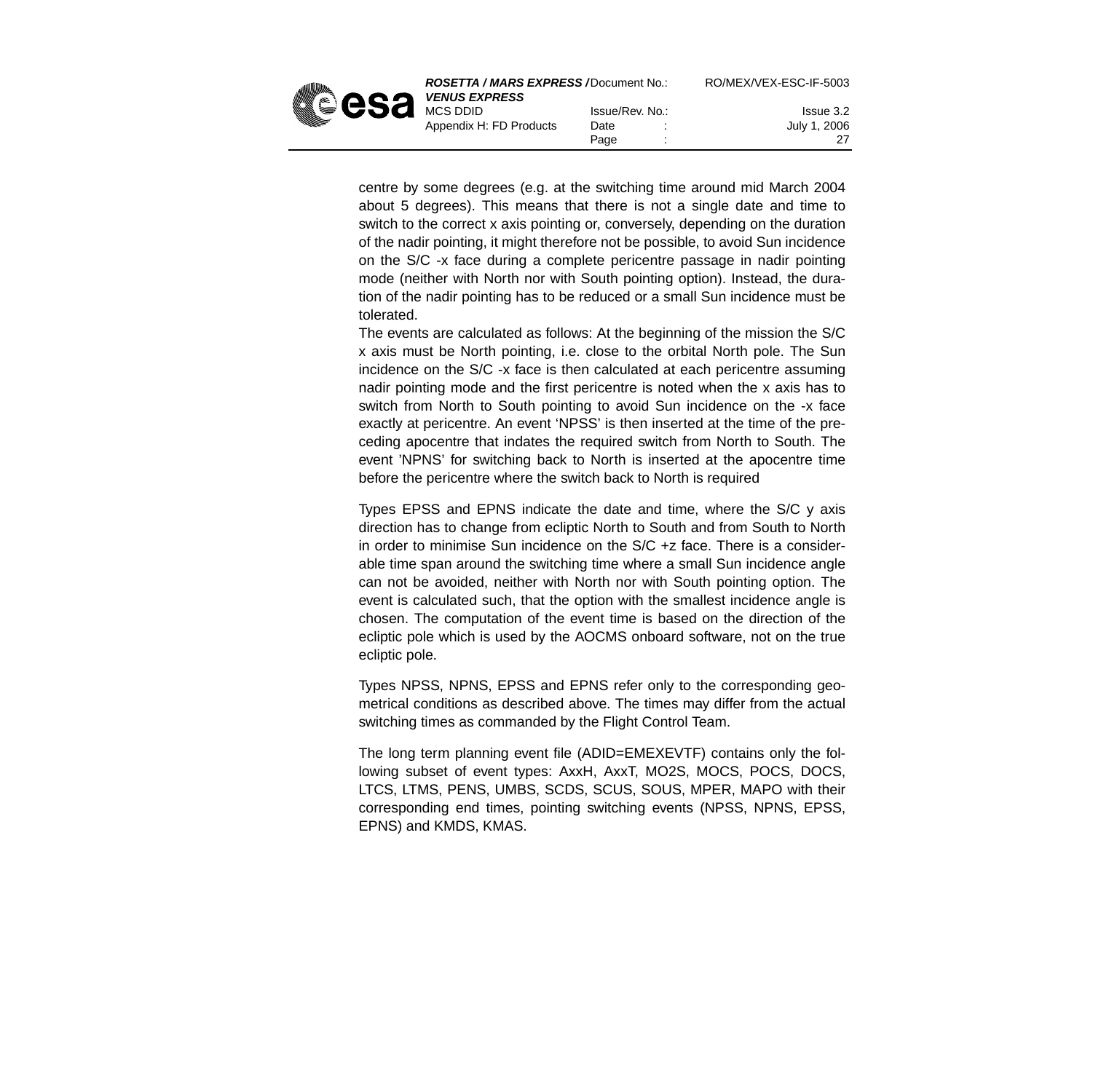centre by some degrees (e.g. at the switching time around mid March 2004 about 5 degrees). This means that there is not a single date and time to switch to the correct x axis pointing or, conversely, depending on the duration of the nadir pointing, it might therefore not be possible, to avoid Sun incidence on the S/C -x face during a complete pericentre passage in nadir pointing mode (neither with North nor with South pointing option). Instead, the duration of the nadir pointing has to be reduced or a small Sun incidence must be tolerated.

The events are calculated as follows: At the beginning of the mission the S/C x axis must be North pointing, i.e. close to the orbital North pole. The Sun incidence on the S/C -x face is then calculated at each pericentre assuming nadir pointing mode and the first pericentre is noted when the x axis has to switch from North to South pointing to avoid Sun incidence on the -x face exactly at pericentre. An event 'NPSS' is then inserted at the time of the preceding apocentre that indates the required switch from North to South. The event 'NPNS' for switching back to North is inserted at the apocentre time before the pericentre where the switch back to North is required

Types EPSS and EPNS indicate the date and time, where the S/C y axis direction has to change from ecliptic North to South and from South to North in order to minimise Sun incidence on the S/C +z face. There is a considerable time span around the switching time where a small Sun incidence angle can not be avoided, neither with North nor with South pointing option. The event is calculated such, that the option with the smallest incidence angle is chosen. The computation of the event time is based on the direction of the ecliptic pole which is used by the AOCMS onboard software, not on the true ecliptic pole.

Types NPSS, NPNS, EPSS and EPNS refer only to the corresponding geometrical conditions as described above. The times may differ from the actual switching times as commanded by the Flight Control Team.

The long term planning event file (ADID=EMEXEVTF) contains only the following subset of event types: AxxH, AxxT, MO2S, MOCS, POCS, DOCS, LTCS, LTMS, PENS, UMBS, SCDS, SCUS, SOUS, MPER, MAPO with their corresponding end times, pointing switching events (NPSS, NPNS, EPSS, EPNS) and KMDS, KMAS.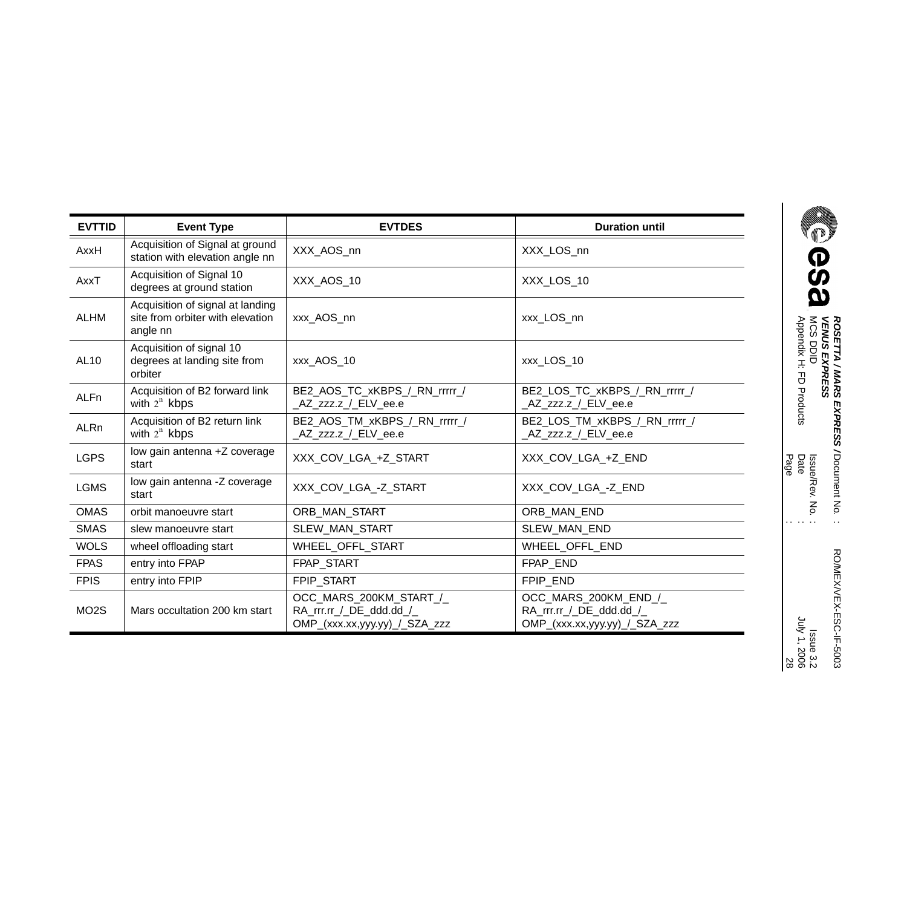| EVTTID | Event Type | EVTDES | Duration until |
|---|---|---|---|
| AxxH | Acquisition of Signal at ground station with elevation angle nn | XXX_AOS_nn | XXX_LOS_nn |
| AxxT | Acquisition of Signal 10 degrees at ground station | XXX_AOS_10 | XXX_LOS_10 |
| ALHM | Acquisition of signal at landing site from orbiter with elevation angle nn | xxx_AOS_nn | xxx_LOS_nn |
| AL10 | Acquisition of signal 10 degrees at landing site from orbiter | xxx_AOS_10 | xxx_LOS_10 |
| ALFn | Acquisition of B2 forward link with $2^n$ kbps | BE2_AOS_TC_xKBPS_/_RN_rrrrr_/ _AZ_zzz.z_/_ELV_ee.e | BE2_LOS_TC_xKBPS_/_RN_rrrrr_/ _AZ_zzz.z_/_ELV_ee.e |
| ALRn | Acquisition of B2 return link with $2^n$ kbps | BE2_AOS_TM_xKBPS_/_RN_rrrrr_/ _AZ_zzz.z_/_ELV_ee.e | BE2_LOS_TM_xKBPS_/_RN_rrrrr_/ _AZ_zzz.z_/_ELV_ee.e |
| LGPS | low gain antenna +Z coverage start | XXX_COV_LGA_+Z_START | XXX_COV_LGA_+Z_END |
| LGMS | low gain antenna -Z coverage start | XXX_COV_LGA_-Z_START | XXX_COV_LGA_-Z_END |
| OMAS | orbit manoeuvre start | ORB_MAN_START | ORB_MAN_END |
| SMAS | slew manoeuvre start | SLEW_MAN_START | SLEW_MAN_END |
| WOLS | wheel offloading start | WHEEL_OFFL_START | WHEEL_OFFL_END |
| FPAS | entry into FPAP | FPAP_START | FPAP_END |
| FPIS | entry into FPIP | FPIP_START | FPIP_END |
| MO2S | Mars occultation 200 km start | OCC_MARS_200KM_START_/_ RA_rrr.rr_/_DE_ddd.dd_/_ OMP_(xxx.xx,yyy.yy)_/_SZA_zzz | OCC_MARS_200KM_END_/_ RA_rrr.rr_/_DE_ddd.dd_/_ OMP_(xxx.xx,yyy.yy)_/_SZA_zzz |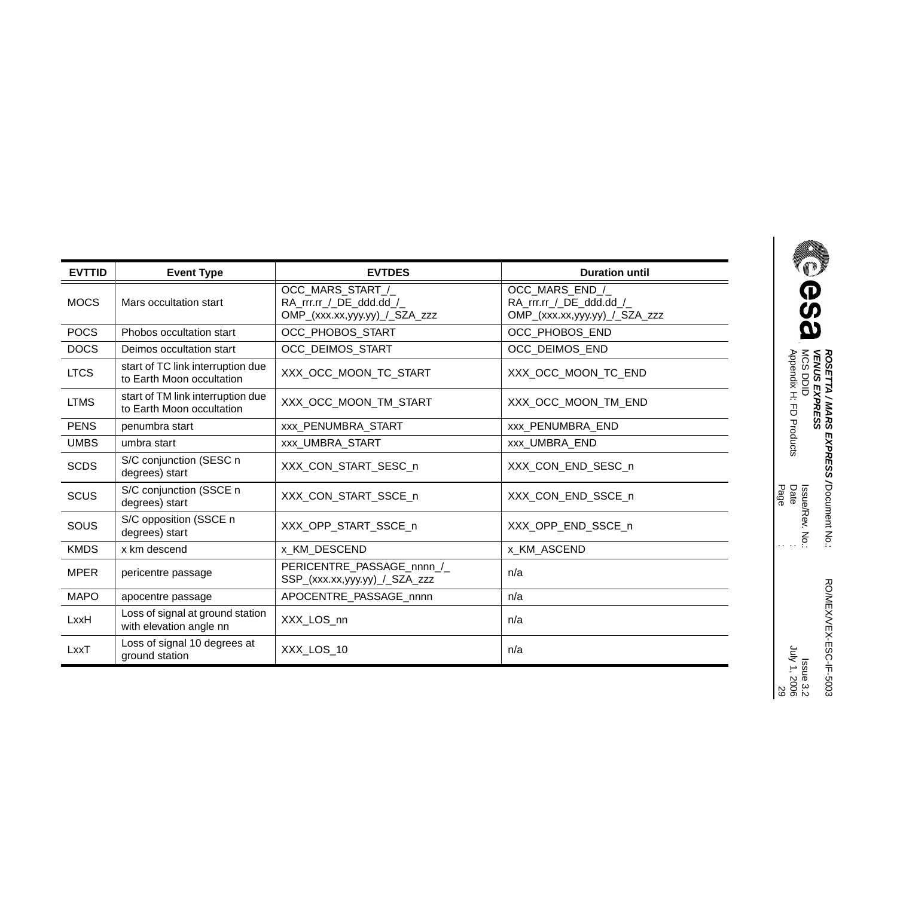| EVTTID | Event Type | EVTDES | Duration until |
| --- | --- | --- | --- |
| MOCS | Mars occultation start | OCC_MARS_START_/_ RA_rrr.rr_/_DE_ddd.dd_/_ OMP_(xxx.xx,yyy.yy)_/_SZA_zzz | OCC_MARS_END_/_ RA_rrr.rr_/_DE_ddd.dd_/_ OMP_(xxx.xx,yyy.yy)_/_SZA_zzz |
| POCS | Phobos occultation start | OCC_PHOBOS_START | OCC_PHOBOS_END |
| DOCS | Deimos occultation start | OCC_DEIMOS_START | OCC_DEIMOS_END |
| LTCS | start of TC link interruption due to Earth Moon occultation | XXX_OCC_MOON_TC_START | XXX_OCC_MOON_TC_END |
| LTMS | start of TM link interruption due to Earth Moon occultation | XXX_OCC_MOON_TM_START | XXX_OCC_MOON_TM_END |
| PENS | penumbra start | xxx_PENUMBRA_START | xxx_PENUMBRA_END |
| UMBS | umbra start | xxx_UMBRA_START | xxx_UMBRA_END |
| SCDS | S/C conjunction (SESC n degrees) start | XXX_CON_START_SESC_n | XXX_CON_END_SESC_n |
| SCUS | S/C conjunction (SSCE n degrees) start | XXX_CON_START_SSCE_n | XXX_CON_END_SSCE_n |
| SOUS | S/C opposition (SSCE n degrees) start | XXX_OPP_START_SSCE_n | XXX_OPP_END_SSCE_n |
| KMDS | x km descend | x_KM_DESCEND | x_KM_ASCEND |
| MPER | pericentre passage | PERICENTRE_PASSAGE_nnnn_/_ SSP_(xxx.xx,yyy.yy)_/_SZA_zzz | n/a |
| MAPO | apocentre passage | APOCENTRE_PASSAGE_nnnn | n/a |
| LxxH | Loss of signal at ground station with elevation angle nn | XXX_LOS_nn | n/a |
| LxxT | Loss of signal 10 degrees at ground station | XXX_LOS_10 | n/a |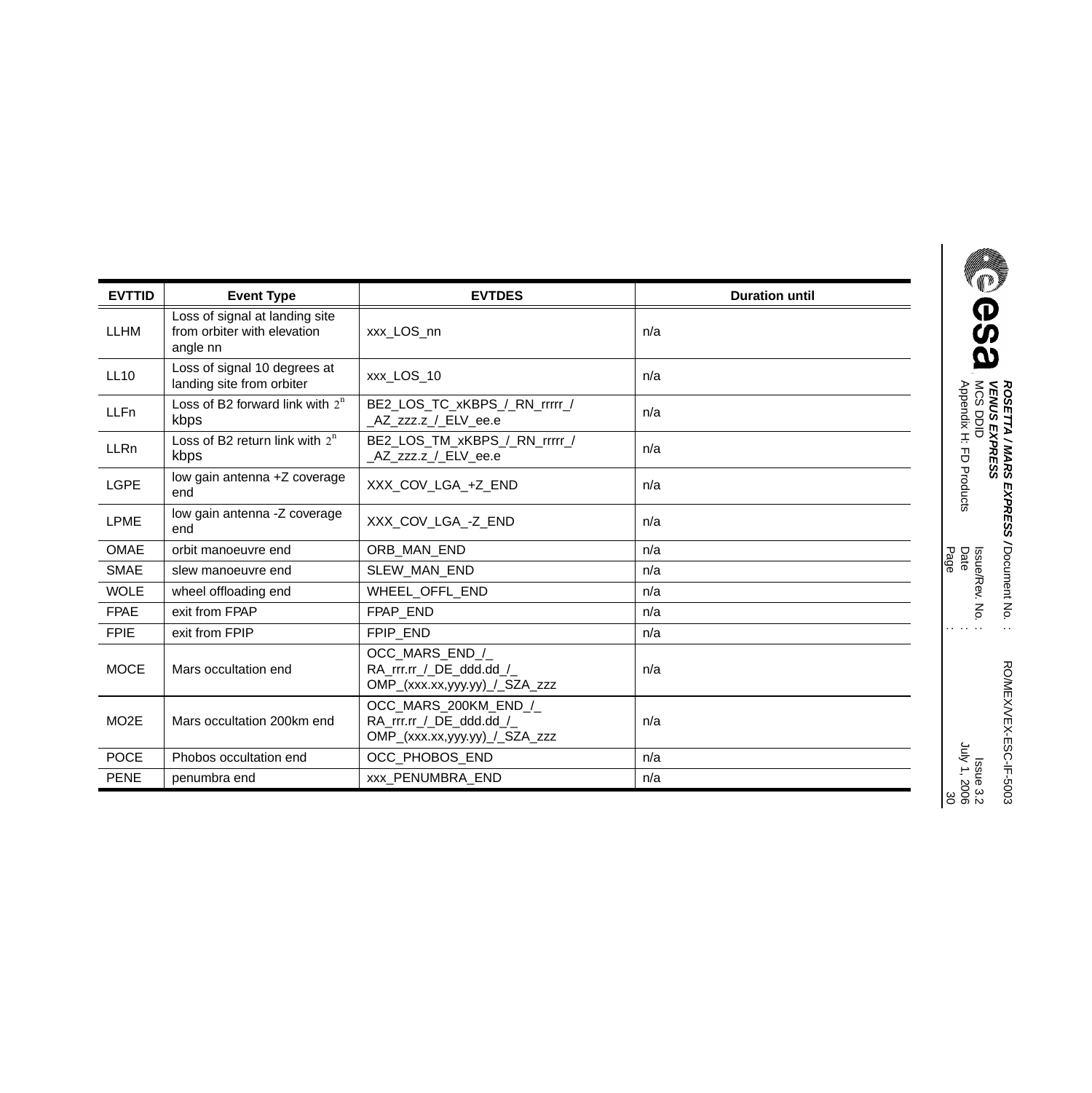| EVTTID | Event Type | EVTDES | Duration until |
|---|---|---|---|
| LLHM | Loss of signal at landing site from orbiter with elevation angle nn | xxx_LOS_nn | n/a |
| LL10 | Loss of signal 10 degrees at landing site from orbiter | xxx_LOS_10 | n/a |
| LLFn | Loss of B2 forward link with $2^n$ kbps | BE2_LOS_TC_xKBPS_/_RN_rrrrr_/_AZ_zzz.z_/_ELV_ee.e | n/a |
| LLRn | Loss of B2 return link with $2^n$ kbps | BE2_LOS_TM_xKBPS_/_RN_rrrrr_/_AZ_zzz.z_/_ELV_ee.e | n/a |
| LGPE | low gain antenna +Z coverage end | XXX_COV_LGA_+Z_END | n/a |
| LPME | low gain antenna -Z coverage end | XXX_COV_LGA_-Z_END | n/a |
| OMAE | orbit manoeuvre end | ORB_MAN_END | n/a |
| SMAE | slew manoeuvre end | SLEW_MAN_END | n/a |
| WOLE | wheel offloading end | WHEEL_OFFL_END | n/a |
| FPAE | exit from FPAP | FPAP_END | n/a |
| FPIE | exit from FPIP | FPIP_END | n/a |
| MOCE | Mars occultation end | OCC_MARS_END_/_RA_rrr.rr_/_DE_ddd.dd_/_OMP_(xxx.xx,yyy.yy)_/_SZA_zzz | n/a |
| MO2E | Mars occultation 200km end | OCC_MARS_200KM_END_/_RA_rrr.rr_/_DE_ddd.dd_/_OMP_(xxx.xx,yyy.yy)_/_SZA_zzz | n/a |
| POCE | Phobos occultation end | OCC_PHOBOS_END | n/a |
| PENE | penumbra end | xxx_PENUMBRA_END | n/a |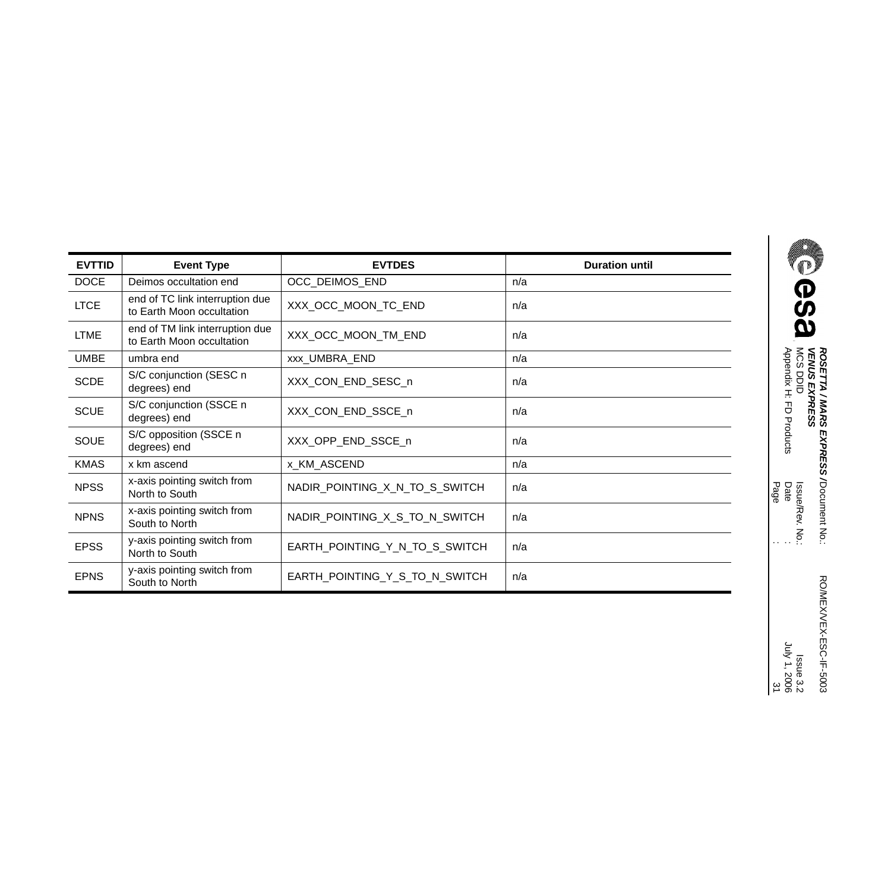| EVTTID | Event Type | EVTDES | Duration until |
|---|---|---|---|
| DOCE | Deimos occultation end | OCC_DEIMOS_END | n/a |
| LTCE | end of TC link interruption due to Earth Moon occultation | XXX_OCC_MOON_TC_END | n/a |
| LTME | end of TM link interruption due to Earth Moon occultation | XXX_OCC_MOON_TM_END | n/a |
| UMBE | umbra end | xxx_UMBRA_END | n/a |
| SCDE | S/C conjunction (SESC n degrees) end | XXX_CON_END_SESC_n | n/a |
| SCUE | S/C conjunction (SSCE n degrees) end | XXX_CON_END_SSCE_n | n/a |
| SOUE | S/C opposition (SSCE n degrees) end | XXX_OPP_END_SSCE_n | n/a |
| KMAS | x km ascend | x_KM_ASCEND | n/a |
| NPSS | x-axis pointing switch from North to South | NADIR_POINTING_X_N_TO_S_SWITCH | n/a |
| NPNS | x-axis pointing switch from South to North | NADIR_POINTING_X_S_TO_N_SWITCH | n/a |
| EPSS | y-axis pointing switch from North to South | EARTH_POINTING_Y_N_TO_S_SWITCH | n/a |
| EPNS | y-axis pointing switch from South to North | EARTH_POINTING_Y_S_TO_N_SWITCH | n/a |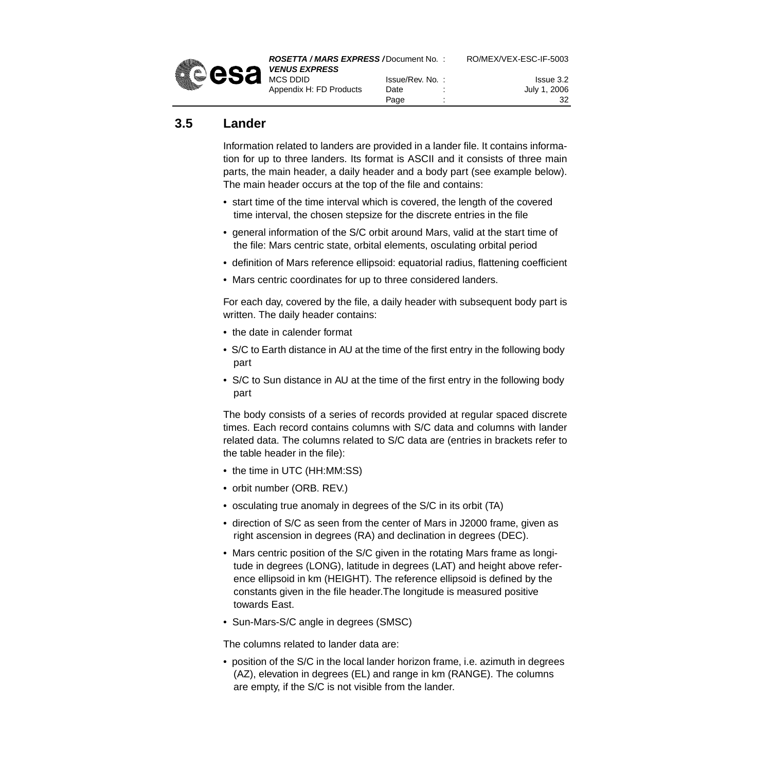## 3.5 Lander

Information related to landers are provided in a lander file. It contains information for up to three landers. Its format is ASCII and it consists of three main parts, the main header, a daily header and a body part (see example below). The main header occurs at the top of the file and contains:

- start time of the time interval which is covered, the length of the covered time interval, the chosen stepsize for the discrete entries in the file
- general information of the S/C orbit around Mars, valid at the start time of the file: Mars centric state, orbital elements, osculating orbital period
- definition of Mars reference ellipsoid: equatorial radius, flattening coefficient
- Mars centric coordinates for up to three considered landers.

For each day, covered by the file, a daily header with subsequent body part is written. The daily header contains:

- the date in calender format
- S/C to Earth distance in AU at the time of the first entry in the following body part
- S/C to Sun distance in AU at the time of the first entry in the following body part

The body consists of a series of records provided at regular spaced discrete times. Each record contains columns with S/C data and columns with lander related data. The columns related to S/C data are (entries in brackets refer to the table header in the file):

- the time in UTC (HH:MM:SS)
- orbit number (ORB. REV.)
- osculating true anomaly in degrees of the S/C in its orbit (TA)
- direction of S/C as seen from the center of Mars in J2000 frame, given as right ascension in degrees (RA) and declination in degrees (DEC).
- Mars centric position of the S/C given in the rotating Mars frame as longitude in degrees (LONG), latitude in degrees (LAT) and height above reference ellipsoid in km (HEIGHT). The reference ellipsoid is defined by the constants given in the file header.The longitude is measured positive towards East.
- Sun-Mars-S/C angle in degrees (SMSC)

The columns related to lander data are:

- position of the S/C in the local lander horizon frame, i.e. azimuth in degrees (AZ), elevation in degrees (EL) and range in km (RANGE). The columns are empty, if the S/C is not visible from the lander.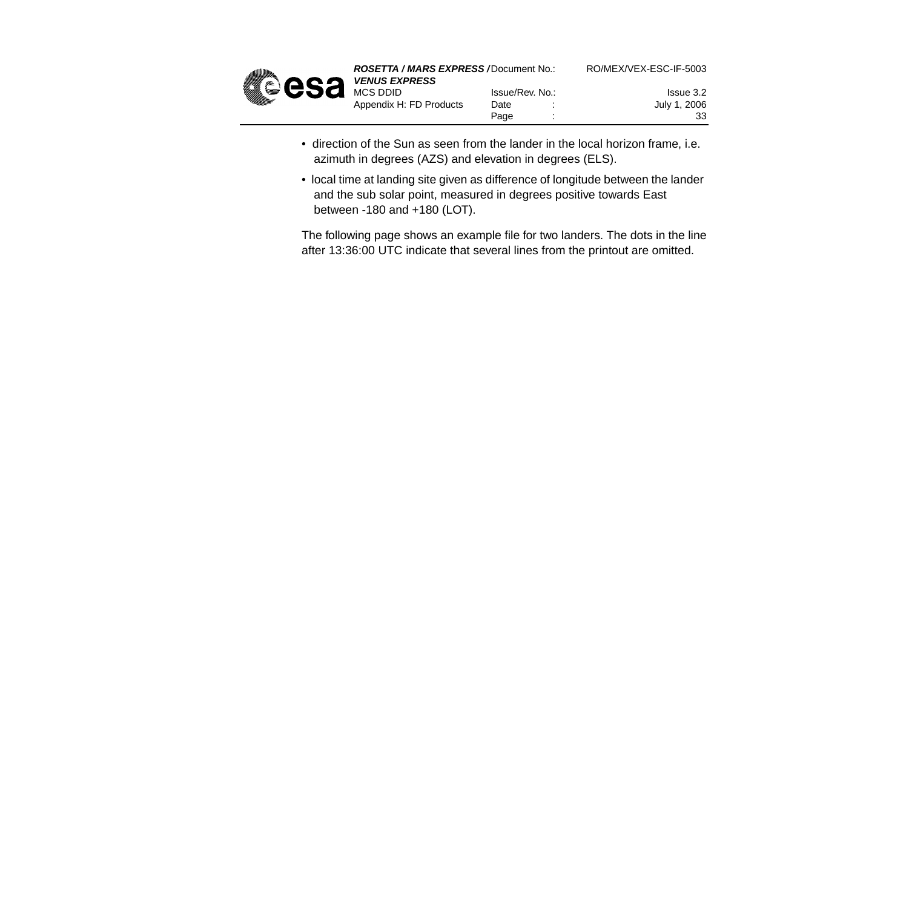- direction of the Sun as seen from the lander in the local horizon frame, i.e. azimuth in degrees (AZS) and elevation in degrees (ELS).
- local time at landing site given as difference of longitude between the lander and the sub solar point, measured in degrees positive towards East between -180 and +180 (LOT).

The following page shows an example file for two landers. The dots in the line after 13:36:00 UTC indicate that several lines from the printout are omitted.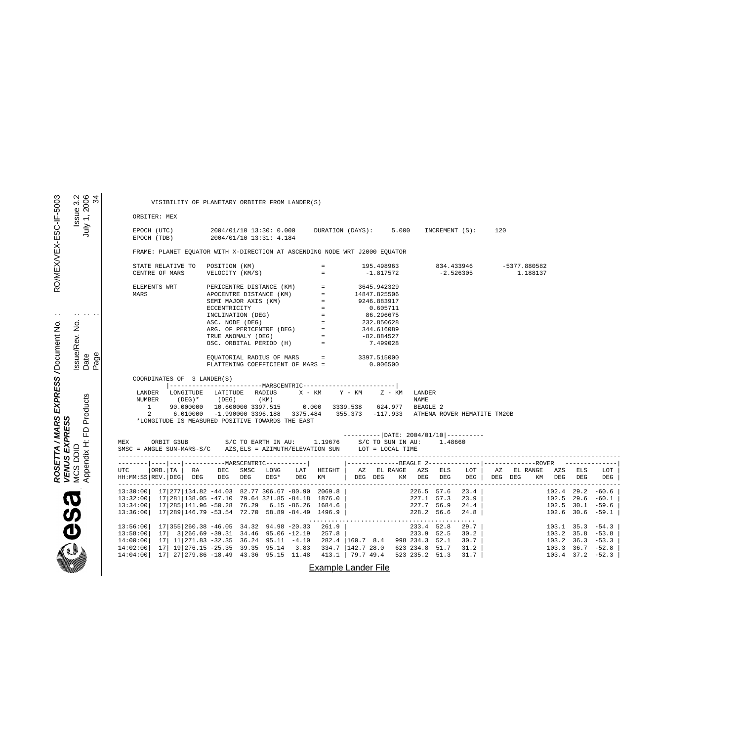```
       VISIBILITY OF PLANETARY ORBITER FROM LANDER(S)

    ORBITER: MEX

    EPOCH (UTC)          2004/01/10 13:30: 0.000     DURATION (DAYS):      5.000    INCREMENT (S):     120
    EPOCH (TDB)          2004/01/10 13:31: 4.184

    FRAME: PLANET EQUATOR WITH X-DIRECTION AT ASCENDING NODE WRT J2000 EQUATOR

    STATE RELATIVE TO    POSITION (KM)                 =         195.498963          834.433946       -5377.880582
    CENTRE OF MARS       VELOCITY (KM/S)               =          -1.817572           -2.526305           1.188137

    ELEMENTS WRT         PERICENTRE DISTANCE (KM)      =        3645.942329
    MARS                 APOCENTRE DISTANCE (KM)       =       14847.825506
                         SEMI MAJOR AXIS (KM)          =        9246.883917
                         ECCENTRICITY                  =           0.605711
                         INCLINATION (DEG)             =          86.296675
                         ASC. NODE (DEG)               =         232.850628
                         ARG. OF PERICENTRE (DEG)      =         344.616089
                         TRUE ANOMALY (DEG)            =         -82.884527
                         OSC. ORBITAL PERIOD (H)       =           7.499028

                         EQUATORIAL RADIUS OF MARS     =        3397.515000
                         FLATTENING COEFFICIENT OF MARS =          0.006500

    COORDINATES OF  3 LANDER(S)
            |------------------------MARSCENTRIC------------------------|
    LANDER   LONGITUDE   LATITUDE   RADIUS      X - KM     Y - KM     Z - KM   LANDER
    NUMBER     (DEG)*      (DEG)      (KM)                                     NAME
       1     90.000000   10.600000 3397.515      0.000   3339.538    624.977   BEAGLE 2
       2      6.010000   -1.990000 3396.188   3375.484    355.373   -117.933   ATHENA ROVER HEMATITE TM20B
    *LONGITUDE IS MEASURED POSITIVE TOWARDS THE EAST

                                                              ----------|DATE: 2004/01/10|----------
MEX      ORBIT G3UB          S/C TO EARTH IN AU:    1.19676     S/C TO SUN IN AU:    1.48660
SMSC = ANGLE SUN-MARS-S/C    AZS,ELS = AZIMUTH/ELEVATION SUN     LOT = LOCAL TIME
------------------------------------------------------------------------------------------------------------------------------------
--------|----|---|-----------MARSCENTRIC-----------|        |-------------BEAGLE 2-------------|--------------ROVER    -------------|
UTC     |ORB.|TA |  RA     DEC   SMSC   LONG    LAT   HEIGHT |   AZ   EL RANGE   AZS   ELS    LOT |  AZ   EL RANGE   AZS   ELS    LOT |
HH:MM:SS|REV.|DEG|  DEG    DEG   DEG    DEG*    DEG   KM     |  DEG  DEG    KM  DEG   DEG    DEG |  DEG  DEG    KM  DEG   DEG    DEG |
------------------------------------------------------------------------------------------------------------------------------------
13:30:00|  17|277|134.82 -44.03  82.77 306.67 -80.90  2069.8 |                226.5  57.6   23.4 |                102.4  29.2  -60.6 |
13:32:00|  17|281|138.05 -47.10  79.64 321.85 -84.18  1876.0 |                227.1  57.3   23.9 |                102.5  29.6  -60.1 |
13:34:00|  17|285|141.96 -50.28  76.29   6.15 -86.26  1684.6 |                227.7  56.9   24.4 |                102.5  30.1  -59.6 |
13:36:00|  17|289|146.79 -53.54  72.70  58.89 -84.49  1496.9 |                228.2  56.6   24.8 |                102.6  30.6  -59.1 |
                                                          ..........................................
13:56:00|  17|355|260.38 -46.05  34.32  94.98 -20.33   261.9 |                233.4  52.8   29.7 |                103.1  35.3  -54.3 |
13:58:00|  17|  3|266.69 -39.31  34.46  95.06 -12.19   257.8 |                233.9  52.5   30.2 |                103.2  35.8  -53.8 |
14:00:00|  17| 11|271.83 -32.35  36.24  95.11  -4.10   282.4 |160.7  8.4   998 234.3  52.1   30.7 |                103.2  36.3  -53.3 |
14:02:00|  17| 19|276.15 -25.35  39.35  95.14   3.83   334.7 |142.7 28.0   623 234.8  51.7   31.2 |                103.3  36.7  -52.8 |
14:04:00|  17| 27|279.86 -18.49  43.36  95.15  11.48   413.1 | 79.7 49.4   523 235.2  51.3   31.7 |                103.4  37.2  -52.3 |
```

Example Lander File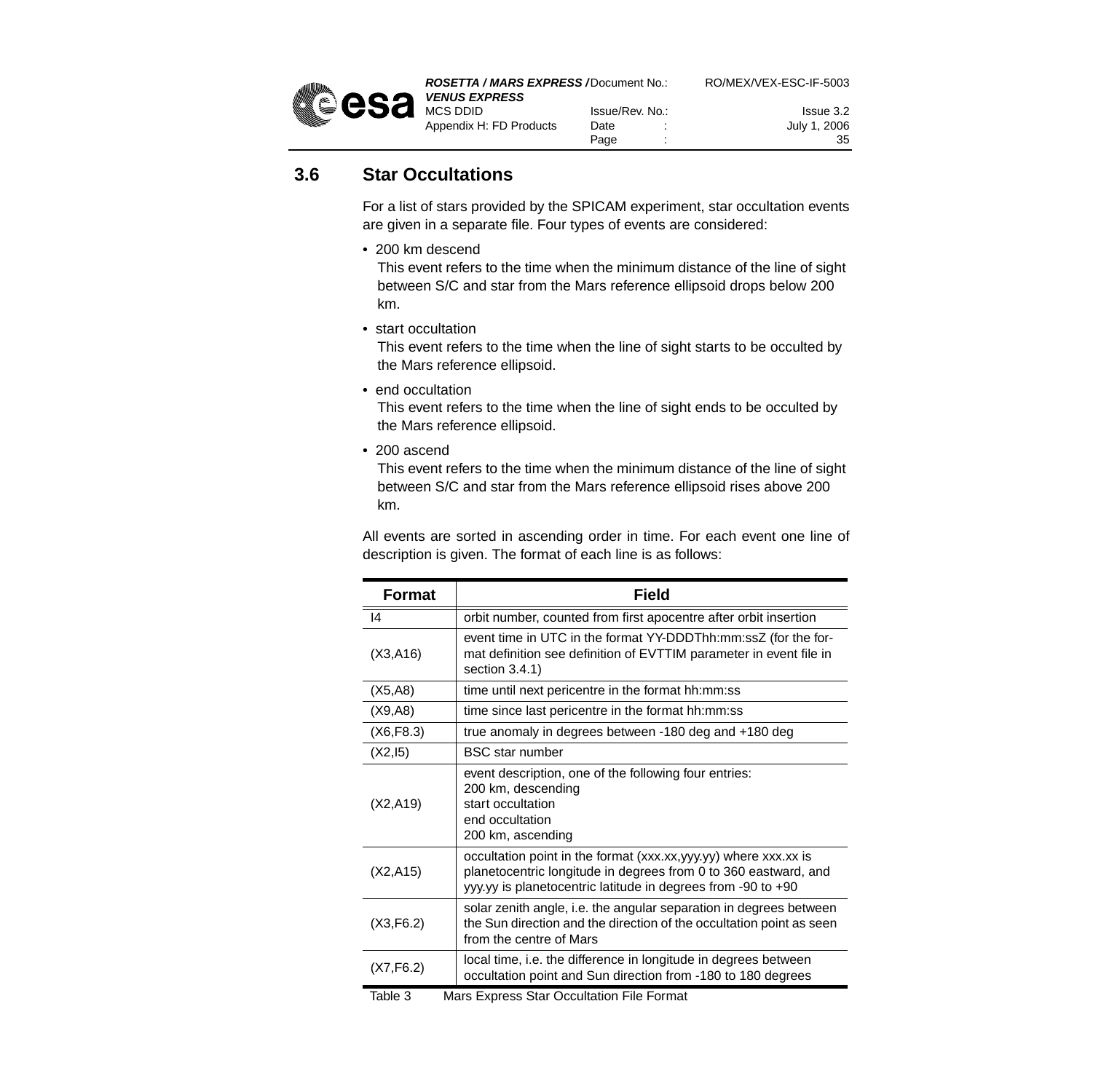## 3.6 Star Occultations

For a list of stars provided by the SPICAM experiment, star occultation events are given in a separate file. Four types of events are considered:

- 200 km descend
  This event refers to the time when the minimum distance of the line of sight between S/C and star from the Mars reference ellipsoid drops below 200 km.
- start occultation
  This event refers to the time when the line of sight starts to be occulted by the Mars reference ellipsoid.
- end occultation
  This event refers to the time when the line of sight ends to be occulted by the Mars reference ellipsoid.
- 200 ascend
  This event refers to the time when the minimum distance of the line of sight between S/C and star from the Mars reference ellipsoid rises above 200 km.

All events are sorted in ascending order in time. For each event one line of description is given. The format of each line is as follows:

| Format | Field |
|---|---|
| I4 | orbit number, counted from first apocentre after orbit insertion |
| (X3,A16) | event time in UTC in the format YY-DDDThh:mm:ssZ (for the format definition see definition of EVTTIM parameter in event file in section 3.4.1) |
| (X5,A8) | time until next pericentre in the format hh:mm:ss |
| (X9,A8) | time since last pericentre in the format hh:mm:ss |
| (X6,F8.3) | true anomaly in degrees between -180 deg and +180 deg |
| (X2,I5) | BSC star number |
| (X2,A19) | event description, one of the following four entries:<br>200 km, descending<br>start occultation<br>end occultation<br>200 km, ascending |
| (X2,A15) | occultation point in the format (xxx.xx,yyy.yy) where xxx.xx is planetocentric longitude in degrees from 0 to 360 eastward, and yyy.yy is planetocentric latitude in degrees from -90 to +90 |
| (X3,F6.2) | solar zenith angle, i.e. the angular separation in degrees between the Sun direction and the direction of the occultation point as seen from the centre of Mars |
| (X7,F6.2) | local time, i.e. the difference in longitude in degrees between occultation point and Sun direction from -180 to 180 degrees |

Table 3 Mars Express Star Occultation File Format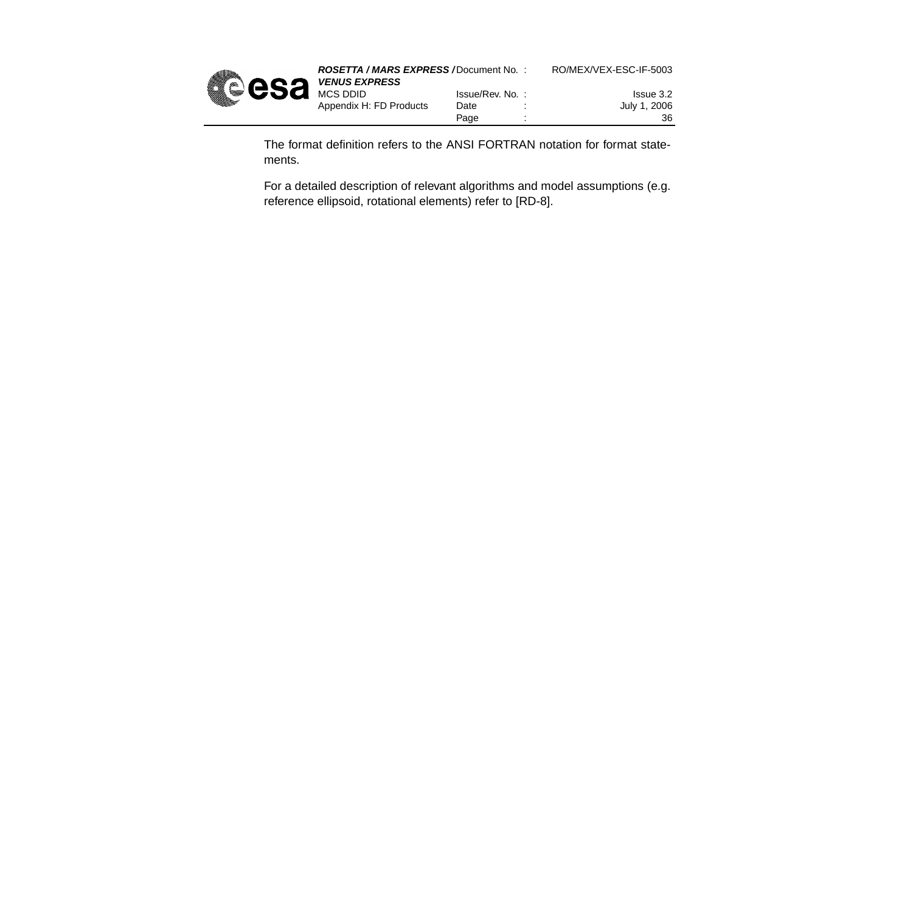The format definition refers to the ANSI FORTRAN notation for format statements.

For a detailed description of relevant algorithms and model assumptions (e.g. reference ellipsoid, rotational elements) refer to [RD-8].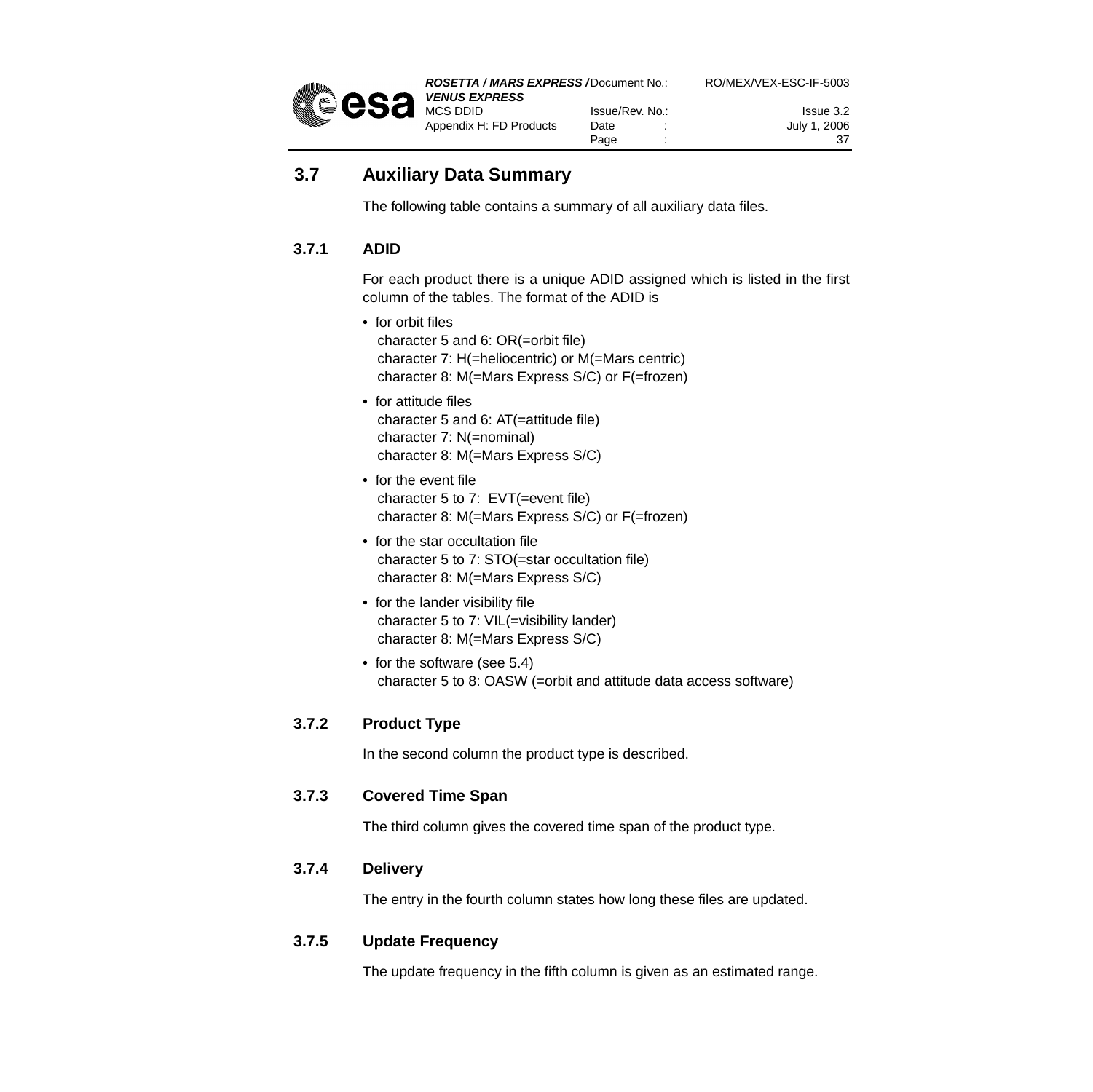## 3.7 Auxiliary Data Summary

The following table contains a summary of all auxiliary data files.

### 3.7.1 ADID

For each product there is a unique ADID assigned which is listed in the first column of the tables. The format of the ADID is

- for orbit files
  character 5 and 6: OR(=orbit file)
  character 7: H(=heliocentric) or M(=Mars centric)
  character 8: M(=Mars Express S/C) or F(=frozen)
- for attitude files
  character 5 and 6: AT(=attitude file)
  character 7: N(=nominal)
  character 8: M(=Mars Express S/C)
- for the event file
  character 5 to 7: EVT(=event file)
  character 8: M(=Mars Express S/C) or F(=frozen)
- for the star occultation file
  character 5 to 7: STO(=star occultation file)
  character 8: M(=Mars Express S/C)
- for the lander visibility file
  character 5 to 7: VIL(=visibility lander)
  character 8: M(=Mars Express S/C)
- for the software (see 5.4)
  character 5 to 8: OASW (=orbit and attitude data access software)

### 3.7.2 Product Type

In the second column the product type is described.

### 3.7.3 Covered Time Span

The third column gives the covered time span of the product type.

### 3.7.4 Delivery

The entry in the fourth column states how long these files are updated.

### 3.7.5 Update Frequency

The update frequency in the fifth column is given as an estimated range.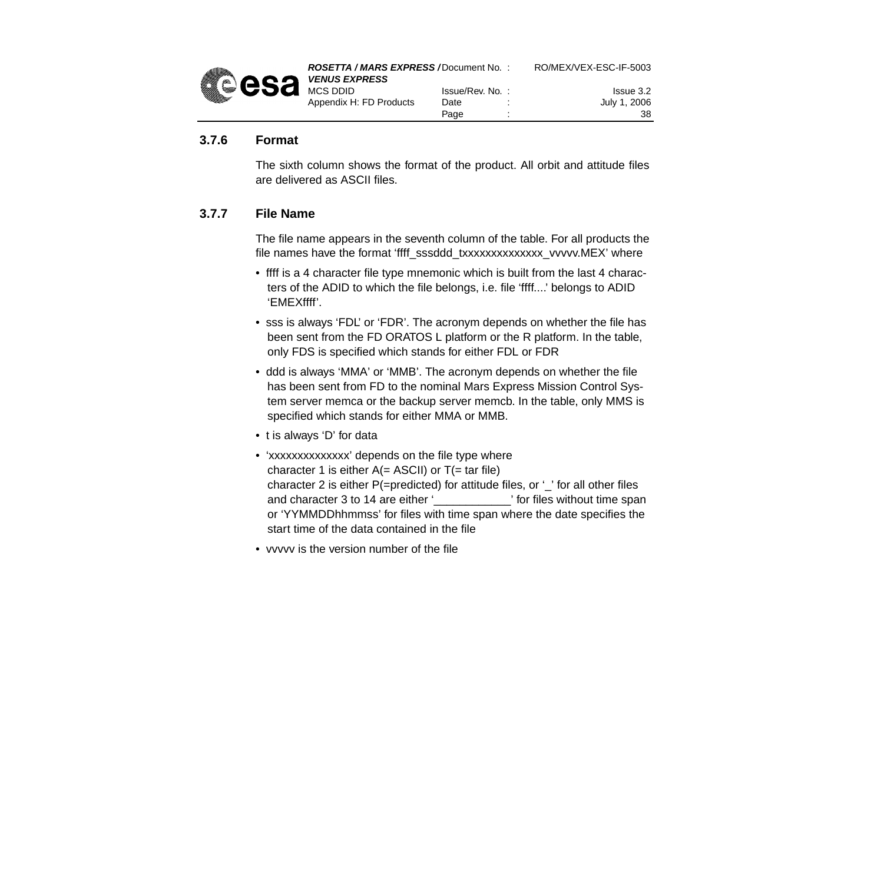### 3.7.6 Format

The sixth column shows the format of the product. All orbit and attitude files are delivered as ASCII files.

### 3.7.7 File Name

The file name appears in the seventh column of the table. For all products the file names have the format ‘ffff_sssddd_txxxxxxxxxxxxxx_vvvvv.MEX’ where

- ffff is a 4 character file type mnemonic which is built from the last 4 characters of the ADID to which the file belongs, i.e. file ‘ffff....’ belongs to ADID ‘EMEXffff’.
- sss is always ‘FDL’ or ‘FDR’. The acronym depends on whether the file has been sent from the FD ORATOS L platform or the R platform. In the table, only FDS is specified which stands for either FDL or FDR
- ddd is always ‘MMA’ or ‘MMB’. The acronym depends on whether the file has been sent from FD to the nominal Mars Express Mission Control System server memca or the backup server memcb. In the table, only MMS is specified which stands for either MMA or MMB.
- t is always ‘D’ for data
- ‘xxxxxxxxxxxxxx’ depends on the file type where
  character 1 is either A(= ASCII) or T(= tar file)
  character 2 is either P(=predicted) for attitude files, or ‘_’ for all other files
  and character 3 to 14 are either ‘____________’ for files without time span or ‘YYMMDDhhmmss’ for files with time span where the date specifies the start time of the data contained in the file
- vvvvv is the version number of the file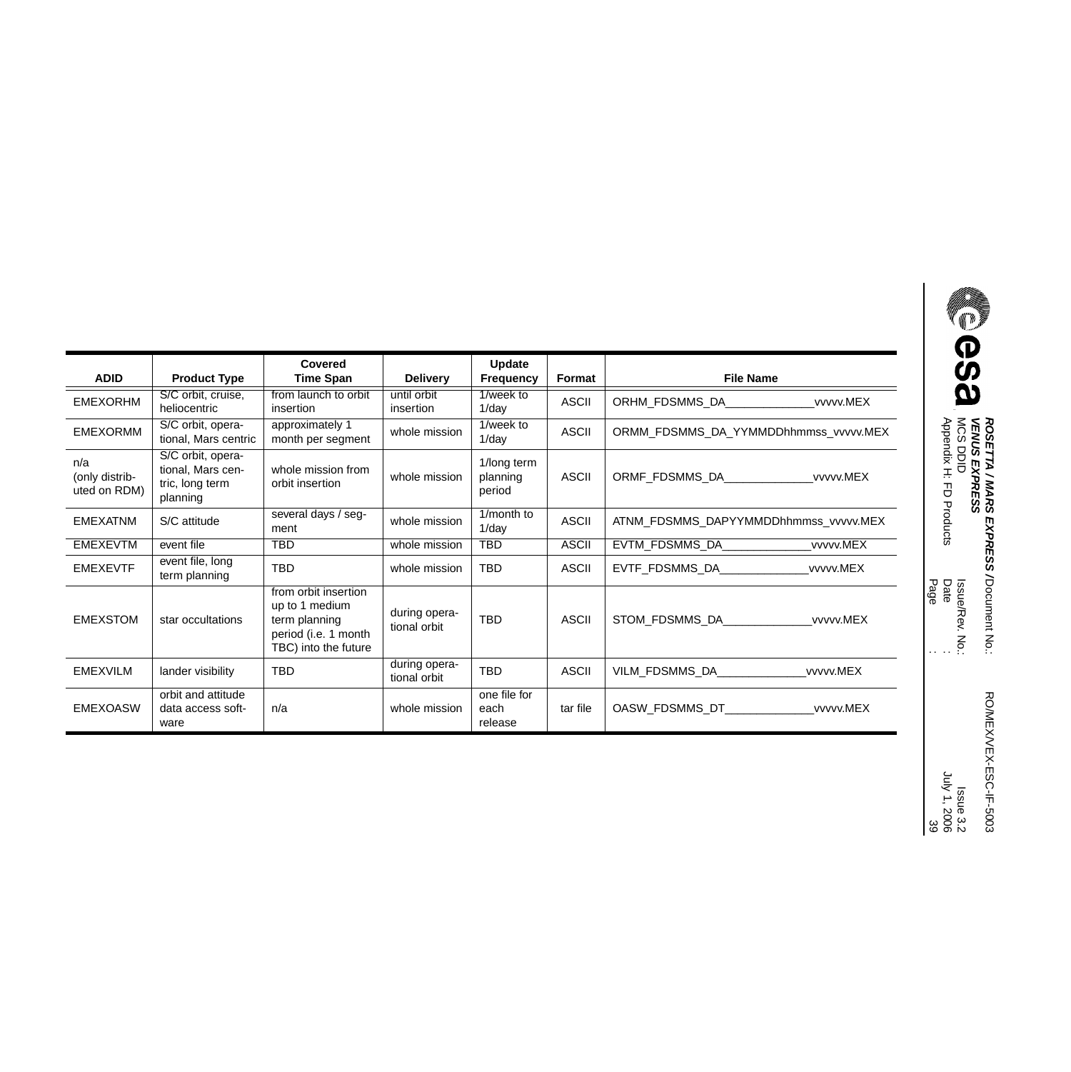| ADID | Product Type | Covered Time Span | Delivery | Update Frequency | Format | File Name |
|---|---|---|---|---|---|---|
| EMEXORHM | S/C orbit, cruise, heliocentric | from launch to orbit insertion | until orbit insertion | 1/week to 1/day | ASCII | ORHM_FDSMMS_DA_____________vvvvv.MEX |
| EMEXORMM | S/C orbit, operational, Mars centric | approximately 1 month per segment | whole mission | 1/week to 1/day | ASCII | ORMM_FDSMMS_DA_YYMMDDhhmmss_vvvvv.MEX |
| n/a (only distributed on RDM) | S/C orbit, operational, Mars centric, long term planning | whole mission from orbit insertion | whole mission | 1/long term planning period | ASCII | ORMF_FDSMMS_DA_____________vvvvv.MEX |
| EMEXATNM | S/C attitude | several days / segment | whole mission | 1/month to 1/day | ASCII | ATNM_FDSMMS_DAPYYMMDDhhmmss_vvvvv.MEX |
| EMEXEVTM | event file | TBD | whole mission | TBD | ASCII | EVTM_FDSMMS_DA_____________vvvvv.MEX |
| EMEXEVTF | event file, long term planning | TBD | whole mission | TBD | ASCII | EVTF_FDSMMS_DA_____________vvvvv.MEX |
| EMEXSTOM | star occultations | from orbit insertion up to 1 medium term planning period (i.e. 1 month TBC) into the future | during operational orbit | TBD | ASCII | STOM_FDSMMS_DA_____________vvvvv.MEX |
| EMEXVILM | lander visibility | TBD | during operational orbit | TBD | ASCII | VILM_FDSMMS_DA_____________vvvvv.MEX |
| EMEXOASW | orbit and attitude data access software | n/a | whole mission | one file for each release | tar file | OASW_FDSMMS_DT_____________vvvvv.MEX |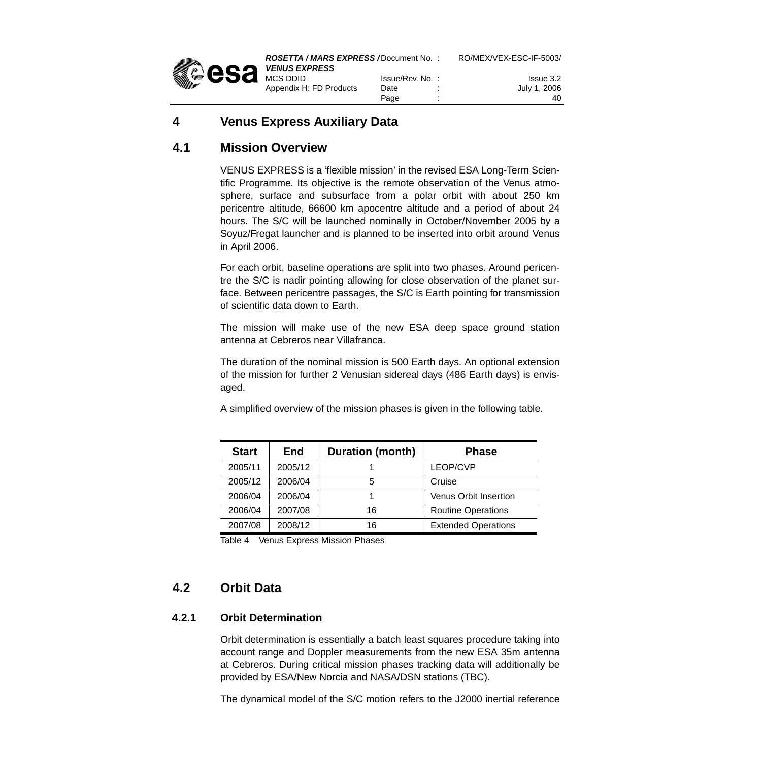# 4 Venus Express Auxiliary Data

## 4.1 Mission Overview

VENUS EXPRESS is a 'flexible mission' in the revised ESA Long-Term Scientific Programme. Its objective is the remote observation of the Venus atmosphere, surface and subsurface from a polar orbit with about 250 km pericentre altitude, 66600 km apocentre altitude and a period of about 24 hours. The S/C will be launched nominally in October/November 2005 by a Soyuz/Fregat launcher and is planned to be inserted into orbit around Venus in April 2006.

For each orbit, baseline operations are split into two phases. Around pericentre the S/C is nadir pointing allowing for close observation of the planet surface. Between pericentre passages, the S/C is Earth pointing for transmission of scientific data down to Earth.

The mission will make use of the new ESA deep space ground station antenna at Cebreros near Villafranca.

The duration of the nominal mission is 500 Earth days. An optional extension of the mission for further 2 Venusian sidereal days (486 Earth days) is envisaged.

A simplified overview of the mission phases is given in the following table.

| Start | End | Duration (month) | Phase |
|---|---|---|---|
| 2005/11 | 2005/12 | 1 | LEOP/CVP |
| 2005/12 | 2006/04 | 5 | Cruise |
| 2006/04 | 2006/04 | 1 | Venus Orbit Insertion |
| 2006/04 | 2007/08 | 16 | Routine Operations |
| 2007/08 | 2008/12 | 16 | Extended Operations |

Table 4 Venus Express Mission Phases

## 4.2 Orbit Data

### 4.2.1 Orbit Determination

Orbit determination is essentially a batch least squares procedure taking into account range and Doppler measurements from the new ESA 35m antenna at Cebreros. During critical mission phases tracking data will additionally be provided by ESA/New Norcia and NASA/DSN stations (TBC).

The dynamical model of the S/C motion refers to the J2000 inertial reference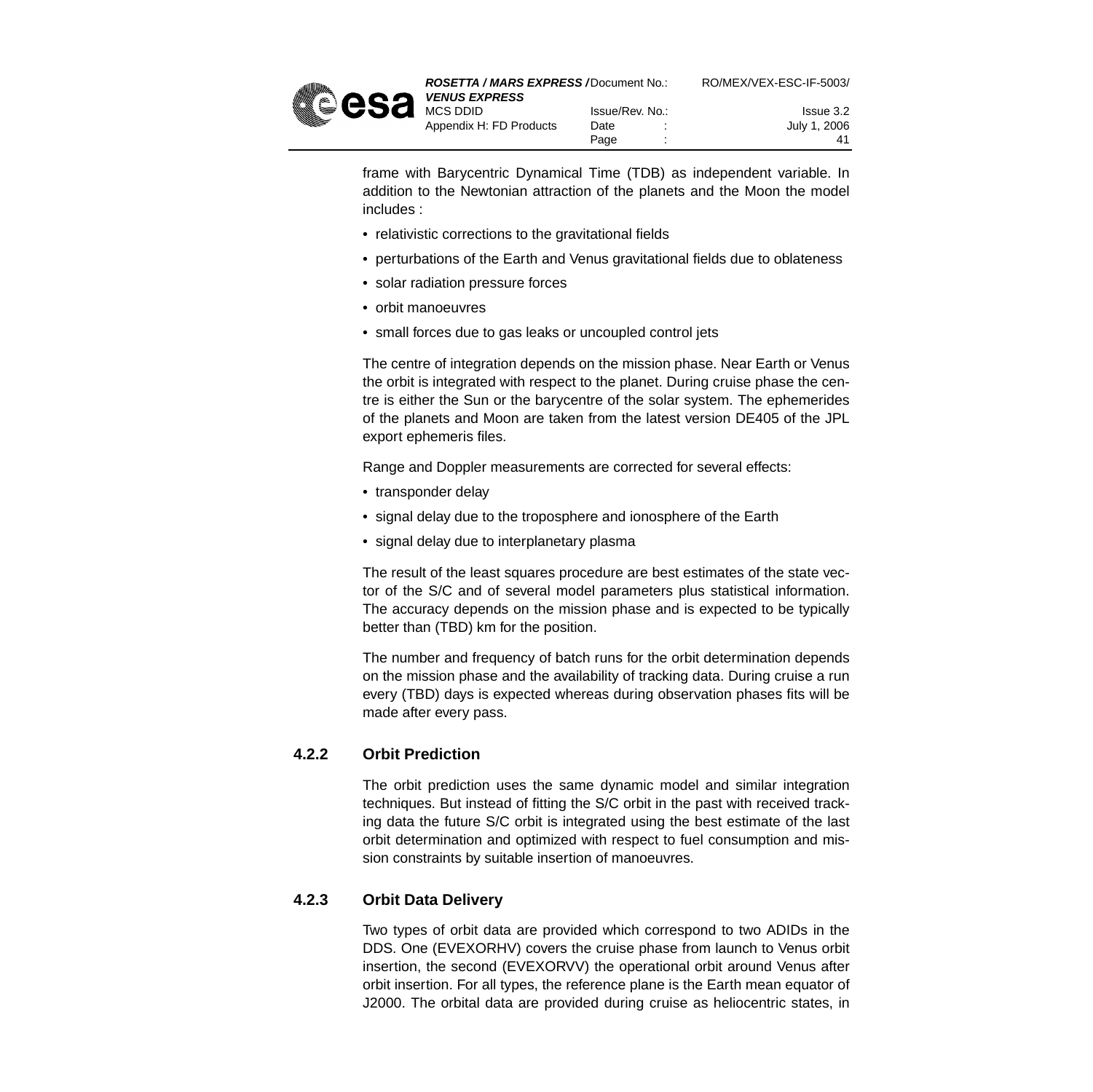frame with Barycentric Dynamical Time (TDB) as independent variable. In addition to the Newtonian attraction of the planets and the Moon the model includes :

- relativistic corrections to the gravitational fields
- perturbations of the Earth and Venus gravitational fields due to oblateness
- solar radiation pressure forces
- orbit manoeuvres
- small forces due to gas leaks or uncoupled control jets

The centre of integration depends on the mission phase. Near Earth or Venus the orbit is integrated with respect to the planet. During cruise phase the centre is either the Sun or the barycentre of the solar system. The ephemerides of the planets and Moon are taken from the latest version DE405 of the JPL export ephemeris files.

Range and Doppler measurements are corrected for several effects:

- transponder delay
- signal delay due to the troposphere and ionosphere of the Earth
- signal delay due to interplanetary plasma

The result of the least squares procedure are best estimates of the state vector of the S/C and of several model parameters plus statistical information. The accuracy depends on the mission phase and is expected to be typically better than (TBD) km for the position.

The number and frequency of batch runs for the orbit determination depends on the mission phase and the availability of tracking data. During cruise a run every (TBD) days is expected whereas during observation phases fits will be made after every pass.

### 4.2.2 Orbit Prediction

The orbit prediction uses the same dynamic model and similar integration techniques. But instead of fitting the S/C orbit in the past with received tracking data the future S/C orbit is integrated using the best estimate of the last orbit determination and optimized with respect to fuel consumption and mission constraints by suitable insertion of manoeuvres.

### 4.2.3 Orbit Data Delivery

Two types of orbit data are provided which correspond to two ADIDs in the DDS. One (EVEXORHV) covers the cruise phase from launch to Venus orbit insertion, the second (EVEXORVV) the operational orbit around Venus after orbit insertion. For all types, the reference plane is the Earth mean equator of J2000. The orbital data are provided during cruise as heliocentric states, in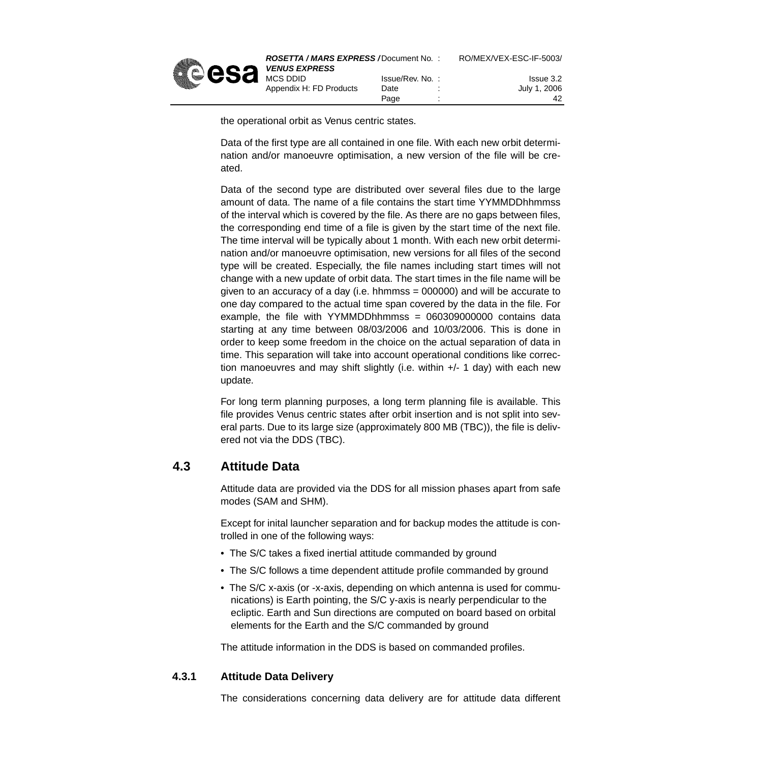the operational orbit as Venus centric states.

Data of the first type are all contained in one file. With each new orbit determination and/or manoeuvre optimisation, a new version of the file will be created.

Data of the second type are distributed over several files due to the large amount of data. The name of a file contains the start time YYMMDDhhmmss of the interval which is covered by the file. As there are no gaps between files, the corresponding end time of a file is given by the start time of the next file. The time interval will be typically about 1 month. With each new orbit determination and/or manoeuvre optimisation, new versions for all files of the second type will be created. Especially, the file names including start times will not change with a new update of orbit data. The start times in the file name will be given to an accuracy of a day (i.e. hhmmss = 000000) and will be accurate to one day compared to the actual time span covered by the data in the file. For example, the file with YYMMDDhhmmss = 060309000000 contains data starting at any time between 08/03/2006 and 10/03/2006. This is done in order to keep some freedom in the choice on the actual separation of data in time. This separation will take into account operational conditions like correction manoeuvres and may shift slightly (i.e. within +/- 1 day) with each new update.

For long term planning purposes, a long term planning file is available. This file provides Venus centric states after orbit insertion and is not split into several parts. Due to its large size (approximately 800 MB (TBC)), the file is delivered not via the DDS (TBC).

## 4.3 Attitude Data

Attitude data are provided via the DDS for all mission phases apart from safe modes (SAM and SHM).

Except for inital launcher separation and for backup modes the attitude is controlled in one of the following ways:

- The S/C takes a fixed inertial attitude commanded by ground
- The S/C follows a time dependent attitude profile commanded by ground
- The S/C x-axis (or -x-axis, depending on which antenna is used for communications) is Earth pointing, the S/C y-axis is nearly perpendicular to the ecliptic. Earth and Sun directions are computed on board based on orbital elements for the Earth and the S/C commanded by ground

The attitude information in the DDS is based on commanded profiles.

### 4.3.1 Attitude Data Delivery

The considerations concerning data delivery are for attitude data different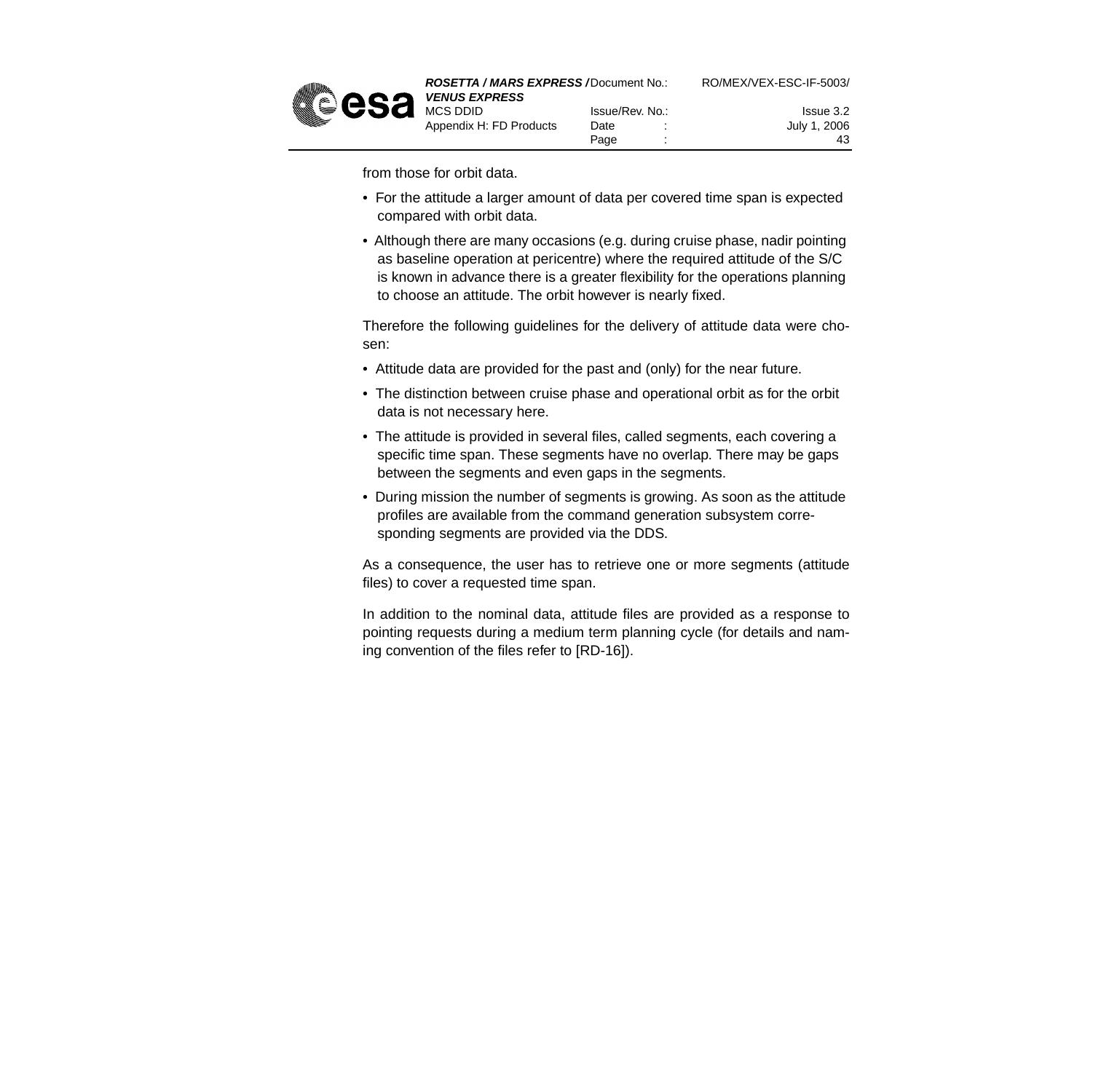from those for orbit data.

- For the attitude a larger amount of data per covered time span is expected compared with orbit data.
- Although there are many occasions (e.g. during cruise phase, nadir pointing as baseline operation at pericentre) where the required attitude of the S/C is known in advance there is a greater flexibility for the operations planning to choose an attitude. The orbit however is nearly fixed.

Therefore the following guidelines for the delivery of attitude data were chosen:

- Attitude data are provided for the past and (only) for the near future.
- The distinction between cruise phase and operational orbit as for the orbit data is not necessary here.
- The attitude is provided in several files, called segments, each covering a specific time span. These segments have no overlap. There may be gaps between the segments and even gaps in the segments.
- During mission the number of segments is growing. As soon as the attitude profiles are available from the command generation subsystem corresponding segments are provided via the DDS.

As a consequence, the user has to retrieve one or more segments (attitude files) to cover a requested time span.

In addition to the nominal data, attitude files are provided as a response to pointing requests during a medium term planning cycle (for details and naming convention of the files refer to [RD-16]).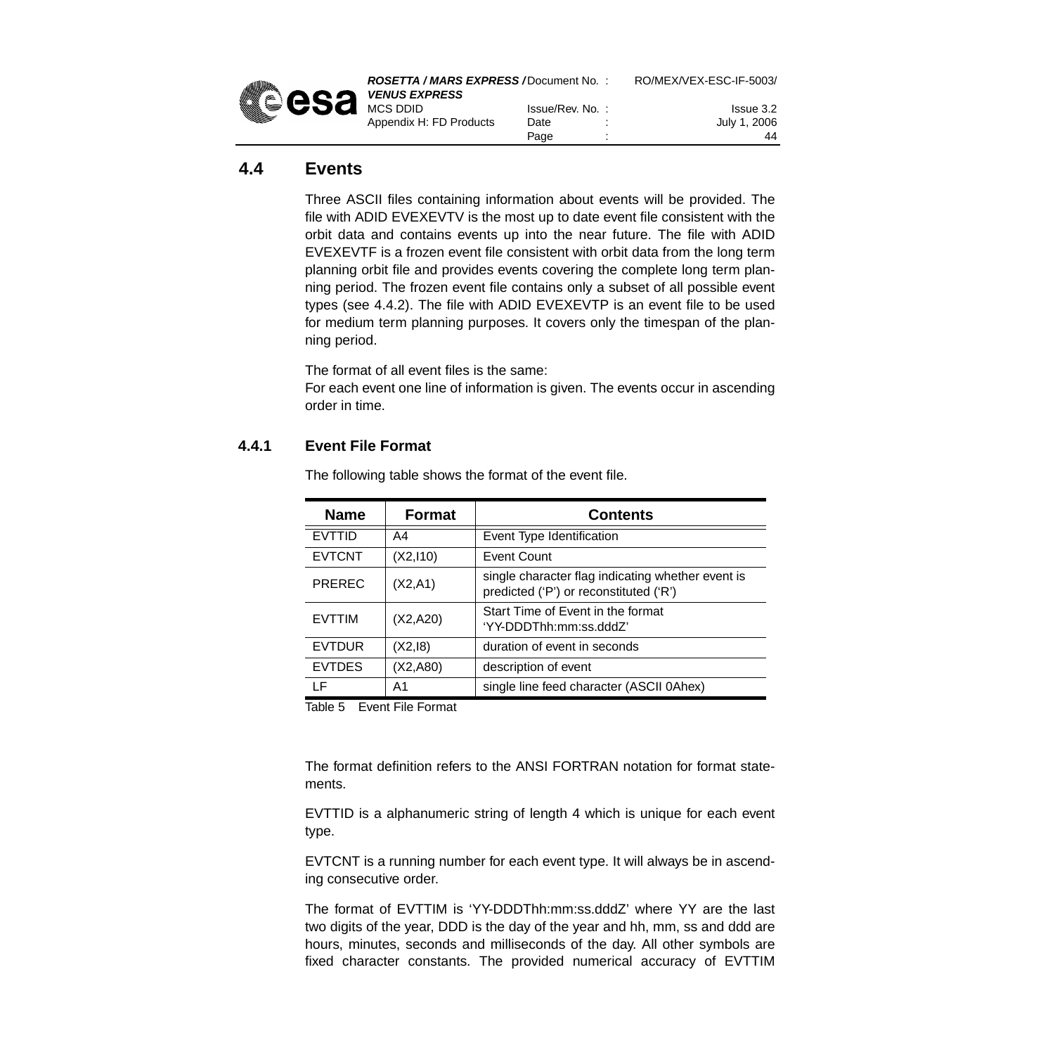## 4.4 Events

Three ASCII files containing information about events will be provided. The file with ADID EVEXEVTV is the most up to date event file consistent with the orbit data and contains events up into the near future. The file with ADID EVEXEVTF is a frozen event file consistent with orbit data from the long term planning orbit file and provides events covering the complete long term planning period. The frozen event file contains only a subset of all possible event types (see 4.4.2). The file with ADID EVEXEVTP is an event file to be used for medium term planning purposes. It covers only the timespan of the planning period.

The format of all event files is the same:
For each event one line of information is given. The events occur in ascending order in time.

### 4.4.1 Event File Format

The following table shows the format of the event file.

| Name | Format | Contents |
|---|---|---|
| EVTTID | A4 | Event Type Identification |
| EVTCNT | (X2,I10) | Event Count |
| PREREC | (X2,A1) | single character flag indicating whether event is predicted ('P') or reconstituted ('R') |
| EVTTIM | (X2,A20) | Start Time of Event in the format 'YY-DDDThh:mm:ss.dddZ' |
| EVTDUR | (X2,I8) | duration of event in seconds |
| EVTDES | (X2,A80) | description of event |
| LF | A1 | single line feed character (ASCII 0Ahex) |

Table 5 Event File Format

The format definition refers to the ANSI FORTRAN notation for format statements.

EVTTID is a alphanumeric string of length 4 which is unique for each event type.

EVTCNT is a running number for each event type. It will always be in ascending consecutive order.

The format of EVTTIM is 'YY-DDDThh:mm:ss.dddZ' where YY are the last two digits of the year, DDD is the day of the year and hh, mm, ss and ddd are hours, minutes, seconds and milliseconds of the day. All other symbols are fixed character constants. The provided numerical accuracy of EVTTIM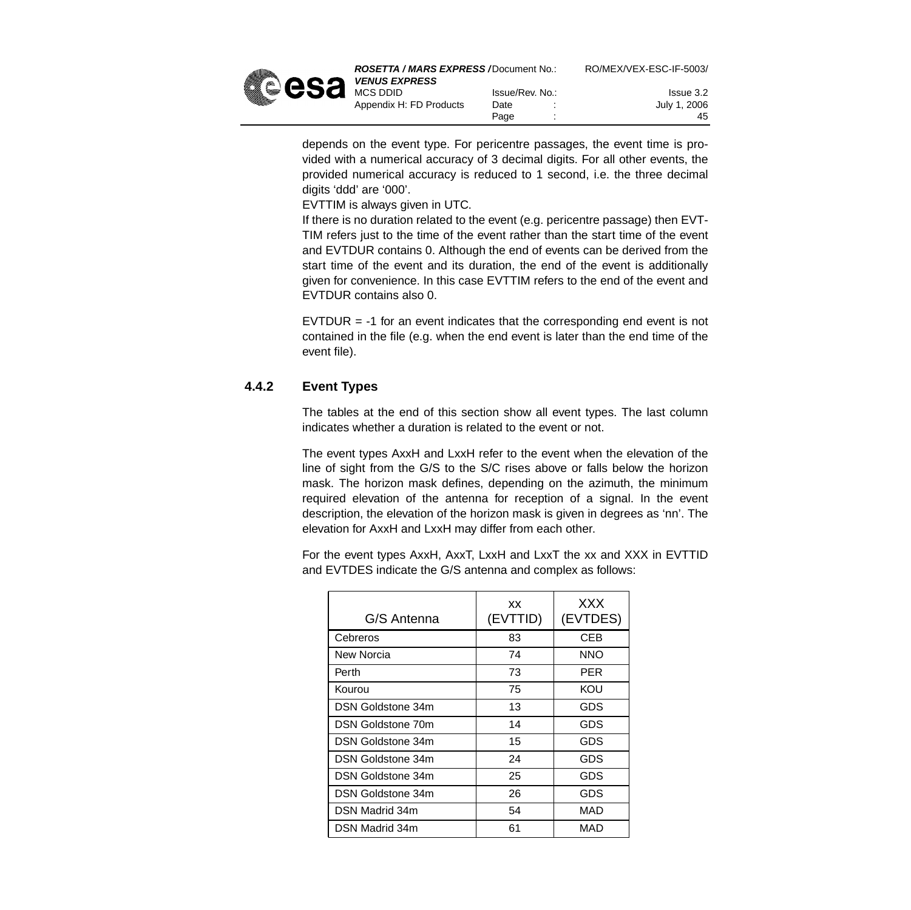depends on the event type. For pericentre passages, the event time is provided with a numerical accuracy of 3 decimal digits. For all other events, the provided numerical accuracy is reduced to 1 second, i.e. the three decimal digits 'ddd' are '000'.

EVTTIM is always given in UTC.

If there is no duration related to the event (e.g. pericentre passage) then EVTTIM refers just to the time of the event rather than the start time of the event and EVTDUR contains 0. Although the end of events can be derived from the start time of the event and its duration, the end of the event is additionally given for convenience. In this case EVTTIM refers to the end of the event and EVTDUR contains also 0.

EVTDUR = -1 for an event indicates that the corresponding end event is not contained in the file (e.g. when the end event is later than the end time of the event file).

### 4.4.2 Event Types

The tables at the end of this section show all event types. The last column indicates whether a duration is related to the event or not.

The event types AxxH and LxxH refer to the event when the elevation of the line of sight from the G/S to the S/C rises above or falls below the horizon mask. The horizon mask defines, depending on the azimuth, the minimum required elevation of the antenna for reception of a signal. In the event description, the elevation of the horizon mask is given in degrees as 'nn'. The elevation for AxxH and LxxH may differ from each other.

For the event types AxxH, AxxT, LxxH and LxxT the xx and XXX in EVTTID and EVTDES indicate the G/S antenna and complex as follows:

| G/S Antenna | xx (EVTTID) | XXX (EVTDES) |
|---|---|---|
| Cebreros | 83 | CEB |
| New Norcia | 74 | NNO |
| Perth | 73 | PER |
| Kourou | 75 | KOU |
| DSN Goldstone 34m | 13 | GDS |
| DSN Goldstone 70m | 14 | GDS |
| DSN Goldstone 34m | 15 | GDS |
| DSN Goldstone 34m | 24 | GDS |
| DSN Goldstone 34m | 25 | GDS |
| DSN Goldstone 34m | 26 | GDS |
| DSN Madrid 34m | 54 | MAD |
| DSN Madrid 34m | 61 | MAD |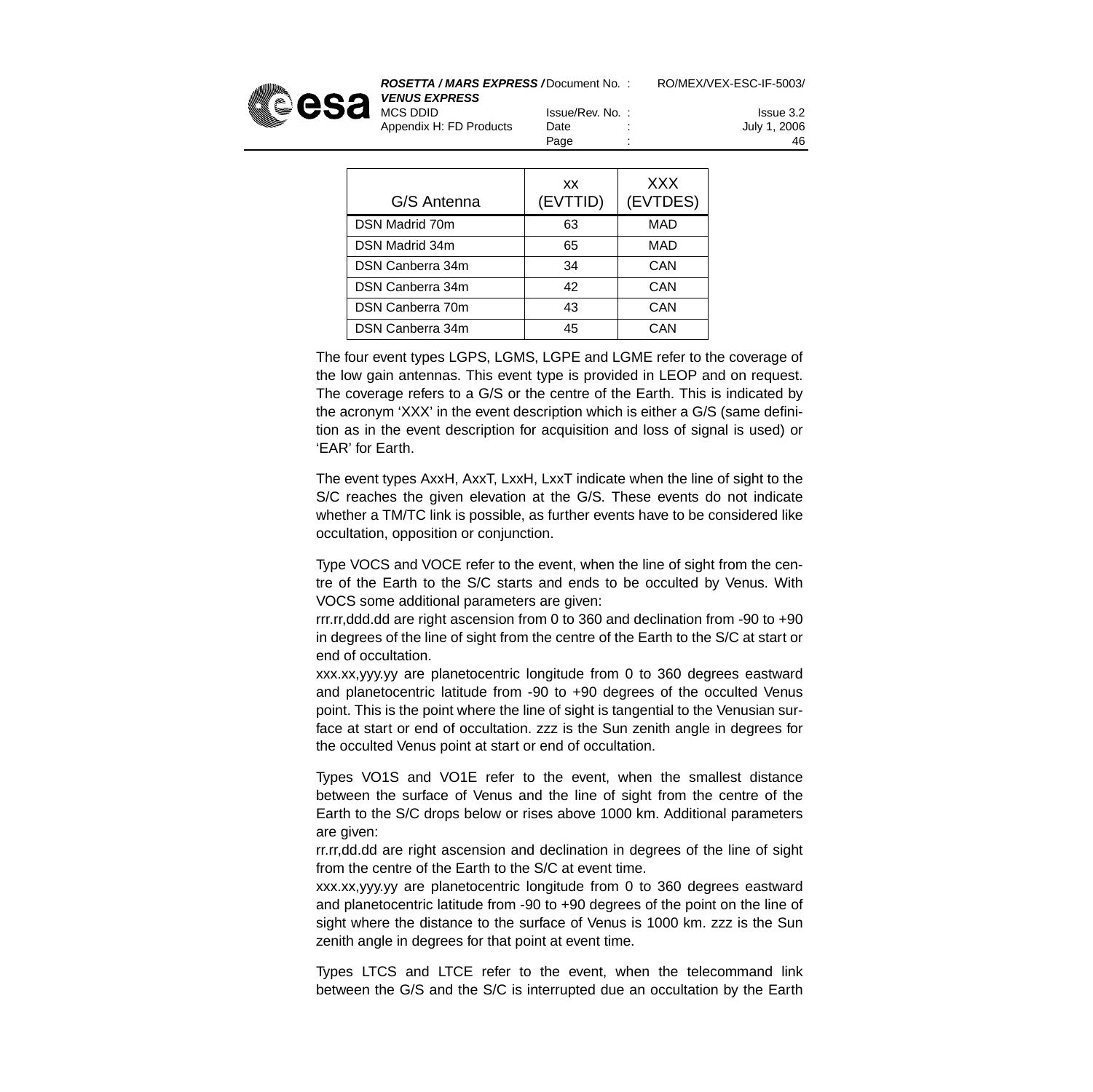| G/S Antenna | xx (EVTTID) | XXX (EVTDES) |
|---|---|---|
| DSN Madrid 70m | 63 | MAD |
| DSN Madrid 34m | 65 | MAD |
| DSN Canberra 34m | 34 | CAN |
| DSN Canberra 34m | 42 | CAN |
| DSN Canberra 70m | 43 | CAN |
| DSN Canberra 34m | 45 | CAN |

The four event types LGPS, LGMS, LGPE and LGME refer to the coverage of the low gain antennas. This event type is provided in LEOP and on request. The coverage refers to a G/S or the centre of the Earth. This is indicated by the acronym 'XXX' in the event description which is either a G/S (same definition as in the event description for acquisition and loss of signal is used) or 'EAR' for Earth.

The event types AxxH, AxxT, LxxH, LxxT indicate when the line of sight to the S/C reaches the given elevation at the G/S. These events do not indicate whether a TM/TC link is possible, as further events have to be considered like occultation, opposition or conjunction.

Type VOCS and VOCE refer to the event, when the line of sight from the centre of the Earth to the S/C starts and ends to be occulted by Venus. With VOCS some additional parameters are given:
rrr.rr,ddd.dd are right ascension from 0 to 360 and declination from -90 to +90 in degrees of the line of sight from the centre of the Earth to the S/C at start or end of occultation.
xxx.xx,yyy.yy are planetocentric longitude from 0 to 360 degrees eastward and planetocentric latitude from -90 to +90 degrees of the occulted Venus point. This is the point where the line of sight is tangential to the Venusian surface at start or end of occultation. zzz is the Sun zenith angle in degrees for the occulted Venus point at start or end of occultation.

Types VO1S and VO1E refer to the event, when the smallest distance between the surface of Venus and the line of sight from the centre of the Earth to the S/C drops below or rises above 1000 km. Additional parameters are given:
rr.rr,dd.dd are right ascension and declination in degrees of the line of sight from the centre of the Earth to the S/C at event time.
xxx.xx,yyy.yy are planetocentric longitude from 0 to 360 degrees eastward and planetocentric latitude from -90 to +90 degrees of the point on the line of sight where the distance to the surface of Venus is 1000 km. zzz is the Sun zenith angle in degrees for that point at event time.

Types LTCS and LTCE refer to the event, when the telecommand link between the G/S and the S/C is interrupted due an occultation by the Earth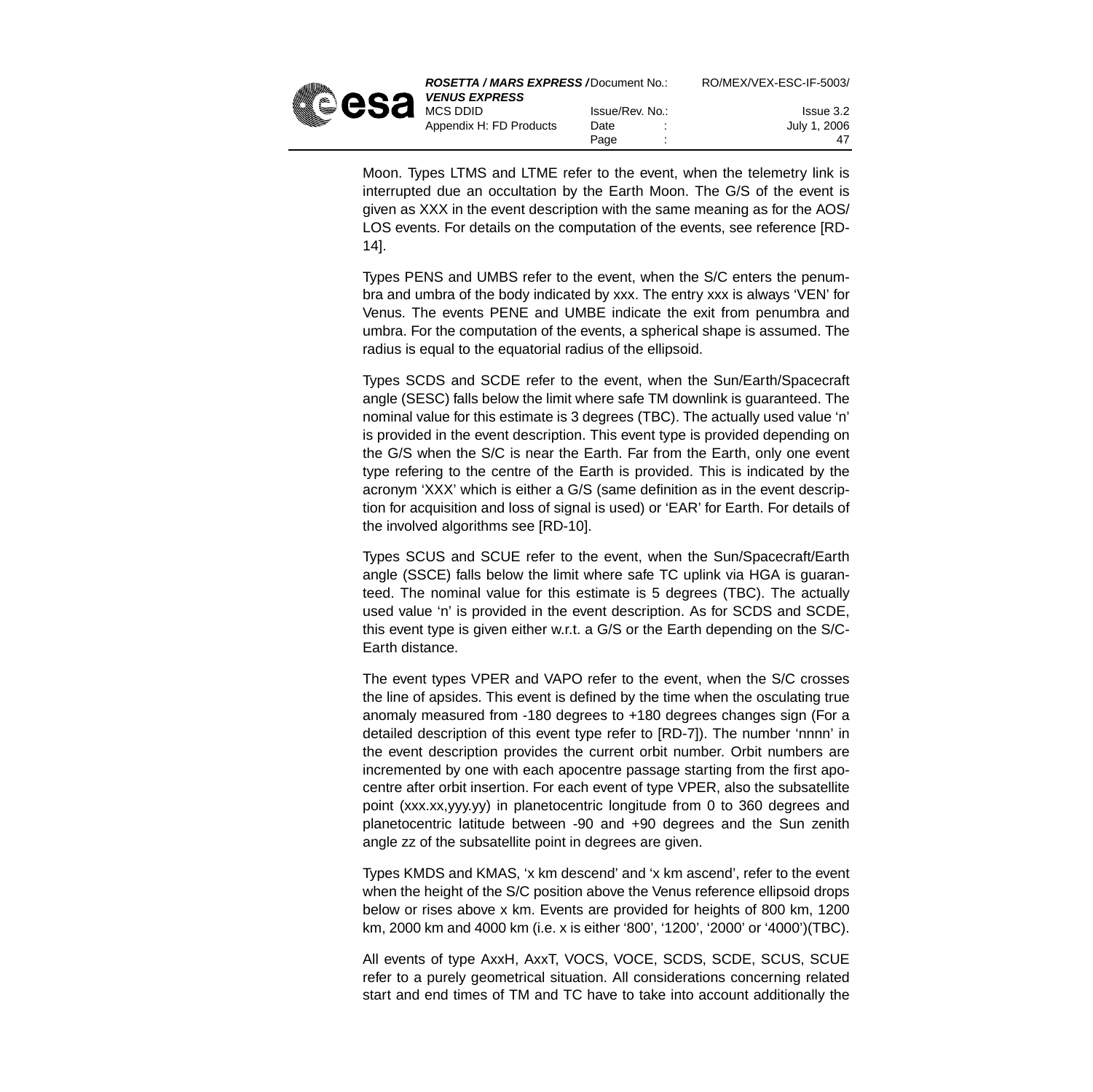Moon. Types LTMS and LTME refer to the event, when the telemetry link is interrupted due an occultation by the Earth Moon. The G/S of the event is given as XXX in the event description with the same meaning as for the AOS/LOS events. For details on the computation of the events, see reference [RD-14].

Types PENS and UMBS refer to the event, when the S/C enters the penumbra and umbra of the body indicated by xxx. The entry xxx is always 'VEN' for Venus. The events PENE and UMBE indicate the exit from penumbra and umbra. For the computation of the events, a spherical shape is assumed. The radius is equal to the equatorial radius of the ellipsoid.

Types SCDS and SCDE refer to the event, when the Sun/Earth/Spacecraft angle (SESC) falls below the limit where safe TM downlink is guaranteed. The nominal value for this estimate is 3 degrees (TBC). The actually used value 'n' is provided in the event description. This event type is provided depending on the G/S when the S/C is near the Earth. Far from the Earth, only one event type refering to the centre of the Earth is provided. This is indicated by the acronym 'XXX' which is either a G/S (same definition as in the event description for acquisition and loss of signal is used) or 'EAR' for Earth. For details of the involved algorithms see [RD-10].

Types SCUS and SCUE refer to the event, when the Sun/Spacecraft/Earth angle (SSCE) falls below the limit where safe TC uplink via HGA is guaranteed. The nominal value for this estimate is 5 degrees (TBC). The actually used value 'n' is provided in the event description. As for SCDS and SCDE, this event type is given either w.r.t. a G/S or the Earth depending on the S/C-Earth distance.

The event types VPER and VAPO refer to the event, when the S/C crosses the line of apsides. This event is defined by the time when the osculating true anomaly measured from -180 degrees to +180 degrees changes sign (For a detailed description of this event type refer to [RD-7]). The number 'nnnn' in the event description provides the current orbit number. Orbit numbers are incremented by one with each apocentre passage starting from the first apocentre after orbit insertion. For each event of type VPER, also the subsatellite point (xxx.xx,yyy.yy) in planetocentric longitude from 0 to 360 degrees and planetocentric latitude between -90 and +90 degrees and the Sun zenith angle zz of the subsatellite point in degrees are given.

Types KMDS and KMAS, 'x km descend' and 'x km ascend', refer to the event when the height of the S/C position above the Venus reference ellipsoid drops below or rises above x km. Events are provided for heights of 800 km, 1200 km, 2000 km and 4000 km (i.e. x is either '800', '1200', '2000' or '4000')(TBC).

All events of type AxxH, AxxT, VOCS, VOCE, SCDS, SCDE, SCUS, SCUE refer to a purely geometrical situation. All considerations concerning related start and end times of TM and TC have to take into account additionally the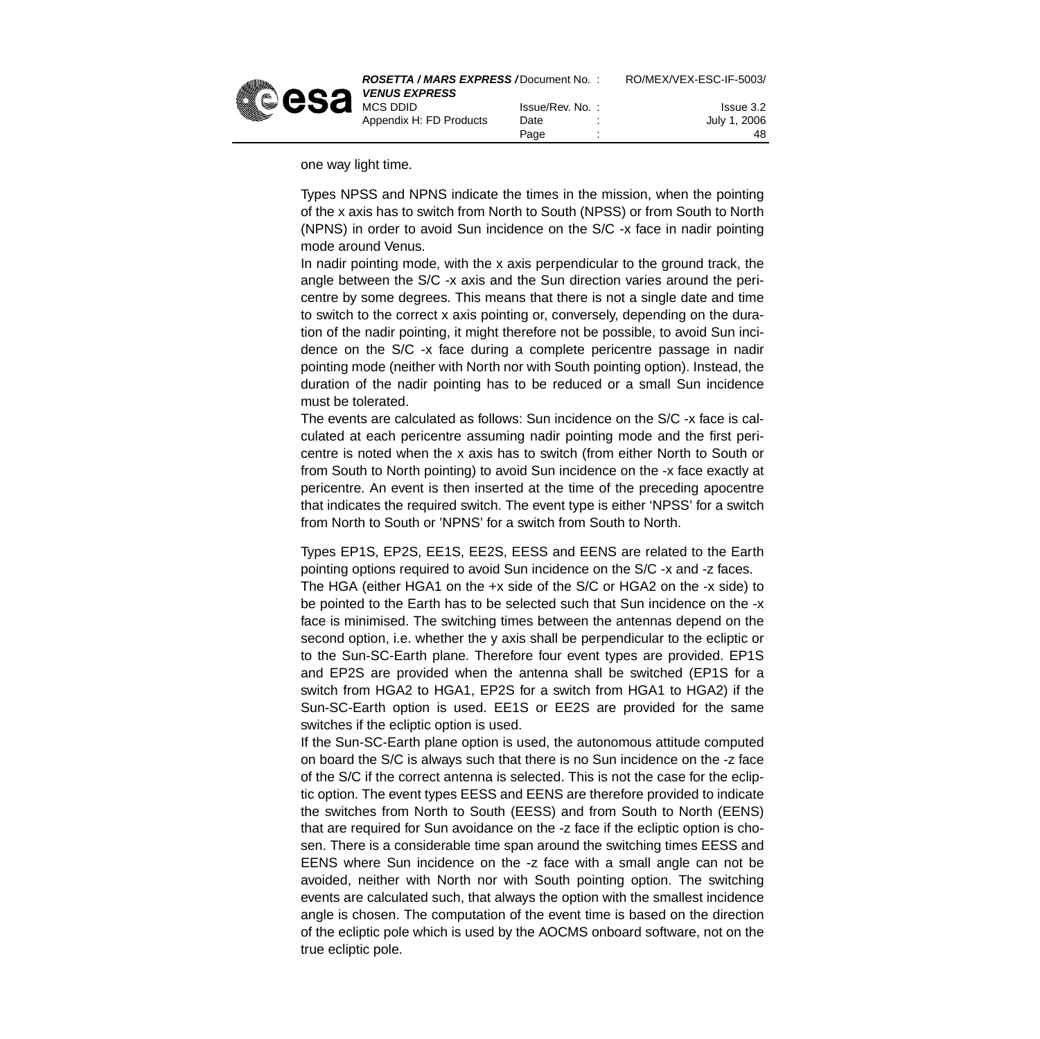one way light time.

Types NPSS and NPNS indicate the times in the mission, when the pointing of the x axis has to switch from North to South (NPSS) or from South to North (NPNS) in order to avoid Sun incidence on the S/C -x face in nadir pointing mode around Venus.

In nadir pointing mode, with the x axis perpendicular to the ground track, the angle between the S/C -x axis and the Sun direction varies around the pericentre by some degrees. This means that there is not a single date and time to switch to the correct x axis pointing or, conversely, depending on the duration of the nadir pointing, it might therefore not be possible, to avoid Sun incidence on the S/C -x face during a complete pericentre passage in nadir pointing mode (neither with North nor with South pointing option). Instead, the duration of the nadir pointing has to be reduced or a small Sun incidence must be tolerated.

The events are calculated as follows: Sun incidence on the S/C -x face is calculated at each pericentre assuming nadir pointing mode and the first pericentre is noted when the x axis has to switch (from either North to South or from South to North pointing) to avoid Sun incidence on the -x face exactly at pericentre. An event is then inserted at the time of the preceding apocentre that indicates the required switch. The event type is either 'NPSS' for a switch from North to South or 'NPNS' for a switch from South to North.

Types EP1S, EP2S, EE1S, EE2S, EESS and EENS are related to the Earth pointing options required to avoid Sun incidence on the S/C -x and -z faces.

The HGA (either HGA1 on the +x side of the S/C or HGA2 on the -x side) to be pointed to the Earth has to be selected such that Sun incidence on the -x face is minimised. The switching times between the antennas depend on the second option, i.e. whether the y axis shall be perpendicular to the ecliptic or to the Sun-SC-Earth plane. Therefore four event types are provided. EP1S and EP2S are provided when the antenna shall be switched (EP1S for a switch from HGA2 to HGA1, EP2S for a switch from HGA1 to HGA2) if the Sun-SC-Earth option is used. EE1S or EE2S are provided for the same switches if the ecliptic option is used.

If the Sun-SC-Earth plane option is used, the autonomous attitude computed on board the S/C is always such that there is no Sun incidence on the -z face of the S/C if the correct antenna is selected. This is not the case for the ecliptic option. The event types EESS and EENS are therefore provided to indicate the switches from North to South (EESS) and from South to North (EENS) that are required for Sun avoidance on the -z face if the ecliptic option is chosen. There is a considerable time span around the switching times EESS and EENS where Sun incidence on the -z face with a small angle can not be avoided, neither with North nor with South pointing option. The switching events are calculated such, that always the option with the smallest incidence angle is chosen. The computation of the event time is based on the direction of the ecliptic pole which is used by the AOCMS onboard software, not on the true ecliptic pole.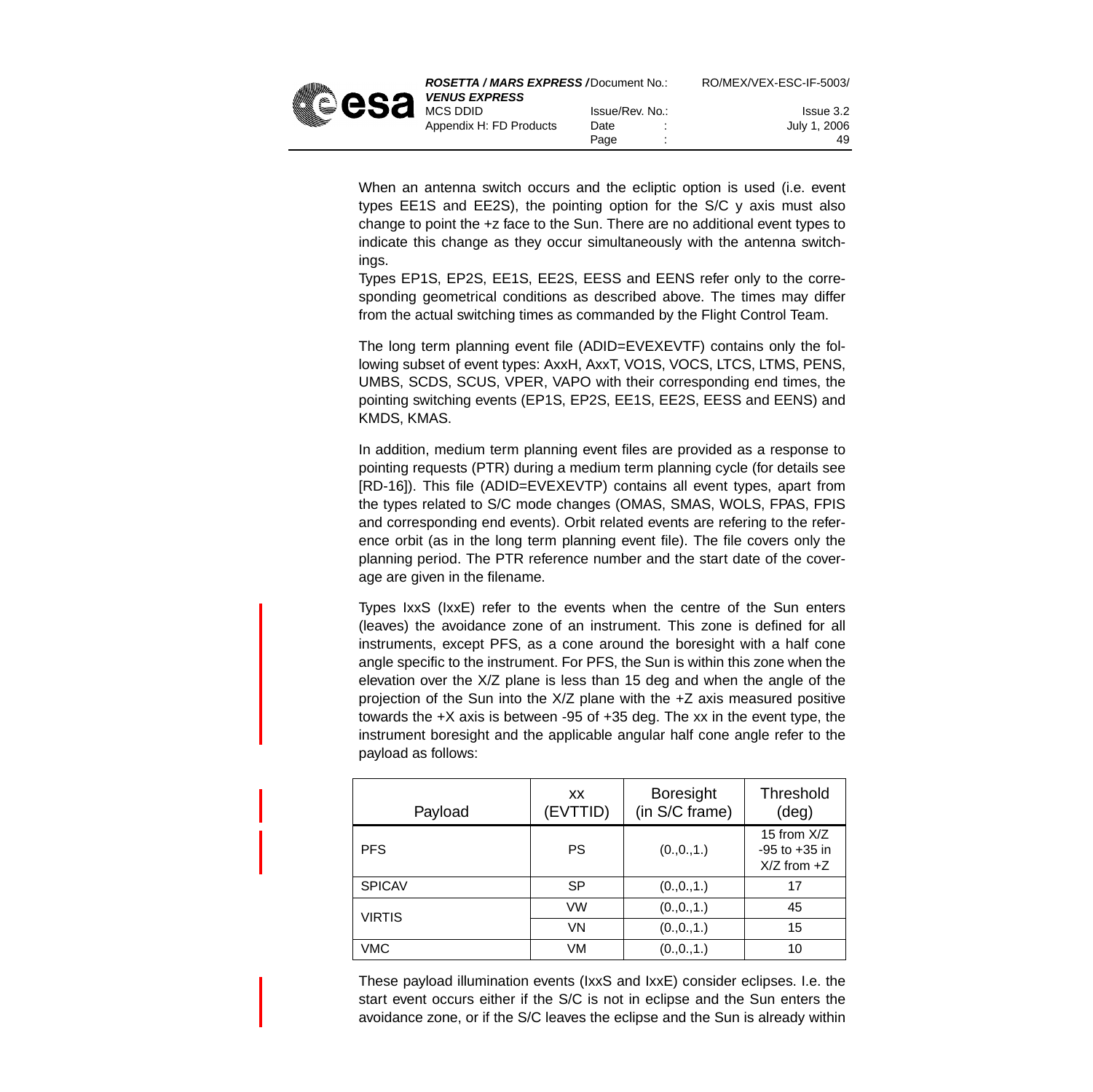When an antenna switch occurs and the ecliptic option is used (i.e. event types EE1S and EE2S), the pointing option for the S/C y axis must also change to point the +z face to the Sun. There are no additional event types to indicate this change as they occur simultaneously with the antenna switchings.

Types EP1S, EP2S, EE1S, EE2S, EESS and EENS refer only to the corresponding geometrical conditions as described above. The times may differ from the actual switching times as commanded by the Flight Control Team.

The long term planning event file (ADID=EVEXEVTF) contains only the following subset of event types: AxxH, AxxT, VO1S, VOCS, LTCS, LTMS, PENS, UMBS, SCDS, SCUS, VPER, VAPO with their corresponding end times, the pointing switching events (EP1S, EP2S, EE1S, EE2S, EESS and EENS) and KMDS, KMAS.

In addition, medium term planning event files are provided as a response to pointing requests (PTR) during a medium term planning cycle (for details see [RD-16]). This file (ADID=EVEXEVTP) contains all event types, apart from the types related to S/C mode changes (OMAS, SMAS, WOLS, FPAS, FPIS and corresponding end events). Orbit related events are refering to the reference orbit (as in the long term planning event file). The file covers only the planning period. The PTR reference number and the start date of the coverage are given in the filename.

Types IxxS (IxxE) refer to the events when the centre of the Sun enters (leaves) the avoidance zone of an instrument. This zone is defined for all instruments, except PFS, as a cone around the boresight with a half cone angle specific to the instrument. For PFS, the Sun is within this zone when the elevation over the X/Z plane is less than 15 deg and when the angle of the projection of the Sun into the X/Z plane with the +Z axis measured positive towards the +X axis is between -95 of +35 deg. The xx in the event type, the instrument boresight and the applicable angular half cone angle refer to the payload as follows:

| Payload | xx (EVTTID) | Boresight (in S/C frame) | Threshold (deg) |
|---|---|---|---|
| PFS | PS | (0.,0.,1.) | 15 from X/Z -95 to +35 in X/Z from +Z |
| SPICAV | SP | (0.,0.,1.) | 17 |
| VIRTIS | VW | (0.,0.,1.) | 45 |
| | VN | (0.,0.,1.) | 15 |
| VMC | VM | (0.,0.,1.) | 10 |

These payload illumination events (IxxS and IxxE) consider eclipses. I.e. the start event occurs either if the S/C is not in eclipse and the Sun enters the avoidance zone, or if the S/C leaves the eclipse and the Sun is already within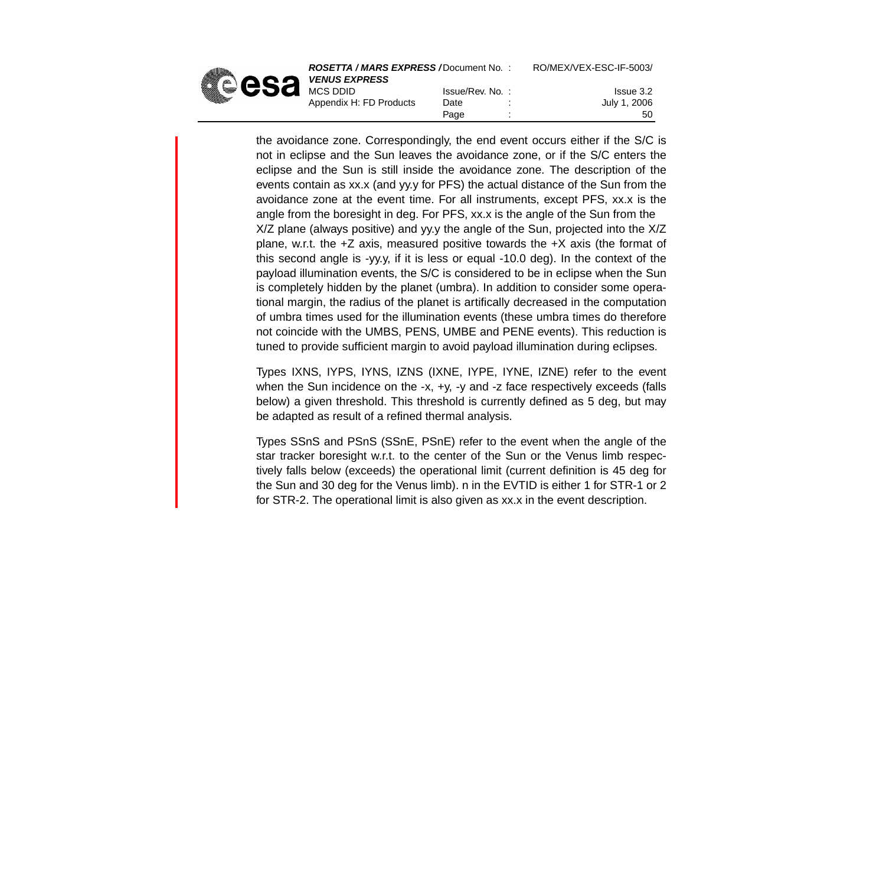the avoidance zone. Correspondingly, the end event occurs either if the S/C is not in eclipse and the Sun leaves the avoidance zone, or if the S/C enters the eclipse and the Sun is still inside the avoidance zone. The description of the events contain as xx.x (and yy.y for PFS) the actual distance of the Sun from the avoidance zone at the event time. For all instruments, except PFS, xx.x is the angle from the boresight in deg. For PFS, xx.x is the angle of the Sun from the X/Z plane (always positive) and yy.y the angle of the Sun, projected into the X/Z plane, w.r.t. the +Z axis, measured positive towards the +X axis (the format of this second angle is -yy.y, if it is less or equal -10.0 deg). In the context of the payload illumination events, the S/C is considered to be in eclipse when the Sun is completely hidden by the planet (umbra). In addition to consider some operational margin, the radius of the planet is artifically decreased in the computation of umbra times used for the illumination events (these umbra times do therefore not coincide with the UMBS, PENS, UMBE and PENE events). This reduction is tuned to provide sufficient margin to avoid payload illumination during eclipses.

Types IXNS, IYPS, IYNS, IZNS (IXNE, IYPE, IYNE, IZNE) refer to the event when the Sun incidence on the -x, +y, -y and -z face respectively exceeds (falls below) a given threshold. This threshold is currently defined as 5 deg, but may be adapted as result of a refined thermal analysis.

Types SSnS and PSnS (SSnE, PSnE) refer to the event when the angle of the star tracker boresight w.r.t. to the center of the Sun or the Venus limb respectively falls below (exceeds) the operational limit (current definition is 45 deg for the Sun and 30 deg for the Venus limb). n in the EVTID is either 1 for STR-1 or 2 for STR-2. The operational limit is also given as xx.x in the event description.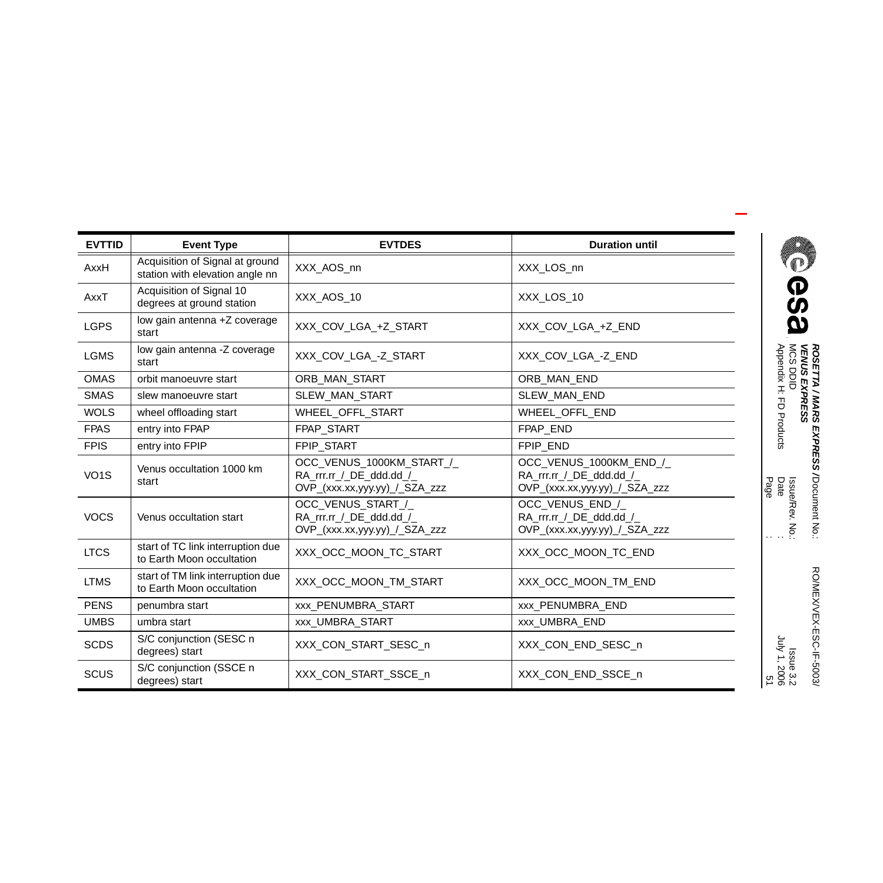| EVTTID | Event Type | EVTDES | Duration until |
| --- | --- | --- | --- |
| AxxH | Acquisition of Signal at ground station with elevation angle nn | XXX_AOS_nn | XXX_LOS_nn |
| AxxT | Acquisition of Signal 10 degrees at ground station | XXX_AOS_10 | XXX_LOS_10 |
| LGPS | low gain antenna +Z coverage start | XXX_COV_LGA_+Z_START | XXX_COV_LGA_+Z_END |
| LGMS | low gain antenna -Z coverage start | XXX_COV_LGA_-Z_START | XXX_COV_LGA_-Z_END |
| OMAS | orbit manoeuvre start | ORB_MAN_START | ORB_MAN_END |
| SMAS | slew manoeuvre start | SLEW_MAN_START | SLEW_MAN_END |
| WOLS | wheel offloading start | WHEEL_OFFL_START | WHEEL_OFFL_END |
| FPAS | entry into FPAP | FPAP_START | FPAP_END |
| FPIS | entry into FPIP | FPIP_START | FPIP_END |
| VO1S | Venus occultation 1000 km start | OCC_VENUS_1000KM_START_/_ RA_rrr.rr_/_DE_ddd.dd_/_ OVP_(xxx.xx,yyy.yy)_/_SZA_zzz | OCC_VENUS_1000KM_END_/_ RA_rrr.rr_/_DE_ddd.dd_/_ OVP_(xxx.xx,yyy.yy)_/_SZA_zzz |
| VOCS | Venus occultation start | OCC_VENUS_START_/_ RA_rrr.rr_/_DE_ddd.dd_/_ OVP_(xxx.xx,yyy.yy)_/_SZA_zzz | OCC_VENUS_END_/_ RA_rrr.rr_/_DE_ddd.dd_/_ OVP_(xxx.xx,yyy.yy)_/_SZA_zzz |
| LTCS | start of TC link interruption due to Earth Moon occultation | XXX_OCC_MOON_TC_START | XXX_OCC_MOON_TC_END |
| LTMS | start of TM link interruption due to Earth Moon occultation | XXX_OCC_MOON_TM_START | XXX_OCC_MOON_TM_END |
| PENS | penumbra start | xxx_PENUMBRA_START | xxx_PENUMBRA_END |
| UMBS | umbra start | xxx_UMBRA_START | xxx_UMBRA_END |
| SCDS | S/C conjunction (SESC n degrees) start | XXX_CON_START_SESC_n | XXX_CON_END_SESC_n |
| SCUS | S/C conjunction (SSCE n degrees) start | XXX_CON_START_SSCE_n | XXX_CON_END_SSCE_n |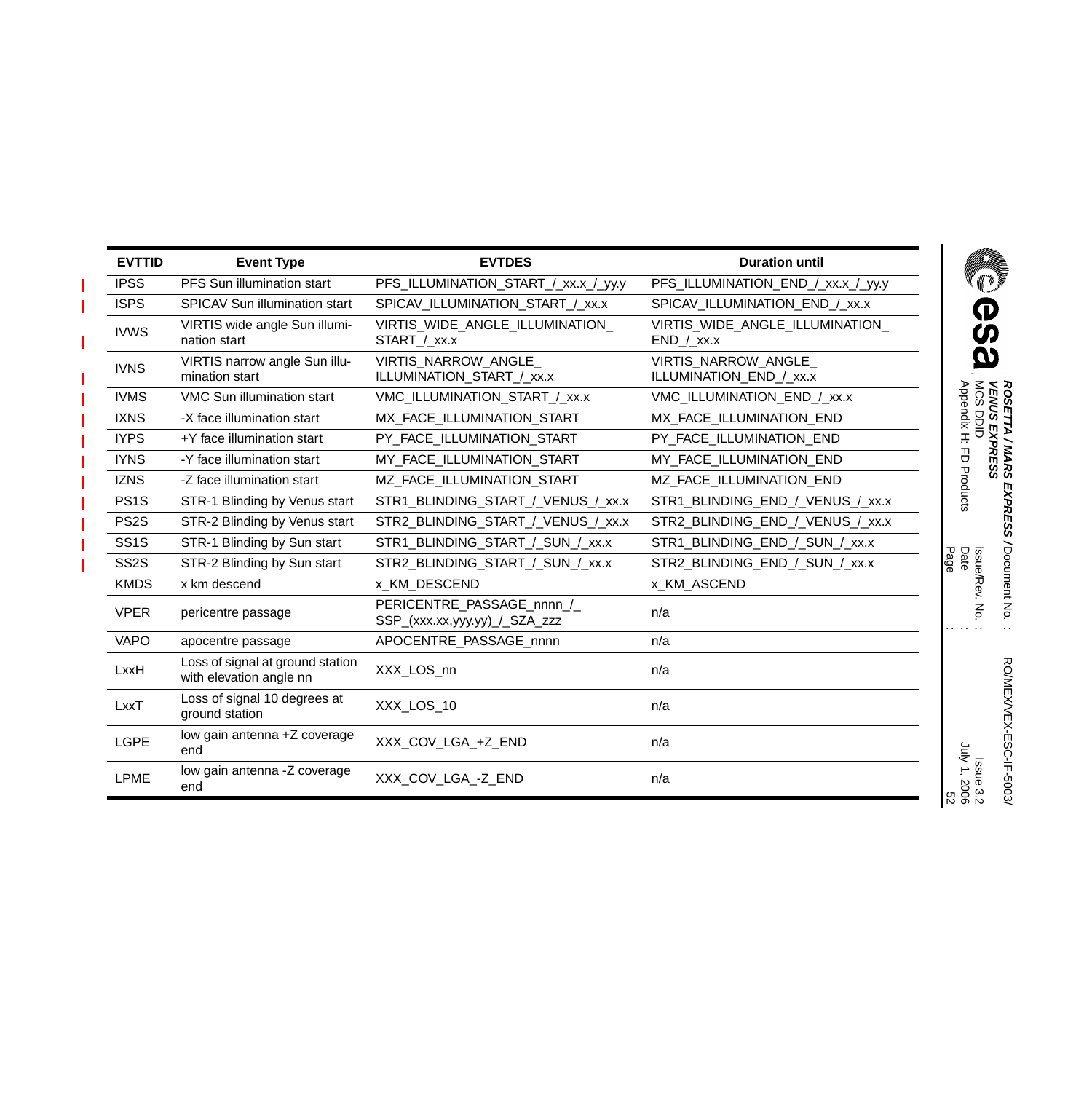| EVTTID | Event Type | EVTDES | Duration until |
|---|---|---|---|
| IPSS | PFS Sun illumination start | PFS_ILLUMINATION_START_/_xx.x_/_yy.y | PFS_ILLUMINATION_END_/_xx.x_/_yy.y |
| ISPS | SPICAV Sun illumination start | SPICAV_ILLUMINATION_START_/_xx.x | SPICAV_ILLUMINATION_END_/_xx.x |
| IVWS | VIRTIS wide angle Sun illumination start | VIRTIS_WIDE_ANGLE_ILLUMINATION_START_/_xx.x | VIRTIS_WIDE_ANGLE_ILLUMINATION_END_/_xx.x |
| IVNS | VIRTIS narrow angle Sun illumination start | VIRTIS_NARROW_ANGLE_ILLUMINATION_START_/_xx.x | VIRTIS_NARROW_ANGLE_ILLUMINATION_END_/_xx.x |
| IVMS | VMC Sun illumination start | VMC_ILLUMINATION_START_/_xx.x | VMC_ILLUMINATION_END_/_xx.x |
| IXNS | -X face illumination start | MX_FACE_ILLUMINATION_START | MX_FACE_ILLUMINATION_END |
| IYPS | +Y face illumination start | PY_FACE_ILLUMINATION_START | PY_FACE_ILLUMINATION_END |
| IYNS | -Y face illumination start | MY_FACE_ILLUMINATION_START | MY_FACE_ILLUMINATION_END |
| IZNS | -Z face illumination start | MZ_FACE_ILLUMINATION_START | MZ_FACE_ILLUMINATION_END |
| PS1S | STR-1 Blinding by Venus start | STR1_BLINDING_START_/_VENUS_/_xx.x | STR1_BLINDING_END_/_VENUS_/_xx.x |
| PS2S | STR-2 Blinding by Venus start | STR2_BLINDING_START_/_VENUS_/_xx.x | STR2_BLINDING_END_/_VENUS_/_xx.x |
| SS1S | STR-1 Blinding by Sun start | STR1_BLINDING_START_/_SUN_/_xx.x | STR1_BLINDING_END_/_SUN_/_xx.x |
| SS2S | STR-2 Blinding by Sun start | STR2_BLINDING_START_/_SUN_/_xx.x | STR2_BLINDING_END_/_SUN_/_xx.x |
| KMDS | x km descend | x_KM_DESCEND | x_KM_ASCEND |
| VPER | pericentre passage | PERICENTRE_PASSAGE_nnnn_/_SSP_(xxx.xx,yyy.yy)_/_SZA_zzz | n/a |
| VAPO | apocentre passage | APOCENTRE_PASSAGE_nnnn | n/a |
| LxxH | Loss of signal at ground station with elevation angle nn | XXX_LOS_nn | n/a |
| LxxT | Loss of signal 10 degrees at ground station | XXX_LOS_10 | n/a |
| LGPE | low gain antenna +Z coverage end | XXX_COV_LGA_+Z_END | n/a |
| LPME | low gain antenna -Z coverage end | XXX_COV_LGA_-Z_END | n/a |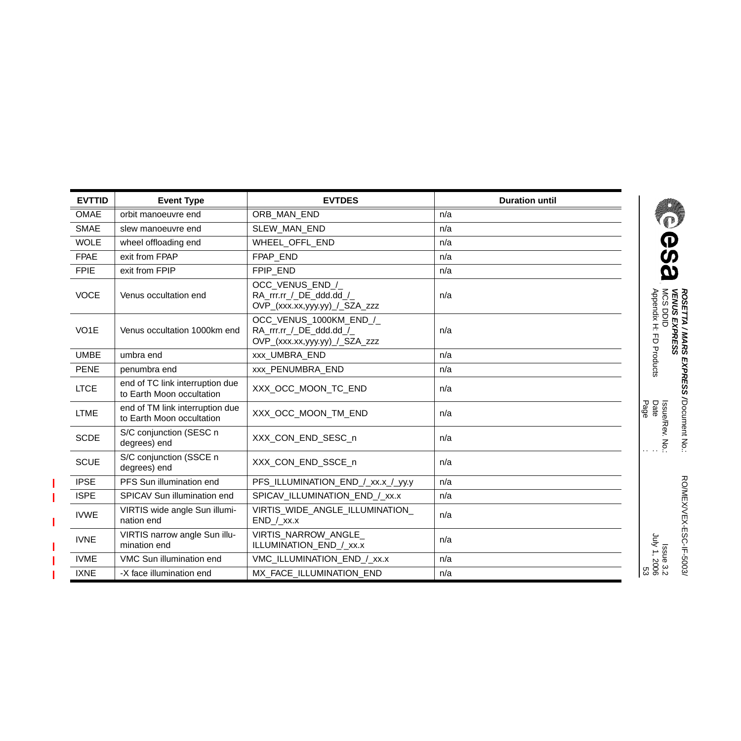| EVTTID | Event Type | EVTDES | Duration until |
|---|---|---|---|
| OMAE | orbit manoeuvre end | ORB_MAN_END | n/a |
| SMAE | slew manoeuvre end | SLEW_MAN_END | n/a |
| WOLE | wheel offloading end | WHEEL_OFFL_END | n/a |
| FPAE | exit from FPAP | FPAP_END | n/a |
| FPIE | exit from FPIP | FPIP_END | n/a |
| VOCE | Venus occultation end | OCC_VENUS_END_/_ RA_rrr.rr_/_DE_ddd.dd_/_ OVP_(xxx.xx,yyy.yy)_/_SZA_zzz | n/a |
| VO1E | Venus occultation 1000km end | OCC_VENUS_1000KM_END_/_ RA_rrr.rr_/_DE_ddd.dd_/_ OVP_(xxx.xx,yyy.yy)_/_SZA_zzz | n/a |
| UMBE | umbra end | xxx_UMBRA_END | n/a |
| PENE | penumbra end | xxx_PENUMBRA_END | n/a |
| LTCE | end of TC link interruption due to Earth Moon occultation | XXX_OCC_MOON_TC_END | n/a |
| LTME | end of TM link interruption due to Earth Moon occultation | XXX_OCC_MOON_TM_END | n/a |
| SCDE | S/C conjunction (SESC n degrees) end | XXX_CON_END_SESC_n | n/a |
| SCUE | S/C conjunction (SSCE n degrees) end | XXX_CON_END_SSCE_n | n/a |
| IPSE | PFS Sun illumination end | PFS_ILLUMINATION_END_/_xx.x_/_yy.y | n/a |
| ISPE | SPICAV Sun illumination end | SPICAV_ILLUMINATION_END_/_xx.x | n/a |
| IVWE | VIRTIS wide angle Sun illumination end | VIRTIS_WIDE_ANGLE_ILLUMINATION_ END_/_xx.x | n/a |
| IVNE | VIRTIS narrow angle Sun illumination end | VIRTIS_NARROW_ANGLE_ ILLUMINATION_END_/_xx.x | n/a |
| IVME | VMC Sun illumination end | VMC_ILLUMINATION_END_/_xx.x | n/a |
| IXNE | -X face illumination end | MX_FACE_ILLUMINATION_END | n/a |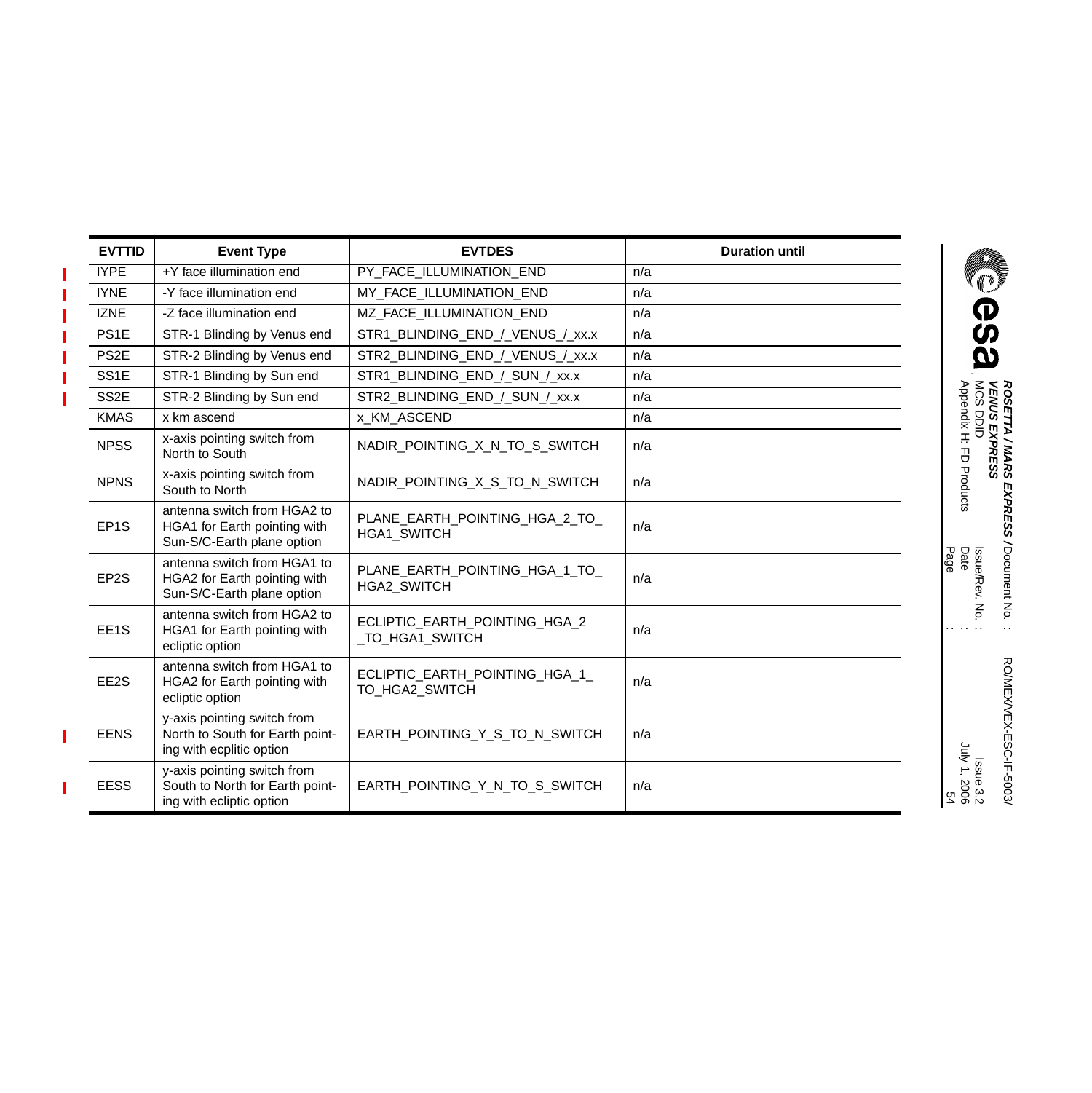| EVTTID | Event Type | EVTDES | Duration until |
|---|---|---|---|
| IYPE | +Y face illumination end | PY_FACE_ILLUMINATION_END | n/a |
| IYNE | -Y face illumination end | MY_FACE_ILLUMINATION_END | n/a |
| IZNE | -Z face illumination end | MZ_FACE_ILLUMINATION_END | n/a |
| PS1E | STR-1 Blinding by Venus end | STR1_BLINDING_END_/_VENUS_/_xx.x | n/a |
| PS2E | STR-2 Blinding by Venus end | STR2_BLINDING_END_/_VENUS_/_xx.x | n/a |
| SS1E | STR-1 Blinding by Sun end | STR1_BLINDING_END_/_SUN_/_xx.x | n/a |
| SS2E | STR-2 Blinding by Sun end | STR2_BLINDING_END_/_SUN_/_xx.x | n/a |
| KMAS | x km ascend | x_KM_ASCEND | n/a |
| NPSS | x-axis pointing switch from North to South | NADIR_POINTING_X_N_TO_S_SWITCH | n/a |
| NPNS | x-axis pointing switch from South to North | NADIR_POINTING_X_S_TO_N_SWITCH | n/a |
| EP1S | antenna switch from HGA2 to HGA1 for Earth pointing with Sun-S/C-Earth plane option | PLANE_EARTH_POINTING_HGA_2_TO_ HGA1_SWITCH | n/a |
| EP2S | antenna switch from HGA1 to HGA2 for Earth pointing with Sun-S/C-Earth plane option | PLANE_EARTH_POINTING_HGA_1_TO_ HGA2_SWITCH | n/a |
| EE1S | antenna switch from HGA2 to HGA1 for Earth pointing with ecliptic option | ECLIPTIC_EARTH_POINTING_HGA_2 _TO_HGA1_SWITCH | n/a |
| EE2S | antenna switch from HGA1 to HGA2 for Earth pointing with ecliptic option | ECLIPTIC_EARTH_POINTING_HGA_1_ TO_HGA2_SWITCH | n/a |
| EENS | y-axis pointing switch from North to South for Earth pointing with ecplitic option | EARTH_POINTING_Y_S_TO_N_SWITCH | n/a |
| EESS | y-axis pointing switch from South to North for Earth pointing with ecliptic option | EARTH_POINTING_Y_N_TO_S_SWITCH | n/a |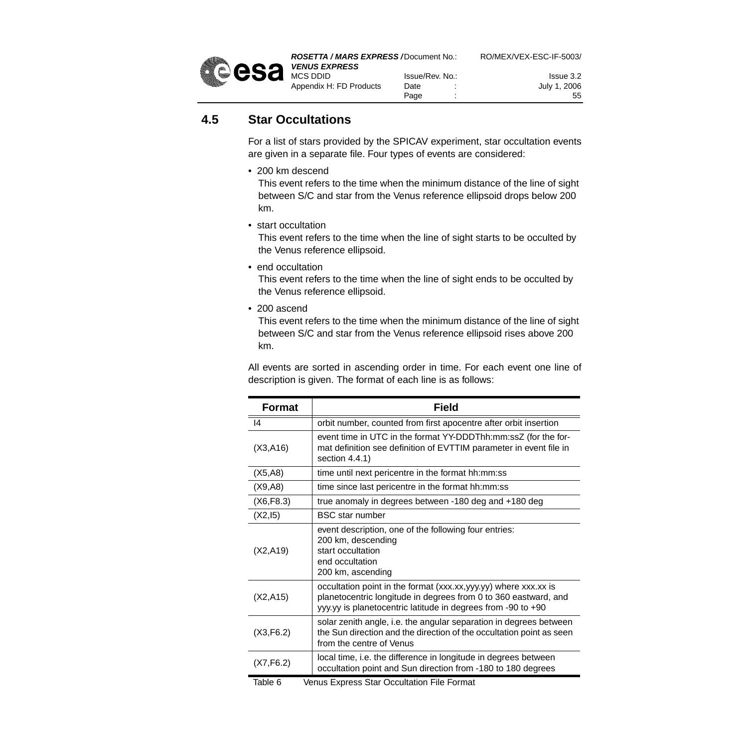## 4.5 Star Occultations

For a list of stars provided by the SPICAV experiment, star occultation events are given in a separate file. Four types of events are considered:

- 200 km descend
  This event refers to the time when the minimum distance of the line of sight between S/C and star from the Venus reference ellipsoid drops below 200 km.
- start occultation
  This event refers to the time when the line of sight starts to be occulted by the Venus reference ellipsoid.
- end occultation
  This event refers to the time when the line of sight ends to be occulted by the Venus reference ellipsoid.
- 200 ascend
  This event refers to the time when the minimum distance of the line of sight between S/C and star from the Venus reference ellipsoid rises above 200 km.

All events are sorted in ascending order in time. For each event one line of description is given. The format of each line is as follows:

| Format | Field |
|---|---|
| I4 | orbit number, counted from first apocentre after orbit insertion |
| (X3,A16) | event time in UTC in the format YY-DDDThh:mm:ssZ (for the format definition see definition of EVTTIM parameter in event file in section 4.4.1) |
| (X5,A8) | time until next pericentre in the format hh:mm:ss |
| (X9,A8) | time since last pericentre in the format hh:mm:ss |
| (X6,F8.3) | true anomaly in degrees between -180 deg and +180 deg |
| (X2,I5) | BSC star number |
| (X2,A19) | event description, one of the following four entries:<br>200 km, descending<br>start occultation<br>end occultation<br>200 km, ascending |
| (X2,A15) | occultation point in the format (xxx.xx,yyy.yy) where xxx.xx is planetocentric longitude in degrees from 0 to 360 eastward, and yyy.yy is planetocentric latitude in degrees from -90 to +90 |
| (X3,F6.2) | solar zenith angle, i.e. the angular separation in degrees between the Sun direction and the direction of the occultation point as seen from the centre of Venus |
| (X7,F6.2) | local time, i.e. the difference in longitude in degrees between occultation point and Sun direction from -180 to 180 degrees |

Table 6 Venus Express Star Occultation File Format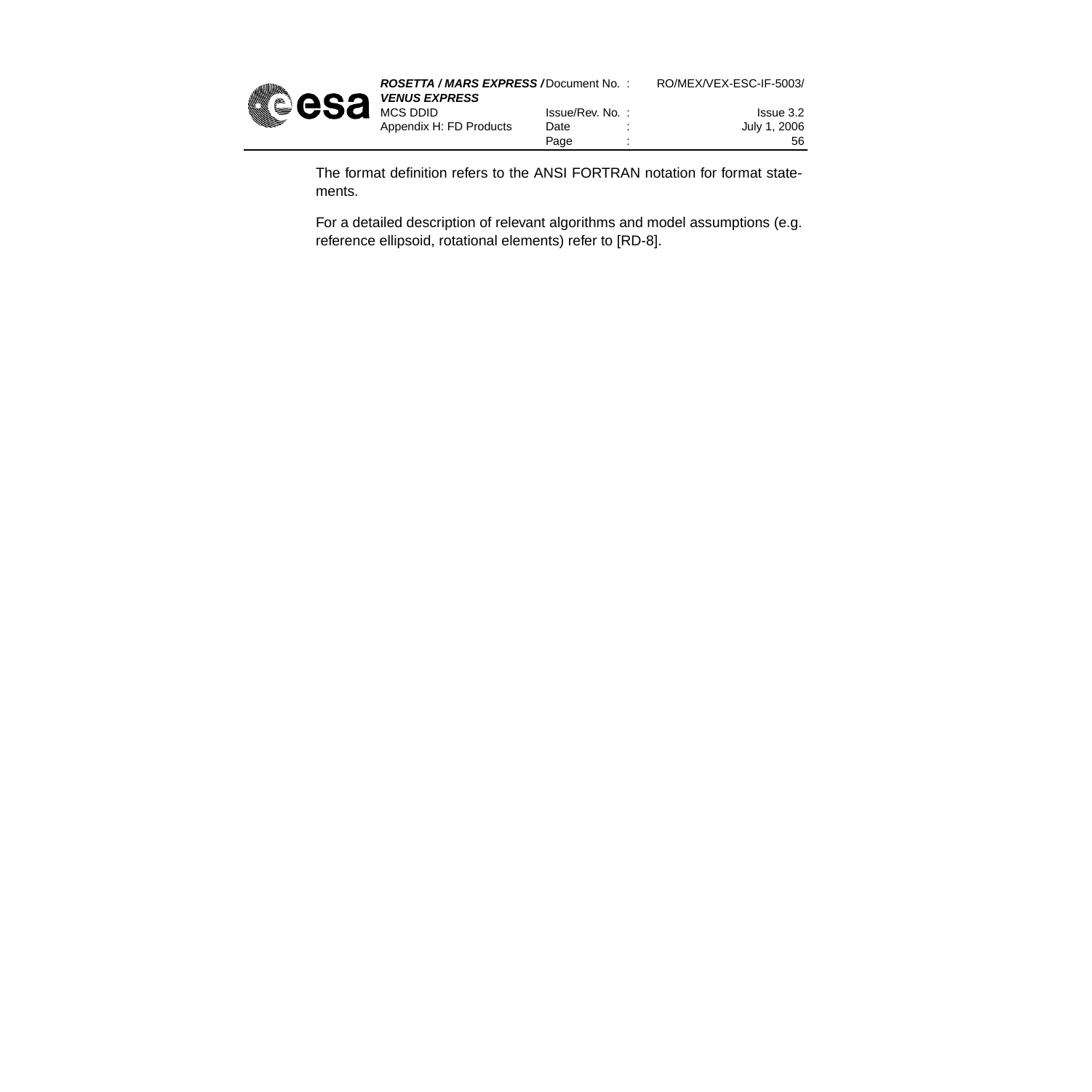The format definition refers to the ANSI FORTRAN notation for format statements.

For a detailed description of relevant algorithms and model assumptions (e.g. reference ellipsoid, rotational elements) refer to [RD-8].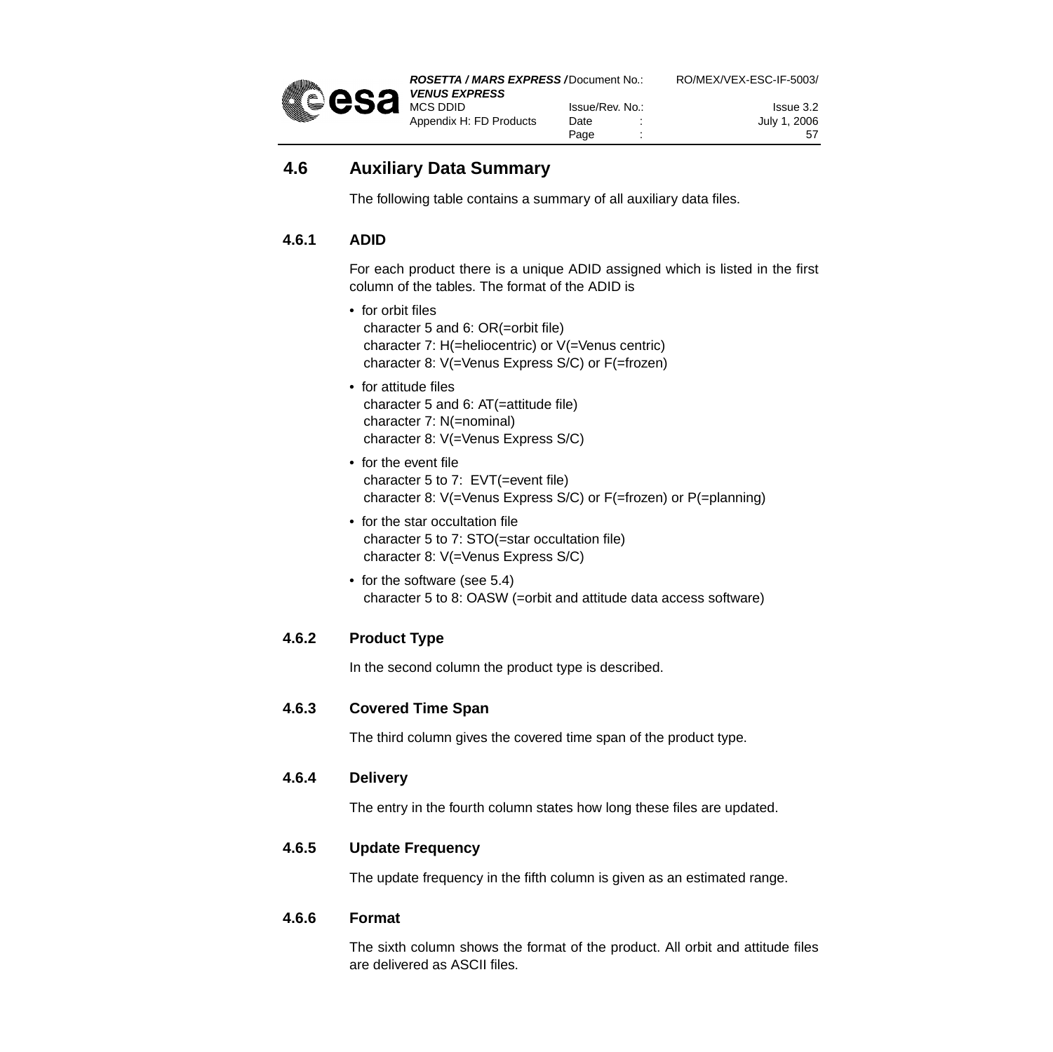## 4.6 Auxiliary Data Summary

The following table contains a summary of all auxiliary data files.

### 4.6.1 ADID

For each product there is a unique ADID assigned which is listed in the first column of the tables. The format of the ADID is

- for orbit files
  character 5 and 6: OR(=orbit file)
  character 7: H(=heliocentric) or V(=Venus centric)
  character 8: V(=Venus Express S/C) or F(=frozen)
- for attitude files
  character 5 and 6: AT(=attitude file)
  character 7: N(=nominal)
  character 8: V(=Venus Express S/C)
- for the event file
  character 5 to 7: EVT(=event file)
  character 8: V(=Venus Express S/C) or F(=frozen) or P(=planning)
- for the star occultation file
  character 5 to 7: STO(=star occultation file)
  character 8: V(=Venus Express S/C)
- for the software (see 5.4)
  character 5 to 8: OASW (=orbit and attitude data access software)

### 4.6.2 Product Type

In the second column the product type is described.

### 4.6.3 Covered Time Span

The third column gives the covered time span of the product type.

### 4.6.4 Delivery

The entry in the fourth column states how long these files are updated.

### 4.6.5 Update Frequency

The update frequency in the fifth column is given as an estimated range.

### 4.6.6 Format

The sixth column shows the format of the product. All orbit and attitude files are delivered as ASCII files.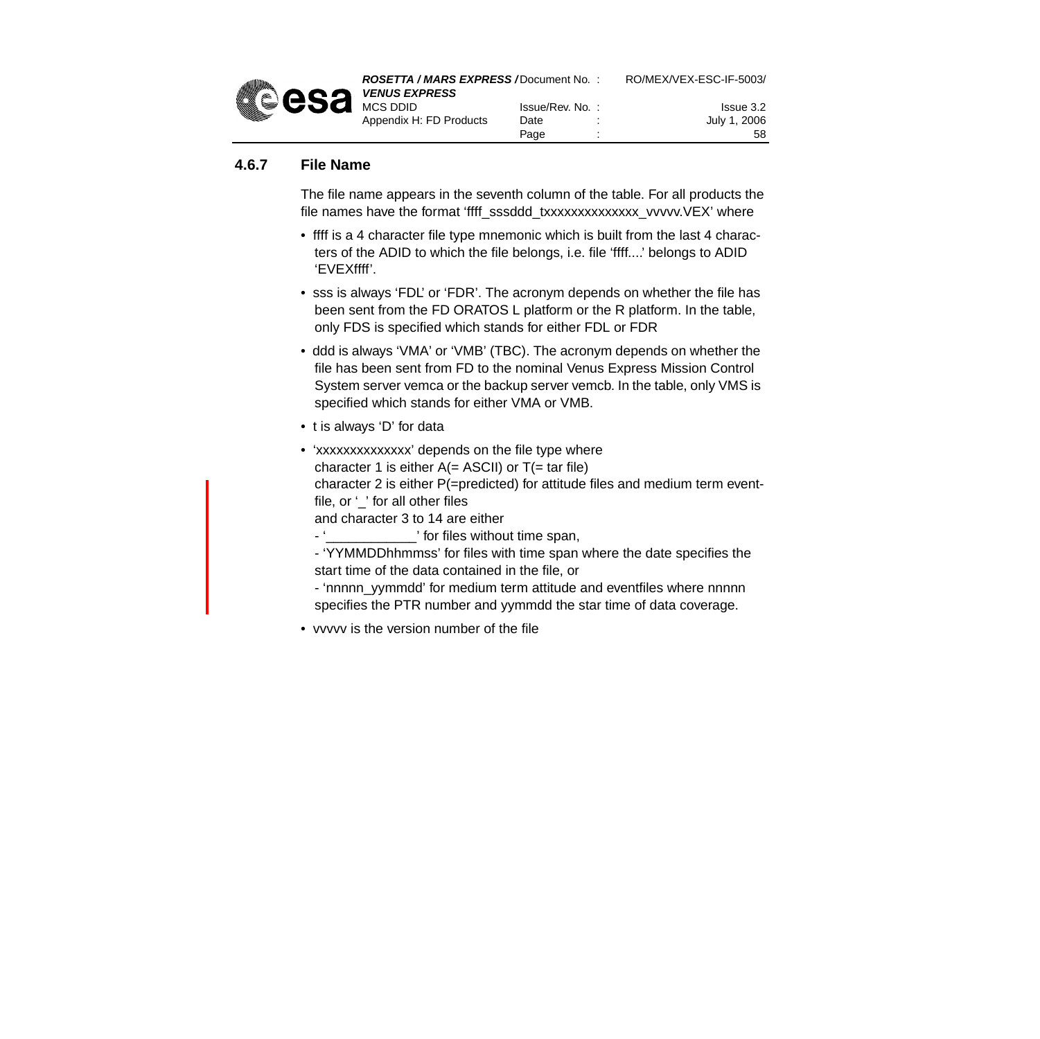### 4.6.7 File Name

The file name appears in the seventh column of the table. For all products the file names have the format 'ffff_sssddd_txxxxxxxxxxxxxx_vvvvv.VEX' where

- ffff is a 4 character file type mnemonic which is built from the last 4 characters of the ADID to which the file belongs, i.e. file 'ffff....' belongs to ADID 'EVEXffff'.
- sss is always 'FDL' or 'FDR'. The acronym depends on whether the file has been sent from the FD ORATOS L platform or the R platform. In the table, only FDS is specified which stands for either FDL or FDR
- ddd is always 'VMA' or 'VMB' (TBC). The acronym depends on whether the file has been sent from FD to the nominal Venus Express Mission Control System server vemca or the backup server vemcb. In the table, only VMS is specified which stands for either VMA or VMB.
- t is always 'D' for data
- 'xxxxxxxxxxxxxx' depends on the file type where
  character 1 is either A(= ASCII) or T(= tar file)
  character 2 is either P(=predicted) for attitude files and medium term eventfile, or '_' for all other files
  and character 3 to 14 are either
  - '____________' for files without time span,
  - 'YYMMDDhhmmss' for files with time span where the date specifies the start time of the data contained in the file, or
  - 'nnnnn_yymmdd' for medium term attitude and eventfiles where nnnnn specifies the PTR number and yymmdd the star time of data coverage.
- vvvvv is the version number of the file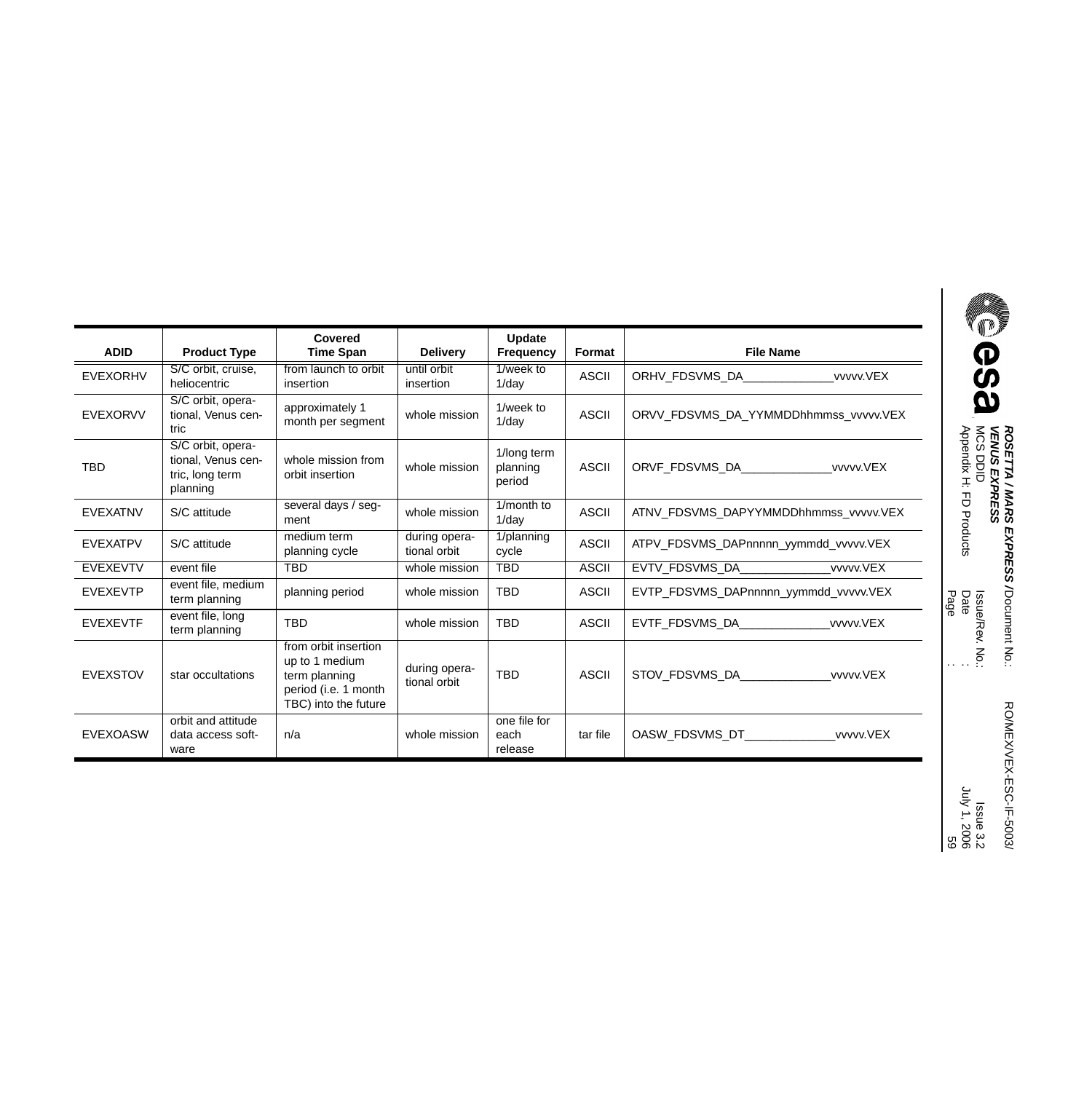| ADID | Product Type | Covered Time Span | Delivery | Update Frequency | Format | File Name |
|---|---|---|---|---|---|---|
| EVEXORHV | S/C orbit, cruise, heliocentric | from launch to orbit insertion | until orbit insertion | 1/week to 1/day | ASCII | ORHV_FDSVMS_DA_____________vvvvv.VEX |
| EVEXORVV | S/C orbit, operational, Venus centric | approximately 1 month per segment | whole mission | 1/week to 1/day | ASCII | ORVV_FDSVMS_DA_YYMMDDhhmmss_vvvvv.VEX |
| TBD | S/C orbit, operational, Venus centric, long term planning | whole mission from orbit insertion | whole mission | 1/long term planning period | ASCII | ORVF_FDSVMS_DA_____________vvvvv.VEX |
| EVEXATNV | S/C attitude | several days / segment | whole mission | 1/month to 1/day | ASCII | ATNV_FDSVMS_DAPYYMMDDhhmmss_vvvvv.VEX |
| EVEXATPV | S/C attitude | medium term planning cycle | during operational orbit | 1/planning cycle | ASCII | ATPV_FDSVMS_DAPnnnnn_yymmdd_vvvvv.VEX |
| EVEXEVTV | event file | TBD | whole mission | TBD | ASCII | EVTV_FDSVMS_DA_____________vvvvv.VEX |
| EVEXEVTP | event file, medium term planning | planning period | whole mission | TBD | ASCII | EVTP_FDSVMS_DAPnnnnn_yymmdd_vvvvv.VEX |
| EVEXEVTF | event file, long term planning | TBD | whole mission | TBD | ASCII | EVTF_FDSVMS_DA_____________vvvvv.VEX |
| EVEXSTOV | star occultations | from orbit insertion up to 1 medium term planning period (i.e. 1 month TBC) into the future | during operational orbit | TBD | ASCII | STOV_FDSVMS_DA_____________vvvvv.VEX |
| EVEXOASW | orbit and attitude data access software | n/a | whole mission | one file for each release | tar file | OASW_FDSVMS_DT_____________vvvvv.VEX |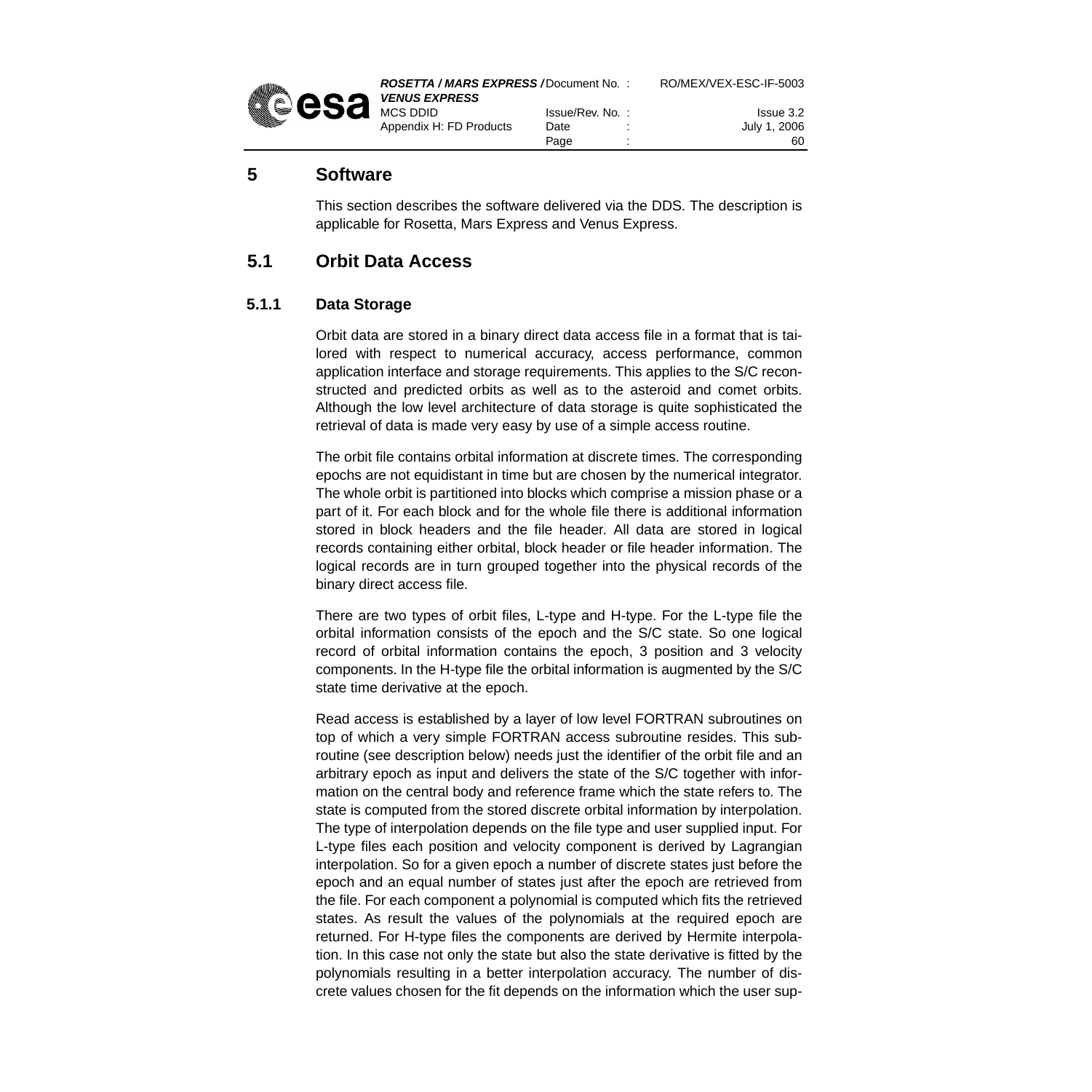# 5 Software

This section describes the software delivered via the DDS. The description is applicable for Rosetta, Mars Express and Venus Express.

## 5.1 Orbit Data Access

### 5.1.1 Data Storage

Orbit data are stored in a binary direct data access file in a format that is tailored with respect to numerical accuracy, access performance, common application interface and storage requirements. This applies to the S/C reconstructed and predicted orbits as well as to the asteroid and comet orbits. Although the low level architecture of data storage is quite sophisticated the retrieval of data is made very easy by use of a simple access routine.

The orbit file contains orbital information at discrete times. The corresponding epochs are not equidistant in time but are chosen by the numerical integrator. The whole orbit is partitioned into blocks which comprise a mission phase or a part of it. For each block and for the whole file there is additional information stored in block headers and the file header. All data are stored in logical records containing either orbital, block header or file header information. The logical records are in turn grouped together into the physical records of the binary direct access file.

There are two types of orbit files, L-type and H-type. For the L-type file the orbital information consists of the epoch and the S/C state. So one logical record of orbital information contains the epoch, 3 position and 3 velocity components. In the H-type file the orbital information is augmented by the S/C state time derivative at the epoch.

Read access is established by a layer of low level FORTRAN subroutines on top of which a very simple FORTRAN access subroutine resides. This subroutine (see description below) needs just the identifier of the orbit file and an arbitrary epoch as input and delivers the state of the S/C together with information on the central body and reference frame which the state refers to. The state is computed from the stored discrete orbital information by interpolation. The type of interpolation depends on the file type and user supplied input. For L-type files each position and velocity component is derived by Lagrangian interpolation. So for a given epoch a number of discrete states just before the epoch and an equal number of states just after the epoch are retrieved from the file. For each component a polynomial is computed which fits the retrieved states. As result the values of the polynomials at the required epoch are returned. For H-type files the components are derived by Hermite interpolation. In this case not only the state but also the state derivative is fitted by the polynomials resulting in a better interpolation accuracy. The number of discrete values chosen for the fit depends on the information which the user sup-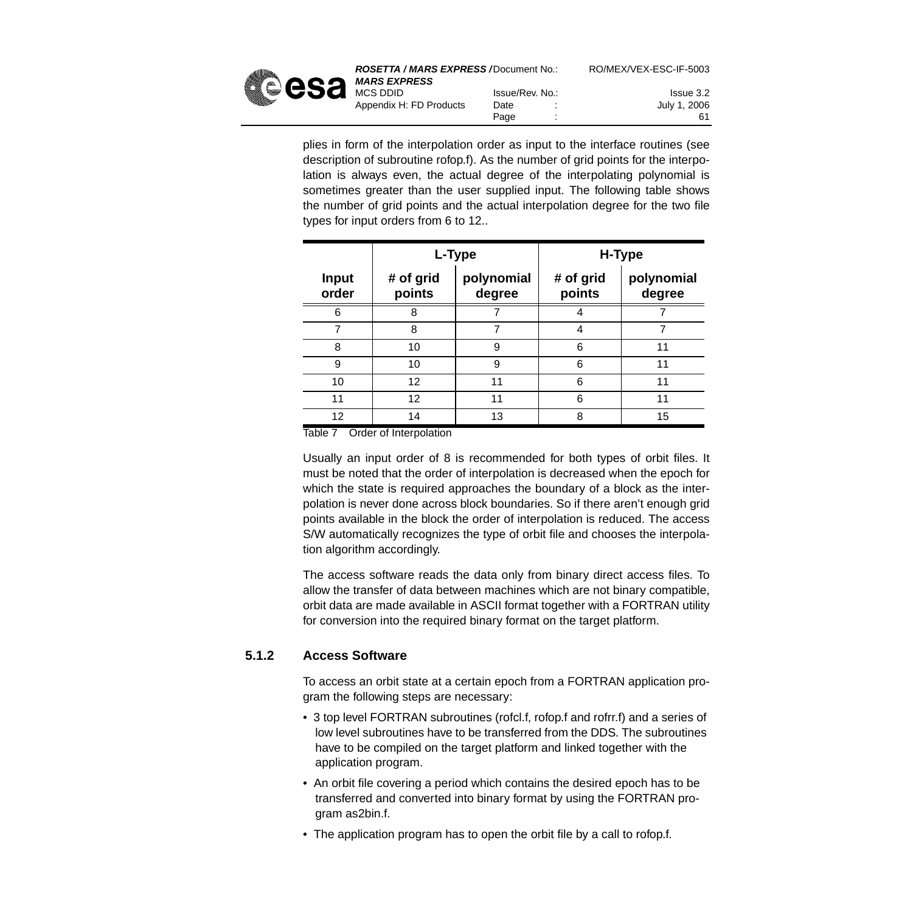plies in form of the interpolation order as input to the interface routines (see description of subroutine rofop.f). As the number of grid points for the interpolation is always even, the actual degree of the interpolating polynomial is sometimes greater than the user supplied input. The following table shows the number of grid points and the actual interpolation degree for the two file types for input orders from 6 to 12..

| | L-Type | | H-Type | |
|---|---|---|---|---|
| **Input order** | **# of grid points** | **polynomial degree** | **# of grid points** | **polynomial degree** |
| 6 | 8 | 7 | 4 | 7 |
| 7 | 8 | 7 | 4 | 7 |
| 8 | 10 | 9 | 6 | 11 |
| 9 | 10 | 9 | 6 | 11 |
| 10 | 12 | 11 | 6 | 11 |
| 11 | 12 | 11 | 6 | 11 |
| 12 | 14 | 13 | 8 | 15 |

Table 7 Order of Interpolation

Usually an input order of 8 is recommended for both types of orbit files. It must be noted that the order of interpolation is decreased when the epoch for which the state is required approaches the boundary of a block as the interpolation is never done across block boundaries. So if there aren't enough grid points available in the block the order of interpolation is reduced. The access S/W automatically recognizes the type of orbit file and chooses the interpolation algorithm accordingly.

The access software reads the data only from binary direct access files. To allow the transfer of data between machines which are not binary compatible, orbit data are made available in ASCII format together with a FORTRAN utility for conversion into the required binary format on the target platform.

### 5.1.2 Access Software

To access an orbit state at a certain epoch from a FORTRAN application program the following steps are necessary:

- 3 top level FORTRAN subroutines (rofcl.f, rofop.f and rofrr.f) and a series of low level subroutines have to be transferred from the DDS. The subroutines have to be compiled on the target platform and linked together with the application program.
- An orbit file covering a period which contains the desired epoch has to be transferred and converted into binary format by using the FORTRAN program as2bin.f.
- The application program has to open the orbit file by a call to rofop.f.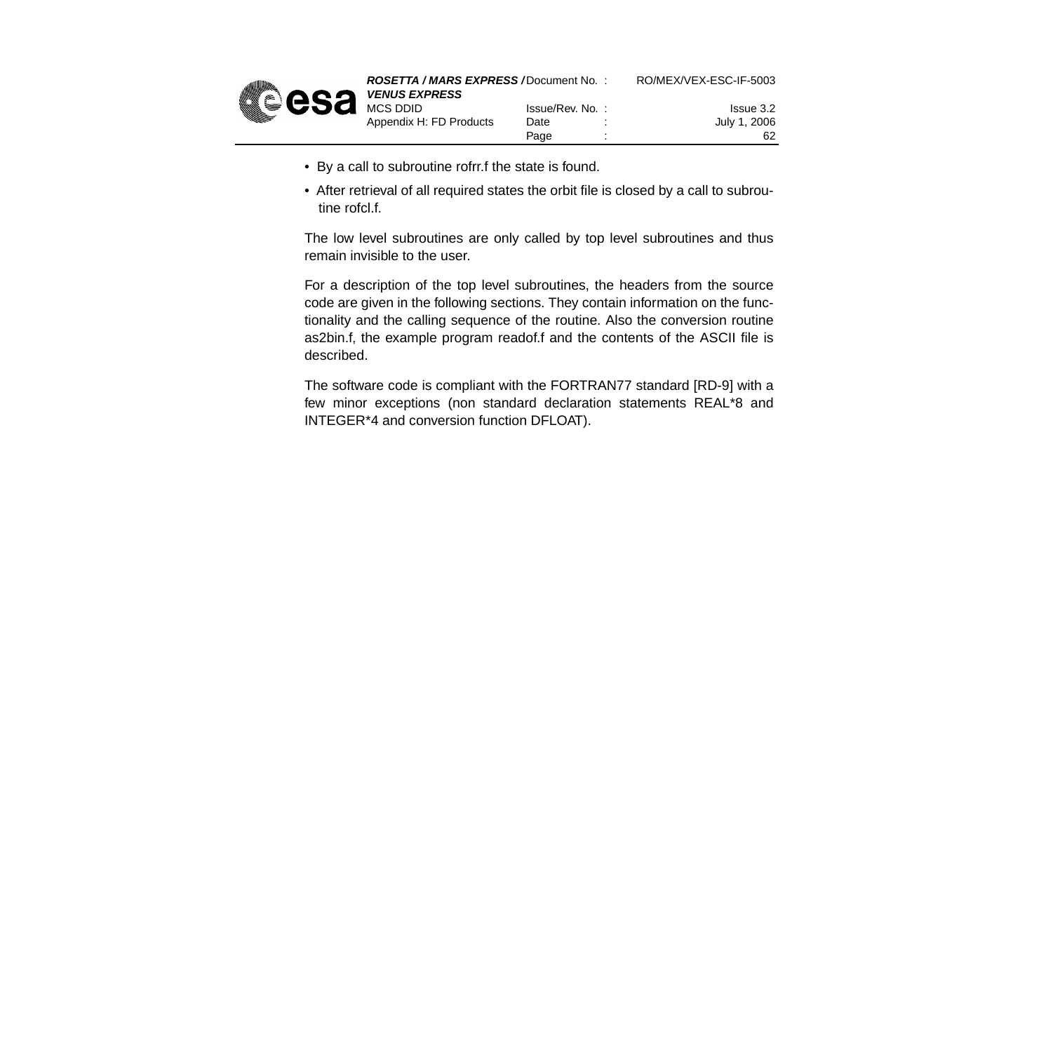- By a call to subroutine rofrr.f the state is found.
- After retrieval of all required states the orbit file is closed by a call to subroutine rofcl.f.

The low level subroutines are only called by top level subroutines and thus remain invisible to the user.

For a description of the top level subroutines, the headers from the source code are given in the following sections. They contain information on the functionality and the calling sequence of the routine. Also the conversion routine as2bin.f, the example program readof.f and the contents of the ASCII file is described.

The software code is compliant with the FORTRAN77 standard [RD-9] with a few minor exceptions (non standard declaration statements REAL*8 and INTEGER*4 and conversion function DFLOAT).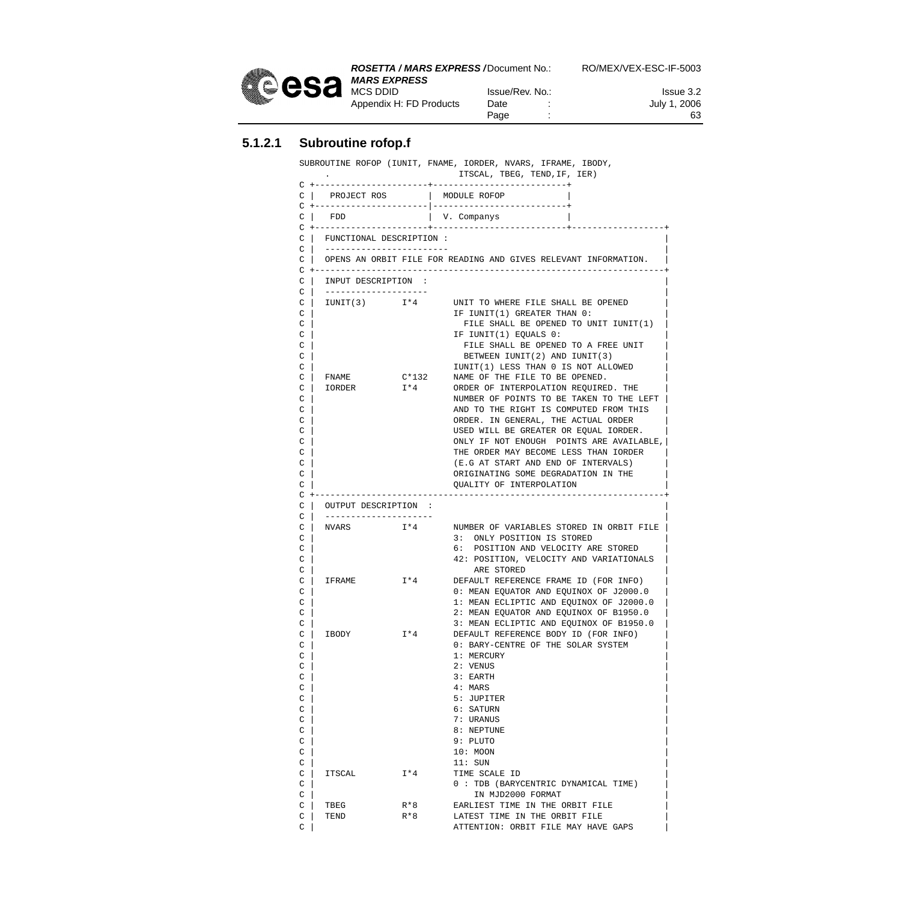#### 5.1.2.1 Subroutine rofop.f

```
SUBROUTINE ROFOP (IUNIT, FNAME, IORDER, NVARS, IFRAME, IBODY,
     .                      ITSCAL, TBEG, TEND,IF, IER)
C +----------------------+-------------------------+
C |   PROJECT ROS        |  MODULE ROFOP           |
C +----------------------|-------------------------+
C |   FDD                |  V. Companys            |
C +----------------------+-------------------------+------------------+
C |  FUNCTIONAL DESCRIPTION :                                         |
C |  -----------------------                                          |
C |  OPENS AN ORBIT FILE FOR READING AND GIVES RELEVANT INFORMATION.  |
C +-------------------------------------------------------------------+
C |  INPUT DESCRIPTION  :                                             |
C |  -------------------                                              |
C |  IUNIT(3)      I*4      UNIT TO WHERE FILE SHALL BE OPENED        |
C |                         IF IUNIT(1) GREATER THAN 0:               |
C |                           FILE SHALL BE OPENED TO UNIT IUNIT(1)   |
C |                         IF IUNIT(1) EQUALS 0:                     |
C |                           FILE SHALL BE OPENED TO A FREE UNIT     |
C |                           BETWEEN IUNIT(2) AND IUNIT(3)           |
C |                         IUNIT(1) LESS THAN 0 IS NOT ALLOWED       |
C |  FNAME         C*132    NAME OF THE FILE TO BE OPENED.            |
C |  IORDER        I*4      ORDER OF INTERPOLATION REQUIRED. THE      |
C |                         NUMBER OF POINTS TO BE TAKEN TO THE LEFT  |
C |                         AND TO THE RIGHT IS COMPUTED FROM THIS    |
C |                         ORDER. IN GENERAL, THE ACTUAL ORDER       |
C |                         USED WILL BE GREATER OR EQUAL IORDER.     |
C |                         ONLY IF NOT ENOUGH  POINTS ARE AVAILABLE,|
C |                         THE ORDER MAY BECOME LESS THAN IORDER     |
C |                         (E.G AT START AND END OF INTERVALS)       |
C |                         ORIGINATING SOME DEGRADATION IN THE       |
C |                         QUALITY OF INTERPOLATION                  |
C +-------------------------------------------------------------------+
C |  OUTPUT DESCRIPTION  :                                            |
C |  --------------------                                             |
C |  NVARS         I*4      NUMBER OF VARIABLES STORED IN ORBIT FILE  |
C |                         3:  ONLY POSITION IS STORED               |
C |                         6:  POSITION AND VELOCITY ARE STORED      |
C |                         42: POSITION, VELOCITY AND VARIATIONALS   |
C |                             ARE STORED                            |
C |  IFRAME        I*4      DEFAULT REFERENCE FRAME ID (FOR INFO)     |
C |                         0: MEAN EQUATOR AND EQUINOX OF J2000.0    |
C |                         1: MEAN ECLIPTIC AND EQUINOX OF J2000.0   |
C |                         2: MEAN EQUATOR AND EQUINOX OF B1950.0    |
C |                         3: MEAN ECLIPTIC AND EQUINOX OF B1950.0   |
C |  IBODY         I*4      DEFAULT REFERENCE BODY ID (FOR INFO)      |
C |                         0: BARY-CENTRE OF THE SOLAR SYSTEM        |
C |                         1: MERCURY                                |
C |                         2: VENUS                                  |
C |                         3: EARTH                                  |
C |                         4: MARS                                   |
C |                         5: JUPITER                                |
C |                         6: SATURN                                 |
C |                         7: URANUS                                 |
C |                         8: NEPTUNE                                |
C |                         9: PLUTO                                  |
C |                         10: MOON                                  |
C |                         11: SUN                                   |
C |  ITSCAL        I*4      TIME SCALE ID                             |
C |                         0 : TDB (BARYCENTRIC DYNAMICAL TIME)      |
C |                             IN MJD2000 FORMAT                     |
C |  TBEG          R*8      EARLIEST TIME IN THE ORBIT FILE           |
C |  TEND          R*8      LATEST TIME IN THE ORBIT FILE             |
C |                         ATTENTION: ORBIT FILE MAY HAVE GAPS       |
```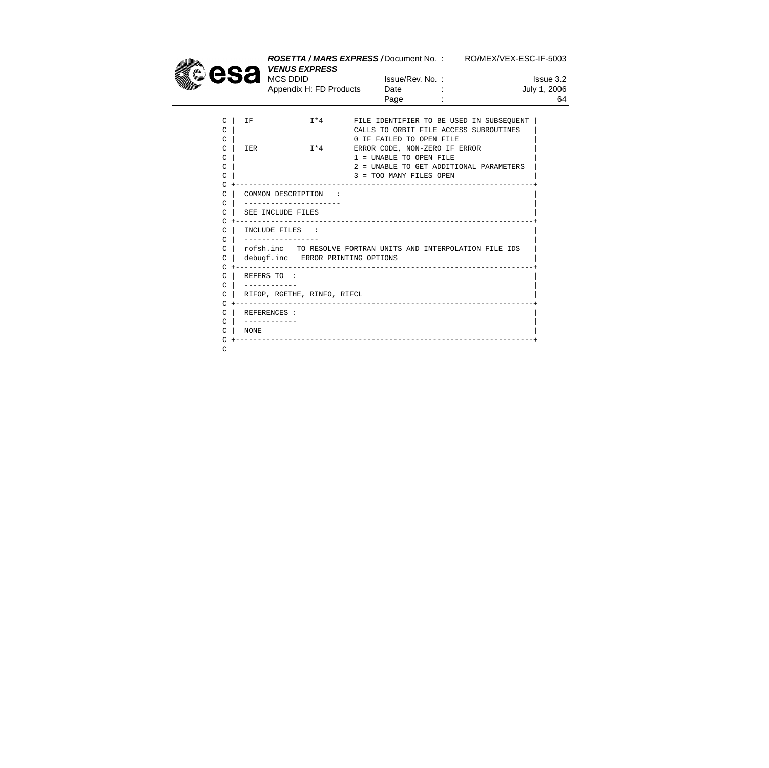```
C |  IF            I*4      FILE IDENTIFIER TO BE USED IN SUBSEQUENT |
C |                         CALLS TO ORBIT FILE ACCESS SUBROUTINES   |
C |                         0 IF FAILED TO OPEN FILE                 |
C |  IER           I*4      ERROR CODE, NON-ZERO IF ERROR            |
C |                         1 = UNABLE TO OPEN FILE                  |
C |                         2 = UNABLE TO GET ADDITIONAL PARAMETERS  |
C |                         3 = TOO MANY FILES OPEN                  |
C +------------------------------------------------------------------+
C |  COMMON DESCRIPTION   :                                          |
C |  ----------------------                                          |
C |  SEE INCLUDE FILES                                               |
C +------------------------------------------------------------------+
C |  INCLUDE FILES   :                                               |
C |  -----------------                                               |
C |  rofsh.inc   TO RESOLVE FORTRAN UNITS AND INTERPOLATION FILE IDS |
C |  debugf.inc   ERROR PRINTING OPTIONS                             |
C +------------------------------------------------------------------+
C |  REFERS TO  :                                                    |
C |  ------------                                                    |
C |  RIFOP, RGETHE, RINFO, RIFCL                                     |
C +------------------------------------------------------------------+
C |  REFERENCES :                                                    |
C |  ------------                                                    |
C |  NONE                                                            |
C +------------------------------------------------------------------+
C
```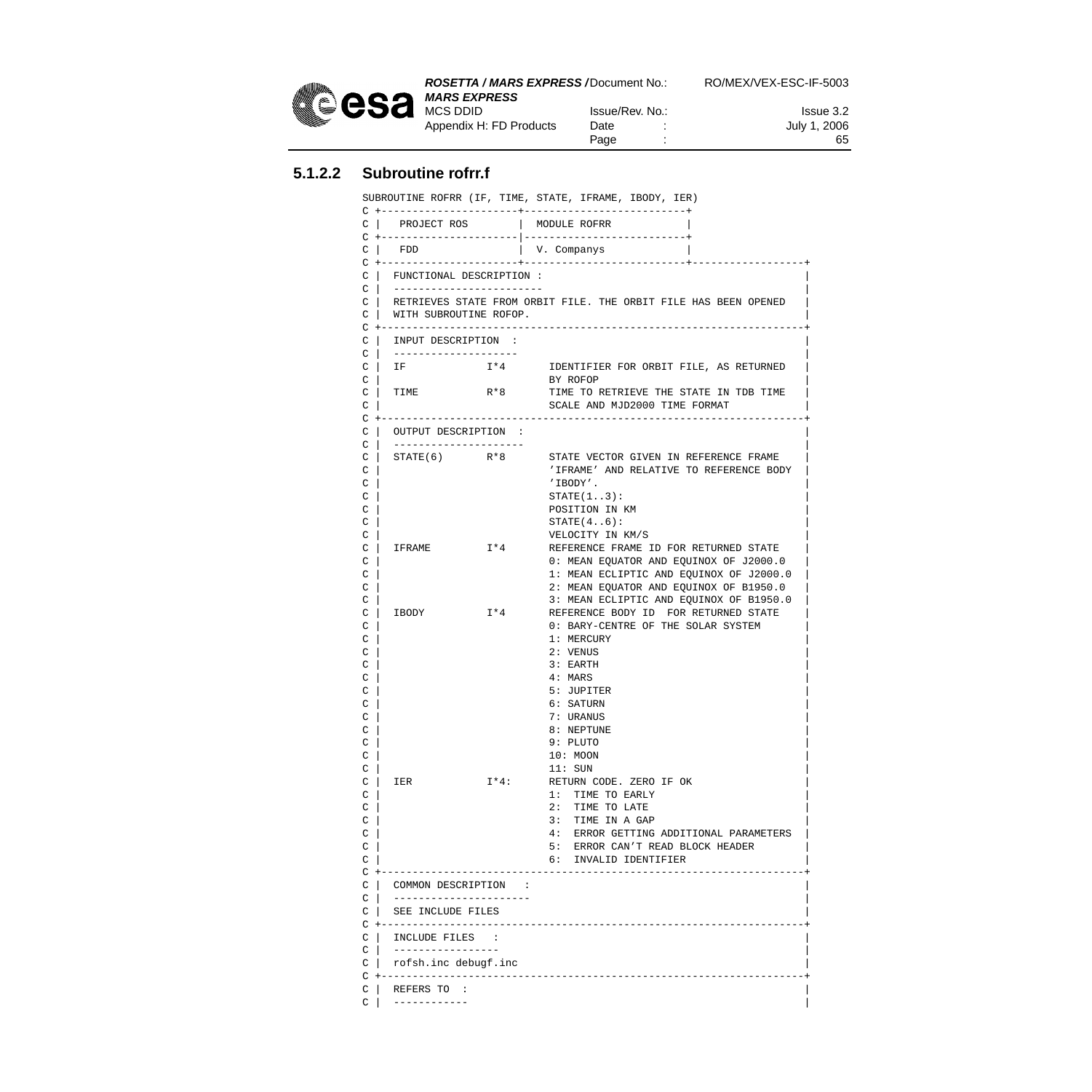### 5.1.2.2 Subroutine rofrr.f

```
SUBROUTINE ROFRR (IF, TIME, STATE, IFRAME, IBODY, IER)
C +----------------------+-------------------------+
C |   PROJECT ROS        |  MODULE ROFRR           |
C +----------------------|-------------------------+
C |   FDD                |  V. Companys            |
C +----------------------+-------------------------+------------------+
C |  FUNCTIONAL DESCRIPTION :                                         |
C |  -----------------------                                          |
C |  RETRIEVES STATE FROM ORBIT FILE. THE ORBIT FILE HAS BEEN OPENED  |
C |  WITH SUBROUTINE ROFOP.                                           |
C +-------------------------------------------------------------------+
C |  INPUT DESCRIPTION  :                                             |
C |  --------------------                                             |
C |  IF            I*4      IDENTIFIER FOR ORBIT FILE, AS RETURNED    |
C |                         BY ROFOP                                  |
C |  TIME          R*8      TIME TO RETRIEVE THE STATE IN TDB TIME    |
C |                         SCALE AND MJD2000 TIME FORMAT             |
C +-------------------------------------------------------------------+
C |  OUTPUT DESCRIPTION  :                                            |
C |  ---------------------                                            |
C |  STATE(6)      R*8      STATE VECTOR GIVEN IN REFERENCE FRAME     |
C |                         'IFRAME' AND RELATIVE TO REFERENCE BODY   |
C |                         'IBODY'.                                  |
C |                         STATE(1..3):                              |
C |                         POSITION IN KM                            |
C |                         STATE(4..6):                              |
C |                         VELOCITY IN KM/S                          |
C |  IFRAME        I*4      REFERENCE FRAME ID FOR RETURNED STATE     |
C |                         0: MEAN EQUATOR AND EQUINOX OF J2000.0    |
C |                         1: MEAN ECLIPTIC AND EQUINOX OF J2000.0   |
C |                         2: MEAN EQUATOR AND EQUINOX OF B1950.0    |
C |                         3: MEAN ECLIPTIC AND EQUINOX OF B1950.0   |
C |  IBODY         I*4      REFERENCE BODY ID  FOR RETURNED STATE     |
C |                         0: BARY-CENTRE OF THE SOLAR SYSTEM        |
C |                         1: MERCURY                                |
C |                         2: VENUS                                  |
C |                         3: EARTH                                  |
C |                         4: MARS                                   |
C |                         5: JUPITER                                |
C |                         6: SATURN                                 |
C |                         7: URANUS                                 |
C |                         8: NEPTUNE                                |
C |                         9: PLUTO                                  |
C |                         10: MOON                                  |
C |                         11: SUN                                   |
C |  IER           I*4:     RETURN CODE. ZERO IF OK                   |
C |                         1:  TIME TO EARLY                         |
C |                         2:  TIME TO LATE                          |
C |                         3:  TIME IN A GAP                         |
C |                         4:  ERROR GETTING ADDITIONAL PARAMETERS   |
C |                         5:  ERROR CAN'T READ BLOCK HEADER         |
C |                         6:  INVALID IDENTIFIER                    |
C +-------------------------------------------------------------------+
C |  COMMON DESCRIPTION   :                                           |
C |  ----------------------                                           |
C |  SEE INCLUDE FILES                                                |
C +-------------------------------------------------------------------+
C |  INCLUDE FILES   :                                                |
C |  ----------------                                                 |
C |  rofsh.inc debugf.inc                                             |
C +-------------------------------------------------------------------+
C |  REFERS TO  :                                                     |
C |  -----------                                                      |
```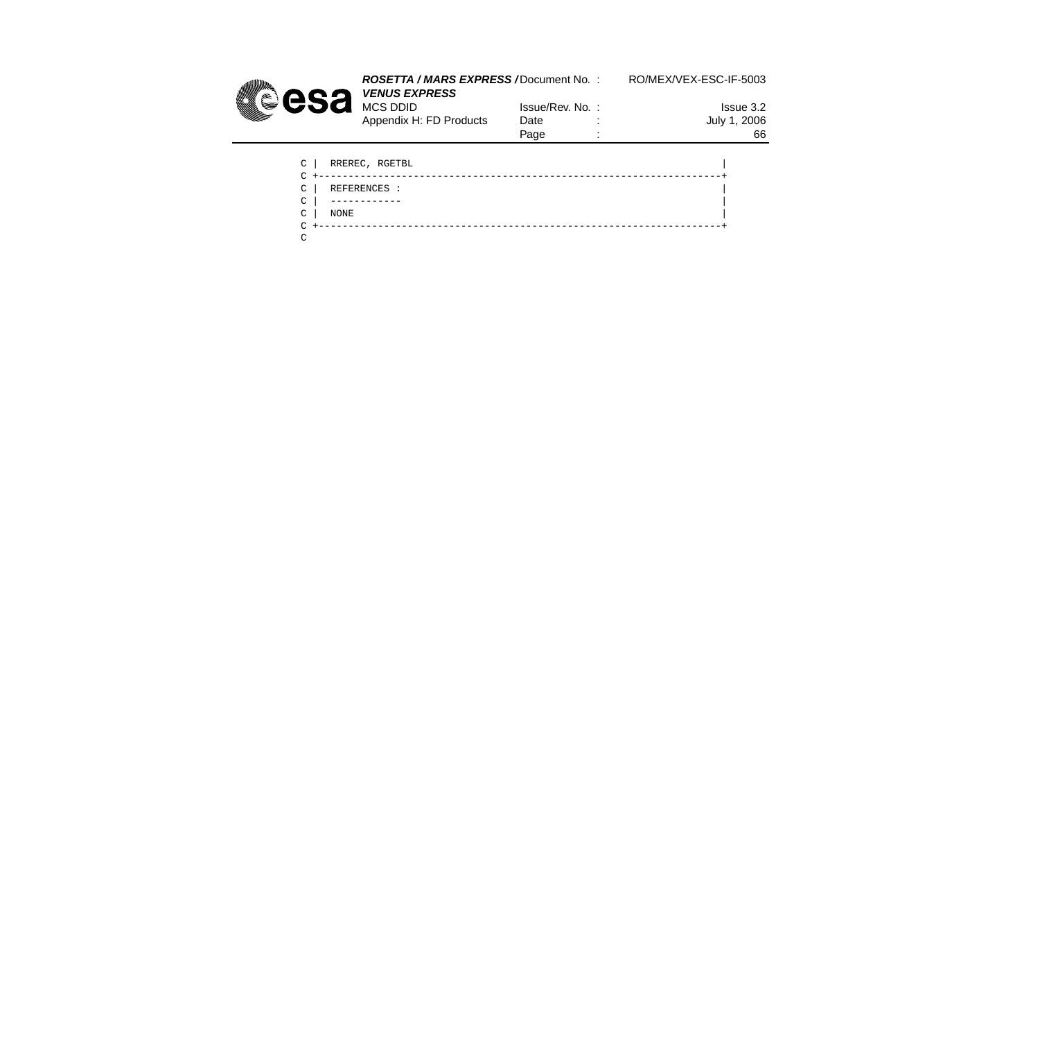```
C |   RREREC, RGETBL                                                    |
C +-------------------------------------------------------------------+
C |   REFERENCES :                                                      |
C |   ------------                                                      |
C |   NONE                                                              |
C +-------------------------------------------------------------------+
C
```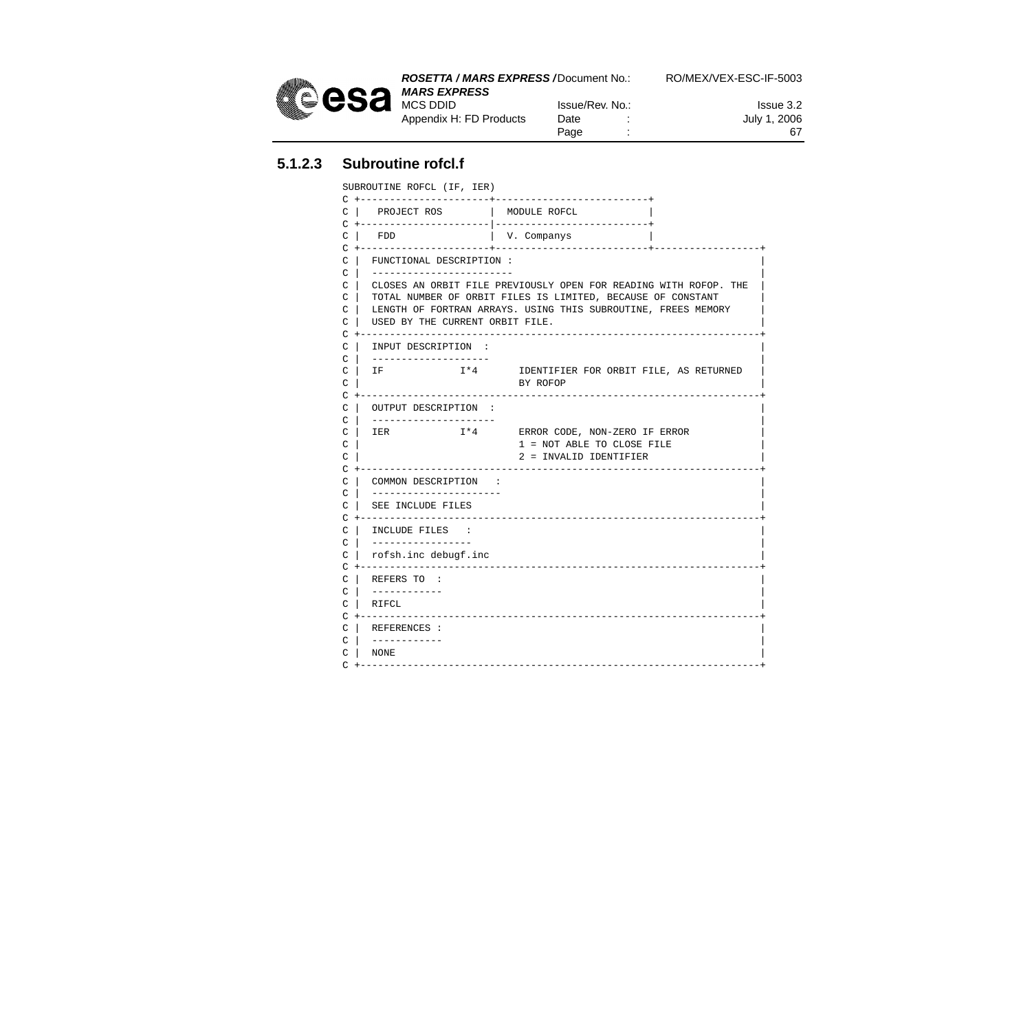### 5.1.2.3 Subroutine rofcl.f

```
SUBROUTINE ROFCL (IF, IER)
C +----------------------+-------------------------+
C |   PROJECT ROS        |  MODULE ROFCL           |
C +----------------------|-------------------------+
C |   FDD                |  V. Companys            |
C +----------------------+-------------------------+------------------+
C |  FUNCTIONAL DESCRIPTION :                                         |
C |  -----------------------                                          |
C |  CLOSES AN ORBIT FILE PREVIOUSLY OPEN FOR READING WITH ROFOP. THE |
C |  TOTAL NUMBER OF ORBIT FILES IS LIMITED, BECAUSE OF CONSTANT      |
C |  LENGTH OF FORTRAN ARRAYS. USING THIS SUBROUTINE, FREES MEMORY    |
C |  USED BY THE CURRENT ORBIT FILE.                                  |
C +-------------------------------------------------------------------+
C |  INPUT DESCRIPTION  :                                             |
C |  --------------------                                             |
C |  IF            I*4       IDENTIFIER FOR ORBIT FILE, AS RETURNED   |
C |                          BY ROFOP                                 |
C +-------------------------------------------------------------------+
C |  OUTPUT DESCRIPTION  :                                            |
C |  ---------------------                                            |
C |  IER           I*4       ERROR CODE, NON-ZERO IF ERROR            |
C |                          1 = NOT ABLE TO CLOSE FILE               |
C |                          2 = INVALID IDENTIFIER                   |
C +-------------------------------------------------------------------+
C |  COMMON DESCRIPTION   :                                           |
C |  ---------------------                                            |
C |  SEE INCLUDE FILES                                                |
C +-------------------------------------------------------------------+
C |  INCLUDE FILES   :                                                |
C |  ----------------                                                 |
C |  rofsh.inc debugf.inc                                             |
C +-------------------------------------------------------------------+
C |  REFERS TO  :                                                     |
C |  -----------                                                      |
C |  RIFCL                                                            |
C +-------------------------------------------------------------------+
C |  REFERENCES :                                                     |
C |  -----------                                                      |
C |  NONE                                                             |
C +-------------------------------------------------------------------+
```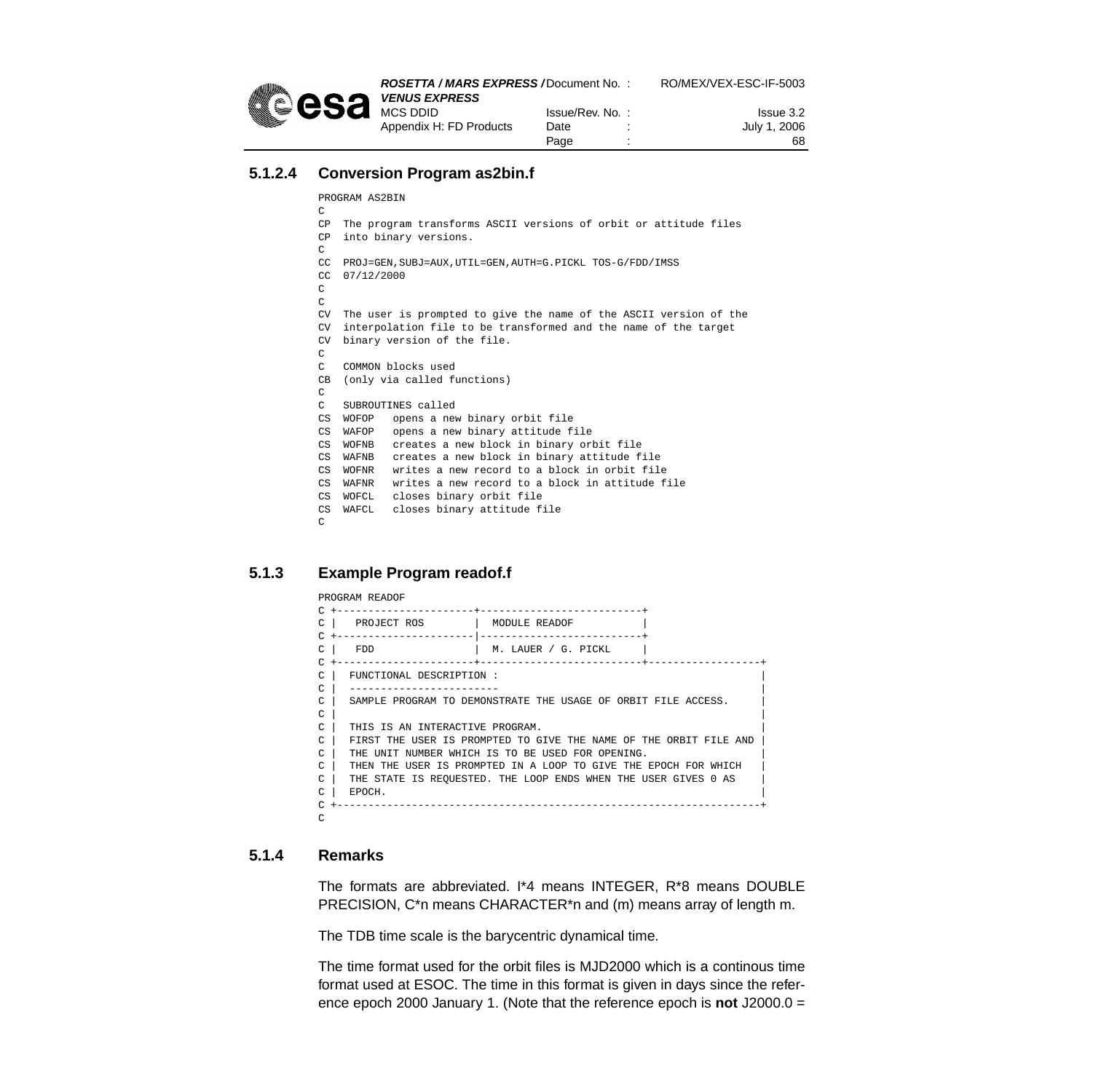#### 5.1.2.4 Conversion Program as2bin.f

```
PROGRAM AS2BIN
C
CP  The program transforms ASCII versions of orbit or attitude files
CP  into binary versions.
C
CC  PROJ=GEN,SUBJ=AUX,UTIL=GEN,AUTH=G.PICKL TOS-G/FDD/IMSS
CC  07/12/2000
C
C
CV  The user is prompted to give the name of the ASCII version of the
CV  interpolation file to be transformed and the name of the target
CV  binary version of the file.
C
C   COMMON blocks used
CB  (only via called functions)
C
C   SUBROUTINES called
CS  WOFOP   opens a new binary orbit file
CS  WAFOP   opens a new binary attitude file
CS  WOFNB   creates a new block in binary orbit file
CS  WAFNB   creates a new block in binary attitude file
CS  WOFNR   writes a new record to a block in orbit file
CS  WAFNR   writes a new record to a block in attitude file
CS  WOFCL   closes binary orbit file
CS  WAFCL   closes binary attitude file
C
```

### 5.1.3 Example Program readof.f

```
PROGRAM READOF
C +----------------------+--------------------------+
C |   PROJECT ROS        |  MODULE READOF           |
C +----------------------|--------------------------+
C |   FDD                |  M. LAUER / G. PICKL     |
C +----------------------+--------------------------+------------------+
C |  FUNCTIONAL DESCRIPTION :                                          |
C |  -----------------------                                           |
C |  SAMPLE PROGRAM TO DEMONSTRATE THE USAGE OF ORBIT FILE ACCESS.     |
C |                                                                    |
C |  THIS IS AN INTERACTIVE PROGRAM.                                   |
C |  FIRST THE USER IS PROMPTED TO GIVE THE NAME OF THE ORBIT FILE AND |
C |  THE UNIT NUMBER WHICH IS TO BE USED FOR OPENING.                  |
C |  THEN THE USER IS PROMPTED IN A LOOP TO GIVE THE EPOCH FOR WHICH   |
C |  THE STATE IS REQUESTED. THE LOOP ENDS WHEN THE USER GIVES 0 AS    |
C |  EPOCH.                                                            |
C +--------------------------------------------------------------------+
C
```

### 5.1.4 Remarks

The formats are abbreviated. I*4 means INTEGER, R*8 means DOUBLE PRECISION, C*n means CHARACTER*n and (m) means array of length m.

The TDB time scale is the barycentric dynamical time.

The time format used for the orbit files is MJD2000 which is a continous time format used at ESOC. The time in this format is given in days since the reference epoch 2000 January 1. (Note that the reference epoch is **not** J2000.0 =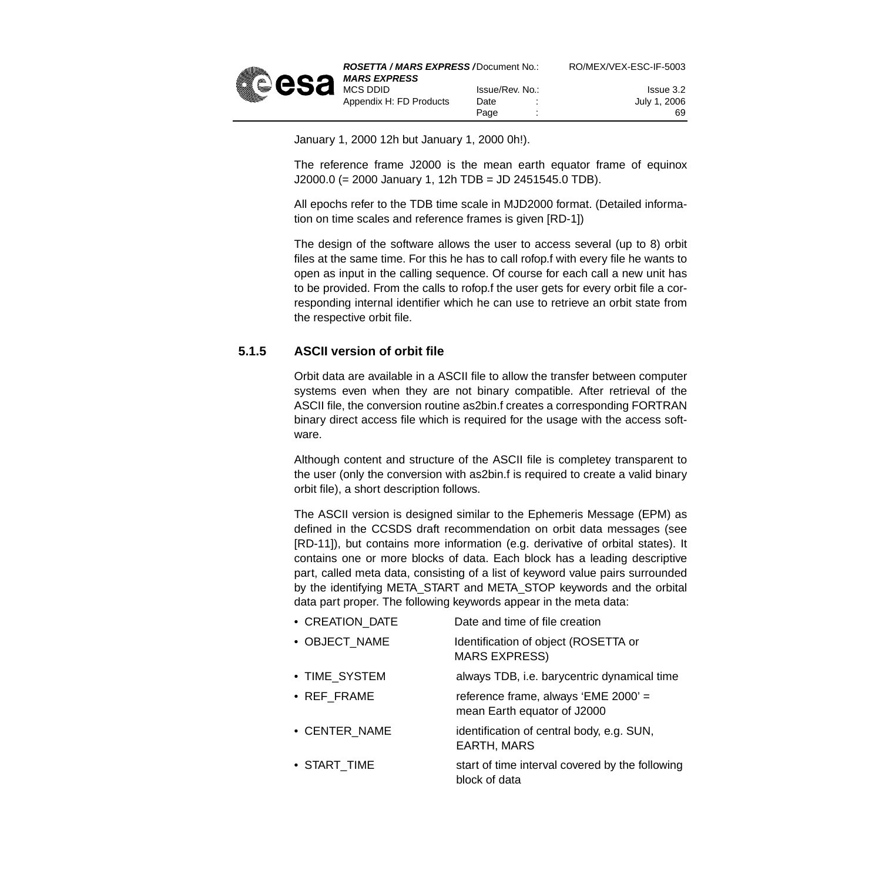January 1, 2000 12h but January 1, 2000 0h!).

The reference frame J2000 is the mean earth equator frame of equinox J2000.0 (= 2000 January 1, 12h TDB = JD 2451545.0 TDB).

All epochs refer to the TDB time scale in MJD2000 format. (Detailed information on time scales and reference frames is given [RD-1])

The design of the software allows the user to access several (up to 8) orbit files at the same time. For this he has to call rofop.f with every file he wants to open as input in the calling sequence. Of course for each call a new unit has to be provided. From the calls to rofop.f the user gets for every orbit file a corresponding internal identifier which he can use to retrieve an orbit state from the respective orbit file.

### 5.1.5 ASCII version of orbit file

Orbit data are available in a ASCII file to allow the transfer between computer systems even when they are not binary compatible. After retrieval of the ASCII file, the conversion routine as2bin.f creates a corresponding FORTRAN binary direct access file which is required for the usage with the access software.

Although content and structure of the ASCII file is completey transparent to the user (only the conversion with as2bin.f is required to create a valid binary orbit file), a short description follows.

The ASCII version is designed similar to the Ephemeris Message (EPM) as defined in the CCSDS draft recommendation on orbit data messages (see [RD-11]), but contains more information (e.g. derivative of orbital states). It contains one or more blocks of data. Each block has a leading descriptive part, called meta data, consisting of a list of keyword value pairs surrounded by the identifying META_START and META_STOP keywords and the orbital data part proper. The following keywords appear in the meta data:

- CREATION_DATE — Date and time of file creation
- OBJECT_NAME — Identification of object (ROSETTA or MARS EXPRESS)
- TIME_SYSTEM — always TDB, i.e. barycentric dynamical time
- REF_FRAME — reference frame, always 'EME 2000' = mean Earth equator of J2000
- CENTER_NAME — identification of central body, e.g. SUN, EARTH, MARS
- START_TIME — start of time interval covered by the following block of data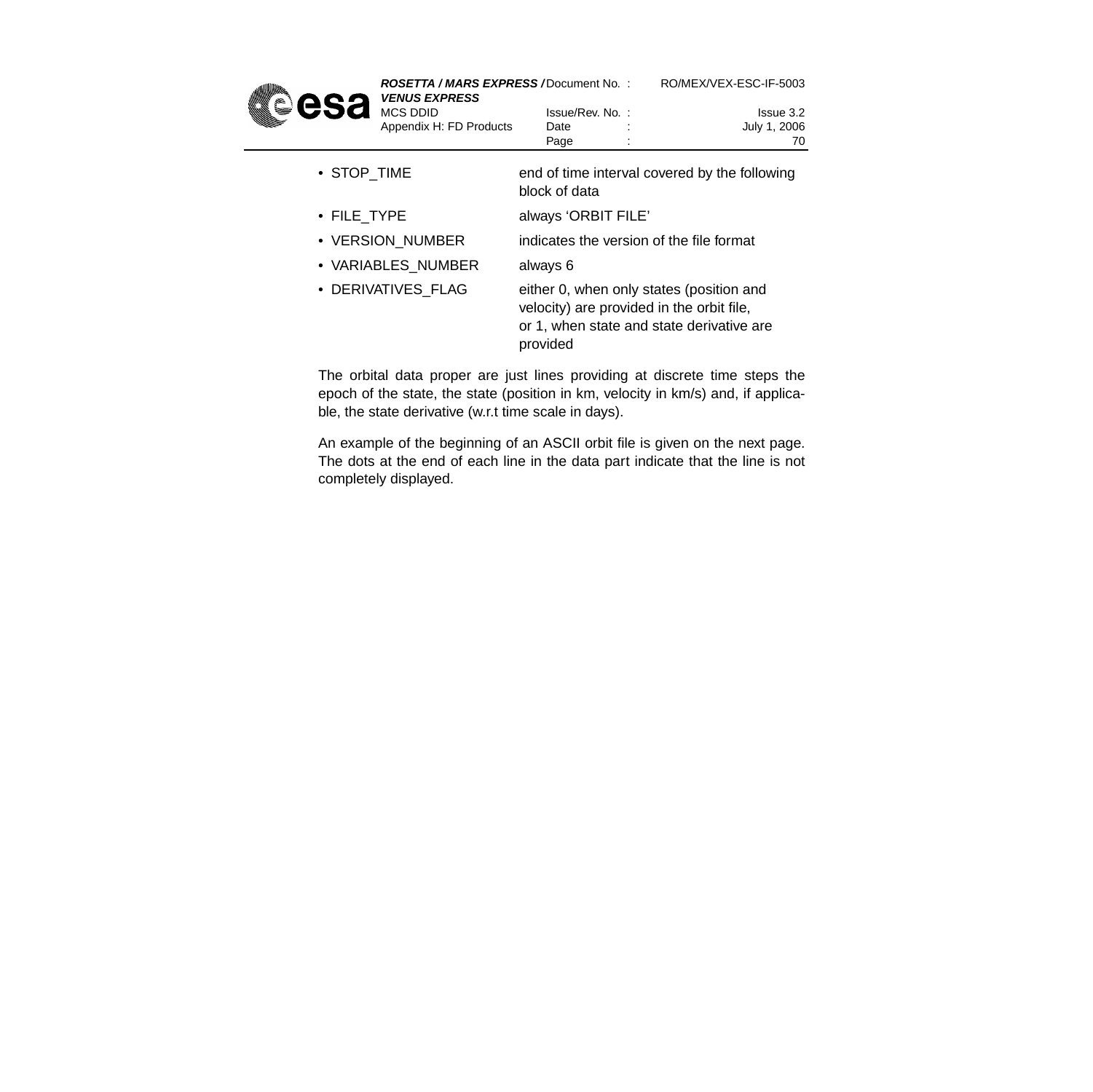- STOP_TIME — end of time interval covered by the following block of data
- FILE_TYPE — always ‘ORBIT FILE’
- VERSION_NUMBER — indicates the version of the file format
- VARIABLES_NUMBER — always 6
- DERIVATIVES_FLAG — either 0, when only states (position and velocity) are provided in the orbit file, or 1, when state and state derivative are provided

The orbital data proper are just lines providing at discrete time steps the epoch of the state, the state (position in km, velocity in km/s) and, if applicable, the state derivative (w.r.t time scale in days).

An example of the beginning of an ASCII orbit file is given on the next page. The dots at the end of each line in the data part indicate that the line is not completely displayed.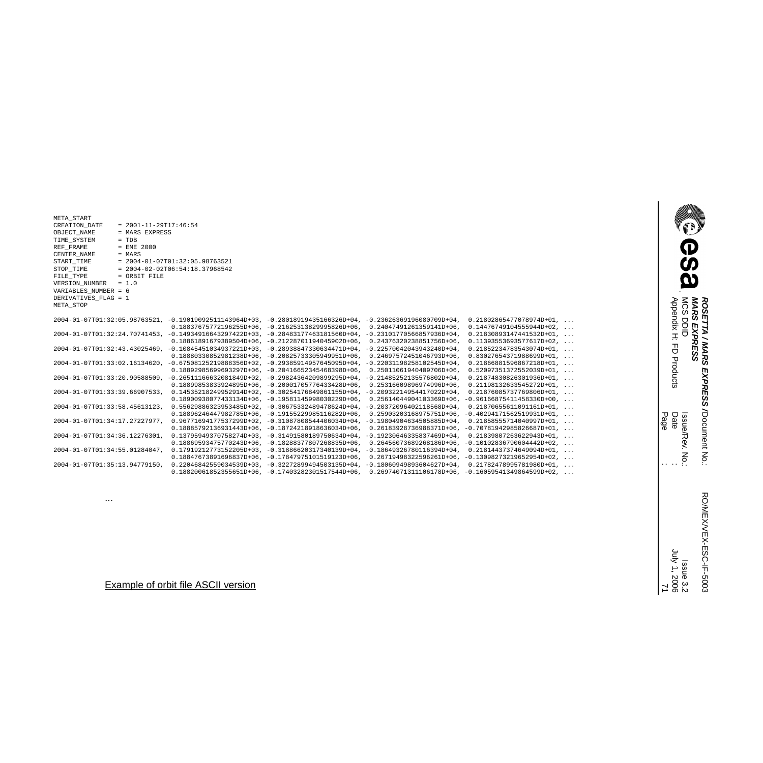```
META_START
CREATION_DATE    = 2001-11-29T17:46:54
OBJECT_NAME      = MARS EXPRESS
TIME_SYSTEM      = TDB
REF_FRAME        = EME 2000
CENTER_NAME      = MARS
START_TIME       = 2004-01-07T01:32:05.98763521
STOP_TIME        = 2004-02-02T06:54:18.37968542
FILE_TYPE        = ORBIT FILE
VERSION_NUMBER   = 1.0
VARIABLES_NUMBER = 6
DERIVATIVES_FLAG = 1
META_STOP

2004-01-07T01:32:05.98763521, -0.19019092511143964D+03, -0.28018919435166326D+04, -0.23626369196080709D+04,  0.21802865477078974D+01, ...
                               0.18837675772196255D+06, -0.21625313829995826D+06,  0.24047491261359141D+06,  0.14476749104555944D+02, ...
2004-01-07T01:32:24.70741453, -0.14934916643297422D+03, -0.28483177463181560D+04, -0.23101770566857936D+04,  0.21830893147441532D+01, ...
                               0.18861891679389504D+06, -0.21228701194045902D+06,  0.24376320238851756D+06,  0.11393553693577617D+02, ...
2004-01-07T01:32:43.43025469, -0.10845451034937221D+03, -0.28938847330634471D+04, -0.22570042043943240D+04,  0.21852234783543074D+01, ...
                               0.18880330852981238D+06, -0.20825733305949951D+06,  0.24697572451046793D+06,  0.83027654371988699D+01, ...
2004-01-07T01:33:02.16134620, -0.67508125219888356D+02, -0.29385914957645095D+04, -0.22031198258102545D+04,  0.21866881596867218D+01, ...
                               0.18892985699693297D+06, -0.20416652345468398D+06,  0.25011061940409706D+06,  0.52097351372552039D+01, ...
2004-01-07T01:33:20.90588509, -0.26511166632081849D+02, -0.29824364209899295D+04, -0.21485252135576802D+04,  0.21874830826301936D+01, ...
                               0.18899853833924895D+06, -0.20001705776433428D+06,  0.25316609896974996D+06,  0.21198132633545272D+01, ...
2004-01-07T01:33:39.66907533,  0.14535218249952914D+02, -0.30254176849861155D+04, -0.20932214954417022D+04,  0.21876085737769806D+01, ...
                               0.18900938077433134D+06, -0.19581145998030229D+06,  0.25614044904103369D+06, -0.96166875411458330D+00, ...
2004-01-07T01:33:58.45613123,  0.55629886323953485D+02, -0.30675332489478624D+04, -0.20372096402118568D+04,  0.21870655611091161D+01, ...
                               0.18896246447982785D+06, -0.19155229985116282D+06,  0.25903203168975751D+06, -0.40294171562519931D+01, ...
2004-01-07T01:34:17.27227977,  0.96771694177537299D+02, -0.31087808544406034D+04, -0.19804904634505885D+04,  0.21858555714040997D+01, ...
                               0.18885792136931443D+06, -0.18724218918636034D+06,  0.26183928736988371D+06, -0.70781942985826687D+01, ...
2004-01-07T01:34:36.12276301,  0.13795949370758274D+03, -0.31491580189750634D+04, -0.19230646335837469D+04,  0.21839807263622943D+01, ...
                               0.18869593475770243D+06, -0.18288377807268835D+06,  0.26456073689268186D+06, -0.10102836790604442D+02, ...
2004-01-07T01:34:55.01284047,  0.17919212773152205D+03, -0.31886620317340139D+04, -0.18649326780116394D+04,  0.21814437374649094D+01, ...
                               0.18847673891696837D+06, -0.17847975101519123D+06,  0.26719498322596261D+06, -0.13098273219652954D+02, ...
2004-01-07T01:35:13.94779150,  0.22046842559034539D+03, -0.32272899494503135D+04, -0.18060949893604627D+04,  0.21782478995781980D+01, ...
                               0.18820061852355651D+06, -0.17403282301517544D+06,  0.26974071311106178D+06, -0.16059541349864599D+02, ...
```

...

Example of orbit file ASCII version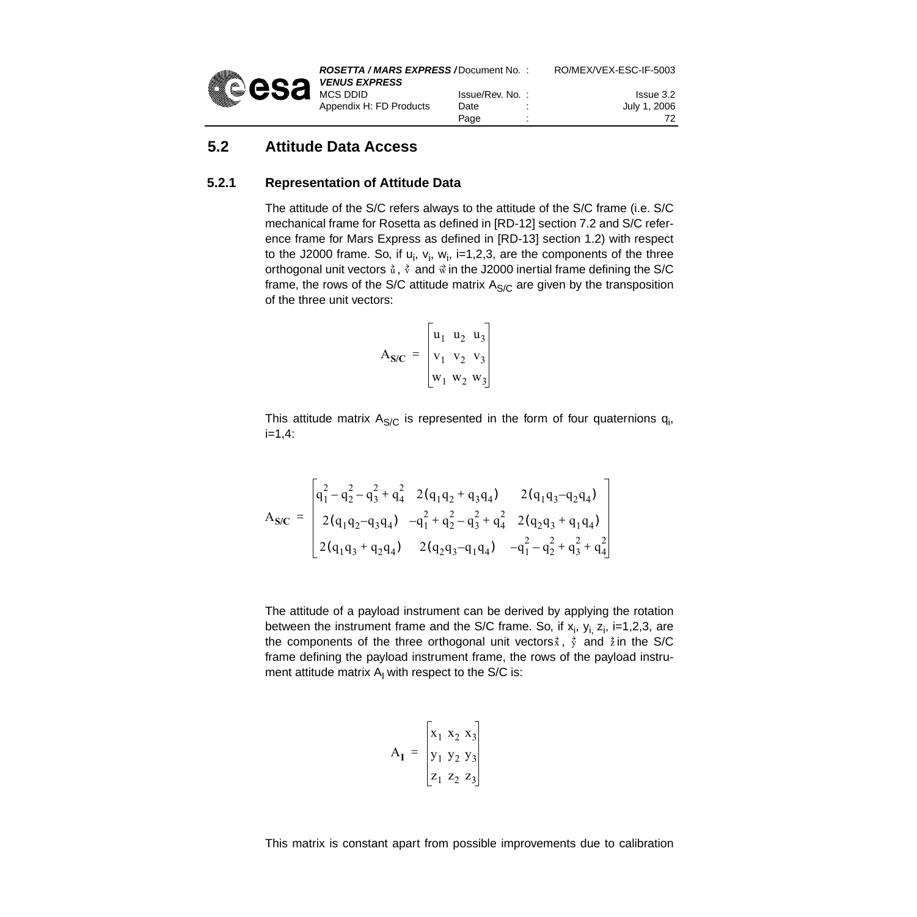## 5.2 Attitude Data Access

### 5.2.1 Representation of Attitude Data

The attitude of the S/C refers always to the attitude of the S/C frame (i.e. S/C mechanical frame for Rosetta as defined in [RD-12] section 7.2 and S/C reference frame for Mars Express as defined in [RD-13] section 1.2) with respect to the J2000 frame. So, if $u_i$, $v_i$, $w_i$, i=1,2,3, are the components of the three orthogonal unit vectors $\vec{u}$, $\vec{v}$ and $\vec{w}$ in the J2000 inertial frame defining the S/C frame, the rows of the S/C attitude matrix $A_{S/C}$ are given by the transposition of the three unit vectors:

$$A_{\mathbf{S/C}} = \begin{bmatrix} u_1 & u_2 & u_3 \\ v_1 & v_2 & v_3 \\ w_1 & w_2 & w_3 \end{bmatrix}$$

This attitude matrix $A_{S/C}$ is represented in the form of four quaternions $q_i$, i=1,4:

$$A_{\mathbf{S/C}} = \begin{bmatrix} q_1^2 - q_2^2 - q_3^2 + q_4^2 & 2(q_1 q_2 + q_3 q_4) & 2(q_1 q_3 - q_2 q_4) \\ 2(q_1 q_2 - q_3 q_4) & -q_1^2 + q_2^2 - q_3^2 + q_4^2 & 2(q_2 q_3 + q_1 q_4) \\ 2(q_1 q_3 + q_2 q_4) & 2(q_2 q_3 - q_1 q_4) & -q_1^2 - q_2^2 + q_3^2 + q_4^2 \end{bmatrix}$$

The attitude of a payload instrument can be derived by applying the rotation between the instrument frame and the S/C frame. So, if $x_i$, $y_i$, $z_i$, i=1,2,3, are the components of the three orthogonal unit vectors $\vec{x}$, $\vec{y}$ and $\vec{z}$ in the S/C frame defining the payload instrument frame, the rows of the payload instrument attitude matrix $A_I$ with respect to the S/C is:

$$A_{\mathbf{I}} = \begin{bmatrix} x_1 & x_2 & x_3 \\ y_1 & y_2 & y_3 \\ z_1 & z_2 & z_3 \end{bmatrix}$$

This matrix is constant apart from possible improvements due to calibration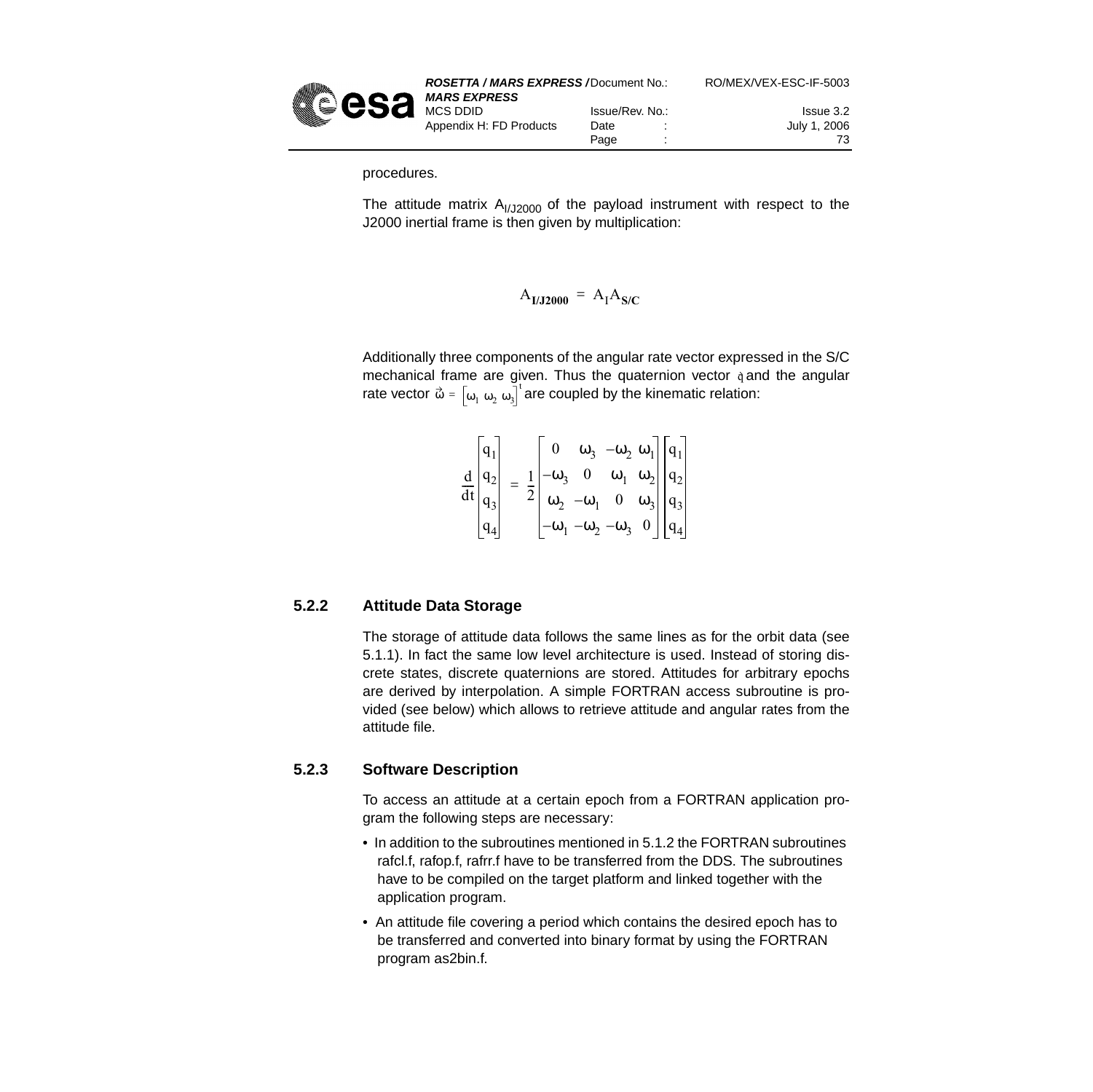procedures.

The attitude matrix $A_{I/J2000}$ of the payload instrument with respect to the J2000 inertial frame is then given by multiplication:

$$A_{\mathbf{I/J2000}} = A_{\mathbf{I}} A_{\mathbf{S/C}}$$

Additionally three components of the angular rate vector expressed in the S/C mechanical frame are given. Thus the quaternion vector $\vec{q}$ and the angular rate vector $\vec{\omega} = \begin{bmatrix} \omega_1 & \omega_2 & \omega_3 \end{bmatrix}^t$ are coupled by the kinematic relation:

$$\frac{d}{dt}\begin{bmatrix} q_1 \\ q_2 \\ q_3 \\ q_4 \end{bmatrix} = \frac{1}{2}\begin{bmatrix} 0 & \omega_3 & -\omega_2 & \omega_1 \\ -\omega_3 & 0 & \omega_1 & \omega_2 \\ \omega_2 & -\omega_1 & 0 & \omega_3 \\ -\omega_1 & -\omega_2 & -\omega_3 & 0 \end{bmatrix}\begin{bmatrix} q_1 \\ q_2 \\ q_3 \\ q_4 \end{bmatrix}$$

### 5.2.2 Attitude Data Storage

The storage of attitude data follows the same lines as for the orbit data (see 5.1.1). In fact the same low level architecture is used. Instead of storing discrete states, discrete quaternions are stored. Attitudes for arbitrary epochs are derived by interpolation. A simple FORTRAN access subroutine is provided (see below) which allows to retrieve attitude and angular rates from the attitude file.

### 5.2.3 Software Description

To access an attitude at a certain epoch from a FORTRAN application program the following steps are necessary:

- In addition to the subroutines mentioned in 5.1.2 the FORTRAN subroutines rafcl.f, rafop.f, rafrr.f have to be transferred from the DDS. The subroutines have to be compiled on the target platform and linked together with the application program.
- An attitude file covering a period which contains the desired epoch has to be transferred and converted into binary format by using the FORTRAN program as2bin.f.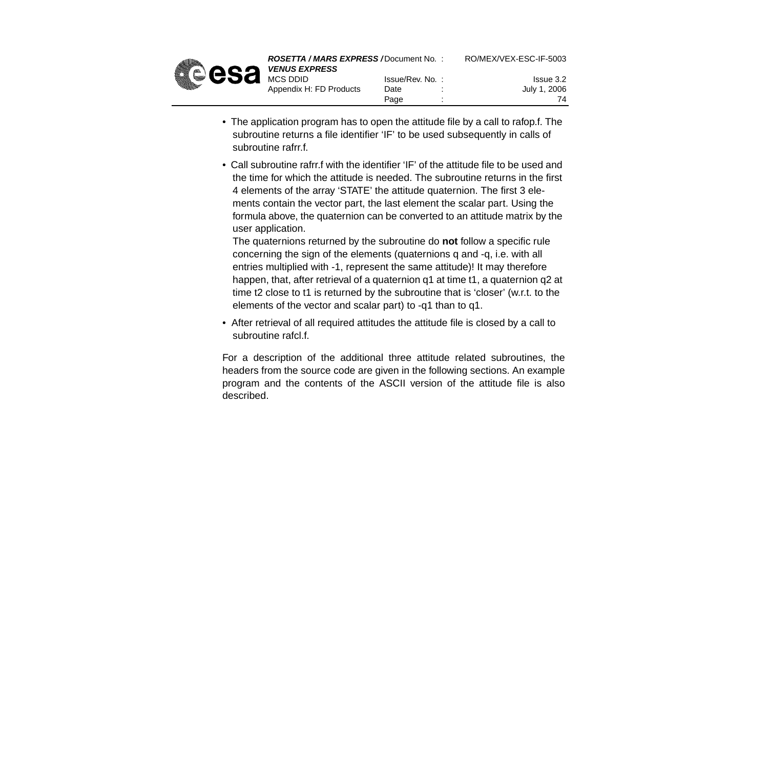- The application program has to open the attitude file by a call to rafop.f. The subroutine returns a file identifier ‘IF’ to be used subsequently in calls of subroutine rafrr.f.
- Call subroutine rafrr.f with the identifier ‘IF’ of the attitude file to be used and the time for which the attitude is needed. The subroutine returns in the first 4 elements of the array ‘STATE’ the attitude quaternion. The first 3 elements contain the vector part, the last element the scalar part. Using the formula above, the quaternion can be converted to an attitude matrix by the user application.
  The quaternions returned by the subroutine do **not** follow a specific rule concerning the sign of the elements (quaternions q and -q, i.e. with all entries multiplied with -1, represent the same attitude)! It may therefore happen, that, after retrieval of a quaternion q1 at time t1, a quaternion q2 at time t2 close to t1 is returned by the subroutine that is ‘closer’ (w.r.t. to the elements of the vector and scalar part) to -q1 than to q1.
- After retrieval of all required attitudes the attitude file is closed by a call to subroutine rafcl.f.

For a description of the additional three attitude related subroutines, the headers from the source code are given in the following sections. An example program and the contents of the ASCII version of the attitude file is also described.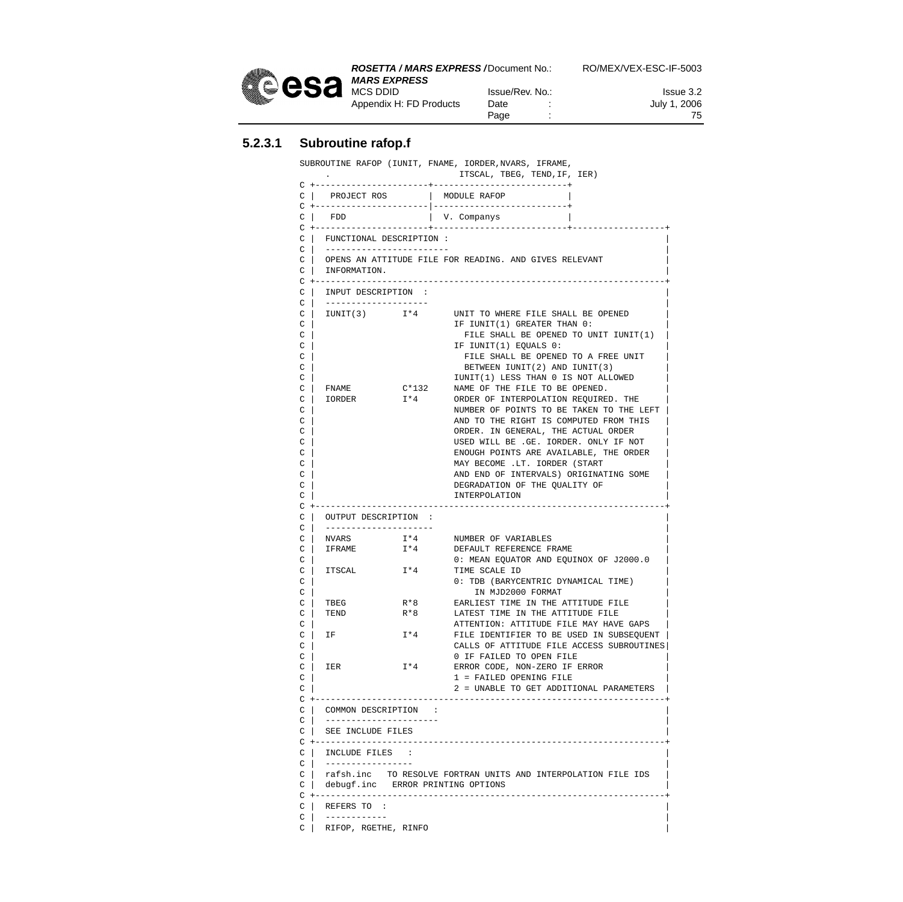#### 5.2.3.1 Subroutine rafop.f

```
SUBROUTINE RAFOP (IUNIT, FNAME, IORDER,NVARS, IFRAME,
     .                           ITSCAL, TBEG, TEND,IF, IER)
C +----------------------+-------------------------+
C |   PROJECT ROS        |  MODULE RAFOP           |
C +----------------------|-------------------------+
C |   FDD                |  V. Companys            |
C +----------------------+-------------------------+-----------------+
C |  FUNCTIONAL DESCRIPTION :                                        |
C |  -----------------------                                         |
C |  OPENS AN ATTITUDE FILE FOR READING. AND GIVES RELEVANT          |
C |  INFORMATION.                                                    |
C +------------------------------------------------------------------+
C |  INPUT DESCRIPTION  :                                            |
C |  -------------------                                             |
C |  IUNIT(3)      I*4      UNIT TO WHERE FILE SHALL BE OPENED       |
C |                         IF IUNIT(1) GREATER THAN 0:              |
C |                           FILE SHALL BE OPENED TO UNIT IUNIT(1)  |
C |                         IF IUNIT(1) EQUALS 0:                    |
C |                           FILE SHALL BE OPENED TO A FREE UNIT    |
C |                           BETWEEN IUNIT(2) AND IUNIT(3)          |
C |                         IUNIT(1) LESS THAN 0 IS NOT ALLOWED      |
C |  FNAME         C*132    NAME OF THE FILE TO BE OPENED.           |
C |  IORDER        I*4      ORDER OF INTERPOLATION REQUIRED. THE     |
C |                         NUMBER OF POINTS TO BE TAKEN TO THE LEFT |
C |                         AND TO THE RIGHT IS COMPUTED FROM THIS   |
C |                         ORDER. IN GENERAL, THE ACTUAL ORDER      |
C |                         USED WILL BE .GE. IORDER. ONLY IF NOT    |
C |                         ENOUGH POINTS ARE AVAILABLE, THE ORDER   |
C |                         MAY BECOME .LT. IORDER (START            |
C |                         AND END OF INTERVALS) ORIGINATING SOME   |
C |                         DEGRADATION OF THE QUALITY OF            |
C |                         INTERPOLATION                            |
C +------------------------------------------------------------------+
C |  OUTPUT DESCRIPTION  :                                           |
C |  --------------------                                            |
C |  NVARS         I*4      NUMBER OF VARIABLES                      |
C |  IFRAME        I*4      DEFAULT REFERENCE FRAME                  |
C |                         0: MEAN EQUATOR AND EQUINOX OF J2000.0   |
C |  ITSCAL        I*4      TIME SCALE ID                            |
C |                         0: TDB (BARYCENTRIC DYNAMICAL TIME)      |
C |                              IN MJD2000 FORMAT                   |
C |  TBEG          R*8      EARLIEST TIME IN THE ATTITUDE FILE       |
C |  TEND          R*8      LATEST TIME IN THE ATTITUDE FILE         |
C |                         ATTENTION: ATTITUDE FILE MAY HAVE GAPS   |
C |  IF            I*4      FILE IDENTIFIER TO BE USED IN SUBSEQUENT |
C |                         CALLS OF ATTITUDE FILE ACCESS SUBROUTINES|
C |                         0 IF FAILED TO OPEN FILE                 |
C |  IER           I*4      ERROR CODE, NON-ZERO IF ERROR            |
C |                         1 = FAILED OPENING FILE                  |
C |                         2 = UNABLE TO GET ADDITIONAL PARAMETERS  |
C +------------------------------------------------------------------+
C |  COMMON DESCRIPTION   :                                          |
C |  ---------------------                                           |
C |  SEE INCLUDE FILES                                               |
C +------------------------------------------------------------------+
C |  INCLUDE FILES   :                                               |
C |  ----------------                                                |
C |  rafsh.inc   TO RESOLVE FORTRAN UNITS AND INTERPOLATION FILE IDS |
C |  debugf.inc   ERROR PRINTING OPTIONS                             |
C +------------------------------------------------------------------+
C |  REFERS TO  :                                                    |
C |  -----------                                                     |
C |  RIFOP, RGETHE, RINFO                                            |
```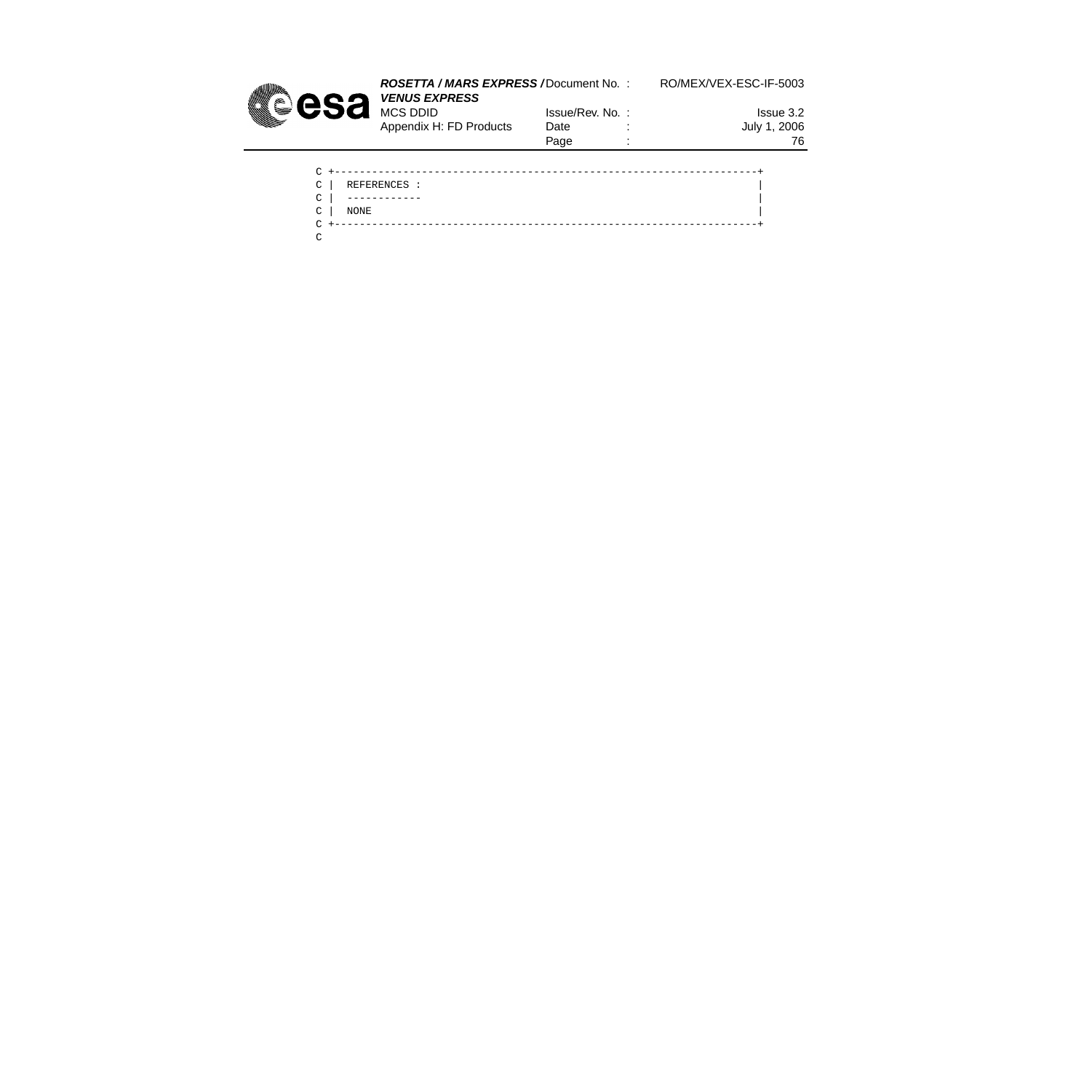```
C +--------------------------------------------------------------------+
C |   REFERENCES :                                                     |
C |   ------------                                                     |
C |   NONE                                                             |
C +--------------------------------------------------------------------+
C
```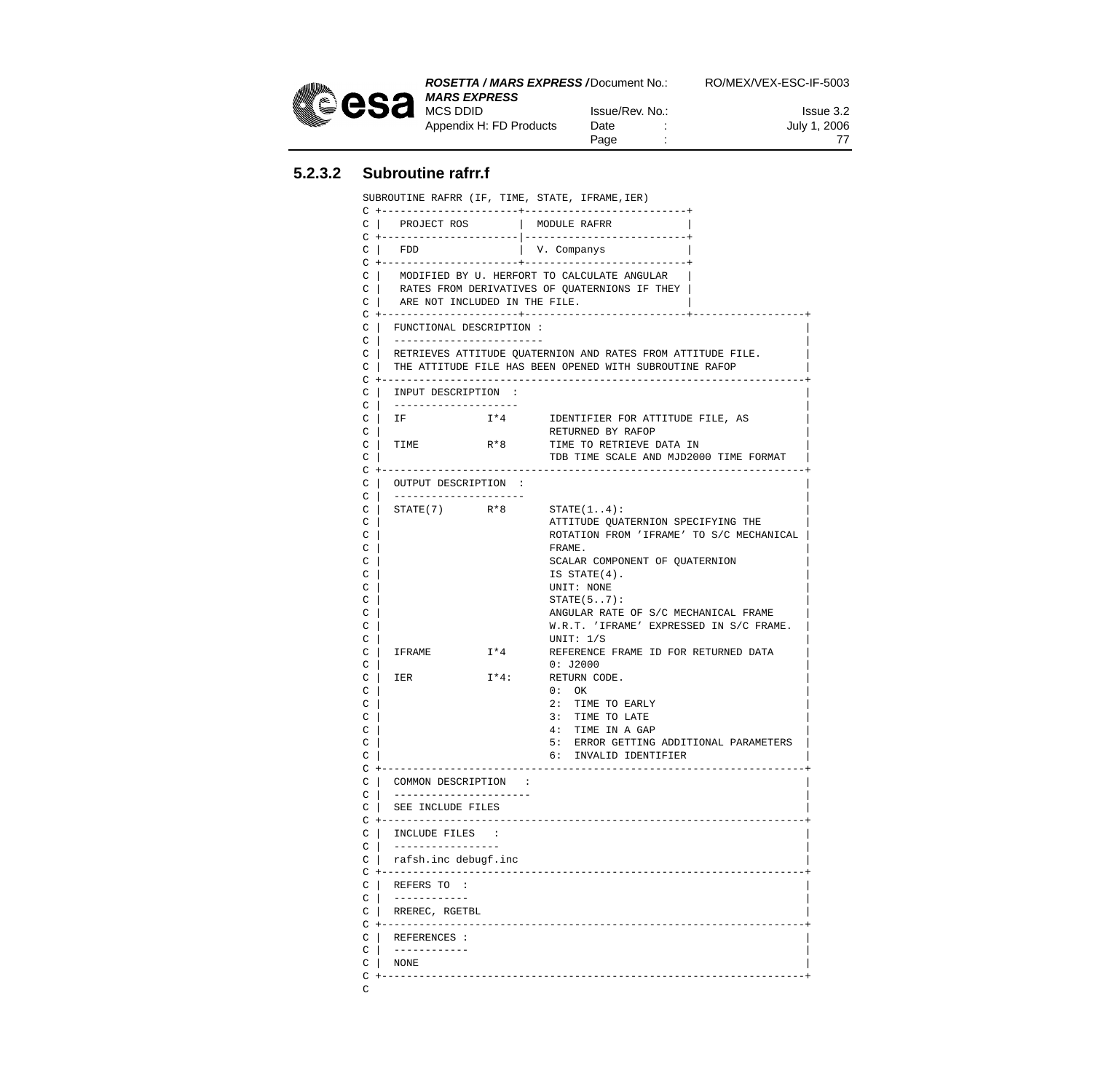#### 5.2.3.2 Subroutine rafrr.f

```
SUBROUTINE RAFRR (IF, TIME, STATE, IFRAME,IER)
C +----------------------+-------------------------+
C |   PROJECT ROS        |  MODULE RAFRR           |
C +----------------------|-------------------------+
C |   FDD                |  V. Companys            |
C +----------------------+-------------------------+
C |   MODIFIED BY U. HERFORT TO CALCULATE ANGULAR   |
C |   RATES FROM DERIVATIVES OF QUATERNIONS IF THEY |
C |   ARE NOT INCLUDED IN THE FILE.                 |
C +----------------------+-------------------------+------------------+
C |  FUNCTIONAL DESCRIPTION :                                         |
C |  -----------------------                                          |
C |  RETRIEVES ATTITUDE QUATERNION AND RATES FROM ATTITUDE FILE.      |
C |  THE ATTITUDE FILE HAS BEEN OPENED WITH SUBROUTINE RAFOP          |
C +-------------------------------------------------------------------+
C |  INPUT DESCRIPTION  :                                             |
C |  -------------------                                              |
C |  IF            I*4       IDENTIFIER FOR ATTITUDE FILE, AS         |
C |                          RETURNED BY RAFOP                        |
C |  TIME          R*8       TIME TO RETRIEVE DATA IN                 |
C |                          TDB TIME SCALE AND MJD2000 TIME FORMAT   |
C +-------------------------------------------------------------------+
C |  OUTPUT DESCRIPTION  :                                            |
C |  --------------------                                             |
C |  STATE(7)      R*8       STATE(1..4):                             |
C |                          ATTITUDE QUATERNION SPECIFYING THE       |
C |                          ROTATION FROM 'IFRAME' TO S/C MECHANICAL |
C |                          FRAME.                                   |
C |                          SCALAR COMPONENT OF QUATERNION           |
C |                          IS STATE(4).                             |
C |                          UNIT: NONE                               |
C |                          STATE(5..7):                             |
C |                          ANGULAR RATE OF S/C MECHANICAL FRAME     |
C |                          W.R.T. 'IFRAME' EXPRESSED IN S/C FRAME.  |
C |                          UNIT: 1/S                                |
C |  IFRAME        I*4       REFERENCE FRAME ID FOR RETURNED DATA     |
C |                          0: J2000                                 |
C |  IER           I*4:      RETURN CODE.                             |
C |                          0:  OK                                   |
C |                          2:  TIME TO EARLY                        |
C |                          3:  TIME TO LATE                         |
C |                          4:  TIME IN A GAP                        |
C |                          5:  ERROR GETTING ADDITIONAL PARAMETERS  |
C |                          6:  INVALID IDENTIFIER                   |
C +-------------------------------------------------------------------+
C |  COMMON DESCRIPTION   :                                           |
C |  ---------------------                                            |
C |  SEE INCLUDE FILES                                                |
C +-------------------------------------------------------------------+
C |  INCLUDE FILES   :                                                |
C |  ----------------                                                 |
C |  rafsh.inc debugf.inc                                             |
C +-------------------------------------------------------------------+
C |  REFERS TO  :                                                     |
C |  -----------                                                      |
C |  RREREC, RGETBL                                                   |
C +-------------------------------------------------------------------+
C |  REFERENCES :                                                     |
C |  -----------                                                      |
C |  NONE                                                             |
C +-------------------------------------------------------------------+
C
```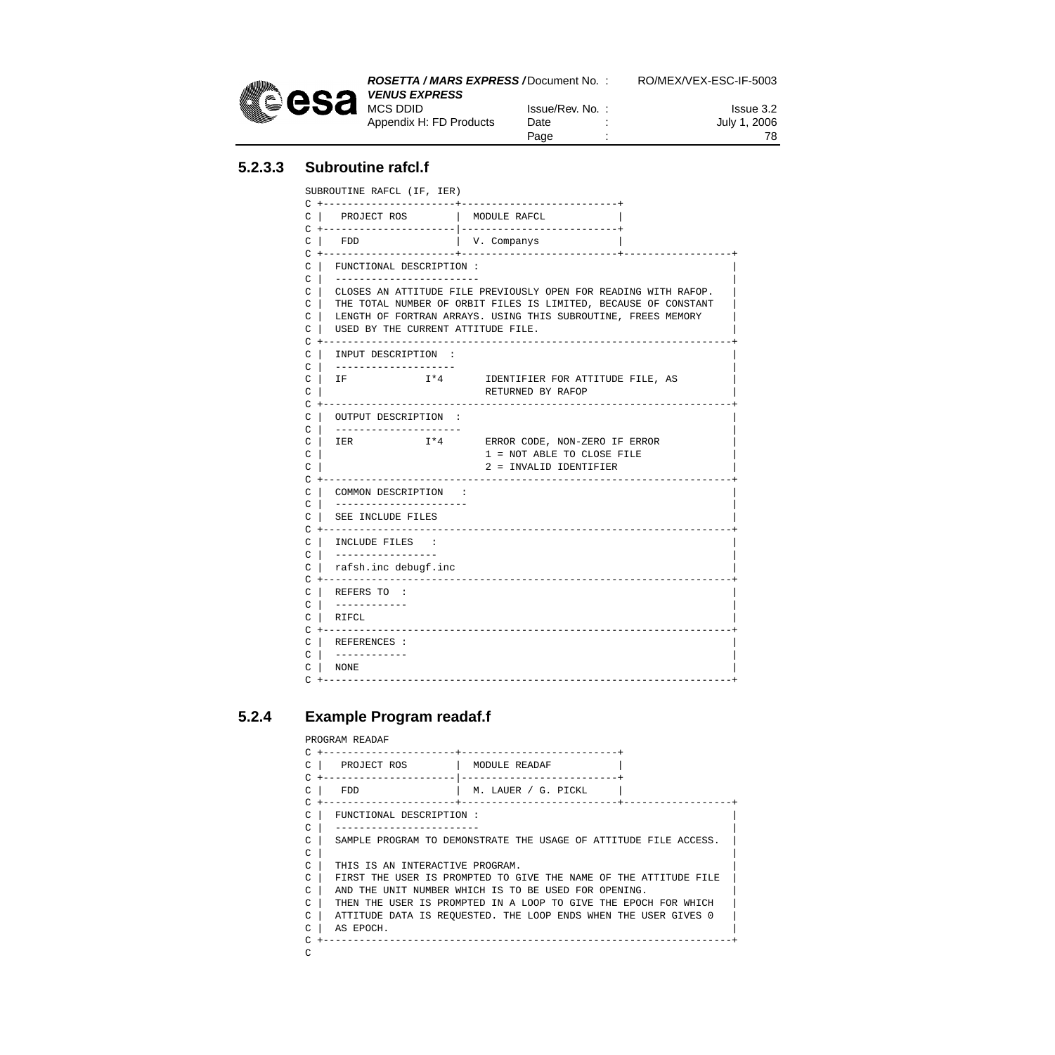### 5.2.3.3 Subroutine rafcl.f

```
SUBROUTINE RAFCL (IF, IER)
C +----------------------+-------------------------+
C |   PROJECT ROS        |  MODULE RAFCL           |
C +----------------------|-------------------------+
C |   FDD                |  V. Companys            |
C +----------------------+-------------------------+------------------+
C |  FUNCTIONAL DESCRIPTION :                                         |
C |  -----------------------                                          |
C |  CLOSES AN ATTITUDE FILE PREVIOUSLY OPEN FOR READING WITH RAFOP.  |
C |  THE TOTAL NUMBER OF ORBIT FILES IS LIMITED, BECAUSE OF CONSTANT  |
C |  LENGTH OF FORTRAN ARRAYS. USING THIS SUBROUTINE, FREES MEMORY    |
C |  USED BY THE CURRENT ATTITUDE FILE.                               |
C +-------------------------------------------------------------------+
C |  INPUT DESCRIPTION  :                                             |
C |  -------------------                                              |
C |  IF            I*4      IDENTIFIER FOR ATTITUDE FILE, AS          |
C |                         RETURNED BY RAFOP                         |
C +-------------------------------------------------------------------+
C |  OUTPUT DESCRIPTION  :                                            |
C |  --------------------                                             |
C |  IER           I*4      ERROR CODE, NON-ZERO IF ERROR             |
C |                         1 = NOT ABLE TO CLOSE FILE                |
C |                         2 = INVALID IDENTIFIER                    |
C +-------------------------------------------------------------------+
C |  COMMON DESCRIPTION   :                                           |
C |  ---------------------                                            |
C |  SEE INCLUDE FILES                                                |
C +-------------------------------------------------------------------+
C |  INCLUDE FILES   :                                                |
C |  ----------------                                                 |
C |  rafsh.inc debugf.inc                                             |
C +-------------------------------------------------------------------+
C |  REFERS TO  :                                                     |
C |  -----------                                                      |
C |  RIFCL                                                            |
C +-------------------------------------------------------------------+
C |  REFERENCES :                                                     |
C |  -----------                                                      |
C |  NONE                                                             |
C +-------------------------------------------------------------------+
```

### 5.2.4 Example Program readaf.f

```
PROGRAM READAF
C +----------------------+-------------------------+
C |   PROJECT ROS        |  MODULE READAF          |
C +----------------------|-------------------------+
C |   FDD                |  M. LAUER / G. PICKL    |
C +----------------------+-------------------------+------------------+
C |  FUNCTIONAL DESCRIPTION :                                         |
C |  -----------------------                                          |
C |  SAMPLE PROGRAM TO DEMONSTRATE THE USAGE OF ATTITUDE FILE ACCESS. |
C |                                                                   |
C |  THIS IS AN INTERACTIVE PROGRAM.                                  |
C |  FIRST THE USER IS PROMPTED TO GIVE THE NAME OF THE ATTITUDE FILE |
C |  AND THE UNIT NUMBER WHICH IS TO BE USED FOR OPENING.             |
C |  THEN THE USER IS PROMPTED IN A LOOP TO GIVE THE EPOCH FOR WHICH  |
C |  ATTITUDE DATA IS REQUESTED. THE LOOP ENDS WHEN THE USER GIVES 0  |
C |  AS EPOCH.                                                        |
C +-------------------------------------------------------------------+
C
```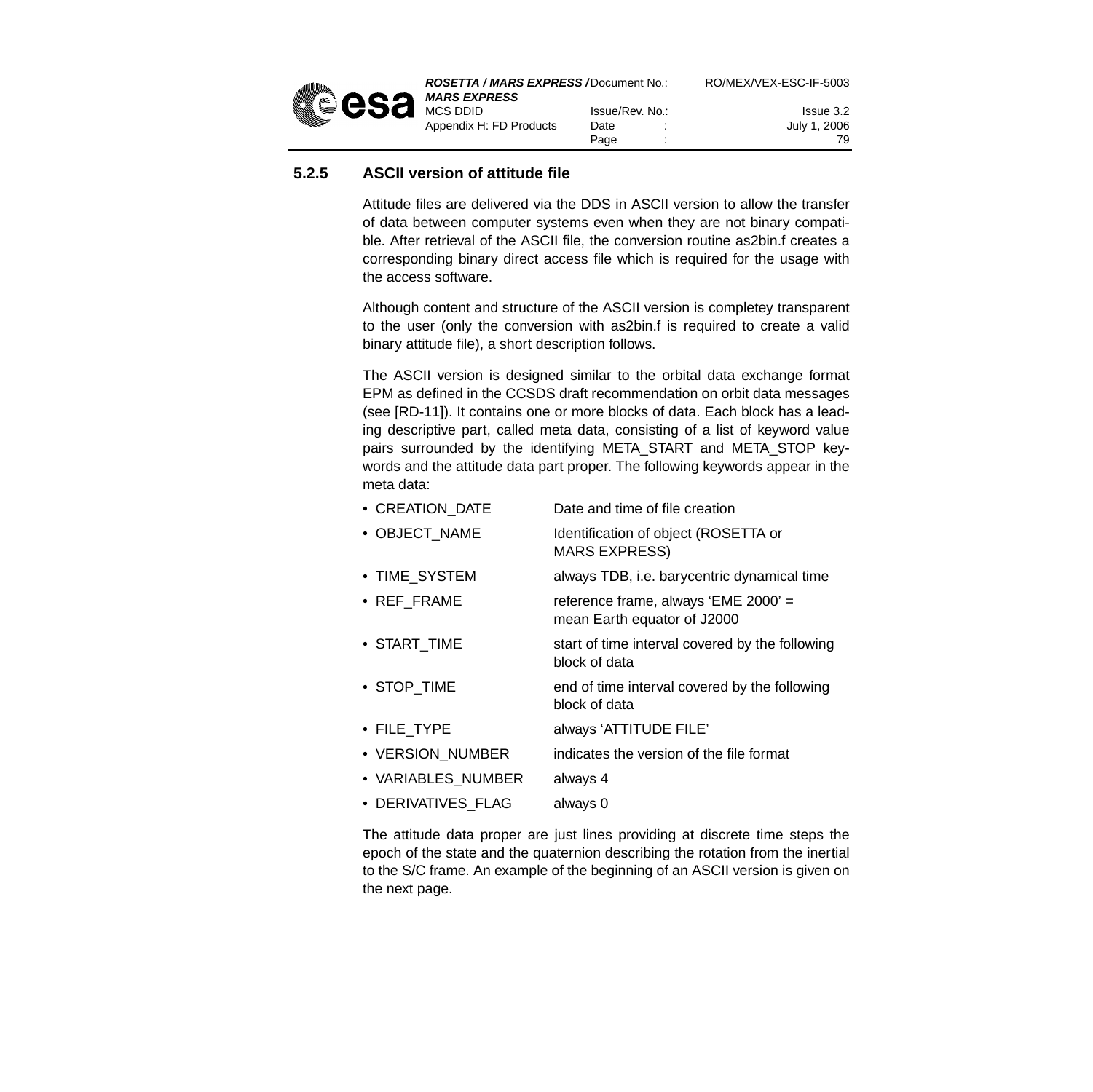### 5.2.5 ASCII version of attitude file

Attitude files are delivered via the DDS in ASCII version to allow the transfer of data between computer systems even when they are not binary compatible. After retrieval of the ASCII file, the conversion routine as2bin.f creates a corresponding binary direct access file which is required for the usage with the access software.

Although content and structure of the ASCII version is completey transparent to the user (only the conversion with as2bin.f is required to create a valid binary attitude file), a short description follows.

The ASCII version is designed similar to the orbital data exchange format EPM as defined in the CCSDS draft recommendation on orbit data messages (see [RD-11]). It contains one or more blocks of data. Each block has a leading descriptive part, called meta data, consisting of a list of keyword value pairs surrounded by the identifying META_START and META_STOP keywords and the attitude data part proper. The following keywords appear in the meta data:

- CREATION_DATE — Date and time of file creation
- OBJECT_NAME — Identification of object (ROSETTA or MARS EXPRESS)
- TIME_SYSTEM — always TDB, i.e. barycentric dynamical time
- REF_FRAME — reference frame, always 'EME 2000' = mean Earth equator of J2000
- START_TIME — start of time interval covered by the following block of data
- STOP_TIME — end of time interval covered by the following block of data
- FILE_TYPE — always 'ATTITUDE FILE'
- VERSION_NUMBER — indicates the version of the file format
- VARIABLES_NUMBER — always 4
- DERIVATIVES_FLAG — always 0

The attitude data proper are just lines providing at discrete time steps the epoch of the state and the quaternion describing the rotation from the inertial to the S/C frame. An example of the beginning of an ASCII version is given on the next page.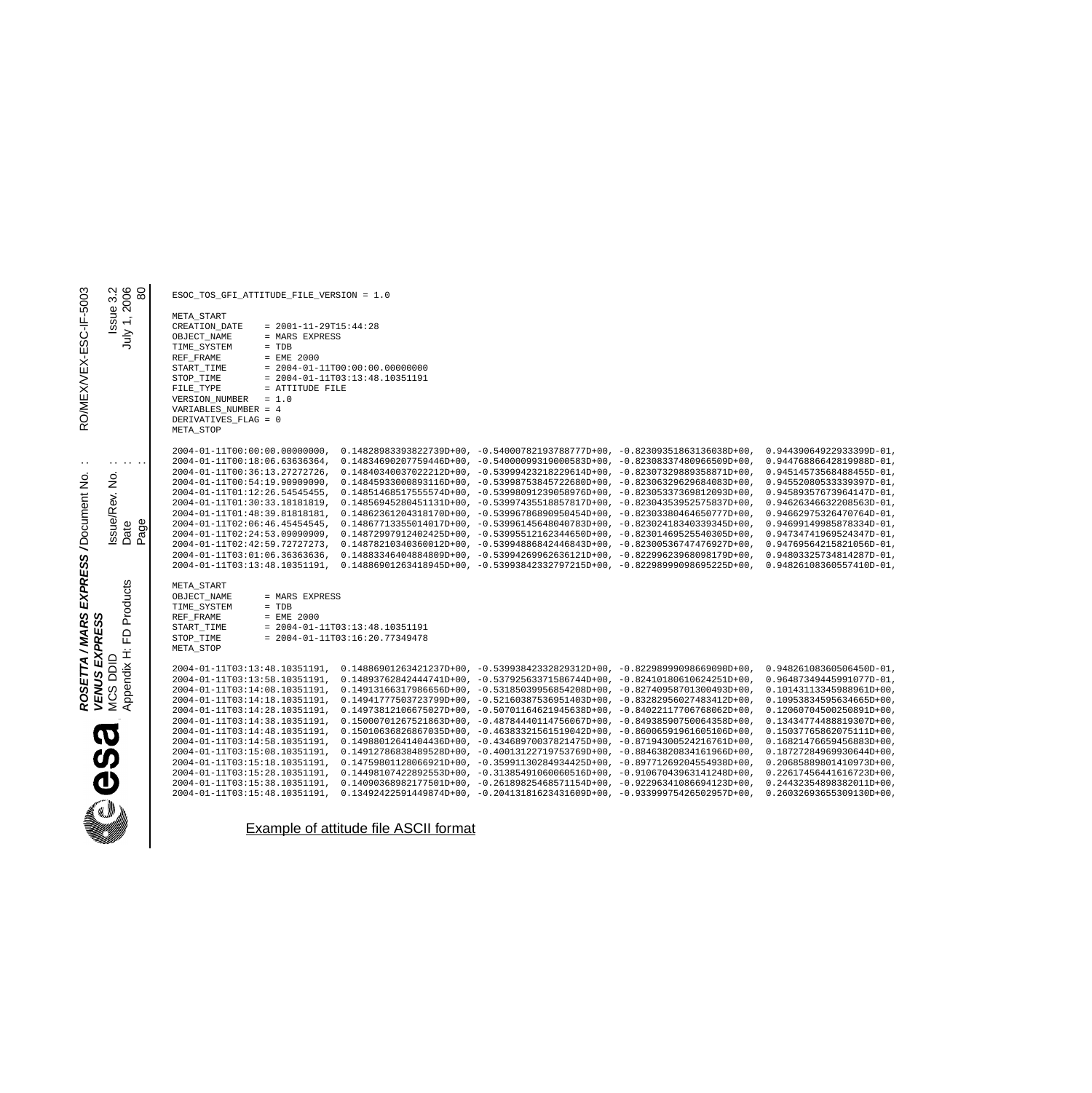```
ESOC_TOS_GFI_ATTITUDE_FILE_VERSION = 1.0

META_START
CREATION_DATE    = 2001-11-29T15:44:28
OBJECT_NAME      = MARS EXPRESS
TIME_SYSTEM      = TDB
REF_FRAME        = EME 2000
START_TIME       = 2004-01-11T00:00:00.00000000
STOP_TIME        = 2004-01-11T03:13:48.10351191
FILE_TYPE        = ATTITUDE FILE
VERSION_NUMBER   = 1.0
VARIABLES_NUMBER = 4
DERIVATIVES_FLAG = 0
META_STOP

2004-01-11T00:00:00.00000000,  0.14828983393822739D+00, -0.54000782193788777D+00, -0.82309351863136038D+00,  0.94439064922933399D-01,
2004-01-11T00:18:06.63636364,  0.14834690207759446D+00, -0.54000099319000583D+00, -0.82308337480966509D+00,  0.94476886642819988D-01,
2004-01-11T00:36:13.27272726,  0.14840340037022212D+00, -0.53999423218229614D+00, -0.82307329889358871D+00,  0.94514573568488455D-01,
2004-01-11T00:54:19.90909090,  0.14845933000893116D+00, -0.53998753845722680D+00, -0.82306329629684083D+00,  0.94552080533339397D-01,
2004-01-11T01:12:26.54545455,  0.14851468517555574D+00, -0.53998091239058976D+00, -0.82305337369812093D+00,  0.94589357673964147D-01,
2004-01-11T01:30:33.18181819,  0.14856945280451131D+00, -0.53997435518857817D+00, -0.82304353952575837D+00,  0.94626346632208563D-01,
2004-01-11T01:48:39.81818181,  0.14862361204318170D+00, -0.53996786890950454D+00, -0.82303380464650777D+00,  0.94662975326470764D-01,
2004-01-11T02:06:46.45454545,  0.14867713355014017D+00, -0.53996145648040783D+00, -0.82302418340339345D+00,  0.94699149985878334D-01,
2004-01-11T02:24:53.09090909,  0.14872997912402425D+00, -0.53995512162344650D+00, -0.82301469525540305D+00,  0.94734741969524347D-01,
2004-01-11T02:42:59.72727273,  0.14878210340360012D+00, -0.53994886842446843D+00, -0.82300536747476927D+00,  0.94769564215821056D-01,
2004-01-11T03:01:06.36363636,  0.14883346404884809D+00, -0.53994269962636121D+00, -0.82299623968098179D+00,  0.94803325734814287D-01,
2004-01-11T03:13:48.10351191,  0.14886901263418945D+00, -0.53993842332797215D+00, -0.82298999098695225D+00,  0.94826108360557410D-01,

META_START
OBJECT_NAME      = MARS EXPRESS
TIME_SYSTEM      = TDB
REF_FRAME        = EME 2000
START_TIME       = 2004-01-11T03:13:48.10351191
STOP_TIME        = 2004-01-11T03:16:20.77349478
META_STOP

2004-01-11T03:13:48.10351191,  0.14886901263421237D+00, -0.53993842332829312D+00, -0.82298999098669090D+00,  0.94826108360506450D-01,
2004-01-11T03:13:58.10351191,  0.14893762842444741D+00, -0.53792563371586744D+00, -0.82410180610624251D+00,  0.96487349445991077D-01,
2004-01-11T03:14:08.10351191,  0.14913166317986656D+00, -0.53185039956854208D+00, -0.82740958701300493D+00,  0.10143113345988961D+00,
2004-01-11T03:14:18.10351191,  0.14941777503723799D+00, -0.52160387536951403D+00, -0.83282956027483412D+00,  0.10953834595634665D+00,
2004-01-11T03:14:28.10351191,  0.14973812106675027D+00, -0.50701164621945638D+00, -0.84022117706768062D+00,  0.12060704500250891D+00,
2004-01-11T03:14:38.10351191,  0.15000701267521863D+00, -0.48784440114756067D+00, -0.84938590750064358D+00,  0.13434774488819307D+00,
2004-01-11T03:14:48.10351191,  0.15010636826867035D+00, -0.46383321561519042D+00, -0.86006591961605106D+00,  0.15037765862075111D+00,
2004-01-11T03:14:58.10351191,  0.14988012641404436D+00, -0.43468970037821475D+00, -0.87194300524216761D+00,  0.16821476659456883D+00,
2004-01-11T03:15:08.10351191,  0.14912786838489528D+00, -0.40013122719753769D+00, -0.88463820834161966D+00,  0.18727284969930644D+00,
2004-01-11T03:15:18.10351191,  0.14759801128066921D+00, -0.35991130284934425D+00, -0.89771269204554938D+00,  0.20685889801410973D+00,
2004-01-11T03:15:28.10351191,  0.14498107422892553D+00, -0.31385491060060516D+00, -0.91067043963141248D+00,  0.22617456441616723D+00,
2004-01-11T03:15:38.10351191,  0.14090368982177501D+00, -0.26189825468571154D+00, -0.92296341086694123D+00,  0.24432354898382011D+00,
2004-01-11T03:15:48.10351191,  0.13492422591449874D+00, -0.20413181623431609D+00, -0.93399975426502957D+00,  0.26032693655309130D+00,
```

Example of attitude file ASCII format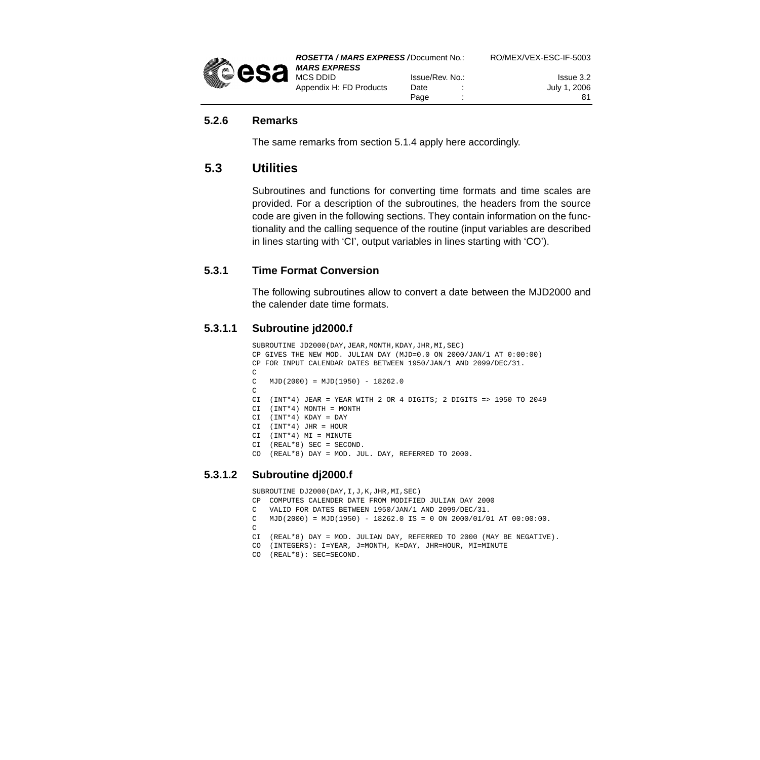### 5.2.6 Remarks

The same remarks from section 5.1.4 apply here accordingly.

## 5.3 Utilities

Subroutines and functions for converting time formats and time scales are provided. For a description of the subroutines, the headers from the source code are given in the following sections. They contain information on the functionality and the calling sequence of the routine (input variables are described in lines starting with 'CI', output variables in lines starting with 'CO').

### 5.3.1 Time Format Conversion

The following subroutines allow to convert a date between the MJD2000 and the calender date time formats.

#### 5.3.1.1 Subroutine jd2000.f

```
SUBROUTINE JD2000(DAY,JEAR,MONTH,KDAY,JHR,MI,SEC)
CP GIVES THE NEW MOD. JULIAN DAY (MJD=0.0 ON 2000/JAN/1 AT 0:00:00)
CP FOR INPUT CALENDAR DATES BETWEEN 1950/JAN/1 AND 2099/DEC/31.
C
C   MJD(2000) = MJD(1950) - 18262.0
C
CI  (INT*4) JEAR = YEAR WITH 2 OR 4 DIGITS; 2 DIGITS => 1950 TO 2049
CI  (INT*4) MONTH = MONTH
CI  (INT*4) KDAY = DAY
CI  (INT*4) JHR = HOUR
CI  (INT*4) MI = MINUTE
CI  (REAL*8) SEC = SECOND.
CO  (REAL*8) DAY = MOD. JUL. DAY, REFERRED TO 2000.
```

#### 5.3.1.2 Subroutine dj2000.f

```
SUBROUTINE DJ2000(DAY,I,J,K,JHR,MI,SEC)
CP  COMPUTES CALENDER DATE FROM MODIFIED JULIAN DAY 2000
C   VALID FOR DATES BETWEEN 1950/JAN/1 AND 2099/DEC/31.
C   MJD(2000) = MJD(1950) - 18262.0 IS = 0 ON 2000/01/01 AT 00:00:00.
C
CI  (REAL*8) DAY = MOD. JULIAN DAY, REFERRED TO 2000 (MAY BE NEGATIVE).
CO  (INTEGERS): I=YEAR, J=MONTH, K=DAY, JHR=HOUR, MI=MINUTE
CO  (REAL*8): SEC=SECOND.
```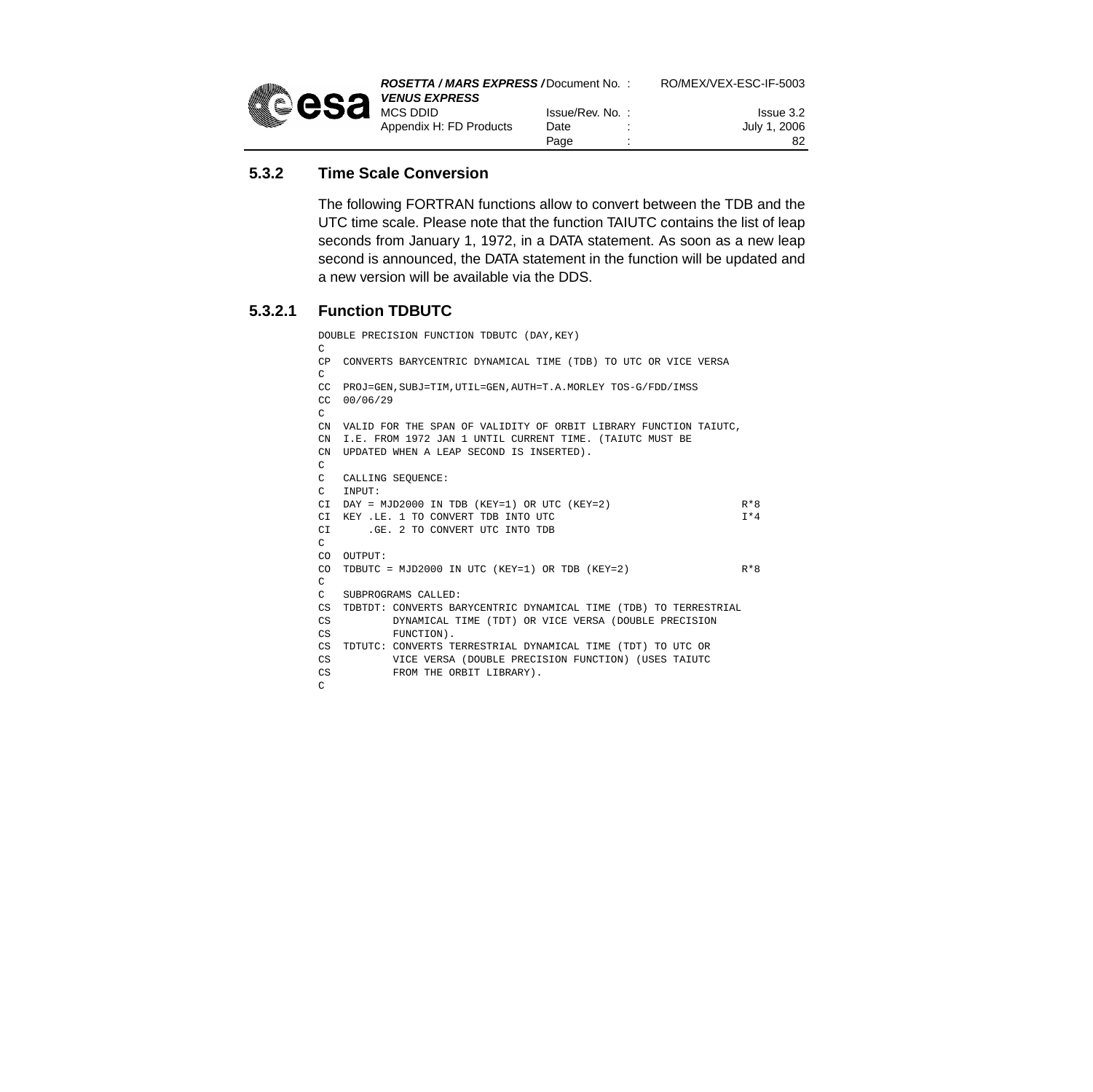### 5.3.2 Time Scale Conversion

The following FORTRAN functions allow to convert between the TDB and the UTC time scale. Please note that the function TAIUTC contains the list of leap seconds from January 1, 1972, in a DATA statement. As soon as a new leap second is announced, the DATA statement in the function will be updated and a new version will be available via the DDS.

#### 5.3.2.1 Function TDBUTC

```
DOUBLE PRECISION FUNCTION TDBUTC (DAY,KEY)
C
CP  CONVERTS BARYCENTRIC DYNAMICAL TIME (TDB) TO UTC OR VICE VERSA
C
CC  PROJ=GEN,SUBJ=TIM,UTIL=GEN,AUTH=T.A.MORLEY TOS-G/FDD/IMSS
CC  00/06/29
C
CN  VALID FOR THE SPAN OF VALIDITY OF ORBIT LIBRARY FUNCTION TAIUTC,
CN  I.E. FROM 1972 JAN 1 UNTIL CURRENT TIME. (TAIUTC MUST BE
CN  UPDATED WHEN A LEAP SECOND IS INSERTED).
C
C   CALLING SEQUENCE:
C   INPUT:
CI  DAY = MJD2000 IN TDB (KEY=1) OR UTC (KEY=2)                     R*8
CI  KEY .LE. 1 TO CONVERT TDB INTO UTC                              I*4
CI      .GE. 2 TO CONVERT UTC INTO TDB
C
CO  OUTPUT:
CO  TDBUTC = MJD2000 IN UTC (KEY=1) OR TDB (KEY=2)                  R*8
C
C   SUBPROGRAMS CALLED:
CS  TDBTDT: CONVERTS BARYCENTRIC DYNAMICAL TIME (TDB) TO TERRESTRIAL
CS          DYNAMICAL TIME (TDT) OR VICE VERSA (DOUBLE PRECISION
CS          FUNCTION).
CS  TDTUTC: CONVERTS TERRESTRIAL DYNAMICAL TIME (TDT) TO UTC OR
CS          VICE VERSA (DOUBLE PRECISION FUNCTION) (USES TAIUTC
CS          FROM THE ORBIT LIBRARY).
C
```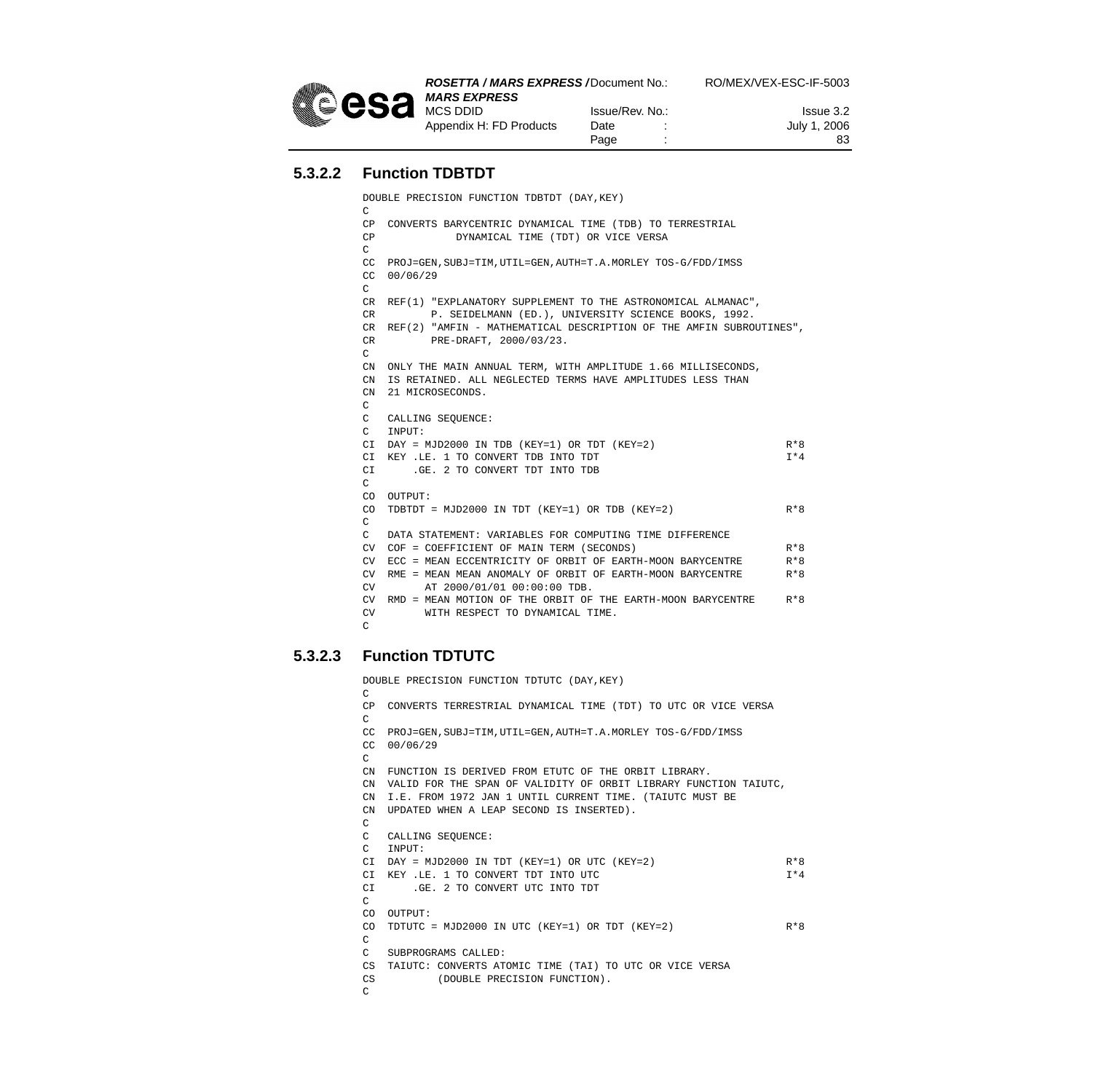### 5.3.2.2 Function TDBTDT

```
DOUBLE PRECISION FUNCTION TDBTDT (DAY,KEY)
C
CP  CONVERTS BARYCENTRIC DYNAMICAL TIME (TDB) TO TERRESTRIAL
CP            DYNAMICAL TIME (TDT) OR VICE VERSA
C
CC  PROJ=GEN,SUBJ=TIM,UTIL=GEN,AUTH=T.A.MORLEY TOS-G/FDD/IMSS
CC  00/06/29
C
CR  REF(1) "EXPLANATORY SUPPLEMENT TO THE ASTRONOMICAL ALMANAC",
CR         P. SEIDELMANN (ED.), UNIVERSITY SCIENCE BOOKS, 1992.
CR  REF(2) "AMFIN - MATHEMATICAL DESCRIPTION OF THE AMFIN SUBROUTINES",
CR         PRE-DRAFT, 2000/03/23.
C
CN  ONLY THE MAIN ANNUAL TERM, WITH AMPLITUDE 1.66 MILLISECONDS,
CN  IS RETAINED. ALL NEGLECTED TERMS HAVE AMPLITUDES LESS THAN
CN  21 MICROSECONDS.
C
C   CALLING SEQUENCE:
C   INPUT:
CI  DAY = MJD2000 IN TDB (KEY=1) OR TDT (KEY=2)                    R*8
CI  KEY .LE. 1 TO CONVERT TDB INTO TDT                             I*4
CI      .GE. 2 TO CONVERT TDT INTO TDB
C
CO  OUTPUT:
CO  TDBTDT = MJD2000 IN TDT (KEY=1) OR TDB (KEY=2)                 R*8
C
C   DATA STATEMENT: VARIABLES FOR COMPUTING TIME DIFFERENCE
CV  COF = COEFFICIENT OF MAIN TERM (SECONDS)                       R*8
CV  ECC = MEAN ECCENTRICITY OF ORBIT OF EARTH-MOON BARYCENTRE      R*8
CV  RME = MEAN MEAN ANOMALY OF ORBIT OF EARTH-MOON BARYCENTRE      R*8
CV        AT 2000/01/01 00:00:00 TDB.
CV  RMD = MEAN MOTION OF THE ORBIT OF THE EARTH-MOON BARYCENTRE    R*8
CV        WITH RESPECT TO DYNAMICAL TIME.
C
```

### 5.3.2.3 Function TDTUTC

```
DOUBLE PRECISION FUNCTION TDTUTC (DAY,KEY)
C
CP  CONVERTS TERRESTRIAL DYNAMICAL TIME (TDT) TO UTC OR VICE VERSA
C
CC  PROJ=GEN,SUBJ=TIM,UTIL=GEN,AUTH=T.A.MORLEY TOS-G/FDD/IMSS
CC  00/06/29
C
CN  FUNCTION IS DERIVED FROM ETUTC OF THE ORBIT LIBRARY.
CN  VALID FOR THE SPAN OF VALIDITY OF ORBIT LIBRARY FUNCTION TAIUTC,
CN  I.E. FROM 1972 JAN 1 UNTIL CURRENT TIME. (TAIUTC MUST BE
CN  UPDATED WHEN A LEAP SECOND IS INSERTED).
C
C   CALLING SEQUENCE:
C   INPUT:
CI  DAY = MJD2000 IN TDT (KEY=1) OR UTC (KEY=2)                    R*8
CI  KEY .LE. 1 TO CONVERT TDT INTO UTC                             I*4
CI      .GE. 2 TO CONVERT UTC INTO TDT
C
CO  OUTPUT:
CO  TDTUTC = MJD2000 IN UTC (KEY=1) OR TDT (KEY=2)                 R*8
C
C   SUBPROGRAMS CALLED:
CS  TAIUTC: CONVERTS ATOMIC TIME (TAI) TO UTC OR VICE VERSA
CS          (DOUBLE PRECISION FUNCTION).
C
```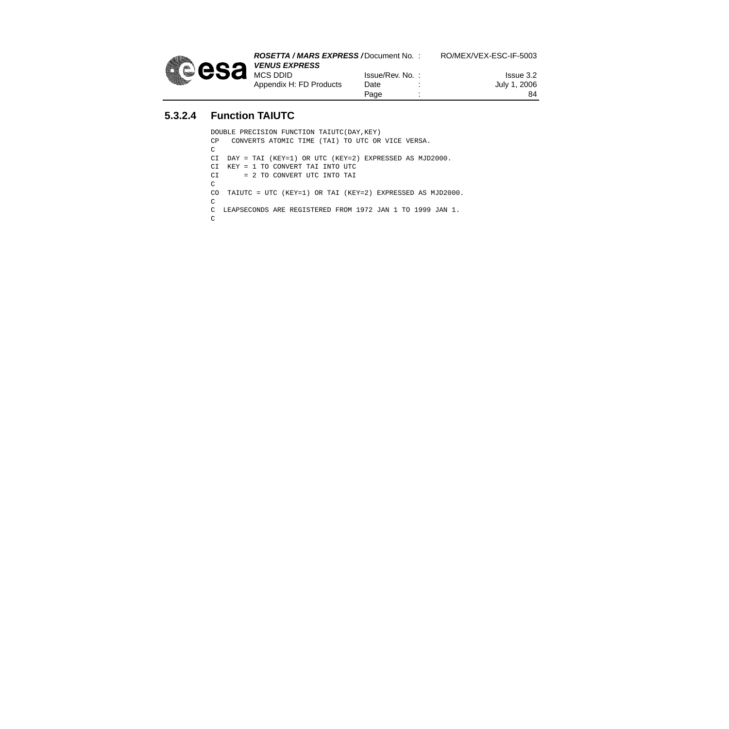### 5.3.2.4 Function TAIUTC

```
DOUBLE PRECISION FUNCTION TAIUTC(DAY,KEY)
CP   CONVERTS ATOMIC TIME (TAI) TO UTC OR VICE VERSA.
C
CI  DAY = TAI (KEY=1) OR UTC (KEY=2) EXPRESSED AS MJD2000.
CI  KEY = 1 TO CONVERT TAI INTO UTC
CI      = 2 TO CONVERT UTC INTO TAI
C
CO  TAIUTC = UTC (KEY=1) OR TAI (KEY=2) EXPRESSED AS MJD2000.
C
C  LEAPSECONDS ARE REGISTERED FROM 1972 JAN 1 TO 1999 JAN 1.
C
```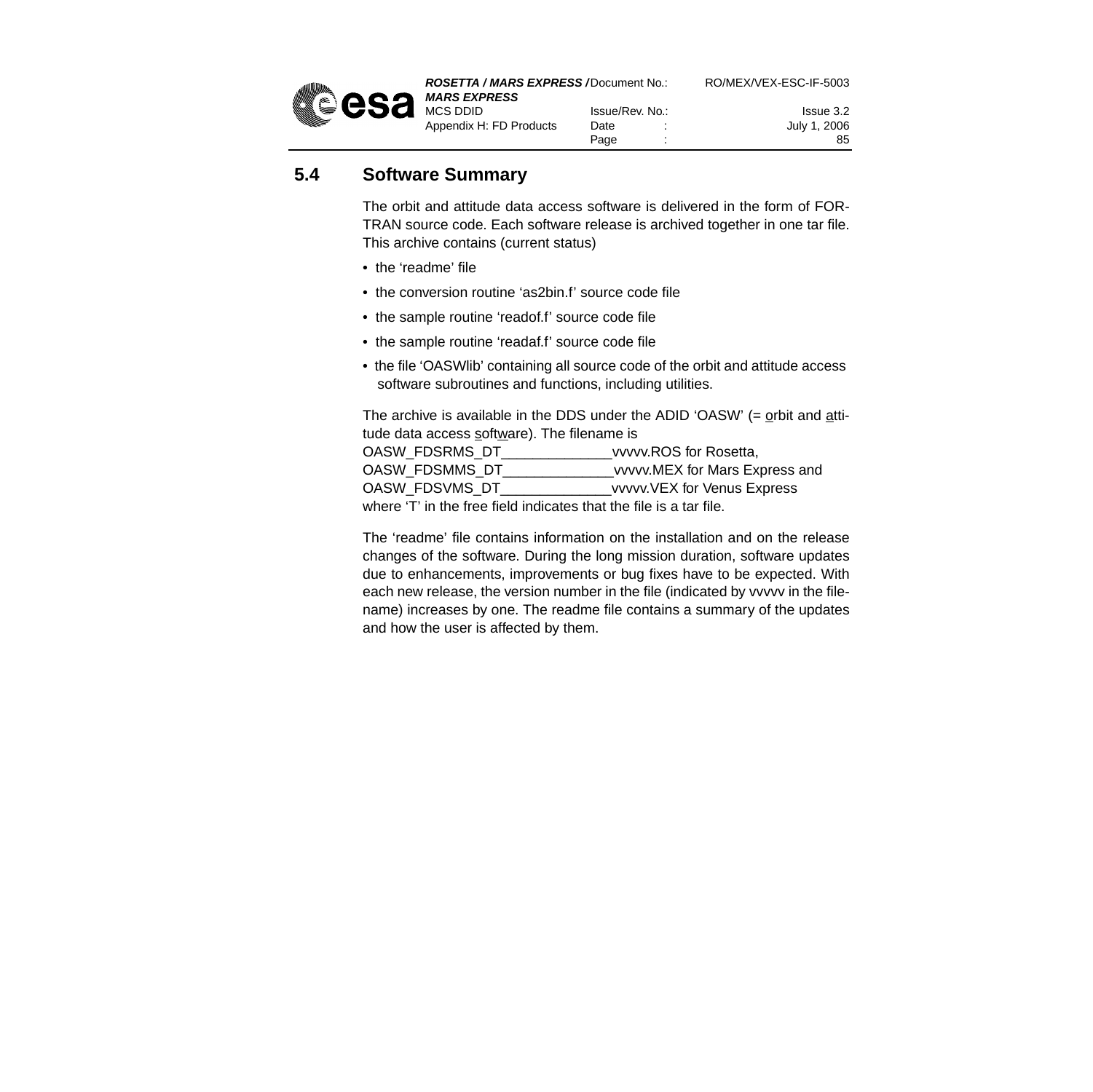## 5.4 Software Summary

The orbit and attitude data access software is delivered in the form of FORTRAN source code. Each software release is archived together in one tar file. This archive contains (current status)

- the 'readme' file
- the conversion routine 'as2bin.f' source code file
- the sample routine 'readof.f' source code file
- the sample routine 'readaf.f' source code file
- the file 'OASWlib' containing all source code of the orbit and attitude access software subroutines and functions, including utilities.

The archive is available in the DDS under the ADID 'OASW' (= orbit and attitude data access software). The filename is
OASW_FDSRMS_DT______________vvvvv.ROS for Rosetta,
OASW_FDSMMS_DT______________vvvvv.MEX for Mars Express and
OASW_FDSVMS_DT______________vvvvv.VEX for Venus Express
where 'T' in the free field indicates that the file is a tar file.

The 'readme' file contains information on the installation and on the release changes of the software. During the long mission duration, software updates due to enhancements, improvements or bug fixes have to be expected. With each new release, the version number in the file (indicated by vvvvv in the filename) increases by one. The readme file contains a summary of the updates and how the user is affected by them.